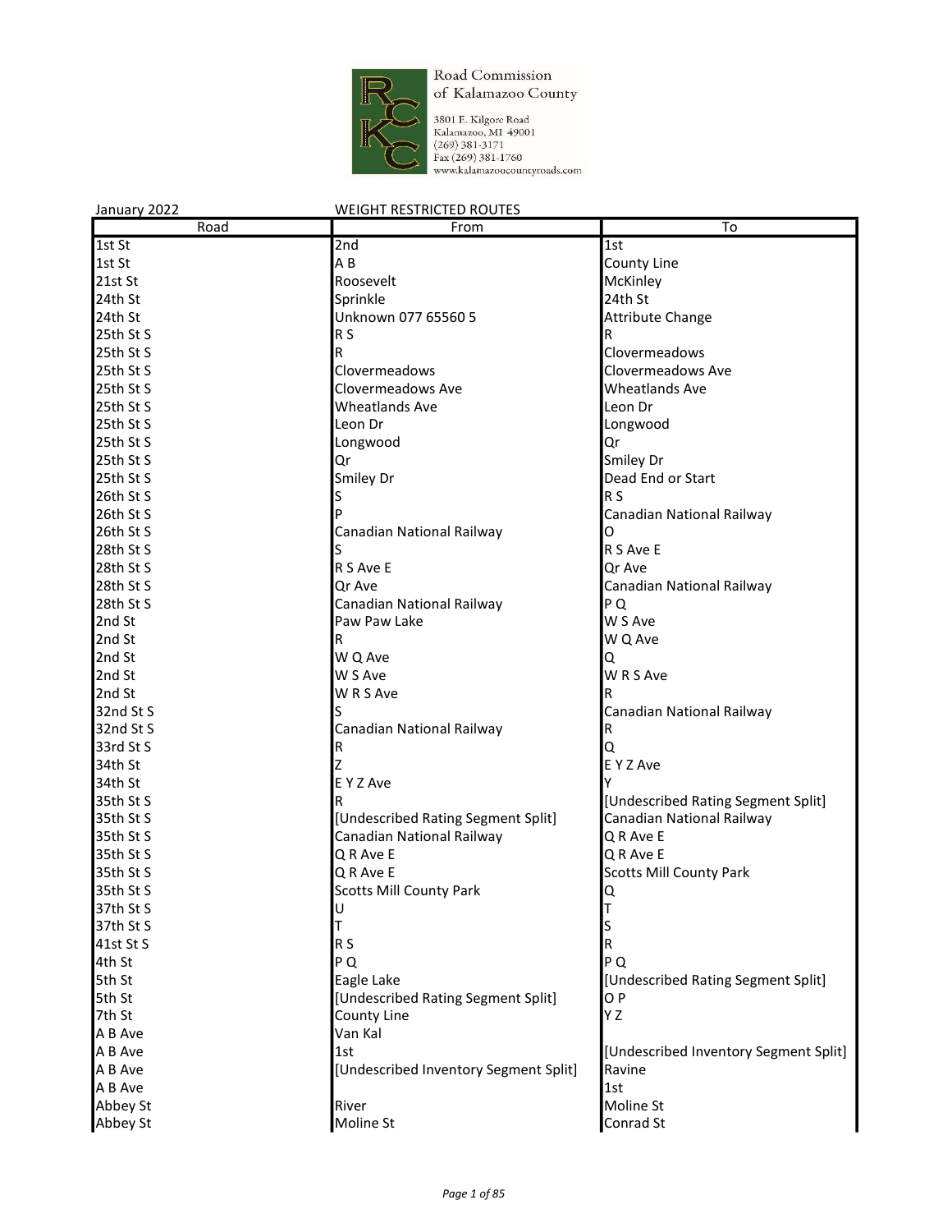Road Commission of Kalamazoo County

3801 E. Kilgore Road
Kalamazoo, MI 49001
(269) 381-3171
Fax (269) 381-1760
www.kalamazoocountyroads.com

January 2022 WEIGHT RESTRICTED ROUTES

| Road | From | To |
|---|---|---|
| 1st St | 2nd | 1st |
| 1st St | A B | County Line |
| 21st St | Roosevelt | McKinley |
| 24th St | Sprinkle | 24th St |
| 24th St | Unknown 077 65560 5 | Attribute Change |
| 25th St S | R S | R |
| 25th St S | R | Clovermeadows |
| 25th St S | Clovermeadows | Clovermeadows Ave |
| 25th St S | Clovermeadows Ave | Wheatlands Ave |
| 25th St S | Wheatlands Ave | Leon Dr |
| 25th St S | Leon Dr | Longwood |
| 25th St S | Longwood | Qr |
| 25th St S | Qr | Smiley Dr |
| 25th St S | Smiley Dr | Dead End or Start |
| 26th St S | S | R S |
| 26th St S | P | Canadian National Railway |
| 26th St S | Canadian National Railway | O |
| 28th St S | S | R S Ave E |
| 28th St S | R S Ave E | Qr Ave |
| 28th St S | Qr Ave | Canadian National Railway |
| 28th St S | Canadian National Railway | P Q |
| 2nd St | Paw Paw Lake | W S Ave |
| 2nd St | R | W Q Ave |
| 2nd St | W Q Ave | Q |
| 2nd St | W S Ave | W R S Ave |
| 2nd St | W R S Ave | R |
| 32nd St S | S | Canadian National Railway |
| 32nd St S | Canadian National Railway | R |
| 33rd St S | R | Q |
| 34th St | Z | E Y Z Ave |
| 34th St | E Y Z Ave | Y |
| 35th St S | R | [Undescribed Rating Segment Split] |
| 35th St S | [Undescribed Rating Segment Split] | Canadian National Railway |
| 35th St S | Canadian National Railway | Q R Ave E |
| 35th St S | Q R Ave E | Q R Ave E |
| 35th St S | Q R Ave E | Scotts Mill County Park |
| 35th St S | Scotts Mill County Park | Q |
| 37th St S | U | T |
| 37th St S | T | S |
| 41st St S | R S | R |
| 4th St | P Q | P Q |
| 5th St | Eagle Lake | [Undescribed Rating Segment Split] |
| 5th St | [Undescribed Rating Segment Split] | O P |
| 7th St | County Line | Y Z |
| A B Ave | Van Kal | |
| A B Ave | 1st | [Undescribed Inventory Segment Split] |
| A B Ave | [Undescribed Inventory Segment Split] | Ravine |
| A B Ave | | 1st |
| Abbey St | River | Moline St |
| Abbey St | Moline St | Conrad St |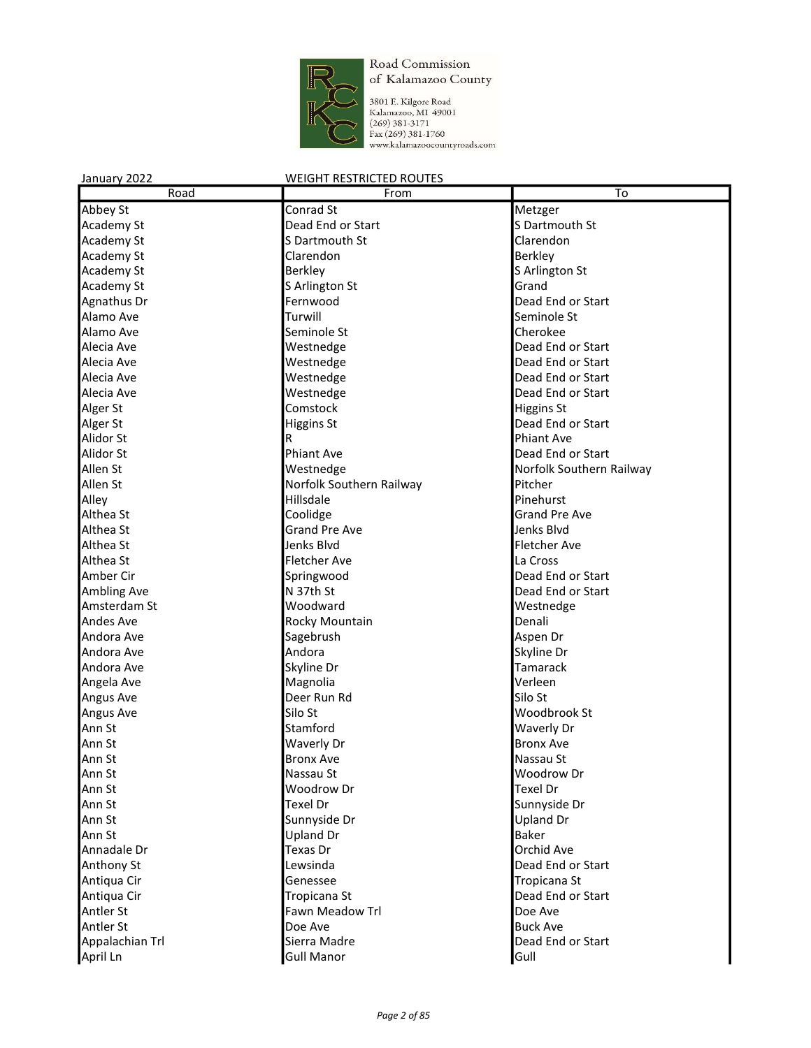Road Commission of Kalamazoo County

3801 E. Kilgore Road
Kalamazoo, MI 49001
(269) 381-3171
Fax (269) 381-1760
www.kalamazoocountyroads.com

January 2022 WEIGHT RESTRICTED ROUTES

| Road | From | To |
|---|---|---|
| Abbey St | Conrad St | Metzger |
| Academy St | Dead End or Start | S Dartmouth St |
| Academy St | S Dartmouth St | Clarendon |
| Academy St | Clarendon | Berkley |
| Academy St | Berkley | S Arlington St |
| Academy St | S Arlington St | Grand |
| Agnathus Dr | Fernwood | Dead End or Start |
| Alamo Ave | Turwill | Seminole St |
| Alamo Ave | Seminole St | Cherokee |
| Alecia Ave | Westnedge | Dead End or Start |
| Alecia Ave | Westnedge | Dead End or Start |
| Alecia Ave | Westnedge | Dead End or Start |
| Alecia Ave | Westnedge | Dead End or Start |
| Alger St | Comstock | Higgins St |
| Alger St | Higgins St | Dead End or Start |
| Alidor St | R | Phiant Ave |
| Alidor St | Phiant Ave | Dead End or Start |
| Allen St | Westnedge | Norfolk Southern Railway |
| Allen St | Norfolk Southern Railway | Pitcher |
| Alley | Hillsdale | Pinehurst |
| Althea St | Coolidge | Grand Pre Ave |
| Althea St | Grand Pre Ave | Jenks Blvd |
| Althea St | Jenks Blvd | Fletcher Ave |
| Althea St | Fletcher Ave | La Cross |
| Amber Cir | Springwood | Dead End or Start |
| Ambling Ave | N 37th St | Dead End or Start |
| Amsterdam St | Woodward | Westnedge |
| Andes Ave | Rocky Mountain | Denali |
| Andora Ave | Sagebrush | Aspen Dr |
| Andora Ave | Andora | Skyline Dr |
| Andora Ave | Skyline Dr | Tamarack |
| Angela Ave | Magnolia | Verleen |
| Angus Ave | Deer Run Rd | Silo St |
| Angus Ave | Silo St | Woodbrook St |
| Ann St | Stamford | Waverly Dr |
| Ann St | Waverly Dr | Bronx Ave |
| Ann St | Bronx Ave | Nassau St |
| Ann St | Nassau St | Woodrow Dr |
| Ann St | Woodrow Dr | Texel Dr |
| Ann St | Texel Dr | Sunnyside Dr |
| Ann St | Sunnyside Dr | Upland Dr |
| Ann St | Upland Dr | Baker |
| Annadale Dr | Texas Dr | Orchid Ave |
| Anthony St | Lewsinda | Dead End or Start |
| Antiqua Cir | Genessee | Tropicana St |
| Antiqua Cir | Tropicana St | Dead End or Start |
| Antler St | Fawn Meadow Trl | Doe Ave |
| Antler St | Doe Ave | Buck Ave |
| Appalachian Trl | Sierra Madre | Dead End or Start |
| April Ln | Gull Manor | Gull |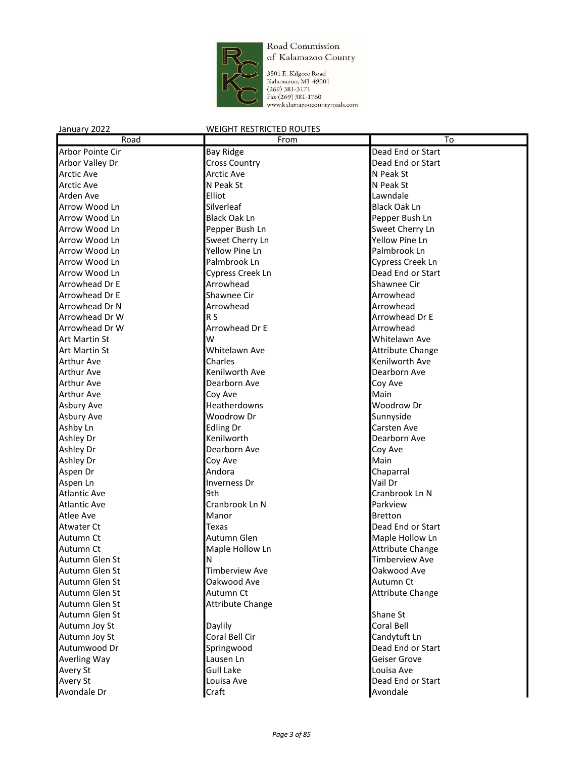Road Commission of Kalamazoo County

3801 E. Kilgore Road
Kalamazoo, MI 49001
(269) 381-3171
Fax (269) 381-1760
www.kalamazoocountyroads.com

January 2022 WEIGHT RESTRICTED ROUTES

| Road | From | To |
|---|---|---|
| Arbor Pointe Cir | Bay Ridge | Dead End or Start |
| Arbor Valley Dr | Cross Country | Dead End or Start |
| Arctic Ave | Arctic Ave | N Peak St |
| Arctic Ave | N Peak St | N Peak St |
| Arden Ave | Elliot | Lawndale |
| Arrow Wood Ln | Silverleaf | Black Oak Ln |
| Arrow Wood Ln | Black Oak Ln | Pepper Bush Ln |
| Arrow Wood Ln | Pepper Bush Ln | Sweet Cherry Ln |
| Arrow Wood Ln | Sweet Cherry Ln | Yellow Pine Ln |
| Arrow Wood Ln | Yellow Pine Ln | Palmbrook Ln |
| Arrow Wood Ln | Palmbrook Ln | Cypress Creek Ln |
| Arrow Wood Ln | Cypress Creek Ln | Dead End or Start |
| Arrowhead Dr E | Arrowhead | Shawnee Cir |
| Arrowhead Dr E | Shawnee Cir | Arrowhead |
| Arrowhead Dr N | Arrowhead | Arrowhead |
| Arrowhead Dr W | R S | Arrowhead Dr E |
| Arrowhead Dr W | Arrowhead Dr E | Arrowhead |
| Art Martin St | W | Whitelawn Ave |
| Art Martin St | Whitelawn Ave | Attribute Change |
| Arthur Ave | Charles | Kenilworth Ave |
| Arthur Ave | Kenilworth Ave | Dearborn Ave |
| Arthur Ave | Dearborn Ave | Coy Ave |
| Arthur Ave | Coy Ave | Main |
| Asbury Ave | Heatherdowns | Woodrow Dr |
| Asbury Ave | Woodrow Dr | Sunnyside |
| Ashby Ln | Edling Dr | Carsten Ave |
| Ashley Dr | Kenilworth | Dearborn Ave |
| Ashley Dr | Dearborn Ave | Coy Ave |
| Ashley Dr | Coy Ave | Main |
| Aspen Dr | Andora | Chaparral |
| Aspen Ln | Inverness Dr | Vail Dr |
| Atlantic Ave | 9th | Cranbrook Ln N |
| Atlantic Ave | Cranbrook Ln N | Parkview |
| Atlee Ave | Manor | Bretton |
| Atwater Ct | Texas | Dead End or Start |
| Autumn Ct | Autumn Glen | Maple Hollow Ln |
| Autumn Ct | Maple Hollow Ln | Attribute Change |
| Autumn Glen St | N | Timberview Ave |
| Autumn Glen St | Timberview Ave | Oakwood Ave |
| Autumn Glen St | Oakwood Ave | Autumn Ct |
| Autumn Glen St | Autumn Ct | Attribute Change |
| Autumn Glen St | Attribute Change | |
| Autumn Glen St | | Shane St |
| Autumn Joy St | Daylily | Coral Bell |
| Autumn Joy St | Coral Bell Cir | Candytuft Ln |
| Autumwood Dr | Springwood | Dead End or Start |
| Averling Way | Lausen Ln | Geiser Grove |
| Avery St | Gull Lake | Louisa Ave |
| Avery St | Louisa Ave | Dead End or Start |
| Avondale Dr | Craft | Avondale |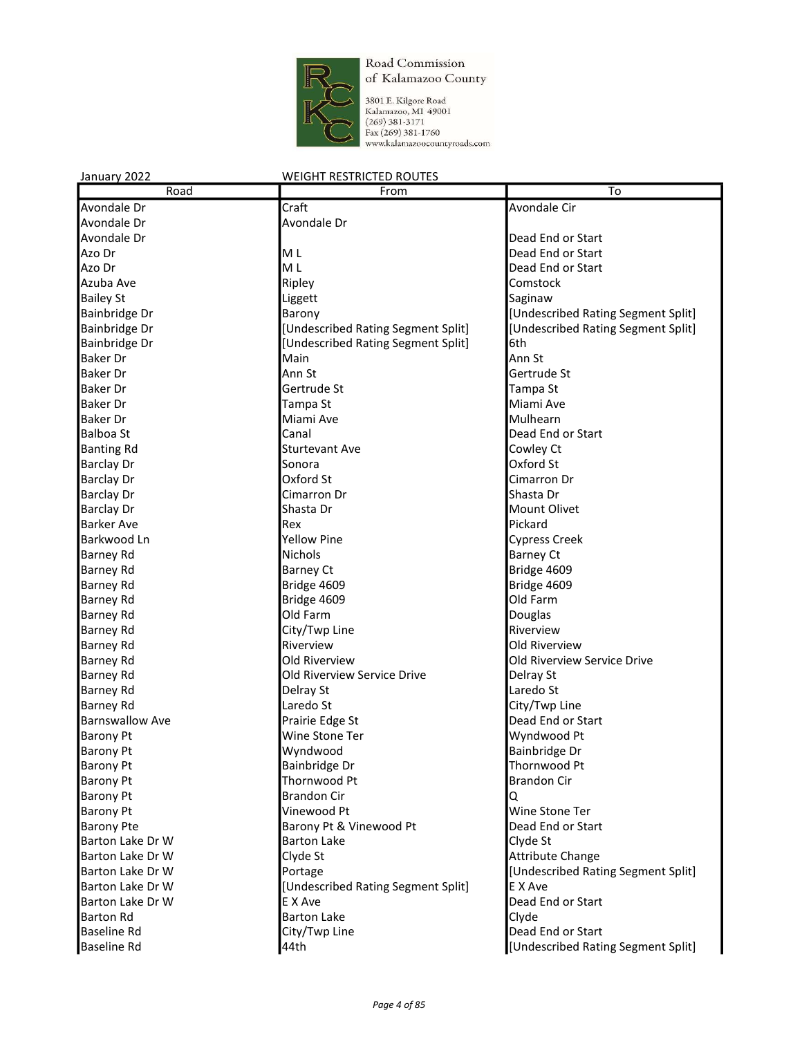Road Commission of Kalamazoo County

3801 E. Kilgore Road
Kalamazoo, MI 49001
(269) 381-3171
Fax (269) 381-1760
www.kalamazoocountyroads.com

January 2022 WEIGHT RESTRICTED ROUTES

| Road | From | To |
| --- | --- | --- |
| Avondale Dr | Craft | Avondale Cir |
| Avondale Dr | Avondale Dr | |
| Avondale Dr | | Dead End or Start |
| Azo Dr | M L | Dead End or Start |
| Azo Dr | M L | Dead End or Start |
| Azuba Ave | Ripley | Comstock |
| Bailey St | Liggett | Saginaw |
| Bainbridge Dr | Barony | [Undescribed Rating Segment Split] |
| Bainbridge Dr | [Undescribed Rating Segment Split] | [Undescribed Rating Segment Split] |
| Bainbridge Dr | [Undescribed Rating Segment Split] | 6th |
| Baker Dr | Main | Ann St |
| Baker Dr | Ann St | Gertrude St |
| Baker Dr | Gertrude St | Tampa St |
| Baker Dr | Tampa St | Miami Ave |
| Baker Dr | Miami Ave | Mulhearn |
| Balboa St | Canal | Dead End or Start |
| Banting Rd | Sturtevant Ave | Cowley Ct |
| Barclay Dr | Sonora | Oxford St |
| Barclay Dr | Oxford St | Cimarron Dr |
| Barclay Dr | Cimarron Dr | Shasta Dr |
| Barclay Dr | Shasta Dr | Mount Olivet |
| Barker Ave | Rex | Pickard |
| Barkwood Ln | Yellow Pine | Cypress Creek |
| Barney Rd | Nichols | Barney Ct |
| Barney Rd | Barney Ct | Bridge 4609 |
| Barney Rd | Bridge 4609 | Bridge 4609 |
| Barney Rd | Bridge 4609 | Old Farm |
| Barney Rd | Old Farm | Douglas |
| Barney Rd | City/Twp Line | Riverview |
| Barney Rd | Riverview | Old Riverview |
| Barney Rd | Old Riverview | Old Riverview Service Drive |
| Barney Rd | Old Riverview Service Drive | Delray St |
| Barney Rd | Delray St | Laredo St |
| Barney Rd | Laredo St | City/Twp Line |
| Barnswallow Ave | Prairie Edge St | Dead End or Start |
| Barony Pt | Wine Stone Ter | Wyndwood Pt |
| Barony Pt | Wyndwood | Bainbridge Dr |
| Barony Pt | Bainbridge Dr | Thornwood Pt |
| Barony Pt | Thornwood Pt | Brandon Cir |
| Barony Pt | Brandon Cir | Q |
| Barony Pt | Vinewood Pt | Wine Stone Ter |
| Barony Pte | Barony Pt & Vinewood Pt | Dead End or Start |
| Barton Lake Dr W | Barton Lake | Clyde St |
| Barton Lake Dr W | Clyde St | Attribute Change |
| Barton Lake Dr W | Portage | [Undescribed Rating Segment Split] |
| Barton Lake Dr W | [Undescribed Rating Segment Split] | E X Ave |
| Barton Lake Dr W | E X Ave | Dead End or Start |
| Barton Rd | Barton Lake | Clyde |
| Baseline Rd | City/Twp Line | Dead End or Start |
| Baseline Rd | 44th | [Undescribed Rating Segment Split] |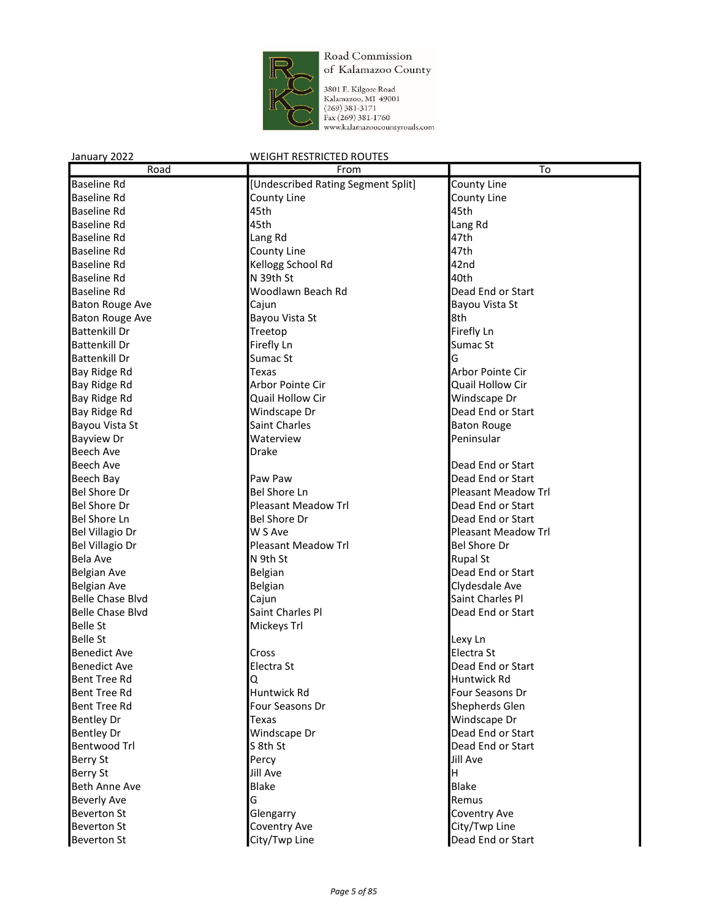Road Commission of Kalamazoo County

3801 E. Kilgore Road
Kalamazoo, MI 49001
(269) 381-3171
Fax (269) 381-1760
www.kalamazoocountyroads.com

January 2022 WEIGHT RESTRICTED ROUTES

| Road | From | To |
|---|---|---|
| Baseline Rd | [Undescribed Rating Segment Split] | County Line |
| Baseline Rd | County Line | County Line |
| Baseline Rd | 45th | 45th |
| Baseline Rd | 45th | Lang Rd |
| Baseline Rd | Lang Rd | 47th |
| Baseline Rd | County Line | 47th |
| Baseline Rd | Kellogg School Rd | 42nd |
| Baseline Rd | N 39th St | 40th |
| Baseline Rd | Woodlawn Beach Rd | Dead End or Start |
| Baton Rouge Ave | Cajun | Bayou Vista St |
| Baton Rouge Ave | Bayou Vista St | 8th |
| Battenkill Dr | Treetop | Firefly Ln |
| Battenkill Dr | Firefly Ln | Sumac St |
| Battenkill Dr | Sumac St | G |
| Bay Ridge Rd | Texas | Arbor Pointe Cir |
| Bay Ridge Rd | Arbor Pointe Cir | Quail Hollow Cir |
| Bay Ridge Rd | Quail Hollow Cir | Windscape Dr |
| Bay Ridge Rd | Windscape Dr | Dead End or Start |
| Bayou Vista St | Saint Charles | Baton Rouge |
| Bayview Dr | Waterview | Peninsular |
| Beech Ave | Drake | |
| Beech Ave | | Dead End or Start |
| Beech Bay | Paw Paw | Dead End or Start |
| Bel Shore Dr | Bel Shore Ln | Pleasant Meadow Trl |
| Bel Shore Dr | Pleasant Meadow Trl | Dead End or Start |
| Bel Shore Ln | Bel Shore Dr | Dead End or Start |
| Bel Villagio Dr | W S Ave | Pleasant Meadow Trl |
| Bel Villagio Dr | Pleasant Meadow Trl | Bel Shore Dr |
| Bela Ave | N 9th St | Rupal St |
| Belgian Ave | Belgian | Dead End or Start |
| Belgian Ave | Belgian | Clydesdale Ave |
| Belle Chase Blvd | Cajun | Saint Charles Pl |
| Belle Chase Blvd | Saint Charles Pl | Dead End or Start |
| Belle St | Mickeys Trl | |
| Belle St | | Lexy Ln |
| Benedict Ave | Cross | Electra St |
| Benedict Ave | Electra St | Dead End or Start |
| Bent Tree Rd | Q | Huntwick Rd |
| Bent Tree Rd | Huntwick Rd | Four Seasons Dr |
| Bent Tree Rd | Four Seasons Dr | Shepherds Glen |
| Bentley Dr | Texas | Windscape Dr |
| Bentley Dr | Windscape Dr | Dead End or Start |
| Bentwood Trl | S 8th St | Dead End or Start |
| Berry St | Percy | Jill Ave |
| Berry St | Jill Ave | H |
| Beth Anne Ave | Blake | Blake |
| Beverly Ave | G | Remus |
| Beverton St | Glengarry | Coventry Ave |
| Beverton St | Coventry Ave | City/Twp Line |
| Beverton St | City/Twp Line | Dead End or Start |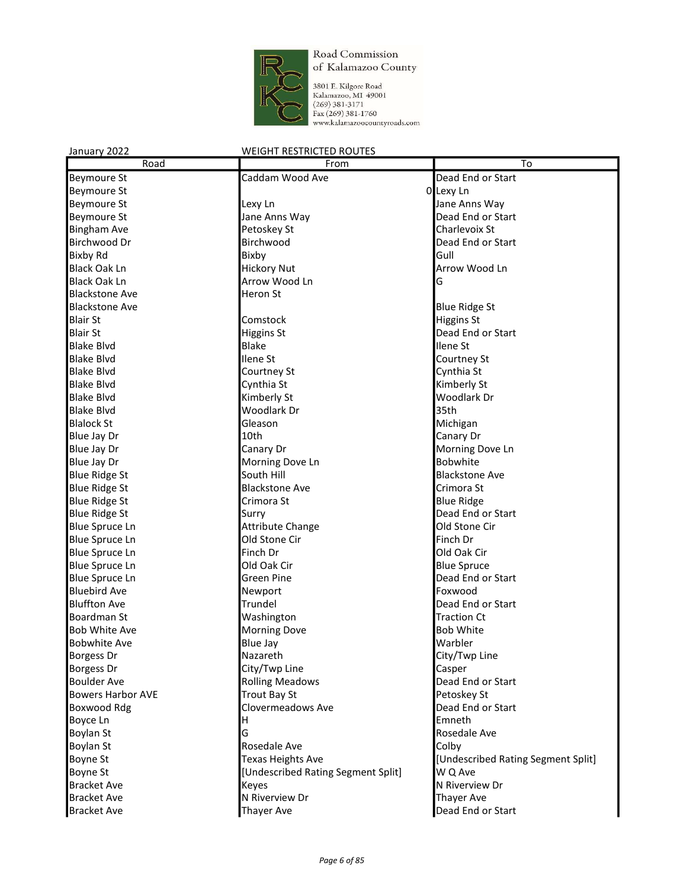Road Commission of Kalamazoo County

3801 E. Kilgore Road
Kalamazoo, MI 49001
(269) 381-3171
Fax (269) 381-1760
www.kalamazoocountyroads.com

January 2022 WEIGHT RESTRICTED ROUTES

| Road | From | To |
|---|---|---|
| Beymoure St | Caddam Wood Ave | Dead End or Start |
| Beymoure St | 0 | Lexy Ln |
| Beymoure St | Lexy Ln | Jane Anns Way |
| Beymoure St | Jane Anns Way | Dead End or Start |
| Bingham Ave | Petoskey St | Charlevoix St |
| Birchwood Dr | Birchwood | Dead End or Start |
| Bixby Rd | Bixby | Gull |
| Black Oak Ln | Hickory Nut | Arrow Wood Ln |
| Black Oak Ln | Arrow Wood Ln | G |
| Blackstone Ave | Heron St | |
| Blackstone Ave | | Blue Ridge St |
| Blair St | Comstock | Higgins St |
| Blair St | Higgins St | Dead End or Start |
| Blake Blvd | Blake | Ilene St |
| Blake Blvd | Ilene St | Courtney St |
| Blake Blvd | Courtney St | Cynthia St |
| Blake Blvd | Cynthia St | Kimberly St |
| Blake Blvd | Kimberly St | Woodlark Dr |
| Blake Blvd | Woodlark Dr | 35th |
| Blalock St | Gleason | Michigan |
| Blue Jay Dr | 10th | Canary Dr |
| Blue Jay Dr | Canary Dr | Morning Dove Ln |
| Blue Jay Dr | Morning Dove Ln | Bobwhite |
| Blue Ridge St | South Hill | Blackstone Ave |
| Blue Ridge St | Blackstone Ave | Crimora St |
| Blue Ridge St | Crimora St | Blue Ridge |
| Blue Ridge St | Surry | Dead End or Start |
| Blue Spruce Ln | Attribute Change | Old Stone Cir |
| Blue Spruce Ln | Old Stone Cir | Finch Dr |
| Blue Spruce Ln | Finch Dr | Old Oak Cir |
| Blue Spruce Ln | Old Oak Cir | Blue Spruce |
| Blue Spruce Ln | Green Pine | Dead End or Start |
| Bluebird Ave | Newport | Foxwood |
| Bluffton Ave | Trundel | Dead End or Start |
| Boardman St | Washington | Traction Ct |
| Bob White Ave | Morning Dove | Bob White |
| Bobwhite Ave | Blue Jay | Warbler |
| Borgess Dr | Nazareth | City/Twp Line |
| Borgess Dr | City/Twp Line | Casper |
| Boulder Ave | Rolling Meadows | Dead End or Start |
| Bowers Harbor AVE | Trout Bay St | Petoskey St |
| Boxwood Rdg | Clovermeadows Ave | Dead End or Start |
| Boyce Ln | H | Emneth |
| Boylan St | G | Rosedale Ave |
| Boylan St | Rosedale Ave | Colby |
| Boyne St | Texas Heights Ave | [Undescribed Rating Segment Split] |
| Boyne St | [Undescribed Rating Segment Split] | W Q Ave |
| Bracket Ave | Keyes | N Riverview Dr |
| Bracket Ave | N Riverview Dr | Thayer Ave |
| Bracket Ave | Thayer Ave | Dead End or Start |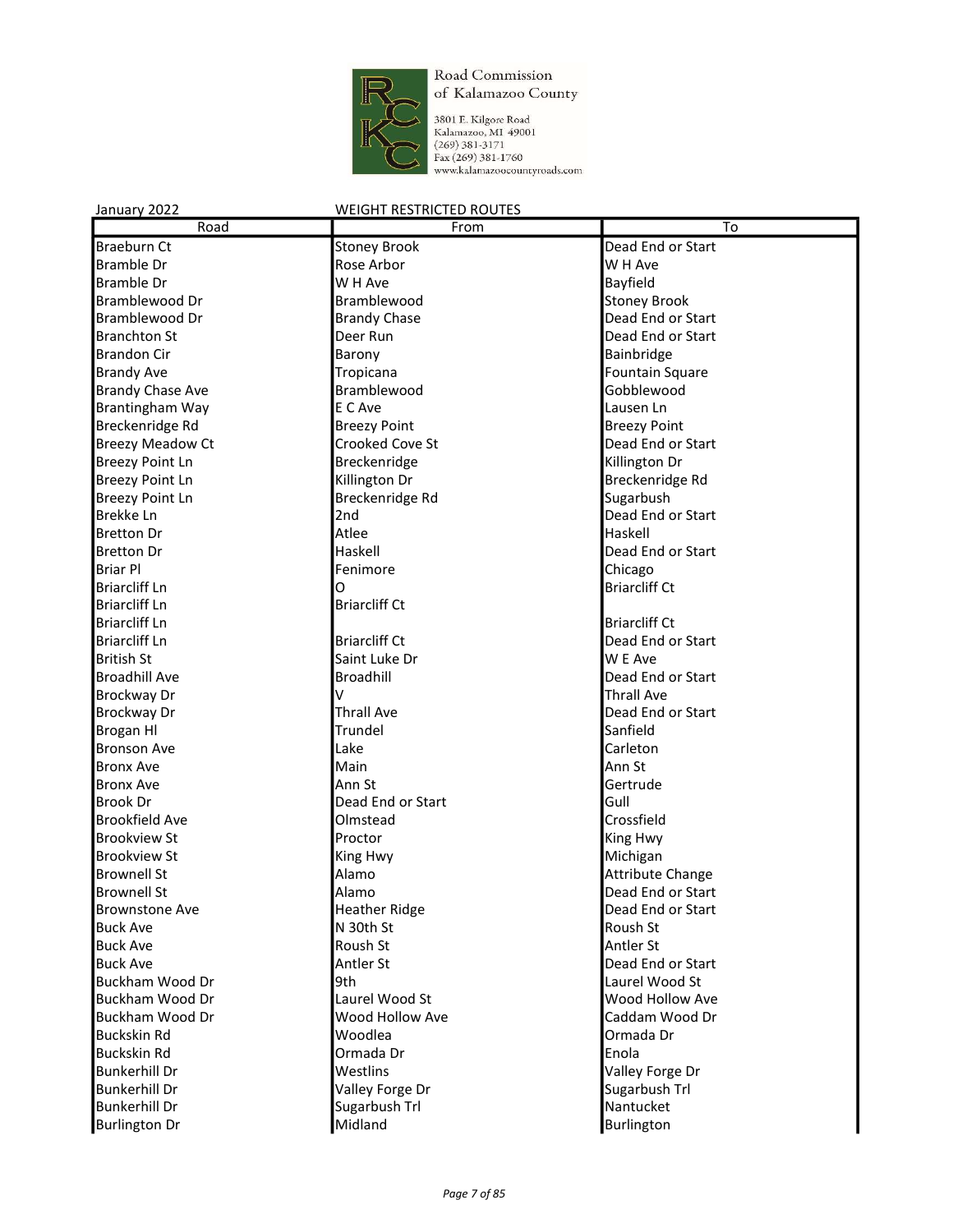Road Commission of Kalamazoo County

3801 E. Kilgore Road
Kalamazoo, MI 49001
(269) 381-3171
Fax (269) 381-1760
www.kalamazoocountyroads.com

January 2022 WEIGHT RESTRICTED ROUTES

| Road | From | To |
|---|---|---|
| Braeburn Ct | Stoney Brook | Dead End or Start |
| Bramble Dr | Rose Arbor | W H Ave |
| Bramble Dr | W H Ave | Bayfield |
| Bramblewood Dr | Bramblewood | Stoney Brook |
| Bramblewood Dr | Brandy Chase | Dead End or Start |
| Branchton St | Deer Run | Dead End or Start |
| Brandon Cir | Barony | Bainbridge |
| Brandy Ave | Tropicana | Fountain Square |
| Brandy Chase Ave | Bramblewood | Gobblewood |
| Brantingham Way | E C Ave | Lausen Ln |
| Breckenridge Rd | Breezy Point | Breezy Point |
| Breezy Meadow Ct | Crooked Cove St | Dead End or Start |
| Breezy Point Ln | Breckenridge | Killington Dr |
| Breezy Point Ln | Killington Dr | Breckenridge Rd |
| Breezy Point Ln | Breckenridge Rd | Sugarbush |
| Brekke Ln | 2nd | Dead End or Start |
| Bretton Dr | Atlee | Haskell |
| Bretton Dr | Haskell | Dead End or Start |
| Briar Pl | Fenimore | Chicago |
| Briarcliff Ln | O | Briarcliff Ct |
| Briarcliff Ln | Briarcliff Ct | |
| Briarcliff Ln | | Briarcliff Ct |
| Briarcliff Ln | Briarcliff Ct | Dead End or Start |
| British St | Saint Luke Dr | W E Ave |
| Broadhill Ave | Broadhill | Dead End or Start |
| Brockway Dr | V | Thrall Ave |
| Brockway Dr | Thrall Ave | Dead End or Start |
| Brogan Hl | Trundel | Sanfield |
| Bronson Ave | Lake | Carleton |
| Bronx Ave | Main | Ann St |
| Bronx Ave | Ann St | Gertrude |
| Brook Dr | Dead End or Start | Gull |
| Brookfield Ave | Olmstead | Crossfield |
| Brookview St | Proctor | King Hwy |
| Brookview St | King Hwy | Michigan |
| Brownell St | Alamo | Attribute Change |
| Brownell St | Alamo | Dead End or Start |
| Brownstone Ave | Heather Ridge | Dead End or Start |
| Buck Ave | N 30th St | Roush St |
| Buck Ave | Roush St | Antler St |
| Buck Ave | Antler St | Dead End or Start |
| Buckham Wood Dr | 9th | Laurel Wood St |
| Buckham Wood Dr | Laurel Wood St | Wood Hollow Ave |
| Buckham Wood Dr | Wood Hollow Ave | Caddam Wood Dr |
| Buckskin Rd | Woodlea | Ormada Dr |
| Buckskin Rd | Ormada Dr | Enola |
| Bunkerhill Dr | Westlins | Valley Forge Dr |
| Bunkerhill Dr | Valley Forge Dr | Sugarbush Trl |
| Bunkerhill Dr | Sugarbush Trl | Nantucket |
| Burlington Dr | Midland | Burlington |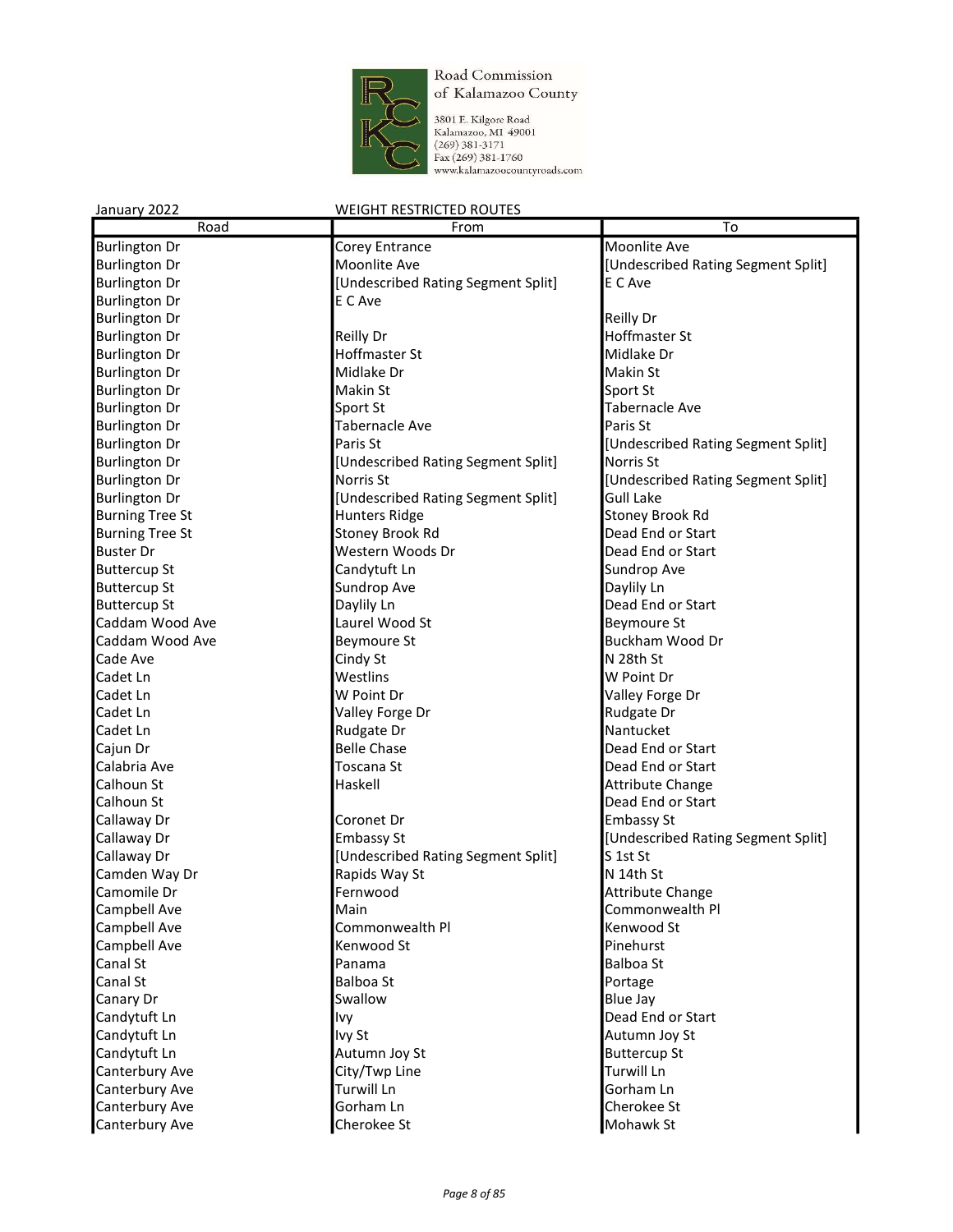Road Commission of Kalamazoo County
3801 E. Kilgore Road
Kalamazoo, MI 49001
(269) 381-3171
Fax (269) 381-1760
www.kalamazoocountyroads.com

January 2022 WEIGHT RESTRICTED ROUTES

| Road | From | To |
|---|---|---|
| Burlington Dr | Corey Entrance | Moonlite Ave |
| Burlington Dr | Moonlite Ave | [Undescribed Rating Segment Split] |
| Burlington Dr | [Undescribed Rating Segment Split] | E C Ave |
| Burlington Dr | E C Ave | |
| Burlington Dr | | Reilly Dr |
| Burlington Dr | Reilly Dr | Hoffmaster St |
| Burlington Dr | Hoffmaster St | Midlake Dr |
| Burlington Dr | Midlake Dr | Makin St |
| Burlington Dr | Makin St | Sport St |
| Burlington Dr | Sport St | Tabernacle Ave |
| Burlington Dr | Tabernacle Ave | Paris St |
| Burlington Dr | Paris St | [Undescribed Rating Segment Split] |
| Burlington Dr | [Undescribed Rating Segment Split] | Norris St |
| Burlington Dr | Norris St | [Undescribed Rating Segment Split] |
| Burlington Dr | [Undescribed Rating Segment Split] | Gull Lake |
| Burning Tree St | Hunters Ridge | Stoney Brook Rd |
| Burning Tree St | Stoney Brook Rd | Dead End or Start |
| Buster Dr | Western Woods Dr | Dead End or Start |
| Buttercup St | Candytuft Ln | Sundrop Ave |
| Buttercup St | Sundrop Ave | Daylily Ln |
| Buttercup St | Daylily Ln | Dead End or Start |
| Caddam Wood Ave | Laurel Wood St | Beymoure St |
| Caddam Wood Ave | Beymoure St | Buckham Wood Dr |
| Cade Ave | Cindy St | N 28th St |
| Cadet Ln | Westlins | W Point Dr |
| Cadet Ln | W Point Dr | Valley Forge Dr |
| Cadet Ln | Valley Forge Dr | Rudgate Dr |
| Cadet Ln | Rudgate Dr | Nantucket |
| Cajun Dr | Belle Chase | Dead End or Start |
| Calabria Ave | Toscana St | Dead End or Start |
| Calhoun St | Haskell | Attribute Change |
| Calhoun St | | Dead End or Start |
| Callaway Dr | Coronet Dr | Embassy St |
| Callaway Dr | Embassy St | [Undescribed Rating Segment Split] |
| Callaway Dr | [Undescribed Rating Segment Split] | S 1st St |
| Camden Way Dr | Rapids Way St | N 14th St |
| Camomile Dr | Fernwood | Attribute Change |
| Campbell Ave | Main | Commonwealth Pl |
| Campbell Ave | Commonwealth Pl | Kenwood St |
| Campbell Ave | Kenwood St | Pinehurst |
| Canal St | Panama | Balboa St |
| Canal St | Balboa St | Portage |
| Canary Dr | Swallow | Blue Jay |
| Candytuft Ln | Ivy | Dead End or Start |
| Candytuft Ln | Ivy St | Autumn Joy St |
| Candytuft Ln | Autumn Joy St | Buttercup St |
| Canterbury Ave | City/Twp Line | Turwill Ln |
| Canterbury Ave | Turwill Ln | Gorham Ln |
| Canterbury Ave | Gorham Ln | Cherokee St |
| Canterbury Ave | Cherokee St | Mohawk St |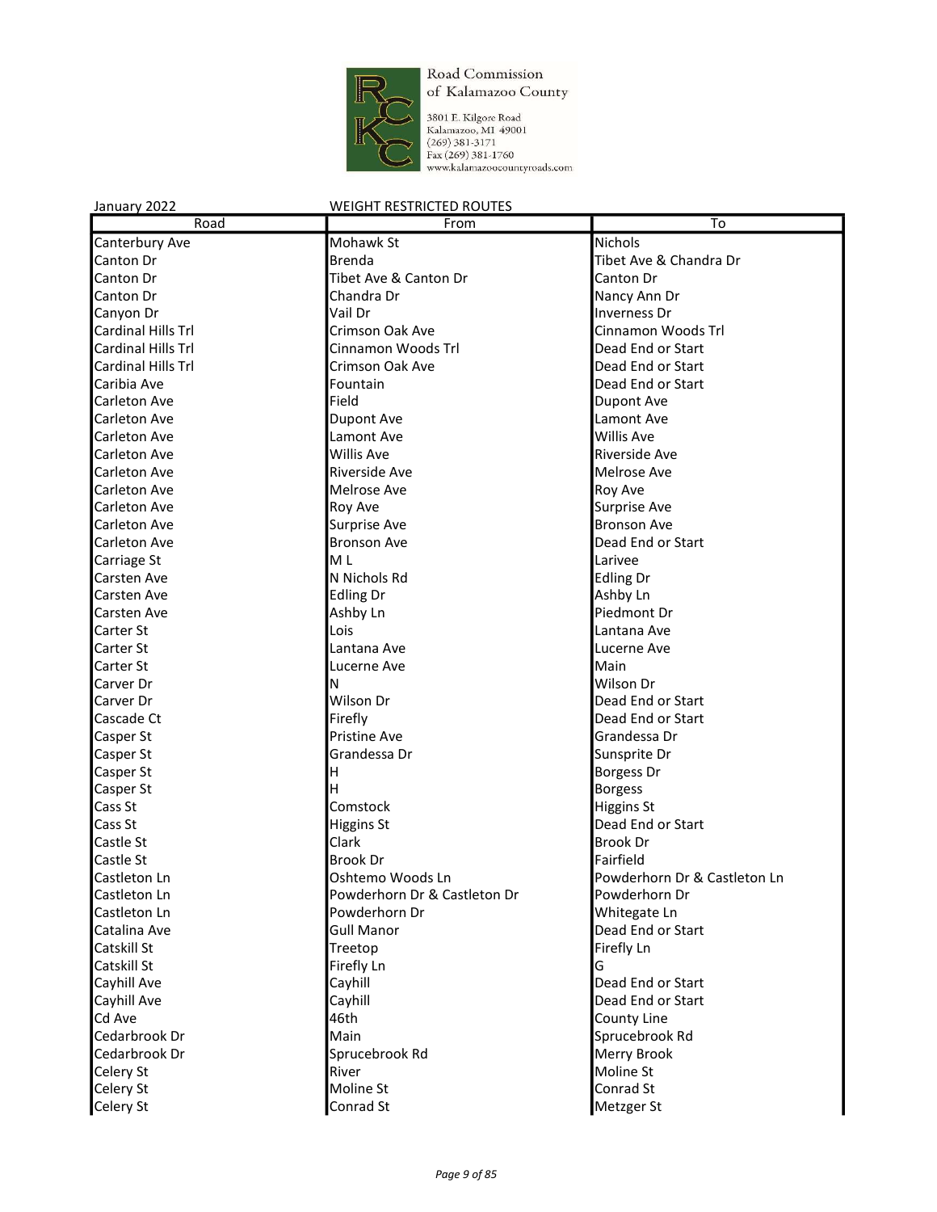Road Commission of Kalamazoo County

3801 E. Kilgore Road
Kalamazoo, MI 49001
(269) 381-3171
Fax (269) 381-1760
www.kalamazoocountyroads.com

January 2022 WEIGHT RESTRICTED ROUTES

| Road | From | To |
|---|---|---|
| Canterbury Ave | Mohawk St | Nichols |
| Canton Dr | Brenda | Tibet Ave & Chandra Dr |
| Canton Dr | Tibet Ave & Canton Dr | Canton Dr |
| Canton Dr | Chandra Dr | Nancy Ann Dr |
| Canyon Dr | Vail Dr | Inverness Dr |
| Cardinal Hills Trl | Crimson Oak Ave | Cinnamon Woods Trl |
| Cardinal Hills Trl | Cinnamon Woods Trl | Dead End or Start |
| Cardinal Hills Trl | Crimson Oak Ave | Dead End or Start |
| Caribia Ave | Fountain | Dead End or Start |
| Carleton Ave | Field | Dupont Ave |
| Carleton Ave | Dupont Ave | Lamont Ave |
| Carleton Ave | Lamont Ave | Willis Ave |
| Carleton Ave | Willis Ave | Riverside Ave |
| Carleton Ave | Riverside Ave | Melrose Ave |
| Carleton Ave | Melrose Ave | Roy Ave |
| Carleton Ave | Roy Ave | Surprise Ave |
| Carleton Ave | Surprise Ave | Bronson Ave |
| Carleton Ave | Bronson Ave | Dead End or Start |
| Carriage St | M L | Larivee |
| Carsten Ave | N Nichols Rd | Edling Dr |
| Carsten Ave | Edling Dr | Ashby Ln |
| Carsten Ave | Ashby Ln | Piedmont Dr |
| Carter St | Lois | Lantana Ave |
| Carter St | Lantana Ave | Lucerne Ave |
| Carter St | Lucerne Ave | Main |
| Carver Dr | N | Wilson Dr |
| Carver Dr | Wilson Dr | Dead End or Start |
| Cascade Ct | Firefly | Dead End or Start |
| Casper St | Pristine Ave | Grandessa Dr |
| Casper St | Grandessa Dr | Sunsprite Dr |
| Casper St | H | Borgess Dr |
| Casper St | H | Borgess |
| Cass St | Comstock | Higgins St |
| Cass St | Higgins St | Dead End or Start |
| Castle St | Clark | Brook Dr |
| Castle St | Brook Dr | Fairfield |
| Castleton Ln | Oshtemo Woods Ln | Powderhorn Dr & Castleton Ln |
| Castleton Ln | Powderhorn Dr & Castleton Dr | Powderhorn Dr |
| Castleton Ln | Powderhorn Dr | Whitegate Ln |
| Catalina Ave | Gull Manor | Dead End or Start |
| Catskill St | Treetop | Firefly Ln |
| Catskill St | Firefly Ln | G |
| Cayhill Ave | Cayhill | Dead End or Start |
| Cayhill Ave | Cayhill | Dead End or Start |
| Cd Ave | 46th | County Line |
| Cedarbrook Dr | Main | Sprucebrook Rd |
| Cedarbrook Dr | Sprucebrook Rd | Merry Brook |
| Celery St | River | Moline St |
| Celery St | Moline St | Conrad St |
| Celery St | Conrad St | Metzger St |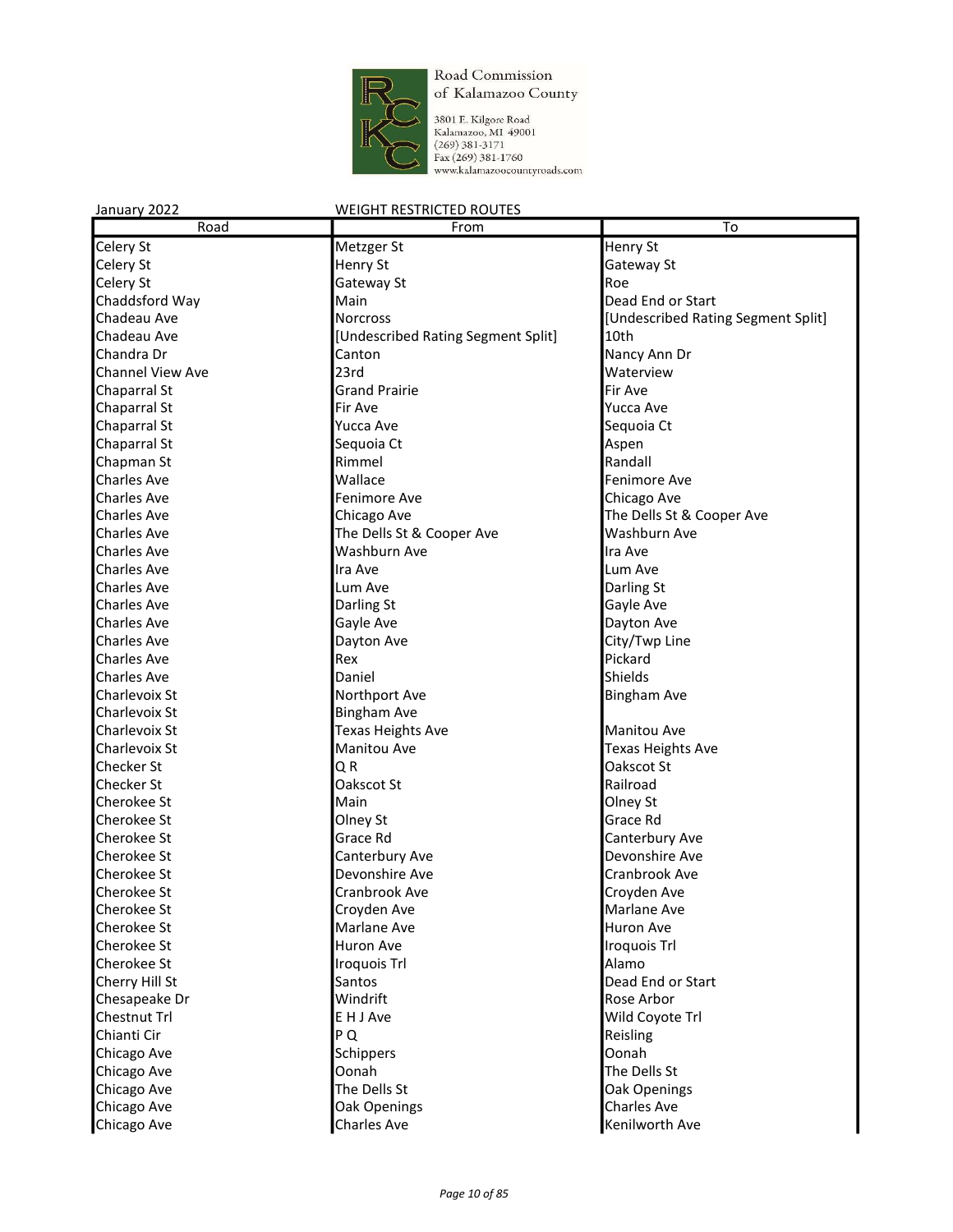Road Commission of Kalamazoo County
3801 E. Kilgore Road
Kalamazoo, MI 49001
(269) 381-3171
Fax (269) 381-1760
www.kalamazoocountyroads.com

January 2022

WEIGHT RESTRICTED ROUTES

| Road | From | To |
|---|---|---|
| Celery St | Metzger St | Henry St |
| Celery St | Henry St | Gateway St |
| Celery St | Gateway St | Roe |
| Chaddsford Way | Main | Dead End or Start |
| Chadeau Ave | Norcross | [Undescribed Rating Segment Split] |
| Chadeau Ave | [Undescribed Rating Segment Split] | 10th |
| Chandra Dr | Canton | Nancy Ann Dr |
| Channel View Ave | 23rd | Waterview |
| Chaparral St | Grand Prairie | Fir Ave |
| Chaparral St | Fir Ave | Yucca Ave |
| Chaparral St | Yucca Ave | Sequoia Ct |
| Chaparral St | Sequoia Ct | Aspen |
| Chapman St | Rimmel | Randall |
| Charles Ave | Wallace | Fenimore Ave |
| Charles Ave | Fenimore Ave | Chicago Ave |
| Charles Ave | Chicago Ave | The Dells St & Cooper Ave |
| Charles Ave | The Dells St & Cooper Ave | Washburn Ave |
| Charles Ave | Washburn Ave | Ira Ave |
| Charles Ave | Ira Ave | Lum Ave |
| Charles Ave | Lum Ave | Darling St |
| Charles Ave | Darling St | Gayle Ave |
| Charles Ave | Gayle Ave | Dayton Ave |
| Charles Ave | Dayton Ave | City/Twp Line |
| Charles Ave | Rex | Pickard |
| Charles Ave | Daniel | Shields |
| Charlevoix St | Northport Ave | Bingham Ave |
| Charlevoix St | Bingham Ave | |
| Charlevoix St | Texas Heights Ave | Manitou Ave |
| Charlevoix St | Manitou Ave | Texas Heights Ave |
| Checker St | Q R | Oakscot St |
| Checker St | Oakscot St | Railroad |
| Cherokee St | Main | Olney St |
| Cherokee St | Olney St | Grace Rd |
| Cherokee St | Grace Rd | Canterbury Ave |
| Cherokee St | Canterbury Ave | Devonshire Ave |
| Cherokee St | Devonshire Ave | Cranbrook Ave |
| Cherokee St | Cranbrook Ave | Croyden Ave |
| Cherokee St | Croyden Ave | Marlane Ave |
| Cherokee St | Marlane Ave | Huron Ave |
| Cherokee St | Huron Ave | Iroquois Trl |
| Cherokee St | Iroquois Trl | Alamo |
| Cherry Hill St | Santos | Dead End or Start |
| Chesapeake Dr | Windrift | Rose Arbor |
| Chestnut Trl | E H J Ave | Wild Coyote Trl |
| Chianti Cir | P Q | Reisling |
| Chicago Ave | Schippers | Oonah |
| Chicago Ave | Oonah | The Dells St |
| Chicago Ave | The Dells St | Oak Openings |
| Chicago Ave | Oak Openings | Charles Ave |
| Chicago Ave | Charles Ave | Kenilworth Ave |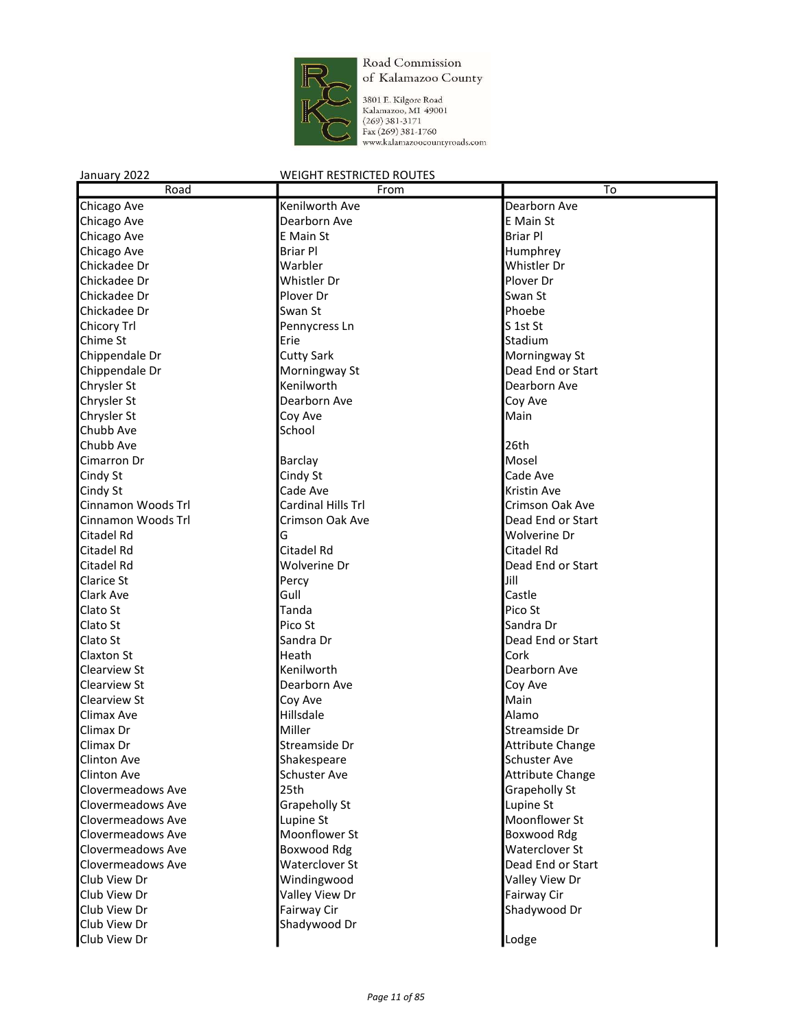Road Commission of Kalamazoo County

3801 E. Kilgore Road
Kalamazoo, MI 49001
(269) 381-3171
Fax (269) 381-1760
www.kalamazoocountyroads.com

January 2022 WEIGHT RESTRICTED ROUTES

| Road | From | To |
|---|---|---|
| Chicago Ave | Kenilworth Ave | Dearborn Ave |
| Chicago Ave | Dearborn Ave | E Main St |
| Chicago Ave | E Main St | Briar Pl |
| Chicago Ave | Briar Pl | Humphrey |
| Chickadee Dr | Warbler | Whistler Dr |
| Chickadee Dr | Whistler Dr | Plover Dr |
| Chickadee Dr | Plover Dr | Swan St |
| Chickadee Dr | Swan St | Phoebe |
| Chicory Trl | Pennycress Ln | S 1st St |
| Chime St | Erie | Stadium |
| Chippendale Dr | Cutty Sark | Morningway St |
| Chippendale Dr | Morningway St | Dead End or Start |
| Chrysler St | Kenilworth | Dearborn Ave |
| Chrysler St | Dearborn Ave | Coy Ave |
| Chrysler St | Coy Ave | Main |
| Chubb Ave | School | |
| Chubb Ave | | 26th |
| Cimarron Dr | Barclay | Mosel |
| Cindy St | Cindy St | Cade Ave |
| Cindy St | Cade Ave | Kristin Ave |
| Cinnamon Woods Trl | Cardinal Hills Trl | Crimson Oak Ave |
| Cinnamon Woods Trl | Crimson Oak Ave | Dead End or Start |
| Citadel Rd | G | Wolverine Dr |
| Citadel Rd | Citadel Rd | Citadel Rd |
| Citadel Rd | Wolverine Dr | Dead End or Start |
| Clarice St | Percy | Jill |
| Clark Ave | Gull | Castle |
| Clato St | Tanda | Pico St |
| Clato St | Pico St | Sandra Dr |
| Clato St | Sandra Dr | Dead End or Start |
| Claxton St | Heath | Cork |
| Clearview St | Kenilworth | Dearborn Ave |
| Clearview St | Dearborn Ave | Coy Ave |
| Clearview St | Coy Ave | Main |
| Climax Ave | Hillsdale | Alamo |
| Climax Dr | Miller | Streamside Dr |
| Climax Dr | Streamside Dr | Attribute Change |
| Clinton Ave | Shakespeare | Schuster Ave |
| Clinton Ave | Schuster Ave | Attribute Change |
| Clovermeadows Ave | 25th | Grapeholly St |
| Clovermeadows Ave | Grapeholly St | Lupine St |
| Clovermeadows Ave | Lupine St | Moonflower St |
| Clovermeadows Ave | Moonflower St | Boxwood Rdg |
| Clovermeadows Ave | Boxwood Rdg | Waterclover St |
| Clovermeadows Ave | Waterclover St | Dead End or Start |
| Club View Dr | Windingwood | Valley View Dr |
| Club View Dr | Valley View Dr | Fairway Cir |
| Club View Dr | Fairway Cir | Shadywood Dr |
| Club View Dr | Shadywood Dr | |
| Club View Dr | | Lodge |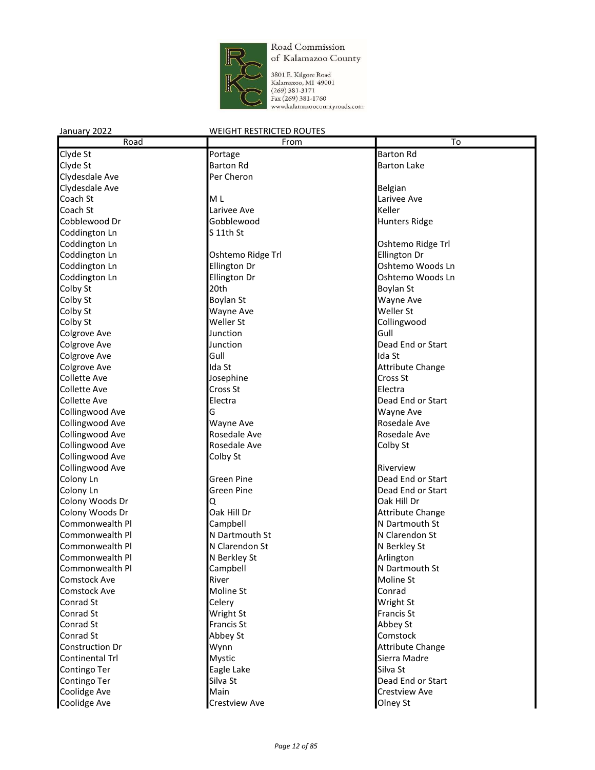Road Commission of Kalamazoo County
3801 E. Kilgore Road
Kalamazoo, MI 49001
(269) 381-3171
Fax (269) 381-1760
www.kalamazoocountyroads.com

January 2022 — WEIGHT RESTRICTED ROUTES

| Road | From | To |
|---|---|---|
| Clyde St | Portage | Barton Rd |
| Clyde St | Barton Rd | Barton Lake |
| Clydesdale Ave | Per Cheron | |
| Clydesdale Ave | | Belgian |
| Coach St | M L | Larivee Ave |
| Coach St | Larivee Ave | Keller |
| Cobblewood Dr | Gobblewood | Hunters Ridge |
| Coddington Ln | S 11th St | |
| Coddington Ln | | Oshtemo Ridge Trl |
| Coddington Ln | Oshtemo Ridge Trl | Ellington Dr |
| Coddington Ln | Ellington Dr | Oshtemo Woods Ln |
| Coddington Ln | Ellington Dr | Oshtemo Woods Ln |
| Colby St | 20th | Boylan St |
| Colby St | Boylan St | Wayne Ave |
| Colby St | Wayne Ave | Weller St |
| Colby St | Weller St | Collingwood |
| Colgrove Ave | Junction | Gull |
| Colgrove Ave | Junction | Dead End or Start |
| Colgrove Ave | Gull | Ida St |
| Colgrove Ave | Ida St | Attribute Change |
| Collette Ave | Josephine | Cross St |
| Collette Ave | Cross St | Electra |
| Collette Ave | Electra | Dead End or Start |
| Collingwood Ave | G | Wayne Ave |
| Collingwood Ave | Wayne Ave | Rosedale Ave |
| Collingwood Ave | Rosedale Ave | Rosedale Ave |
| Collingwood Ave | Rosedale Ave | Colby St |
| Collingwood Ave | Colby St | |
| Collingwood Ave | | Riverview |
| Colony Ln | Green Pine | Dead End or Start |
| Colony Ln | Green Pine | Dead End or Start |
| Colony Woods Dr | Q | Oak Hill Dr |
| Colony Woods Dr | Oak Hill Dr | Attribute Change |
| Commonwealth Pl | Campbell | N Dartmouth St |
| Commonwealth Pl | N Dartmouth St | N Clarendon St |
| Commonwealth Pl | N Clarendon St | N Berkley St |
| Commonwealth Pl | N Berkley St | Arlington |
| Commonwealth Pl | Campbell | N Dartmouth St |
| Comstock Ave | River | Moline St |
| Comstock Ave | Moline St | Conrad |
| Conrad St | Celery | Wright St |
| Conrad St | Wright St | Francis St |
| Conrad St | Francis St | Abbey St |
| Conrad St | Abbey St | Comstock |
| Construction Dr | Wynn | Attribute Change |
| Continental Trl | Mystic | Sierra Madre |
| Contingo Ter | Eagle Lake | Silva St |
| Contingo Ter | Silva St | Dead End or Start |
| Coolidge Ave | Main | Crestview Ave |
| Coolidge Ave | Crestview Ave | Olney St |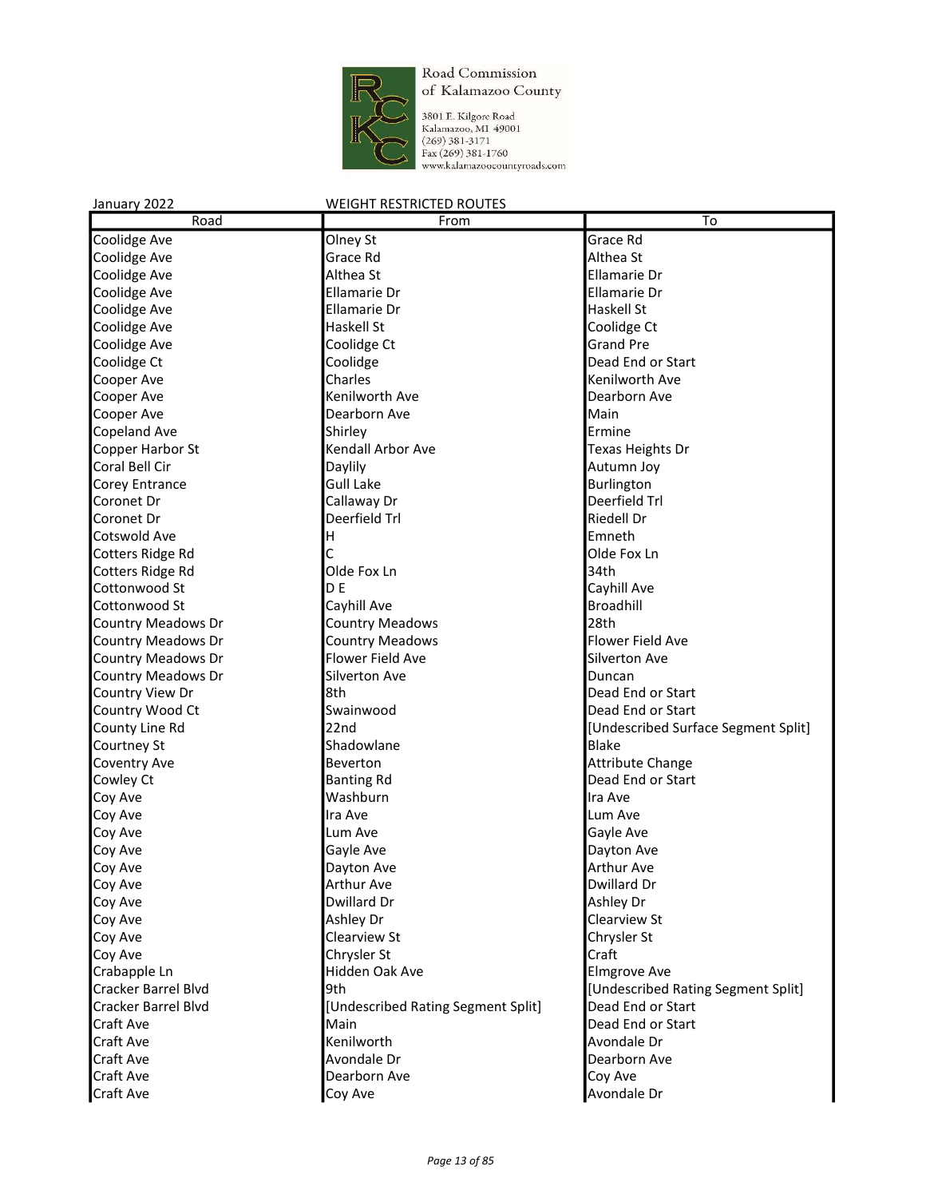Road Commission of Kalamazoo County

3801 E. Kilgore Road
Kalamazoo, MI 49001
(269) 381-3171
Fax (269) 381-1760
www.kalamazoocountyroads.com

January 2022 — WEIGHT RESTRICTED ROUTES

| Road | From | To |
|---|---|---|
| Coolidge Ave | Olney St | Grace Rd |
| Coolidge Ave | Grace Rd | Althea St |
| Coolidge Ave | Althea St | Ellamarie Dr |
| Coolidge Ave | Ellamarie Dr | Ellamarie Dr |
| Coolidge Ave | Ellamarie Dr | Haskell St |
| Coolidge Ave | Haskell St | Coolidge Ct |
| Coolidge Ave | Coolidge Ct | Grand Pre |
| Coolidge Ct | Coolidge | Dead End or Start |
| Cooper Ave | Charles | Kenilworth Ave |
| Cooper Ave | Kenilworth Ave | Dearborn Ave |
| Cooper Ave | Dearborn Ave | Main |
| Copeland Ave | Shirley | Ermine |
| Copper Harbor St | Kendall Arbor Ave | Texas Heights Dr |
| Coral Bell Cir | Daylily | Autumn Joy |
| Corey Entrance | Gull Lake | Burlington |
| Coronet Dr | Callaway Dr | Deerfield Trl |
| Coronet Dr | Deerfield Trl | Riedell Dr |
| Cotswold Ave | H | Emneth |
| Cotters Ridge Rd | C | Olde Fox Ln |
| Cotters Ridge Rd | Olde Fox Ln | 34th |
| Cottonwood St | D E | Cayhill Ave |
| Cottonwood St | Cayhill Ave | Broadhill |
| Country Meadows Dr | Country Meadows | 28th |
| Country Meadows Dr | Country Meadows | Flower Field Ave |
| Country Meadows Dr | Flower Field Ave | Silverton Ave |
| Country Meadows Dr | Silverton Ave | Duncan |
| Country View Dr | 8th | Dead End or Start |
| Country Wood Ct | Swainwood | Dead End or Start |
| County Line Rd | 22nd | [Undescribed Surface Segment Split] |
| Courtney St | Shadowlane | Blake |
| Coventry Ave | Beverton | Attribute Change |
| Cowley Ct | Banting Rd | Dead End or Start |
| Coy Ave | Washburn | Ira Ave |
| Coy Ave | Ira Ave | Lum Ave |
| Coy Ave | Lum Ave | Gayle Ave |
| Coy Ave | Gayle Ave | Dayton Ave |
| Coy Ave | Dayton Ave | Arthur Ave |
| Coy Ave | Arthur Ave | Dwillard Dr |
| Coy Ave | Dwillard Dr | Ashley Dr |
| Coy Ave | Ashley Dr | Clearview St |
| Coy Ave | Clearview St | Chrysler St |
| Coy Ave | Chrysler St | Craft |
| Crabapple Ln | Hidden Oak Ave | Elmgrove Ave |
| Cracker Barrel Blvd | 9th | [Undescribed Rating Segment Split] |
| Cracker Barrel Blvd | [Undescribed Rating Segment Split] | Dead End or Start |
| Craft Ave | Main | Dead End or Start |
| Craft Ave | Kenilworth | Avondale Dr |
| Craft Ave | Avondale Dr | Dearborn Ave |
| Craft Ave | Dearborn Ave | Coy Ave |
| Craft Ave | Coy Ave | Avondale Dr |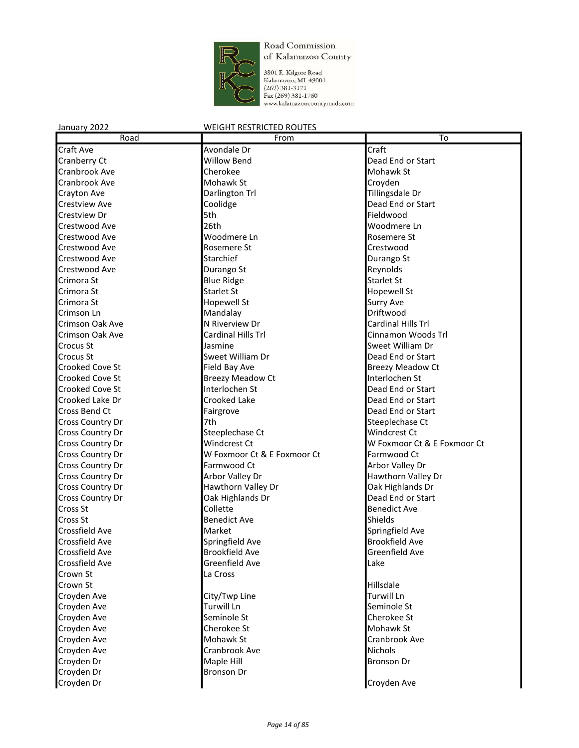Road Commission of Kalamazoo County

3801 E. Kilgore Road
Kalamazoo, MI 49001
(269) 381-3171
Fax (269) 381-1760
www.kalamazoocountyroads.com

January 2022 WEIGHT RESTRICTED ROUTES

| Road | From | To |
|---|---|---|
| Craft Ave | Avondale Dr | Craft |
| Cranberry Ct | Willow Bend | Dead End or Start |
| Cranbrook Ave | Cherokee | Mohawk St |
| Cranbrook Ave | Mohawk St | Croyden |
| Crayton Ave | Darlington Trl | Tillingsdale Dr |
| Crestview Ave | Coolidge | Dead End or Start |
| Crestview Dr | 5th | Fieldwood |
| Crestwood Ave | 26th | Woodmere Ln |
| Crestwood Ave | Woodmere Ln | Rosemere St |
| Crestwood Ave | Rosemere St | Crestwood |
| Crestwood Ave | Starchief | Durango St |
| Crestwood Ave | Durango St | Reynolds |
| Crimora St | Blue Ridge | Starlet St |
| Crimora St | Starlet St | Hopewell St |
| Crimora St | Hopewell St | Surry Ave |
| Crimson Ln | Mandalay | Driftwood |
| Crimson Oak Ave | N Riverview Dr | Cardinal Hills Trl |
| Crimson Oak Ave | Cardinal Hills Trl | Cinnamon Woods Trl |
| Crocus St | Jasmine | Sweet William Dr |
| Crocus St | Sweet William Dr | Dead End or Start |
| Crooked Cove St | Field Bay Ave | Breezy Meadow Ct |
| Crooked Cove St | Breezy Meadow Ct | Interlochen St |
| Crooked Cove St | Interlochen St | Dead End or Start |
| Crooked Lake Dr | Crooked Lake | Dead End or Start |
| Cross Bend Ct | Fairgrove | Dead End or Start |
| Cross Country Dr | 7th | Steeplechase Ct |
| Cross Country Dr | Steeplechase Ct | Windcrest Ct |
| Cross Country Dr | Windcrest Ct | W Foxmoor Ct & E Foxmoor Ct |
| Cross Country Dr | W Foxmoor Ct & E Foxmoor Ct | Farmwood Ct |
| Cross Country Dr | Farmwood Ct | Arbor Valley Dr |
| Cross Country Dr | Arbor Valley Dr | Hawthorn Valley Dr |
| Cross Country Dr | Hawthorn Valley Dr | Oak Highlands Dr |
| Cross Country Dr | Oak Highlands Dr | Dead End or Start |
| Cross St | Collette | Benedict Ave |
| Cross St | Benedict Ave | Shields |
| Crossfield Ave | Market | Springfield Ave |
| Crossfield Ave | Springfield Ave | Brookfield Ave |
| Crossfield Ave | Brookfield Ave | Greenfield Ave |
| Crossfield Ave | Greenfield Ave | Lake |
| Crown St | La Cross | |
| Crown St | | Hillsdale |
| Croyden Ave | City/Twp Line | Turwill Ln |
| Croyden Ave | Turwill Ln | Seminole St |
| Croyden Ave | Seminole St | Cherokee St |
| Croyden Ave | Cherokee St | Mohawk St |
| Croyden Ave | Mohawk St | Cranbrook Ave |
| Croyden Ave | Cranbrook Ave | Nichols |
| Croyden Dr | Maple Hill | Bronson Dr |
| Croyden Dr | Bronson Dr | |
| Croyden Dr | | Croyden Ave |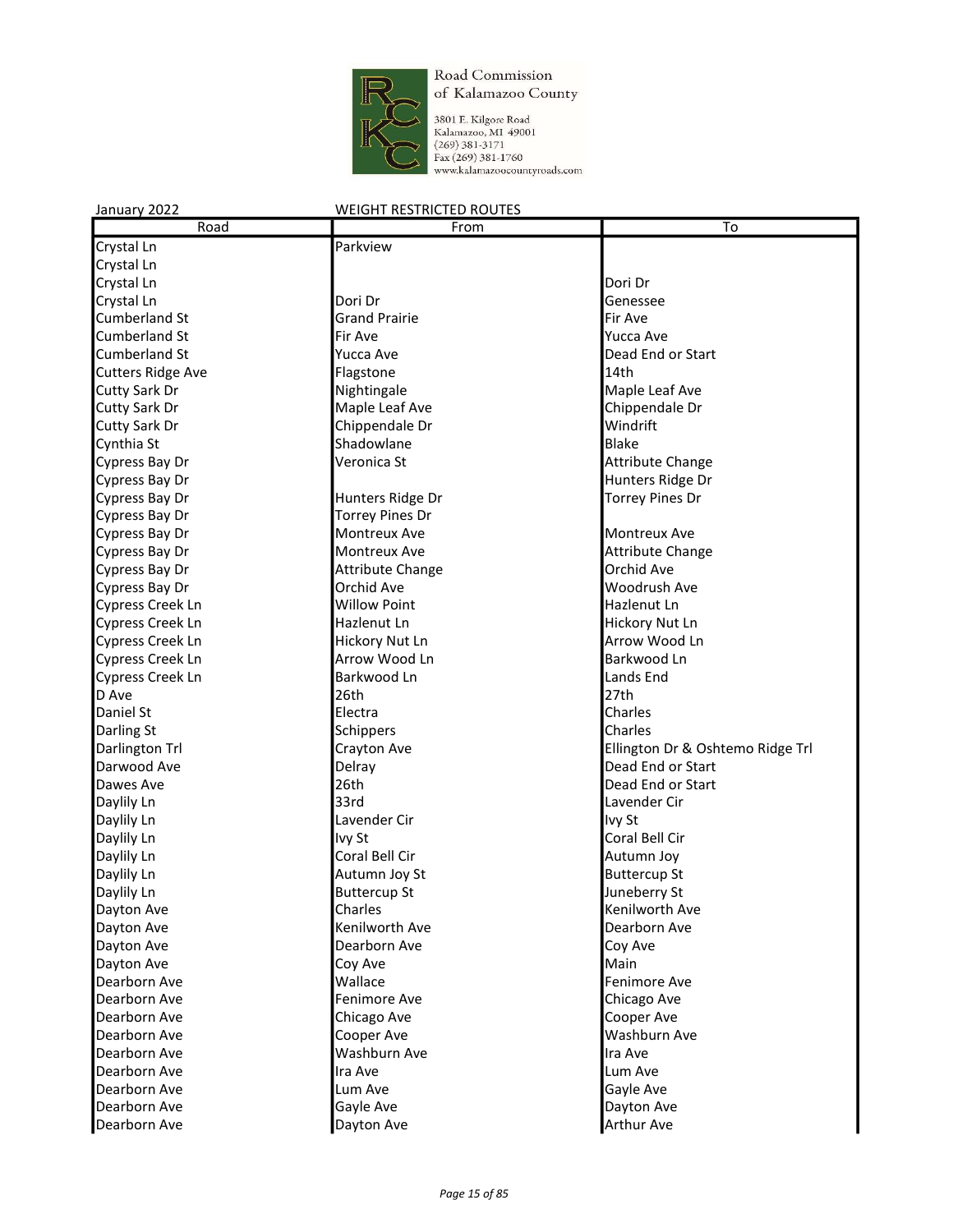Road Commission of Kalamazoo County

3801 E. Kilgore Road
Kalamazoo, MI 49001
(269) 381-3171
Fax (269) 381-1760
www.kalamazoocountyroads.com

January 2022 WEIGHT RESTRICTED ROUTES

| Road | From | To |
|---|---|---|
| Crystal Ln | Parkview | |
| Crystal Ln | | |
| Crystal Ln | | Dori Dr |
| Crystal Ln | Dori Dr | Genessee |
| Cumberland St | Grand Prairie | Fir Ave |
| Cumberland St | Fir Ave | Yucca Ave |
| Cumberland St | Yucca Ave | Dead End or Start |
| Cutters Ridge Ave | Flagstone | 14th |
| Cutty Sark Dr | Nightingale | Maple Leaf Ave |
| Cutty Sark Dr | Maple Leaf Ave | Chippendale Dr |
| Cutty Sark Dr | Chippendale Dr | Windrift |
| Cynthia St | Shadowlane | Blake |
| Cypress Bay Dr | Veronica St | Attribute Change |
| Cypress Bay Dr | | Hunters Ridge Dr |
| Cypress Bay Dr | Hunters Ridge Dr | Torrey Pines Dr |
| Cypress Bay Dr | Torrey Pines Dr | |
| Cypress Bay Dr | Montreux Ave | Montreux Ave |
| Cypress Bay Dr | Montreux Ave | Attribute Change |
| Cypress Bay Dr | Attribute Change | Orchid Ave |
| Cypress Bay Dr | Orchid Ave | Woodrush Ave |
| Cypress Creek Ln | Willow Point | Hazlenut Ln |
| Cypress Creek Ln | Hazlenut Ln | Hickory Nut Ln |
| Cypress Creek Ln | Hickory Nut Ln | Arrow Wood Ln |
| Cypress Creek Ln | Arrow Wood Ln | Barkwood Ln |
| Cypress Creek Ln | Barkwood Ln | Lands End |
| D Ave | 26th | 27th |
| Daniel St | Electra | Charles |
| Darling St | Schippers | Charles |
| Darlington Trl | Crayton Ave | Ellington Dr & Oshtemo Ridge Trl |
| Darwood Ave | Delray | Dead End or Start |
| Dawes Ave | 26th | Dead End or Start |
| Daylily Ln | 33rd | Lavender Cir |
| Daylily Ln | Lavender Cir | Ivy St |
| Daylily Ln | Ivy St | Coral Bell Cir |
| Daylily Ln | Coral Bell Cir | Autumn Joy |
| Daylily Ln | Autumn Joy St | Buttercup St |
| Daylily Ln | Buttercup St | Juneberry St |
| Dayton Ave | Charles | Kenilworth Ave |
| Dayton Ave | Kenilworth Ave | Dearborn Ave |
| Dayton Ave | Dearborn Ave | Coy Ave |
| Dayton Ave | Coy Ave | Main |
| Dearborn Ave | Wallace | Fenimore Ave |
| Dearborn Ave | Fenimore Ave | Chicago Ave |
| Dearborn Ave | Chicago Ave | Cooper Ave |
| Dearborn Ave | Cooper Ave | Washburn Ave |
| Dearborn Ave | Washburn Ave | Ira Ave |
| Dearborn Ave | Ira Ave | Lum Ave |
| Dearborn Ave | Lum Ave | Gayle Ave |
| Dearborn Ave | Gayle Ave | Dayton Ave |
| Dearborn Ave | Dayton Ave | Arthur Ave |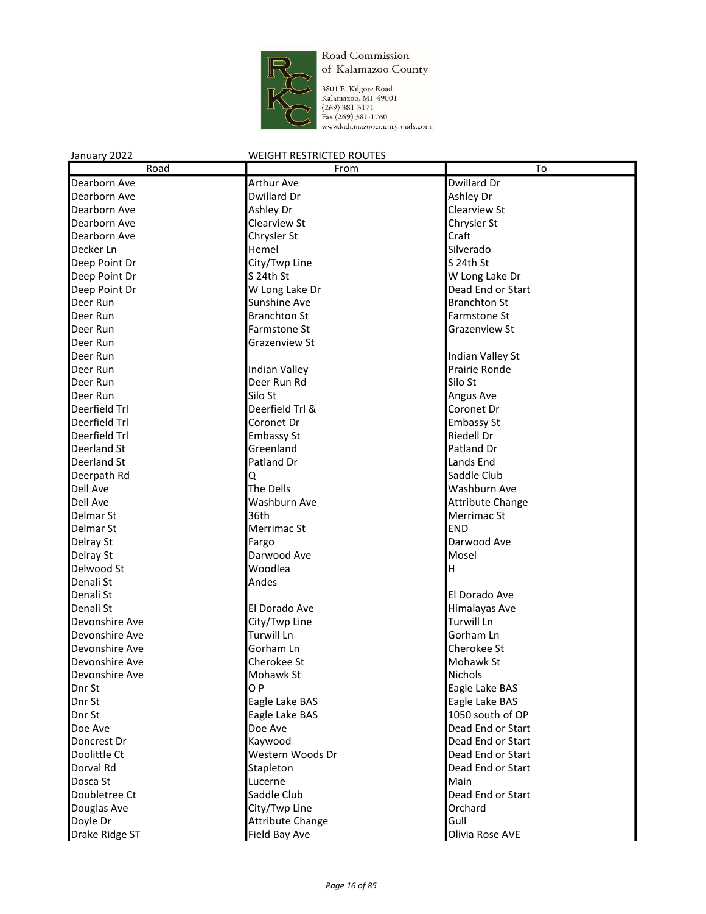Road Commission of Kalamazoo County

3801 E. Kilgore Road
Kalamazoo, MI 49001
(269) 381-3171
Fax (269) 381-1760
www.kalamazoocountyroads.com

January 2022 WEIGHT RESTRICTED ROUTES

| Road | From | To |
|---|---|---|
| Dearborn Ave | Arthur Ave | Dwillard Dr |
| Dearborn Ave | Dwillard Dr | Ashley Dr |
| Dearborn Ave | Ashley Dr | Clearview St |
| Dearborn Ave | Clearview St | Chrysler St |
| Dearborn Ave | Chrysler St | Craft |
| Decker Ln | Hemel | Silverado |
| Deep Point Dr | City/Twp Line | S 24th St |
| Deep Point Dr | S 24th St | W Long Lake Dr |
| Deep Point Dr | W Long Lake Dr | Dead End or Start |
| Deer Run | Sunshine Ave | Branchton St |
| Deer Run | Branchton St | Farmstone St |
| Deer Run | Farmstone St | Grazenview St |
| Deer Run | Grazenview St | |
| Deer Run | | Indian Valley St |
| Deer Run | Indian Valley | Prairie Ronde |
| Deer Run | Deer Run Rd | Silo St |
| Deer Run | Silo St | Angus Ave |
| Deerfield Trl | Deerfield Trl & | Coronet Dr |
| Deerfield Trl | Coronet Dr | Embassy St |
| Deerfield Trl | Embassy St | Riedell Dr |
| Deerland St | Greenland | Patland Dr |
| Deerland St | Patland Dr | Lands End |
| Deerpath Rd | Q | Saddle Club |
| Dell Ave | The Dells | Washburn Ave |
| Dell Ave | Washburn Ave | Attribute Change |
| Delmar St | 36th | Merrimac St |
| Delmar St | Merrimac St | END |
| Delray St | Fargo | Darwood Ave |
| Delray St | Darwood Ave | Mosel |
| Delwood St | Woodlea | H |
| Denali St | Andes | |
| Denali St | | El Dorado Ave |
| Denali St | El Dorado Ave | Himalayas Ave |
| Devonshire Ave | City/Twp Line | Turwill Ln |
| Devonshire Ave | Turwill Ln | Gorham Ln |
| Devonshire Ave | Gorham Ln | Cherokee St |
| Devonshire Ave | Cherokee St | Mohawk St |
| Devonshire Ave | Mohawk St | Nichols |
| Dnr St | O P | Eagle Lake BAS |
| Dnr St | Eagle Lake BAS | Eagle Lake BAS |
| Dnr St | Eagle Lake BAS | 1050 south of OP |
| Doe Ave | Doe Ave | Dead End or Start |
| Doncrest Dr | Kaywood | Dead End or Start |
| Doolittle Ct | Western Woods Dr | Dead End or Start |
| Dorval Rd | Stapleton | Dead End or Start |
| Dosca St | Lucerne | Main |
| Doubletree Ct | Saddle Club | Dead End or Start |
| Douglas Ave | City/Twp Line | Orchard |
| Doyle Dr | Attribute Change | Gull |
| Drake Ridge ST | Field Bay Ave | Olivia Rose AVE |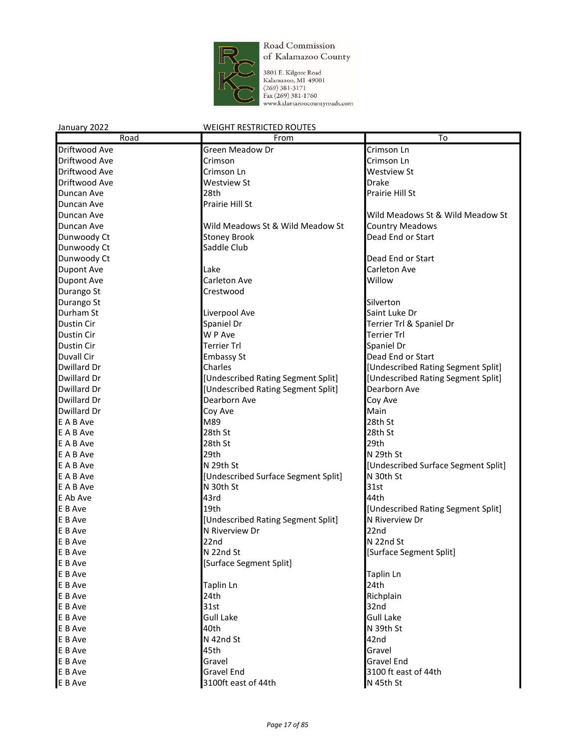Road Commission of Kalamazoo County
3801 E. Kilgore Road
Kalamazoo, MI 49001
(269) 381-3171
Fax (269) 381-1760
www.kalamazoocountyroads.com

January 2022 WEIGHT RESTRICTED ROUTES

| Road | From | To |
|---|---|---|
| Driftwood Ave | Green Meadow Dr | Crimson Ln |
| Driftwood Ave | Crimson | Crimson Ln |
| Driftwood Ave | Crimson Ln | Westview St |
| Driftwood Ave | Westview St | Drake |
| Duncan Ave | 28th | Prairie Hill St |
| Duncan Ave | Prairie Hill St | |
| Duncan Ave | | Wild Meadows St & Wild Meadow St |
| Duncan Ave | Wild Meadows St & Wild Meadow St | Country Meadows |
| Dunwoody Ct | Stoney Brook | Dead End or Start |
| Dunwoody Ct | Saddle Club | |
| Dunwoody Ct | | Dead End or Start |
| Dupont Ave | Lake | Carleton Ave |
| Dupont Ave | Carleton Ave | Willow |
| Durango St | Crestwood | |
| Durango St | | Silverton |
| Durham St | Liverpool Ave | Saint Luke Dr |
| Dustin Cir | Spaniel Dr | Terrier Trl & Spaniel Dr |
| Dustin Cir | W P Ave | Terrier Trl |
| Dustin Cir | Terrier Trl | Spaniel Dr |
| Duvall Cir | Embassy St | Dead End or Start |
| Dwillard Dr | Charles | [Undescribed Rating Segment Split] |
| Dwillard Dr | [Undescribed Rating Segment Split] | [Undescribed Rating Segment Split] |
| Dwillard Dr | [Undescribed Rating Segment Split] | Dearborn Ave |
| Dwillard Dr | Dearborn Ave | Coy Ave |
| Dwillard Dr | Coy Ave | Main |
| E A B Ave | M89 | 28th St |
| E A B Ave | 28th St | 28th St |
| E A B Ave | 28th St | 29th |
| E A B Ave | 29th | N 29th St |
| E A B Ave | N 29th St | [Undescribed Surface Segment Split] |
| E A B Ave | [Undescribed Surface Segment Split] | N 30th St |
| E A B Ave | N 30th St | 31st |
| E Ab Ave | 43rd | 44th |
| E B Ave | 19th | [Undescribed Rating Segment Split] |
| E B Ave | [Undescribed Rating Segment Split] | N Riverview Dr |
| E B Ave | N Riverview Dr | 22nd |
| E B Ave | 22nd | N 22nd St |
| E B Ave | N 22nd St | [Surface Segment Split] |
| E B Ave | [Surface Segment Split] | |
| E B Ave | | Taplin Ln |
| E B Ave | Taplin Ln | 24th |
| E B Ave | 24th | Richplain |
| E B Ave | 31st | 32nd |
| E B Ave | Gull Lake | Gull Lake |
| E B Ave | 40th | N 39th St |
| E B Ave | N 42nd St | 42nd |
| E B Ave | 45th | Gravel |
| E B Ave | Gravel | Gravel End |
| E B Ave | Gravel End | 3100 ft east of 44th |
| E B Ave | 3100ft east of 44th | N 45th St |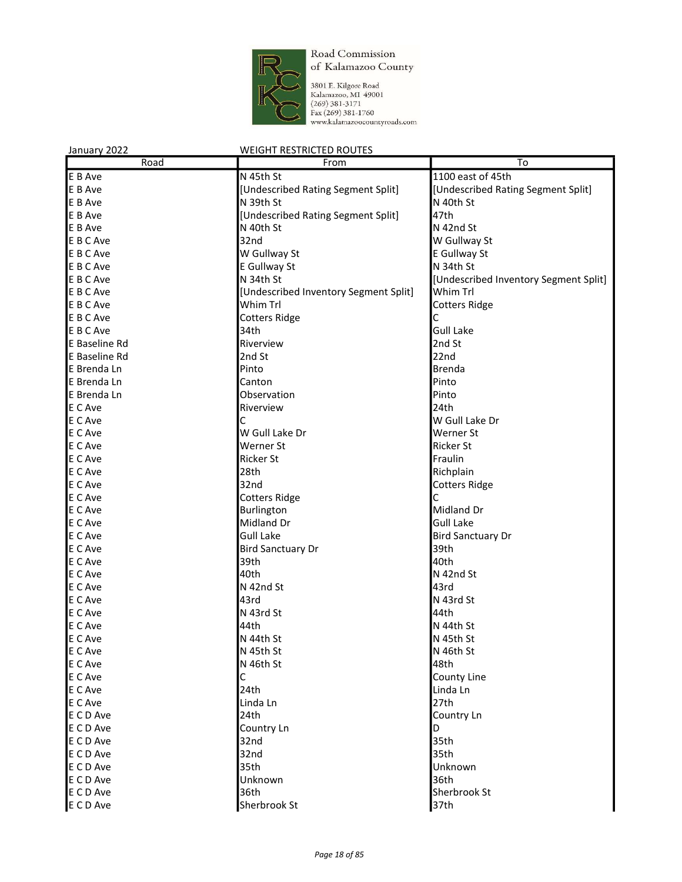Road Commission of Kalamazoo County

3801 E. Kilgore Road
Kalamazoo, MI 49001
(269) 381-3171
Fax (269) 381-1760
www.kalamazoocountyroads.com

January 2022 — WEIGHT RESTRICTED ROUTES

| Road | From | To |
|---|---|---|
| E B Ave | N 45th St | 1100 east of 45th |
| E B Ave | [Undescribed Rating Segment Split] | [Undescribed Rating Segment Split] |
| E B Ave | N 39th St | N 40th St |
| E B Ave | [Undescribed Rating Segment Split] | 47th |
| E B Ave | N 40th St | N 42nd St |
| E B C Ave | 32nd | W Gullway St |
| E B C Ave | W Gullway St | E Gullway St |
| E B C Ave | E Gullway St | N 34th St |
| E B C Ave | N 34th St | [Undescribed Inventory Segment Split] |
| E B C Ave | [Undescribed Inventory Segment Split] | Whim Trl |
| E B C Ave | Whim Trl | Cotters Ridge |
| E B C Ave | Cotters Ridge | C |
| E B C Ave | 34th | Gull Lake |
| E Baseline Rd | Riverview | 2nd St |
| E Baseline Rd | 2nd St | 22nd |
| E Brenda Ln | Pinto | Brenda |
| E Brenda Ln | Canton | Pinto |
| E Brenda Ln | Observation | Pinto |
| E C Ave | Riverview | 24th |
| E C Ave | C | W Gull Lake Dr |
| E C Ave | W Gull Lake Dr | Werner St |
| E C Ave | Werner St | Ricker St |
| E C Ave | Ricker St | Fraulin |
| E C Ave | 28th | Richplain |
| E C Ave | 32nd | Cotters Ridge |
| E C Ave | Cotters Ridge | C |
| E C Ave | Burlington | Midland Dr |
| E C Ave | Midland Dr | Gull Lake |
| E C Ave | Gull Lake | Bird Sanctuary Dr |
| E C Ave | Bird Sanctuary Dr | 39th |
| E C Ave | 39th | 40th |
| E C Ave | 40th | N 42nd St |
| E C Ave | N 42nd St | 43rd |
| E C Ave | 43rd | N 43rd St |
| E C Ave | N 43rd St | 44th |
| E C Ave | 44th | N 44th St |
| E C Ave | N 44th St | N 45th St |
| E C Ave | N 45th St | N 46th St |
| E C Ave | N 46th St | 48th |
| E C Ave | C | County Line |
| E C Ave | 24th | Linda Ln |
| E C Ave | Linda Ln | 27th |
| E C D Ave | 24th | Country Ln |
| E C D Ave | Country Ln | D |
| E C D Ave | 32nd | 35th |
| E C D Ave | 32nd | 35th |
| E C D Ave | 35th | Unknown |
| E C D Ave | Unknown | 36th |
| E C D Ave | 36th | Sherbrook St |
| E C D Ave | Sherbrook St | 37th |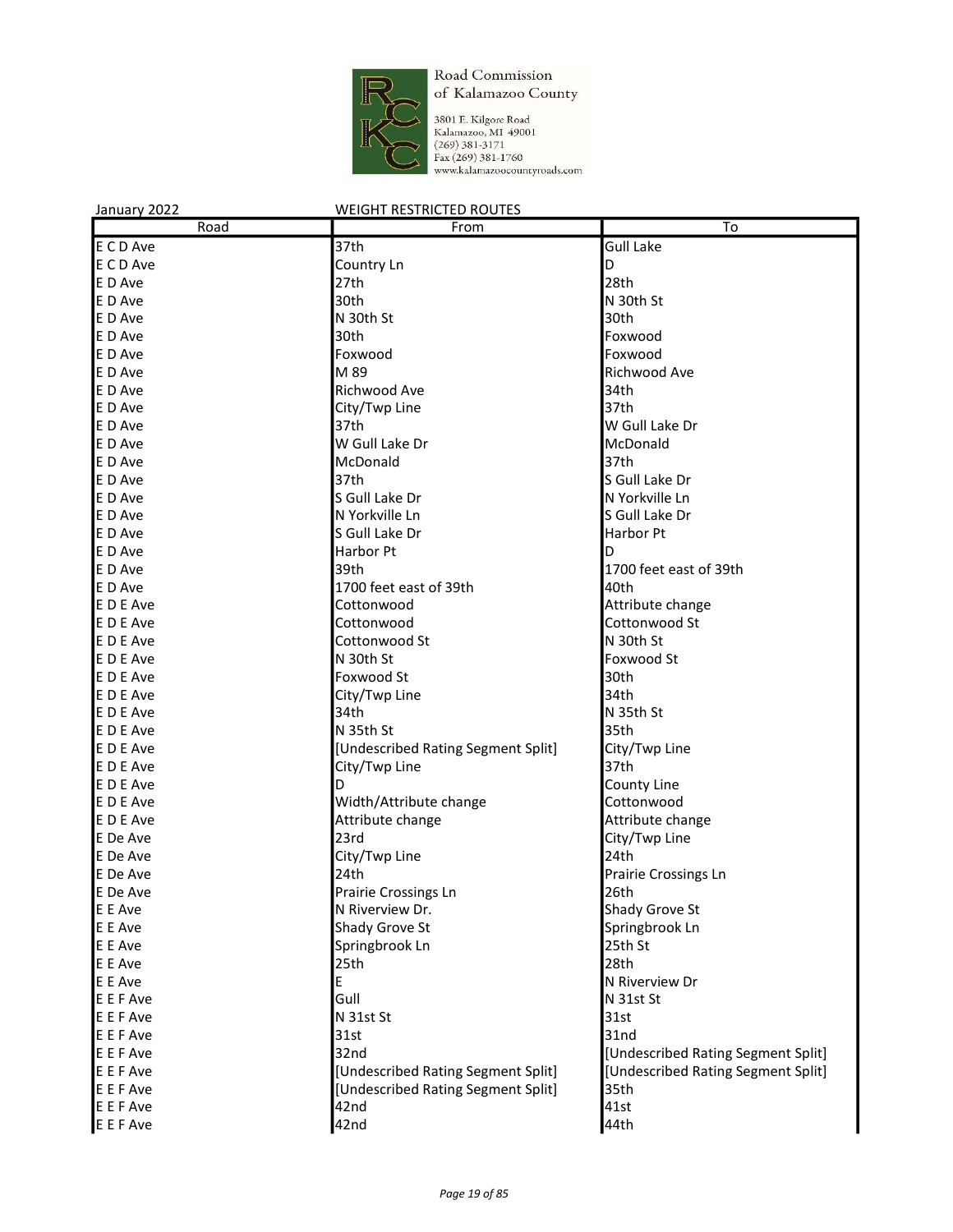Road Commission of Kalamazoo County

3801 E. Kilgore Road
Kalamazoo, MI 49001
(269) 381-3171
Fax (269) 381-1760
www.kalamazoocountyroads.com

January 2022 WEIGHT RESTRICTED ROUTES

| Road | From | To |
|---|---|---|
| E C D Ave | 37th | Gull Lake |
| E C D Ave | Country Ln | D |
| E D Ave | 27th | 28th |
| E D Ave | 30th | N 30th St |
| E D Ave | N 30th St | 30th |
| E D Ave | 30th | Foxwood |
| E D Ave | Foxwood | Foxwood |
| E D Ave | M 89 | Richwood Ave |
| E D Ave | Richwood Ave | 34th |
| E D Ave | City/Twp Line | 37th |
| E D Ave | 37th | W Gull Lake Dr |
| E D Ave | W Gull Lake Dr | McDonald |
| E D Ave | McDonald | 37th |
| E D Ave | 37th | S Gull Lake Dr |
| E D Ave | S Gull Lake Dr | N Yorkville Ln |
| E D Ave | N Yorkville Ln | S Gull Lake Dr |
| E D Ave | S Gull Lake Dr | Harbor Pt |
| E D Ave | Harbor Pt | D |
| E D Ave | 39th | 1700 feet east of 39th |
| E D Ave | 1700 feet east of 39th | 40th |
| E D E Ave | Cottonwood | Attribute change |
| E D E Ave | Cottonwood | Cottonwood St |
| E D E Ave | Cottonwood St | N 30th St |
| E D E Ave | N 30th St | Foxwood St |
| E D E Ave | Foxwood St | 30th |
| E D E Ave | City/Twp Line | 34th |
| E D E Ave | 34th | N 35th St |
| E D E Ave | N 35th St | 35th |
| E D E Ave | [Undescribed Rating Segment Split] | City/Twp Line |
| E D E Ave | City/Twp Line | 37th |
| E D E Ave | D | County Line |
| E D E Ave | Width/Attribute change | Cottonwood |
| E D E Ave | Attribute change | Attribute change |
| E De Ave | 23rd | City/Twp Line |
| E De Ave | City/Twp Line | 24th |
| E De Ave | 24th | Prairie Crossings Ln |
| E De Ave | Prairie Crossings Ln | 26th |
| E E Ave | N Riverview Dr. | Shady Grove St |
| E E Ave | Shady Grove St | Springbrook Ln |
| E E Ave | Springbrook Ln | 25th St |
| E E Ave | 25th | 28th |
| E E Ave | E | N Riverview Dr |
| E E F Ave | Gull | N 31st St |
| E E F Ave | N 31st St | 31st |
| E E F Ave | 31st | 31nd |
| E E F Ave | 32nd | [Undescribed Rating Segment Split] |
| E E F Ave | [Undescribed Rating Segment Split] | [Undescribed Rating Segment Split] |
| E E F Ave | [Undescribed Rating Segment Split] | 35th |
| E E F Ave | 42nd | 41st |
| E E F Ave | 42nd | 44th |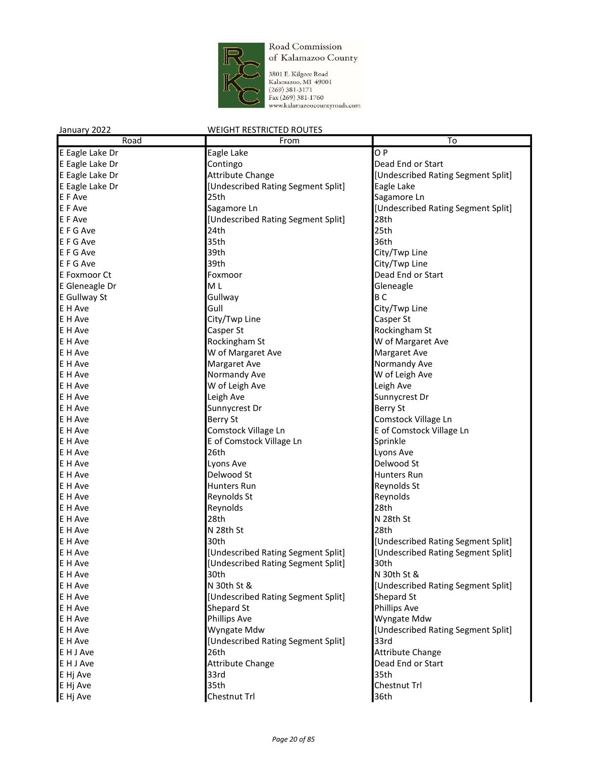Road Commission of Kalamazoo County

3801 E. Kilgore Road
Kalamazoo, MI 49001
(269) 381-3171
Fax (269) 381-1760
www.kalamazoocountyroads.com

January 2022 WEIGHT RESTRICTED ROUTES

| Road | From | To |
|---|---|---|
| E Eagle Lake Dr | Eagle Lake | O P |
| E Eagle Lake Dr | Contingo | Dead End or Start |
| E Eagle Lake Dr | Attribute Change | [Undescribed Rating Segment Split] |
| E Eagle Lake Dr | [Undescribed Rating Segment Split] | Eagle Lake |
| E F Ave | 25th | Sagamore Ln |
| E F Ave | Sagamore Ln | [Undescribed Rating Segment Split] |
| E F Ave | [Undescribed Rating Segment Split] | 28th |
| E F G Ave | 24th | 25th |
| E F G Ave | 35th | 36th |
| E F G Ave | 39th | City/Twp Line |
| E F G Ave | 39th | City/Twp Line |
| E Foxmoor Ct | Foxmoor | Dead End or Start |
| E Gleneagle Dr | M L | Gleneagle |
| E Gullway St | Gullway | B C |
| E H Ave | Gull | City/Twp Line |
| E H Ave | City/Twp Line | Casper St |
| E H Ave | Casper St | Rockingham St |
| E H Ave | Rockingham St | W of Margaret Ave |
| E H Ave | W of Margaret Ave | Margaret Ave |
| E H Ave | Margaret Ave | Normandy Ave |
| E H Ave | Normandy Ave | W of Leigh Ave |
| E H Ave | W of Leigh Ave | Leigh Ave |
| E H Ave | Leigh Ave | Sunnycrest Dr |
| E H Ave | Sunnycrest Dr | Berry St |
| E H Ave | Berry St | Comstock Village Ln |
| E H Ave | Comstock Village Ln | E of Comstock Village Ln |
| E H Ave | E of Comstock Village Ln | Sprinkle |
| E H Ave | 26th | Lyons Ave |
| E H Ave | Lyons Ave | Delwood St |
| E H Ave | Delwood St | Hunters Run |
| E H Ave | Hunters Run | Reynolds St |
| E H Ave | Reynolds St | Reynolds |
| E H Ave | Reynolds | 28th |
| E H Ave | 28th | N 28th St |
| E H Ave | N 28th St | 28th |
| E H Ave | 30th | [Undescribed Rating Segment Split] |
| E H Ave | [Undescribed Rating Segment Split] | [Undescribed Rating Segment Split] |
| E H Ave | [Undescribed Rating Segment Split] | 30th |
| E H Ave | 30th | N 30th St & |
| E H Ave | N 30th St & | [Undescribed Rating Segment Split] |
| E H Ave | [Undescribed Rating Segment Split] | Shepard St |
| E H Ave | Shepard St | Phillips Ave |
| E H Ave | Phillips Ave | Wyngate Mdw |
| E H Ave | Wyngate Mdw | [Undescribed Rating Segment Split] |
| E H Ave | [Undescribed Rating Segment Split] | 33rd |
| E H J Ave | 26th | Attribute Change |
| E H J Ave | Attribute Change | Dead End or Start |
| E Hj Ave | 33rd | 35th |
| E Hj Ave | 35th | Chestnut Trl |
| E Hj Ave | Chestnut Trl | 36th |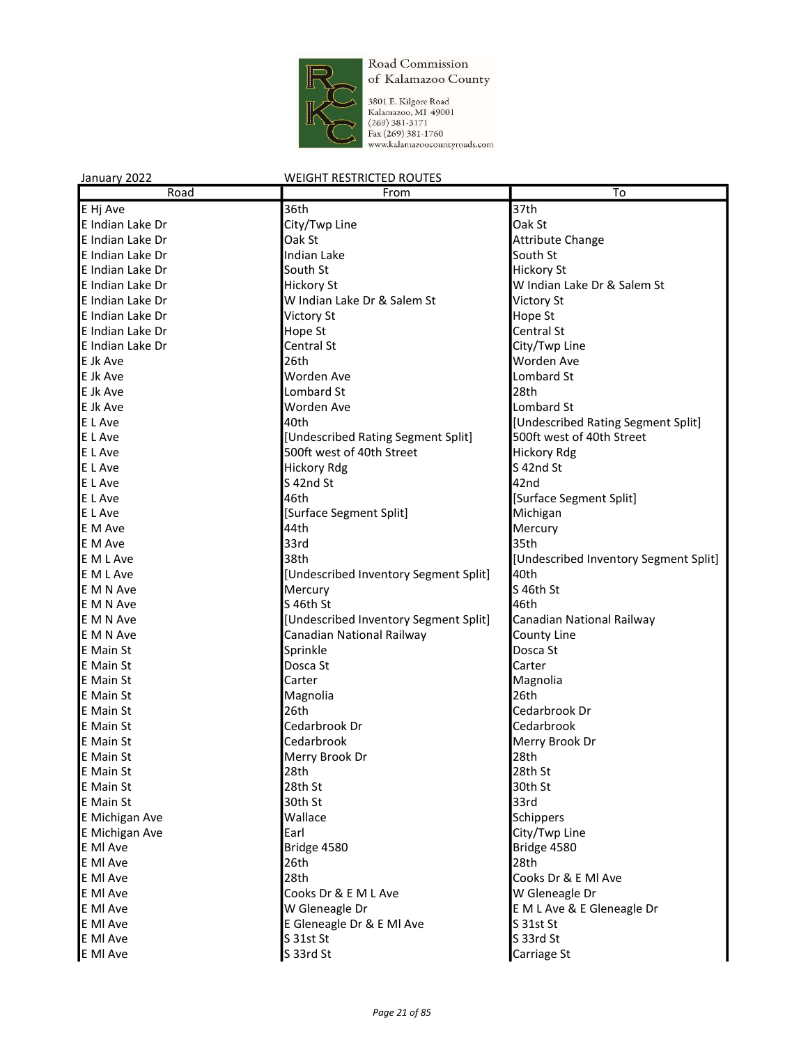Road Commission of Kalamazoo County

3801 E. Kilgore Road
Kalamazoo, MI 49001
(269) 381-3171
Fax (269) 381-1760
www.kalamazoocountyroads.com

January 2022 WEIGHT RESTRICTED ROUTES

| Road | From | To |
|---|---|---|
| E Hj Ave | 36th | 37th |
| E Indian Lake Dr | City/Twp Line | Oak St |
| E Indian Lake Dr | Oak St | Attribute Change |
| E Indian Lake Dr | Indian Lake | South St |
| E Indian Lake Dr | South St | Hickory St |
| E Indian Lake Dr | Hickory St | W Indian Lake Dr & Salem St |
| E Indian Lake Dr | W Indian Lake Dr & Salem St | Victory St |
| E Indian Lake Dr | Victory St | Hope St |
| E Indian Lake Dr | Hope St | Central St |
| E Indian Lake Dr | Central St | City/Twp Line |
| E Jk Ave | 26th | Worden Ave |
| E Jk Ave | Worden Ave | Lombard St |
| E Jk Ave | Lombard St | 28th |
| E Jk Ave | Worden Ave | Lombard St |
| E L Ave | 40th | [Undescribed Rating Segment Split] |
| E L Ave | [Undescribed Rating Segment Split] | 500ft west of 40th Street |
| E L Ave | 500ft west of 40th Street | Hickory Rdg |
| E L Ave | Hickory Rdg | S 42nd St |
| E L Ave | S 42nd St | 42nd |
| E L Ave | 46th | [Surface Segment Split] |
| E L Ave | [Surface Segment Split] | Michigan |
| E M Ave | 44th | Mercury |
| E M Ave | 33rd | 35th |
| E M L Ave | 38th | [Undescribed Inventory Segment Split] |
| E M L Ave | [Undescribed Inventory Segment Split] | 40th |
| E M N Ave | Mercury | S 46th St |
| E M N Ave | S 46th St | 46th |
| E M N Ave | [Undescribed Inventory Segment Split] | Canadian National Railway |
| E M N Ave | Canadian National Railway | County Line |
| E Main St | Sprinkle | Dosca St |
| E Main St | Dosca St | Carter |
| E Main St | Carter | Magnolia |
| E Main St | Magnolia | 26th |
| E Main St | 26th | Cedarbrook Dr |
| E Main St | Cedarbrook Dr | Cedarbrook |
| E Main St | Cedarbrook | Merry Brook Dr |
| E Main St | Merry Brook Dr | 28th |
| E Main St | 28th | 28th St |
| E Main St | 28th St | 30th St |
| E Main St | 30th St | 33rd |
| E Michigan Ave | Wallace | Schippers |
| E Michigan Ave | Earl | City/Twp Line |
| E Ml Ave | Bridge 4580 | Bridge 4580 |
| E Ml Ave | 26th | 28th |
| E Ml Ave | 28th | Cooks Dr & E Ml Ave |
| E Ml Ave | Cooks Dr & E M L Ave | W Gleneagle Dr |
| E Ml Ave | W Gleneagle Dr | E M L Ave & E Gleneagle Dr |
| E Ml Ave | E Gleneagle Dr & E Ml Ave | S 31st St |
| E Ml Ave | S 31st St | S 33rd St |
| E Ml Ave | S 33rd St | Carriage St |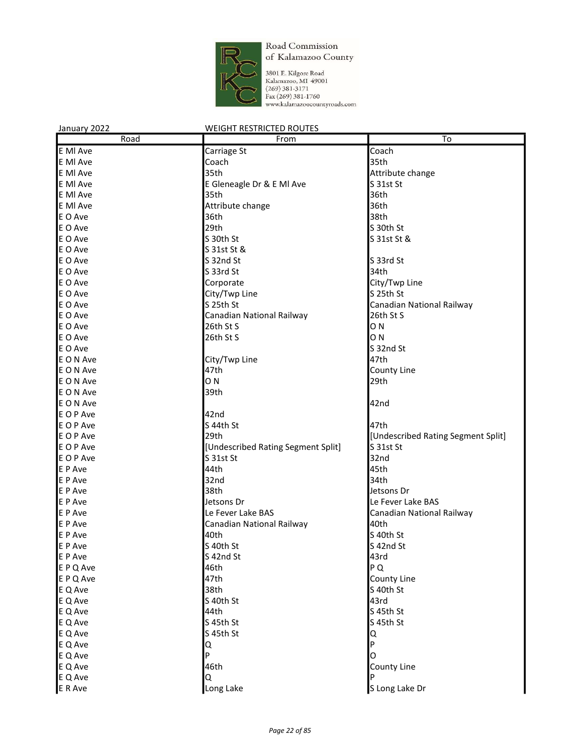Road Commission of Kalamazoo County

3801 E. Kilgore Road
Kalamazoo, MI 49001
(269) 381-3171
Fax (269) 381-1760
www.kalamazoocountyroads.com

January 2022 WEIGHT RESTRICTED ROUTES

| Road | From | To |
|---|---|---|
| E MI Ave | Carriage St | Coach |
| E MI Ave | Coach | 35th |
| E MI Ave | 35th | Attribute change |
| E MI Ave | E Gleneagle Dr & E MI Ave | S 31st St |
| E MI Ave | 35th | 36th |
| E MI Ave | Attribute change | 36th |
| E O Ave | 36th | 38th |
| E O Ave | 29th | S 30th St |
| E O Ave | S 30th St | S 31st St & |
| E O Ave | S 31st St & | |
| E O Ave | S 32nd St | S 33rd St |
| E O Ave | S 33rd St | 34th |
| E O Ave | Corporate | City/Twp Line |
| E O Ave | City/Twp Line | S 25th St |
| E O Ave | S 25th St | Canadian National Railway |
| E O Ave | Canadian National Railway | 26th St S |
| E O Ave | 26th St S | O N |
| E O Ave | 26th St S | O N |
| E O Ave | | S 32nd St |
| E O N Ave | City/Twp Line | 47th |
| E O N Ave | 47th | County Line |
| E O N Ave | O N | 29th |
| E O N Ave | 39th | |
| E O N Ave | | 42nd |
| E O P Ave | 42nd | |
| E O P Ave | S 44th St | 47th |
| E O P Ave | 29th | [Undescribed Rating Segment Split] |
| E O P Ave | [Undescribed Rating Segment Split] | S 31st St |
| E O P Ave | S 31st St | 32nd |
| E P Ave | 44th | 45th |
| E P Ave | 32nd | 34th |
| E P Ave | 38th | Jetsons Dr |
| E P Ave | Jetsons Dr | Le Fever Lake BAS |
| E P Ave | Le Fever Lake BAS | Canadian National Railway |
| E P Ave | Canadian National Railway | 40th |
| E P Ave | 40th | S 40th St |
| E P Ave | S 40th St | S 42nd St |
| E P Ave | S 42nd St | 43rd |
| E P Q Ave | 46th | P Q |
| E P Q Ave | 47th | County Line |
| E Q Ave | 38th | S 40th St |
| E Q Ave | S 40th St | 43rd |
| E Q Ave | 44th | S 45th St |
| E Q Ave | S 45th St | S 45th St |
| E Q Ave | S 45th St | Q |
| E Q Ave | Q | P |
| E Q Ave | P | O |
| E Q Ave | 46th | County Line |
| E Q Ave | Q | P |
| E R Ave | Long Lake | S Long Lake Dr |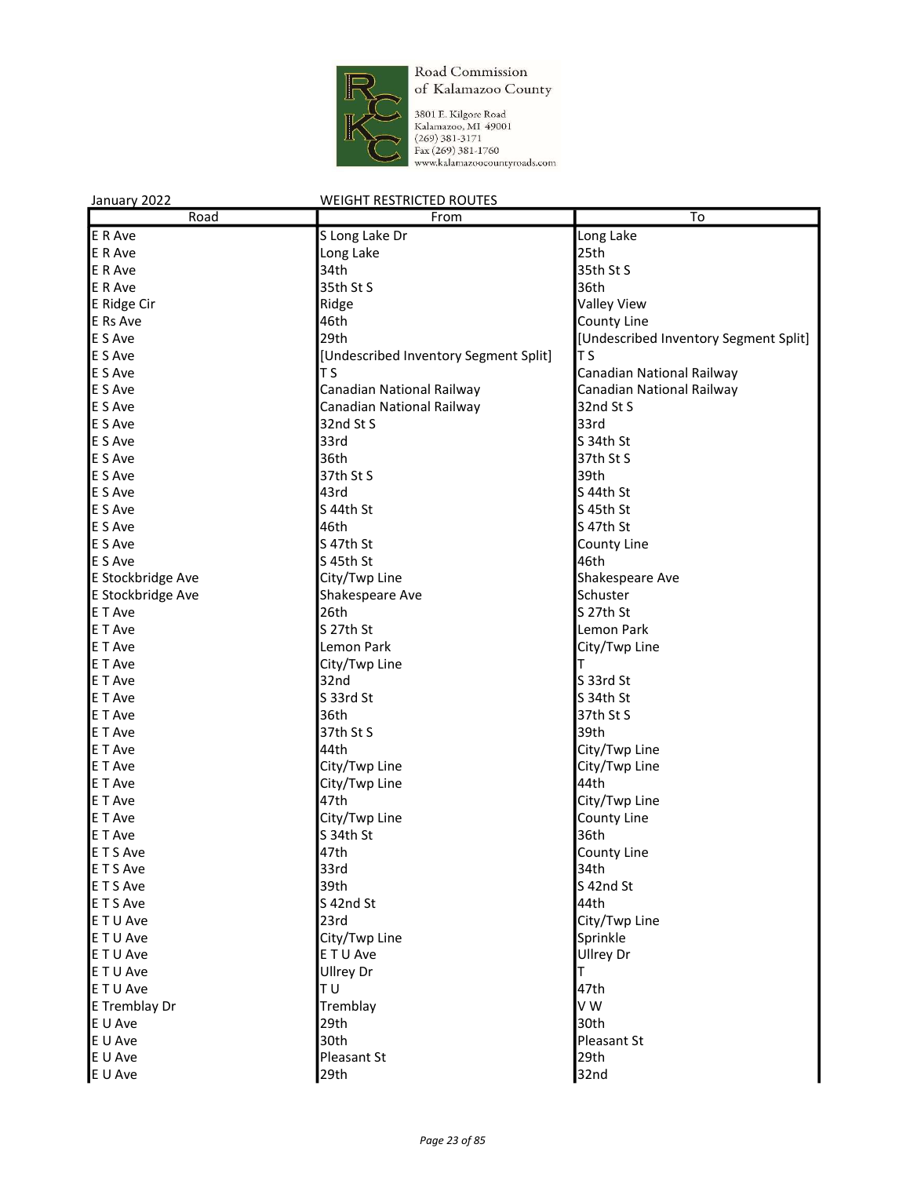Road Commission of Kalamazoo County
3801 E. Kilgore Road
Kalamazoo, MI 49001
(269) 381-3171
Fax (269) 381-1760
www.kalamazoocountyroads.com

January 2022 WEIGHT RESTRICTED ROUTES

| Road | From | To |
|---|---|---|
| E R Ave | S Long Lake Dr | Long Lake |
| E R Ave | Long Lake | 25th |
| E R Ave | 34th | 35th St S |
| E R Ave | 35th St S | 36th |
| E Ridge Cir | Ridge | Valley View |
| E Rs Ave | 46th | County Line |
| E S Ave | 29th | [Undescribed Inventory Segment Split] |
| E S Ave | [Undescribed Inventory Segment Split] | T S |
| E S Ave | T S | Canadian National Railway |
| E S Ave | Canadian National Railway | Canadian National Railway |
| E S Ave | Canadian National Railway | 32nd St S |
| E S Ave | 32nd St S | 33rd |
| E S Ave | 33rd | S 34th St |
| E S Ave | 36th | 37th St S |
| E S Ave | 37th St S | 39th |
| E S Ave | 43rd | S 44th St |
| E S Ave | S 44th St | S 45th St |
| E S Ave | 46th | S 47th St |
| E S Ave | S 47th St | County Line |
| E S Ave | S 45th St | 46th |
| E Stockbridge Ave | City/Twp Line | Shakespeare Ave |
| E Stockbridge Ave | Shakespeare Ave | Schuster |
| E T Ave | 26th | S 27th St |
| E T Ave | S 27th St | Lemon Park |
| E T Ave | Lemon Park | City/Twp Line |
| E T Ave | City/Twp Line | T |
| E T Ave | 32nd | S 33rd St |
| E T Ave | S 33rd St | S 34th St |
| E T Ave | 36th | 37th St S |
| E T Ave | 37th St S | 39th |
| E T Ave | 44th | City/Twp Line |
| E T Ave | City/Twp Line | City/Twp Line |
| E T Ave | City/Twp Line | 44th |
| E T Ave | 47th | City/Twp Line |
| E T Ave | City/Twp Line | County Line |
| E T Ave | S 34th St | 36th |
| E T S Ave | 47th | County Line |
| E T S Ave | 33rd | 34th |
| E T S Ave | 39th | S 42nd St |
| E T S Ave | S 42nd St | 44th |
| E T U Ave | 23rd | City/Twp Line |
| E T U Ave | City/Twp Line | Sprinkle |
| E T U Ave | E T U Ave | Ullrey Dr |
| E T U Ave | Ullrey Dr | T |
| E T U Ave | T U | 47th |
| E Tremblay Dr | Tremblay | V W |
| E U Ave | 29th | 30th |
| E U Ave | 30th | Pleasant St |
| E U Ave | Pleasant St | 29th |
| E U Ave | 29th | 32nd |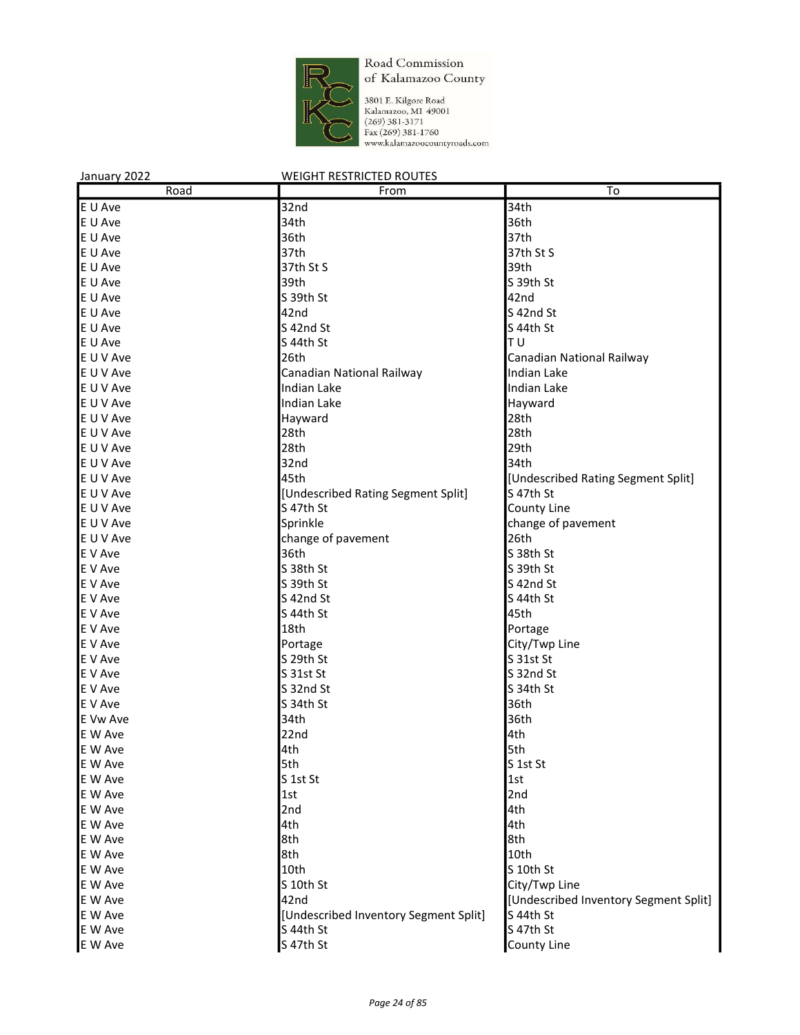Road Commission of Kalamazoo County

3801 E. Kilgore Road
Kalamazoo, MI 49001
(269) 381-3171
Fax (269) 381-1760
www.kalamazoocountyroads.com

January 2022 WEIGHT RESTRICTED ROUTES

| Road | From | To |
|---|---|---|
| E U Ave | 32nd | 34th |
| E U Ave | 34th | 36th |
| E U Ave | 36th | 37th |
| E U Ave | 37th | 37th St S |
| E U Ave | 37th St S | 39th |
| E U Ave | 39th | S 39th St |
| E U Ave | S 39th St | 42nd |
| E U Ave | 42nd | S 42nd St |
| E U Ave | S 42nd St | S 44th St |
| E U Ave | S 44th St | T U |
| E U V Ave | 26th | Canadian National Railway |
| E U V Ave | Canadian National Railway | Indian Lake |
| E U V Ave | Indian Lake | Indian Lake |
| E U V Ave | Indian Lake | Hayward |
| E U V Ave | Hayward | 28th |
| E U V Ave | 28th | 28th |
| E U V Ave | 28th | 29th |
| E U V Ave | 32nd | 34th |
| E U V Ave | 45th | [Undescribed Rating Segment Split] |
| E U V Ave | [Undescribed Rating Segment Split] | S 47th St |
| E U V Ave | S 47th St | County Line |
| E U V Ave | Sprinkle | change of pavement |
| E U V Ave | change of pavement | 26th |
| E V Ave | 36th | S 38th St |
| E V Ave | S 38th St | S 39th St |
| E V Ave | S 39th St | S 42nd St |
| E V Ave | S 42nd St | S 44th St |
| E V Ave | S 44th St | 45th |
| E V Ave | 18th | Portage |
| E V Ave | Portage | City/Twp Line |
| E V Ave | S 29th St | S 31st St |
| E V Ave | S 31st St | S 32nd St |
| E V Ave | S 32nd St | S 34th St |
| E V Ave | S 34th St | 36th |
| E Vw Ave | 34th | 36th |
| E W Ave | 22nd | 4th |
| E W Ave | 4th | 5th |
| E W Ave | 5th | S 1st St |
| E W Ave | S 1st St | 1st |
| E W Ave | 1st | 2nd |
| E W Ave | 2nd | 4th |
| E W Ave | 4th | 4th |
| E W Ave | 8th | 8th |
| E W Ave | 8th | 10th |
| E W Ave | 10th | S 10th St |
| E W Ave | S 10th St | City/Twp Line |
| E W Ave | 42nd | [Undescribed Inventory Segment Split] |
| E W Ave | [Undescribed Inventory Segment Split] | S 44th St |
| E W Ave | S 44th St | S 47th St |
| E W Ave | S 47th St | County Line |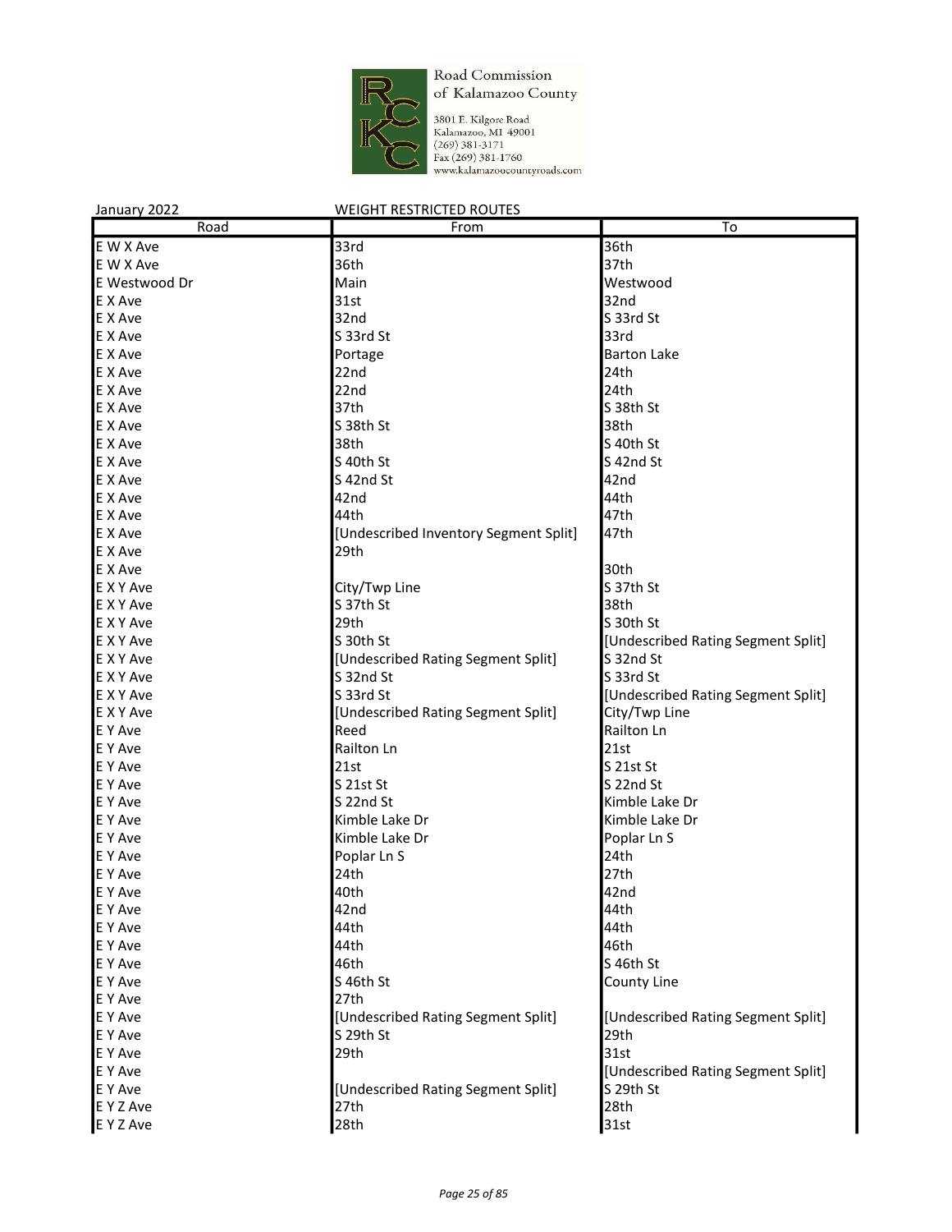Road Commission of Kalamazoo County

3801 E. Kilgore Road
Kalamazoo, MI 49001
(269) 381-3171
Fax (269) 381-1760
www.kalamazoocountyroads.com

January 2022 WEIGHT RESTRICTED ROUTES

| Road | From | To |
|---|---|---|
| E W X Ave | 33rd | 36th |
| E W X Ave | 36th | 37th |
| E Westwood Dr | Main | Westwood |
| E X Ave | 31st | 32nd |
| E X Ave | 32nd | S 33rd St |
| E X Ave | S 33rd St | 33rd |
| E X Ave | Portage | Barton Lake |
| E X Ave | 22nd | 24th |
| E X Ave | 22nd | 24th |
| E X Ave | 37th | S 38th St |
| E X Ave | S 38th St | 38th |
| E X Ave | 38th | S 40th St |
| E X Ave | S 40th St | S 42nd St |
| E X Ave | S 42nd St | 42nd |
| E X Ave | 42nd | 44th |
| E X Ave | 44th | 47th |
| E X Ave | [Undescribed Inventory Segment Split] | 47th |
| E X Ave | 29th | |
| E X Ave | | 30th |
| E X Y Ave | City/Twp Line | S 37th St |
| E X Y Ave | S 37th St | 38th |
| E X Y Ave | 29th | S 30th St |
| E X Y Ave | S 30th St | [Undescribed Rating Segment Split] |
| E X Y Ave | [Undescribed Rating Segment Split] | S 32nd St |
| E X Y Ave | S 32nd St | S 33rd St |
| E X Y Ave | S 33rd St | [Undescribed Rating Segment Split] |
| E X Y Ave | [Undescribed Rating Segment Split] | City/Twp Line |
| E Y Ave | Reed | Railton Ln |
| E Y Ave | Railton Ln | 21st |
| E Y Ave | 21st | S 21st St |
| E Y Ave | S 21st St | S 22nd St |
| E Y Ave | S 22nd St | Kimble Lake Dr |
| E Y Ave | Kimble Lake Dr | Kimble Lake Dr |
| E Y Ave | Kimble Lake Dr | Poplar Ln S |
| E Y Ave | Poplar Ln S | 24th |
| E Y Ave | 24th | 27th |
| E Y Ave | 40th | 42nd |
| E Y Ave | 42nd | 44th |
| E Y Ave | 44th | 44th |
| E Y Ave | 44th | 46th |
| E Y Ave | 46th | S 46th St |
| E Y Ave | S 46th St | County Line |
| E Y Ave | 27th | |
| E Y Ave | [Undescribed Rating Segment Split] | [Undescribed Rating Segment Split] |
| E Y Ave | S 29th St | 29th |
| E Y Ave | 29th | 31st |
| E Y Ave | | [Undescribed Rating Segment Split] |
| E Y Ave | [Undescribed Rating Segment Split] | S 29th St |
| E Y Z Ave | 27th | 28th |
| E Y Z Ave | 28th | 31st |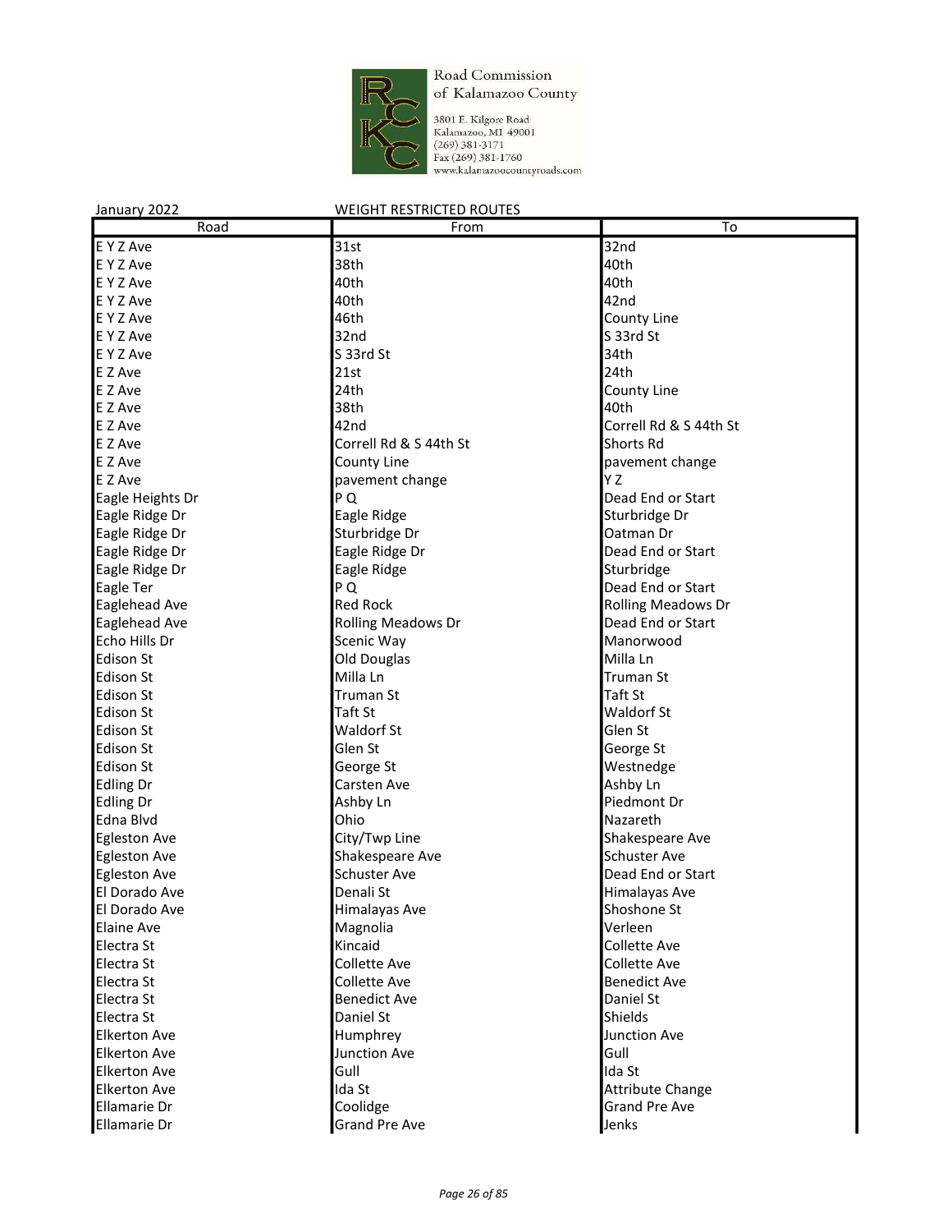Road Commission of Kalamazoo County
3801 E. Kilgore Road
Kalamazoo, MI 49001
(269) 381-3171
Fax (269) 381-1760
www.kalamazoocountyroads.com

January 2022 WEIGHT RESTRICTED ROUTES

| Road | From | To |
|---|---|---|
| E Y Z Ave | 31st | 32nd |
| E Y Z Ave | 38th | 40th |
| E Y Z Ave | 40th | 40th |
| E Y Z Ave | 40th | 42nd |
| E Y Z Ave | 46th | County Line |
| E Y Z Ave | 32nd | S 33rd St |
| E Y Z Ave | S 33rd St | 34th |
| E Z Ave | 21st | 24th |
| E Z Ave | 24th | County Line |
| E Z Ave | 38th | 40th |
| E Z Ave | 42nd | Correll Rd & S 44th St |
| E Z Ave | Correll Rd & S 44th St | Shorts Rd |
| E Z Ave | County Line | pavement change |
| E Z Ave | pavement change | Y Z |
| Eagle Heights Dr | P Q | Dead End or Start |
| Eagle Ridge Dr | Eagle Ridge | Sturbridge Dr |
| Eagle Ridge Dr | Sturbridge Dr | Oatman Dr |
| Eagle Ridge Dr | Eagle Ridge Dr | Dead End or Start |
| Eagle Ridge Dr | Eagle Ridge | Sturbridge |
| Eagle Ter | P Q | Dead End or Start |
| Eaglehead Ave | Red Rock | Rolling Meadows Dr |
| Eaglehead Ave | Rolling Meadows Dr | Dead End or Start |
| Echo Hills Dr | Scenic Way | Manorwood |
| Edison St | Old Douglas | Milla Ln |
| Edison St | Milla Ln | Truman St |
| Edison St | Truman St | Taft St |
| Edison St | Taft St | Waldorf St |
| Edison St | Waldorf St | Glen St |
| Edison St | Glen St | George St |
| Edison St | George St | Westnedge |
| Edling Dr | Carsten Ave | Ashby Ln |
| Edling Dr | Ashby Ln | Piedmont Dr |
| Edna Blvd | Ohio | Nazareth |
| Egleston Ave | City/Twp Line | Shakespeare Ave |
| Egleston Ave | Shakespeare Ave | Schuster Ave |
| Egleston Ave | Schuster Ave | Dead End or Start |
| El Dorado Ave | Denali St | Himalayas Ave |
| El Dorado Ave | Himalayas Ave | Shoshone St |
| Elaine Ave | Magnolia | Verleen |
| Electra St | Kincaid | Collette Ave |
| Electra St | Collette Ave | Collette Ave |
| Electra St | Collette Ave | Benedict Ave |
| Electra St | Benedict Ave | Daniel St |
| Electra St | Daniel St | Shields |
| Elkerton Ave | Humphrey | Junction Ave |
| Elkerton Ave | Junction Ave | Gull |
| Elkerton Ave | Gull | Ida St |
| Elkerton Ave | Ida St | Attribute Change |
| Ellamarie Dr | Coolidge | Grand Pre Ave |
| Ellamarie Dr | Grand Pre Ave | Jenks |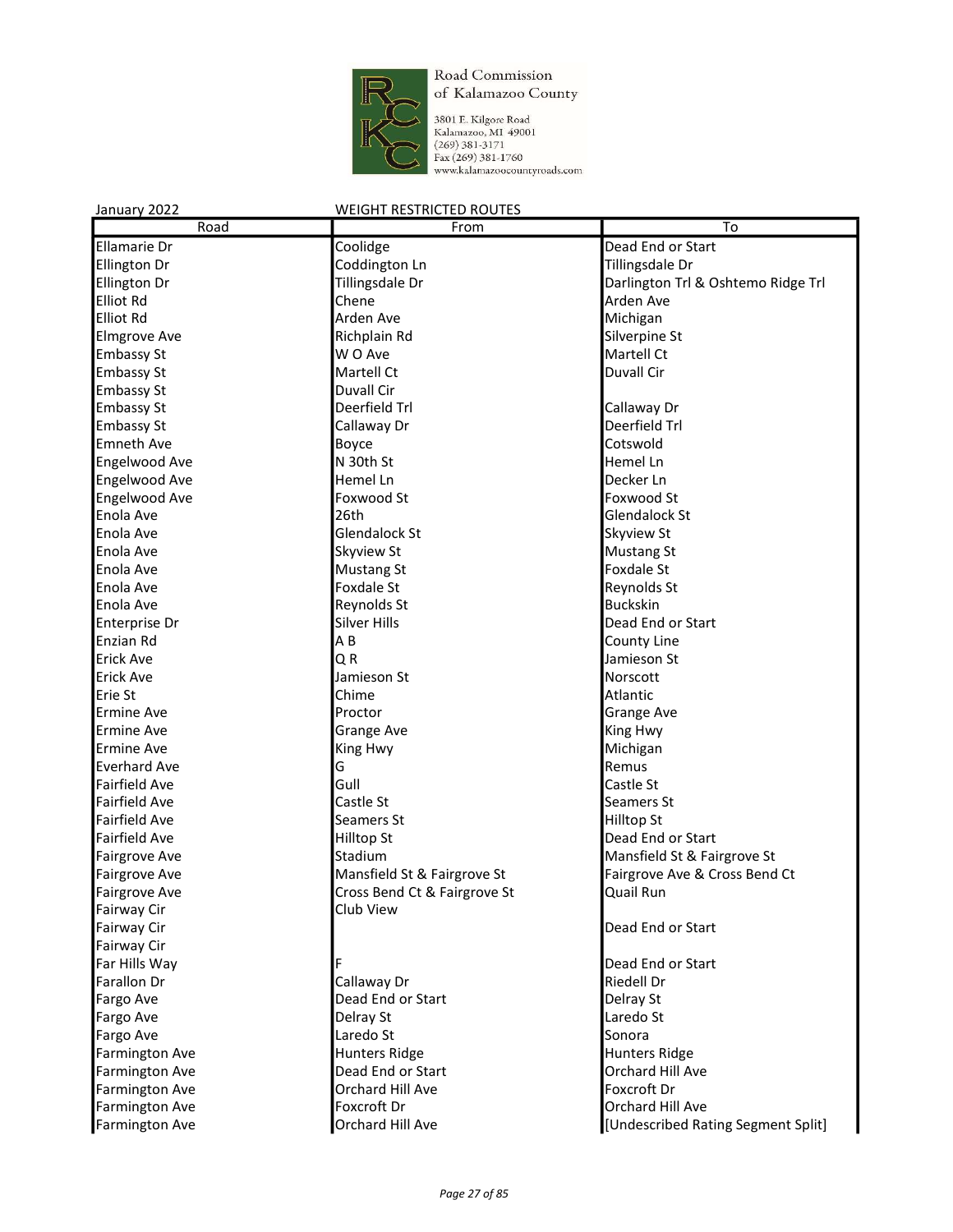Road Commission of Kalamazoo County

3801 E. Kilgore Road
Kalamazoo, MI 49001
(269) 381-3171
Fax (269) 381-1760
www.kalamazoocountyroads.com

January 2022 WEIGHT RESTRICTED ROUTES

| Road | From | To |
|---|---|---|
| Ellamarie Dr | Coolidge | Dead End or Start |
| Ellington Dr | Coddington Ln | Tillingsdale Dr |
| Ellington Dr | Tillingsdale Dr | Darlington Trl & Oshtemo Ridge Trl |
| Elliot Rd | Chene | Arden Ave |
| Elliot Rd | Arden Ave | Michigan |
| Elmgrove Ave | Richplain Rd | Silverpine St |
| Embassy St | W O Ave | Martell Ct |
| Embassy St | Martell Ct | Duvall Cir |
| Embassy St | Duvall Cir | |
| Embassy St | Deerfield Trl | Callaway Dr |
| Embassy St | Callaway Dr | Deerfield Trl |
| Emneth Ave | Boyce | Cotswold |
| Engelwood Ave | N 30th St | Hemel Ln |
| Engelwood Ave | Hemel Ln | Decker Ln |
| Engelwood Ave | Foxwood St | Foxwood St |
| Enola Ave | 26th | Glendalock St |
| Enola Ave | Glendalock St | Skyview St |
| Enola Ave | Skyview St | Mustang St |
| Enola Ave | Mustang St | Foxdale St |
| Enola Ave | Foxdale St | Reynolds St |
| Enola Ave | Reynolds St | Buckskin |
| Enterprise Dr | Silver Hills | Dead End or Start |
| Enzian Rd | A B | County Line |
| Erick Ave | Q R | Jamieson St |
| Erick Ave | Jamieson St | Norscott |
| Erie St | Chime | Atlantic |
| Ermine Ave | Proctor | Grange Ave |
| Ermine Ave | Grange Ave | King Hwy |
| Ermine Ave | King Hwy | Michigan |
| Everhard Ave | G | Remus |
| Fairfield Ave | Gull | Castle St |
| Fairfield Ave | Castle St | Seamers St |
| Fairfield Ave | Seamers St | Hilltop St |
| Fairfield Ave | Hilltop St | Dead End or Start |
| Fairgrove Ave | Stadium | Mansfield St & Fairgrove St |
| Fairgrove Ave | Mansfield St & Fairgrove St | Fairgrove Ave & Cross Bend Ct |
| Fairgrove Ave | Cross Bend Ct & Fairgrove St | Quail Run |
| Fairway Cir | Club View | |
| Fairway Cir | | Dead End or Start |
| Fairway Cir | | |
| Far Hills Way | F | Dead End or Start |
| Farallon Dr | Callaway Dr | Riedell Dr |
| Fargo Ave | Dead End or Start | Delray St |
| Fargo Ave | Delray St | Laredo St |
| Fargo Ave | Laredo St | Sonora |
| Farmington Ave | Hunters Ridge | Hunters Ridge |
| Farmington Ave | Dead End or Start | Orchard Hill Ave |
| Farmington Ave | Orchard Hill Ave | Foxcroft Dr |
| Farmington Ave | Foxcroft Dr | Orchard Hill Ave |
| Farmington Ave | Orchard Hill Ave | [Undescribed Rating Segment Split] |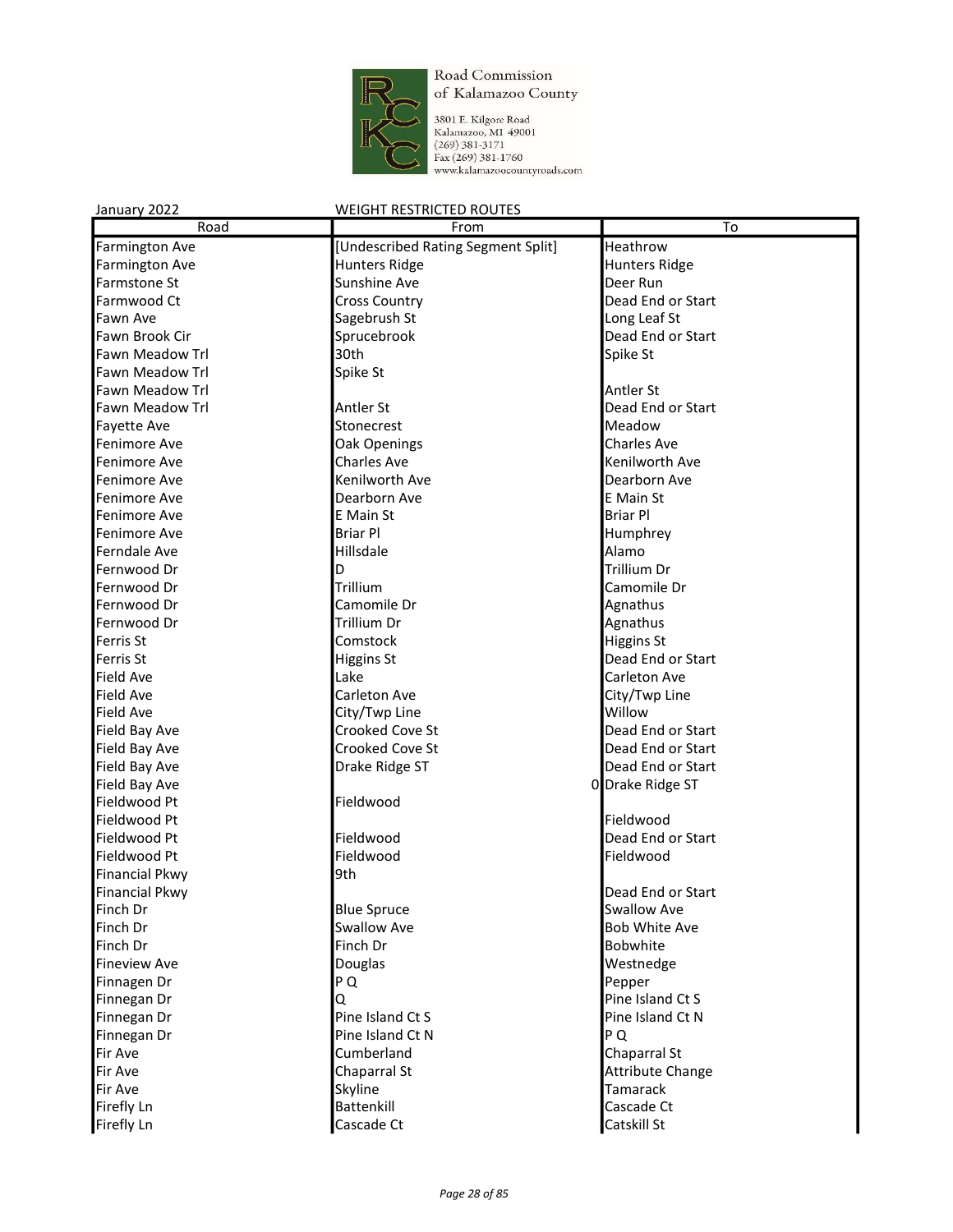Road Commission of Kalamazoo County

3801 E. Kilgore Road
Kalamazoo, MI 49001
(269) 381-3171
Fax (269) 381-1760
www.kalamazoocountyroads.com

January 2022 WEIGHT RESTRICTED ROUTES

| Road | From | To |
|---|---|---|
| Farmington Ave | [Undescribed Rating Segment Split] | Heathrow |
| Farmington Ave | Hunters Ridge | Hunters Ridge |
| Farmstone St | Sunshine Ave | Deer Run |
| Farmwood Ct | Cross Country | Dead End or Start |
| Fawn Ave | Sagebrush St | Long Leaf St |
| Fawn Brook Cir | Sprucebrook | Dead End or Start |
| Fawn Meadow Trl | 30th | Spike St |
| Fawn Meadow Trl | Spike St | |
| Fawn Meadow Trl | | Antler St |
| Fawn Meadow Trl | Antler St | Dead End or Start |
| Fayette Ave | Stonecrest | Meadow |
| Fenimore Ave | Oak Openings | Charles Ave |
| Fenimore Ave | Charles Ave | Kenilworth Ave |
| Fenimore Ave | Kenilworth Ave | Dearborn Ave |
| Fenimore Ave | Dearborn Ave | E Main St |
| Fenimore Ave | E Main St | Briar Pl |
| Fenimore Ave | Briar Pl | Humphrey |
| Ferndale Ave | Hillsdale | Alamo |
| Fernwood Dr | D | Trillium Dr |
| Fernwood Dr | Trillium | Camomile Dr |
| Fernwood Dr | Camomile Dr | Agnathus |
| Fernwood Dr | Trillium Dr | Agnathus |
| Ferris St | Comstock | Higgins St |
| Ferris St | Higgins St | Dead End or Start |
| Field Ave | Lake | Carleton Ave |
| Field Ave | Carleton Ave | City/Twp Line |
| Field Ave | City/Twp Line | Willow |
| Field Bay Ave | Crooked Cove St | Dead End or Start |
| Field Bay Ave | Crooked Cove St | Dead End or Start |
| Field Bay Ave | Drake Ridge ST | Dead End or Start |
| Field Bay Ave | 0 | Drake Ridge ST |
| Fieldwood Pt | Fieldwood | |
| Fieldwood Pt | | Fieldwood |
| Fieldwood Pt | Fieldwood | Dead End or Start |
| Fieldwood Pt | Fieldwood | Fieldwood |
| Financial Pkwy | 9th | |
| Financial Pkwy | | Dead End or Start |
| Finch Dr | Blue Spruce | Swallow Ave |
| Finch Dr | Swallow Ave | Bob White Ave |
| Finch Dr | Finch Dr | Bobwhite |
| Fineview Ave | Douglas | Westnedge |
| Finnagen Dr | P Q | Pepper |
| Finnegan Dr | Q | Pine Island Ct S |
| Finnegan Dr | Pine Island Ct S | Pine Island Ct N |
| Finnegan Dr | Pine Island Ct N | P Q |
| Fir Ave | Cumberland | Chaparral St |
| Fir Ave | Chaparral St | Attribute Change |
| Fir Ave | Skyline | Tamarack |
| Firefly Ln | Battenkill | Cascade Ct |
| Firefly Ln | Cascade Ct | Catskill St |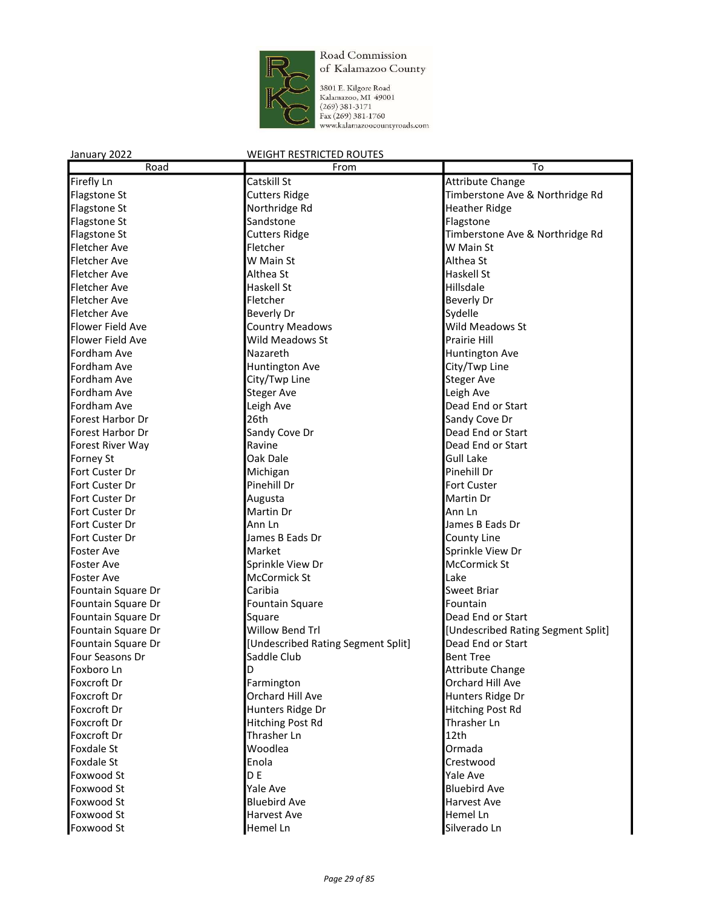Road Commission of Kalamazoo County

3801 E. Kilgore Road
Kalamazoo, MI 49001
(269) 381-3171
Fax (269) 381-1760
www.kalamazoocountyroads.com

January 2022 WEIGHT RESTRICTED ROUTES

| Road | From | To |
|---|---|---|
| Firefly Ln | Catskill St | Attribute Change |
| Flagstone St | Cutters Ridge | Timberstone Ave & Northridge Rd |
| Flagstone St | Northridge Rd | Heather Ridge |
| Flagstone St | Sandstone | Flagstone |
| Flagstone St | Cutters Ridge | Timberstone Ave & Northridge Rd |
| Fletcher Ave | Fletcher | W Main St |
| Fletcher Ave | W Main St | Althea St |
| Fletcher Ave | Althea St | Haskell St |
| Fletcher Ave | Haskell St | Hillsdale |
| Fletcher Ave | Fletcher | Beverly Dr |
| Fletcher Ave | Beverly Dr | Sydelle |
| Flower Field Ave | Country Meadows | Wild Meadows St |
| Flower Field Ave | Wild Meadows St | Prairie Hill |
| Fordham Ave | Nazareth | Huntington Ave |
| Fordham Ave | Huntington Ave | City/Twp Line |
| Fordham Ave | City/Twp Line | Steger Ave |
| Fordham Ave | Steger Ave | Leigh Ave |
| Fordham Ave | Leigh Ave | Dead End or Start |
| Forest Harbor Dr | 26th | Sandy Cove Dr |
| Forest Harbor Dr | Sandy Cove Dr | Dead End or Start |
| Forest River Way | Ravine | Dead End or Start |
| Forney St | Oak Dale | Gull Lake |
| Fort Custer Dr | Michigan | Pinehill Dr |
| Fort Custer Dr | Pinehill Dr | Fort Custer |
| Fort Custer Dr | Augusta | Martin Dr |
| Fort Custer Dr | Martin Dr | Ann Ln |
| Fort Custer Dr | Ann Ln | James B Eads Dr |
| Fort Custer Dr | James B Eads Dr | County Line |
| Foster Ave | Market | Sprinkle View Dr |
| Foster Ave | Sprinkle View Dr | McCormick St |
| Foster Ave | McCormick St | Lake |
| Fountain Square Dr | Caribia | Sweet Briar |
| Fountain Square Dr | Fountain Square | Fountain |
| Fountain Square Dr | Square | Dead End or Start |
| Fountain Square Dr | Willow Bend Trl | [Undescribed Rating Segment Split] |
| Fountain Square Dr | [Undescribed Rating Segment Split] | Dead End or Start |
| Four Seasons Dr | Saddle Club | Bent Tree |
| Foxboro Ln | D | Attribute Change |
| Foxcroft Dr | Farmington | Orchard Hill Ave |
| Foxcroft Dr | Orchard Hill Ave | Hunters Ridge Dr |
| Foxcroft Dr | Hunters Ridge Dr | Hitching Post Rd |
| Foxcroft Dr | Hitching Post Rd | Thrasher Ln |
| Foxcroft Dr | Thrasher Ln | 12th |
| Foxdale St | Woodlea | Ormada |
| Foxdale St | Enola | Crestwood |
| Foxwood St | D E | Yale Ave |
| Foxwood St | Yale Ave | Bluebird Ave |
| Foxwood St | Bluebird Ave | Harvest Ave |
| Foxwood St | Harvest Ave | Hemel Ln |
| Foxwood St | Hemel Ln | Silverado Ln |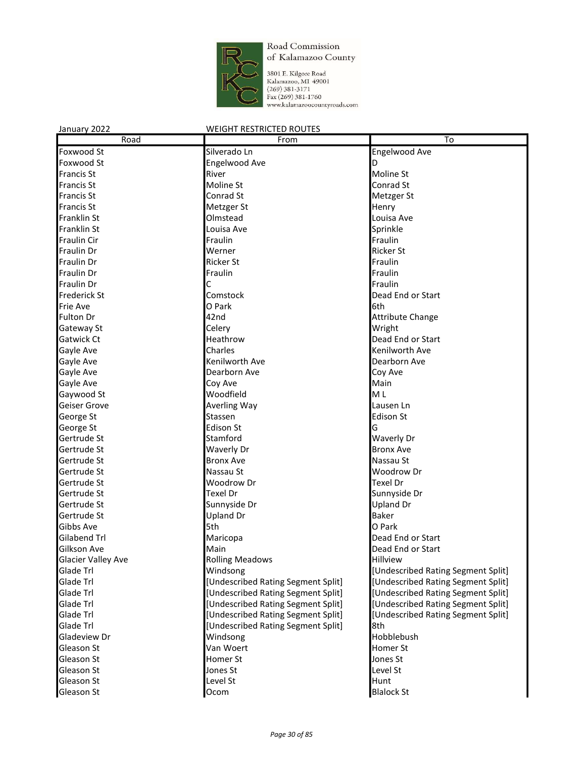Road Commission of Kalamazoo County

3801 E. Kilgore Road
Kalamazoo, MI 49001
(269) 381-3171
Fax (269) 381-1760
www.kalamazoocountyroads.com

January 2022 WEIGHT RESTRICTED ROUTES

| Road | From | To |
|---|---|---|
| Foxwood St | Silverado Ln | Engelwood Ave |
| Foxwood St | Engelwood Ave | D |
| Francis St | River | Moline St |
| Francis St | Moline St | Conrad St |
| Francis St | Conrad St | Metzger St |
| Francis St | Metzger St | Henry |
| Franklin St | Olmstead | Louisa Ave |
| Franklin St | Louisa Ave | Sprinkle |
| Fraulin Cir | Fraulin | Fraulin |
| Fraulin Dr | Werner | Ricker St |
| Fraulin Dr | Ricker St | Fraulin |
| Fraulin Dr | Fraulin | Fraulin |
| Fraulin Dr | C | Fraulin |
| Frederick St | Comstock | Dead End or Start |
| Frie Ave | O Park | 6th |
| Fulton Dr | 42nd | Attribute Change |
| Gateway St | Celery | Wright |
| Gatwick Ct | Heathrow | Dead End or Start |
| Gayle Ave | Charles | Kenilworth Ave |
| Gayle Ave | Kenilworth Ave | Dearborn Ave |
| Gayle Ave | Dearborn Ave | Coy Ave |
| Gayle Ave | Coy Ave | Main |
| Gaywood St | Woodfield | M L |
| Geiser Grove | Averling Way | Lausen Ln |
| George St | Stassen | Edison St |
| George St | Edison St | G |
| Gertrude St | Stamford | Waverly Dr |
| Gertrude St | Waverly Dr | Bronx Ave |
| Gertrude St | Bronx Ave | Nassau St |
| Gertrude St | Nassau St | Woodrow Dr |
| Gertrude St | Woodrow Dr | Texel Dr |
| Gertrude St | Texel Dr | Sunnyside Dr |
| Gertrude St | Sunnyside Dr | Upland Dr |
| Gertrude St | Upland Dr | Baker |
| Gibbs Ave | 5th | O Park |
| Gilabend Trl | Maricopa | Dead End or Start |
| Gilkson Ave | Main | Dead End or Start |
| Glacier Valley Ave | Rolling Meadows | Hillview |
| Glade Trl | Windsong | [Undescribed Rating Segment Split] |
| Glade Trl | [Undescribed Rating Segment Split] | [Undescribed Rating Segment Split] |
| Glade Trl | [Undescribed Rating Segment Split] | [Undescribed Rating Segment Split] |
| Glade Trl | [Undescribed Rating Segment Split] | [Undescribed Rating Segment Split] |
| Glade Trl | [Undescribed Rating Segment Split] | [Undescribed Rating Segment Split] |
| Glade Trl | [Undescribed Rating Segment Split] | 8th |
| Gladeview Dr | Windsong | Hobblebush |
| Gleason St | Van Woert | Homer St |
| Gleason St | Homer St | Jones St |
| Gleason St | Jones St | Level St |
| Gleason St | Level St | Hunt |
| Gleason St | Ocom | Blalock St |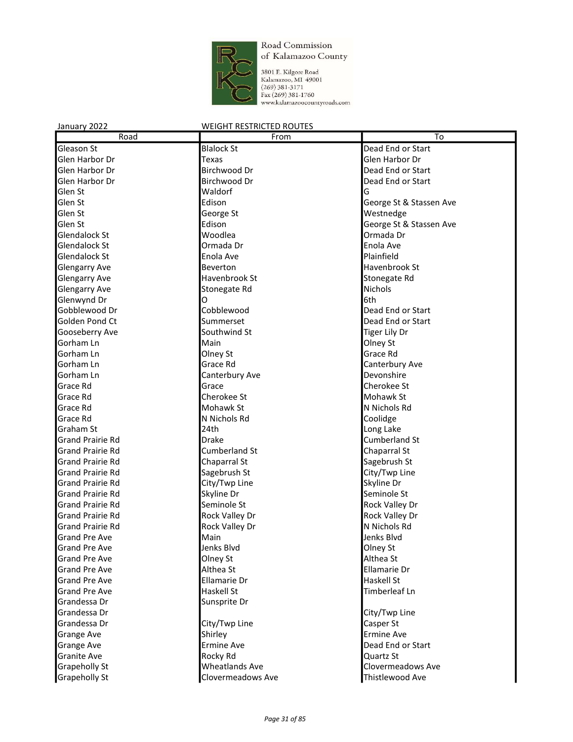Road Commission of Kalamazoo County

3801 E. Kilgore Road
Kalamazoo, MI 49001
(269) 381-3171
Fax (269) 381-1760
www.kalamazoocountyroads.com

January 2022 — WEIGHT RESTRICTED ROUTES

| Road | From | To |
|---|---|---|
| Gleason St | Blalock St | Dead End or Start |
| Glen Harbor Dr | Texas | Glen Harbor Dr |
| Glen Harbor Dr | Birchwood Dr | Dead End or Start |
| Glen Harbor Dr | Birchwood Dr | Dead End or Start |
| Glen St | Waldorf | G |
| Glen St | Edison | George St & Stassen Ave |
| Glen St | George St | Westnedge |
| Glen St | Edison | George St & Stassen Ave |
| Glendalock St | Woodlea | Ormada Dr |
| Glendalock St | Ormada Dr | Enola Ave |
| Glendalock St | Enola Ave | Plainfield |
| Glengarry Ave | Beverton | Havenbrook St |
| Glengarry Ave | Havenbrook St | Stonegate Rd |
| Glengarry Ave | Stonegate Rd | Nichols |
| Glenwynd Dr | O | 6th |
| Gobblewood Dr | Cobblewood | Dead End or Start |
| Golden Pond Ct | Summerset | Dead End or Start |
| Gooseberry Ave | Southwind St | Tiger Lily Dr |
| Gorham Ln | Main | Olney St |
| Gorham Ln | Olney St | Grace Rd |
| Gorham Ln | Grace Rd | Canterbury Ave |
| Gorham Ln | Canterbury Ave | Devonshire |
| Grace Rd | Grace | Cherokee St |
| Grace Rd | Cherokee St | Mohawk St |
| Grace Rd | Mohawk St | N Nichols Rd |
| Grace Rd | N Nichols Rd | Coolidge |
| Graham St | 24th | Long Lake |
| Grand Prairie Rd | Drake | Cumberland St |
| Grand Prairie Rd | Cumberland St | Chaparral St |
| Grand Prairie Rd | Chaparral St | Sagebrush St |
| Grand Prairie Rd | Sagebrush St | City/Twp Line |
| Grand Prairie Rd | City/Twp Line | Skyline Dr |
| Grand Prairie Rd | Skyline Dr | Seminole St |
| Grand Prairie Rd | Seminole St | Rock Valley Dr |
| Grand Prairie Rd | Rock Valley Dr | Rock Valley Dr |
| Grand Prairie Rd | Rock Valley Dr | N Nichols Rd |
| Grand Pre Ave | Main | Jenks Blvd |
| Grand Pre Ave | Jenks Blvd | Olney St |
| Grand Pre Ave | Olney St | Althea St |
| Grand Pre Ave | Althea St | Ellamarie Dr |
| Grand Pre Ave | Ellamarie Dr | Haskell St |
| Grand Pre Ave | Haskell St | Timberleaf Ln |
| Grandessa Dr | Sunsprite Dr | |
| Grandessa Dr | | City/Twp Line |
| Grandessa Dr | City/Twp Line | Casper St |
| Grange Ave | Shirley | Ermine Ave |
| Grange Ave | Ermine Ave | Dead End or Start |
| Granite Ave | Rocky Rd | Quartz St |
| Grapeholly St | Wheatlands Ave | Clovermeadows Ave |
| Grapeholly St | Clovermeadows Ave | Thistlewood Ave |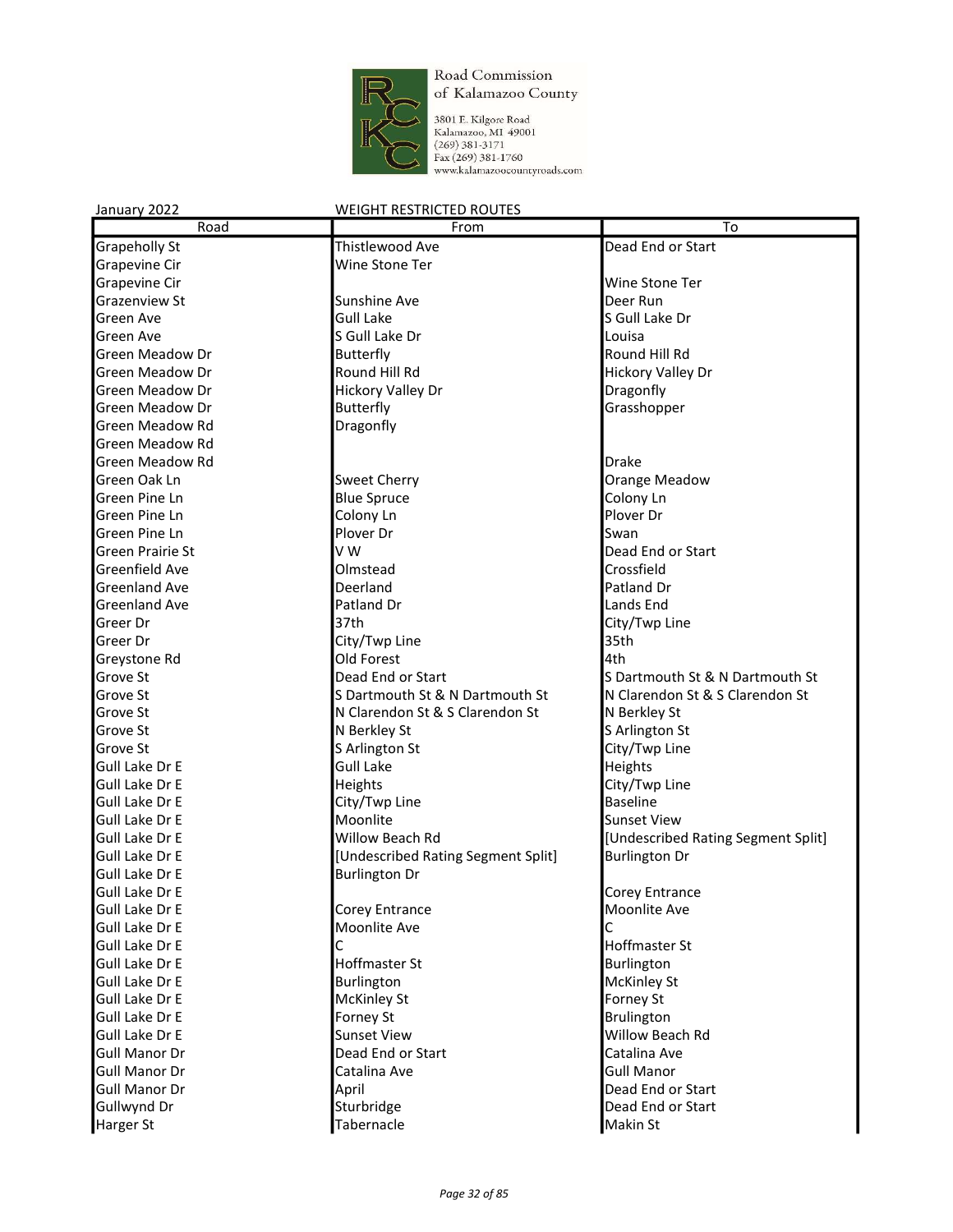Road Commission of Kalamazoo County

3801 E. Kilgore Road
Kalamazoo, MI 49001
(269) 381-3171
Fax (269) 381-1760
www.kalamazoocountyroads.com

January 2022 WEIGHT RESTRICTED ROUTES

| Road | From | To |
|---|---|---|
| Grapeholly St | Thistlewood Ave | Dead End or Start |
| Grapevine Cir | Wine Stone Ter | |
| Grapevine Cir | | Wine Stone Ter |
| Grazenview St | Sunshine Ave | Deer Run |
| Green Ave | Gull Lake | S Gull Lake Dr |
| Green Ave | S Gull Lake Dr | Louisa |
| Green Meadow Dr | Butterfly | Round Hill Rd |
| Green Meadow Dr | Round Hill Rd | Hickory Valley Dr |
| Green Meadow Dr | Hickory Valley Dr | Dragonfly |
| Green Meadow Dr | Butterfly | Grasshopper |
| Green Meadow Rd | Dragonfly | |
| Green Meadow Rd | | |
| Green Meadow Rd | | Drake |
| Green Oak Ln | Sweet Cherry | Orange Meadow |
| Green Pine Ln | Blue Spruce | Colony Ln |
| Green Pine Ln | Colony Ln | Plover Dr |
| Green Pine Ln | Plover Dr | Swan |
| Green Prairie St | V W | Dead End or Start |
| Greenfield Ave | Olmstead | Crossfield |
| Greenland Ave | Deerland | Patland Dr |
| Greenland Ave | Patland Dr | Lands End |
| Greer Dr | 37th | City/Twp Line |
| Greer Dr | City/Twp Line | 35th |
| Greystone Rd | Old Forest | 4th |
| Grove St | Dead End or Start | S Dartmouth St & N Dartmouth St |
| Grove St | S Dartmouth St & N Dartmouth St | N Clarendon St & S Clarendon St |
| Grove St | N Clarendon St & S Clarendon St | N Berkley St |
| Grove St | N Berkley St | S Arlington St |
| Grove St | S Arlington St | City/Twp Line |
| Gull Lake Dr E | Gull Lake | Heights |
| Gull Lake Dr E | Heights | City/Twp Line |
| Gull Lake Dr E | City/Twp Line | Baseline |
| Gull Lake Dr E | Moonlite | Sunset View |
| Gull Lake Dr E | Willow Beach Rd | [Undescribed Rating Segment Split] |
| Gull Lake Dr E | [Undescribed Rating Segment Split] | Burlington Dr |
| Gull Lake Dr E | Burlington Dr | |
| Gull Lake Dr E | | Corey Entrance |
| Gull Lake Dr E | Corey Entrance | Moonlite Ave |
| Gull Lake Dr E | Moonlite Ave | C |
| Gull Lake Dr E | C | Hoffmaster St |
| Gull Lake Dr E | Hoffmaster St | Burlington |
| Gull Lake Dr E | Burlington | McKinley St |
| Gull Lake Dr E | McKinley St | Forney St |
| Gull Lake Dr E | Forney St | Brulington |
| Gull Lake Dr E | Sunset View | Willow Beach Rd |
| Gull Manor Dr | Dead End or Start | Catalina Ave |
| Gull Manor Dr | Catalina Ave | Gull Manor |
| Gull Manor Dr | April | Dead End or Start |
| Gullwynd Dr | Sturbridge | Dead End or Start |
| Harger St | Tabernacle | Makin St |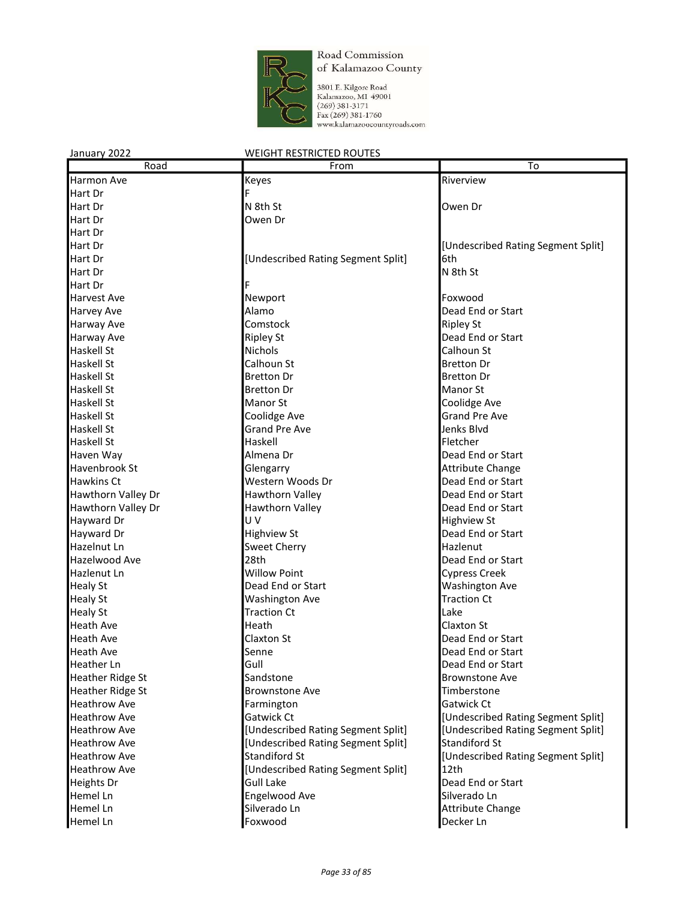Road Commission of Kalamazoo County
3801 E. Kilgore Road
Kalamazoo, MI 49001
(269) 381-3171
Fax (269) 381-1760
www.kalamazoocountyroads.com

January 2022 WEIGHT RESTRICTED ROUTES

| Road | From | To |
|---|---|---|
| Harmon Ave | Keyes | Riverview |
| Hart Dr | F | |
| Hart Dr | N 8th St | Owen Dr |
| Hart Dr | Owen Dr | |
| Hart Dr | | |
| Hart Dr | | [Undescribed Rating Segment Split] |
| Hart Dr | [Undescribed Rating Segment Split] | 6th |
| Hart Dr | | N 8th St |
| Hart Dr | F | |
| Harvest Ave | Newport | Foxwood |
| Harvey Ave | Alamo | Dead End or Start |
| Harway Ave | Comstock | Ripley St |
| Harway Ave | Ripley St | Dead End or Start |
| Haskell St | Nichols | Calhoun St |
| Haskell St | Calhoun St | Bretton Dr |
| Haskell St | Bretton Dr | Bretton Dr |
| Haskell St | Bretton Dr | Manor St |
| Haskell St | Manor St | Coolidge Ave |
| Haskell St | Coolidge Ave | Grand Pre Ave |
| Haskell St | Grand Pre Ave | Jenks Blvd |
| Haskell St | Haskell | Fletcher |
| Haven Way | Almena Dr | Dead End or Start |
| Havenbrook St | Glengarry | Attribute Change |
| Hawkins Ct | Western Woods Dr | Dead End or Start |
| Hawthorn Valley Dr | Hawthorn Valley | Dead End or Start |
| Hawthorn Valley Dr | Hawthorn Valley | Dead End or Start |
| Hayward Dr | U V | Highview St |
| Hayward Dr | Highview St | Dead End or Start |
| Hazelnut Ln | Sweet Cherry | Hazlenut |
| Hazelwood Ave | 28th | Dead End or Start |
| Hazlenut Ln | Willow Point | Cypress Creek |
| Healy St | Dead End or Start | Washington Ave |
| Healy St | Washington Ave | Traction Ct |
| Healy St | Traction Ct | Lake |
| Heath Ave | Heath | Claxton St |
| Heath Ave | Claxton St | Dead End or Start |
| Heath Ave | Senne | Dead End or Start |
| Heather Ln | Gull | Dead End or Start |
| Heather Ridge St | Sandstone | Brownstone Ave |
| Heather Ridge St | Brownstone Ave | Timberstone |
| Heathrow Ave | Farmington | Gatwick Ct |
| Heathrow Ave | Gatwick Ct | [Undescribed Rating Segment Split] |
| Heathrow Ave | [Undescribed Rating Segment Split] | [Undescribed Rating Segment Split] |
| Heathrow Ave | [Undescribed Rating Segment Split] | Standiford St |
| Heathrow Ave | Standiford St | [Undescribed Rating Segment Split] |
| Heathrow Ave | [Undescribed Rating Segment Split] | 12th |
| Heights Dr | Gull Lake | Dead End or Start |
| Hemel Ln | Engelwood Ave | Silverado Ln |
| Hemel Ln | Silverado Ln | Attribute Change |
| Hemel Ln | Foxwood | Decker Ln |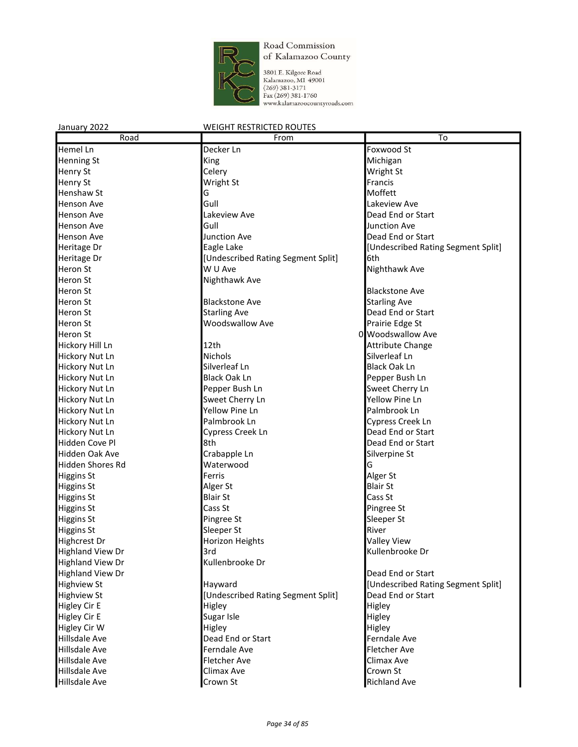Road Commission of Kalamazoo County

3801 E. Kilgore Road
Kalamazoo, MI 49001
(269) 381-3171
Fax (269) 381-1760
www.kalamazoocountyroads.com

January 2022 WEIGHT RESTRICTED ROUTES

| Road | From | To |
|---|---|---|
| Hemel Ln | Decker Ln | Foxwood St |
| Henning St | King | Michigan |
| Henry St | Celery | Wright St |
| Henry St | Wright St | Francis |
| Henshaw St | G | Moffett |
| Henson Ave | Gull | Lakeview Ave |
| Henson Ave | Lakeview Ave | Dead End or Start |
| Henson Ave | Gull | Junction Ave |
| Henson Ave | Junction Ave | Dead End or Start |
| Heritage Dr | Eagle Lake | [Undescribed Rating Segment Split] |
| Heritage Dr | [Undescribed Rating Segment Split] | 6th |
| Heron St | W U Ave | Nighthawk Ave |
| Heron St | Nighthawk Ave | |
| Heron St | | Blackstone Ave |
| Heron St | Blackstone Ave | Starling Ave |
| Heron St | Starling Ave | Dead End or Start |
| Heron St | Woodswallow Ave | Prairie Edge St |
| Heron St | 0 | Woodswallow Ave |
| Hickory Hill Ln | 12th | Attribute Change |
| Hickory Nut Ln | Nichols | Silverleaf Ln |
| Hickory Nut Ln | Silverleaf Ln | Black Oak Ln |
| Hickory Nut Ln | Black Oak Ln | Pepper Bush Ln |
| Hickory Nut Ln | Pepper Bush Ln | Sweet Cherry Ln |
| Hickory Nut Ln | Sweet Cherry Ln | Yellow Pine Ln |
| Hickory Nut Ln | Yellow Pine Ln | Palmbrook Ln |
| Hickory Nut Ln | Palmbrook Ln | Cypress Creek Ln |
| Hickory Nut Ln | Cypress Creek Ln | Dead End or Start |
| Hidden Cove Pl | 8th | Dead End or Start |
| Hidden Oak Ave | Crabapple Ln | Silverpine St |
| Hidden Shores Rd | Waterwood | G |
| Higgins St | Ferris | Alger St |
| Higgins St | Alger St | Blair St |
| Higgins St | Blair St | Cass St |
| Higgins St | Cass St | Pingree St |
| Higgins St | Pingree St | Sleeper St |
| Higgins St | Sleeper St | River |
| Highcrest Dr | Horizon Heights | Valley View |
| Highland View Dr | 3rd | Kullenbrooke Dr |
| Highland View Dr | Kullenbrooke Dr | |
| Highland View Dr | | Dead End or Start |
| Highview St | Hayward | [Undescribed Rating Segment Split] |
| Highview St | [Undescribed Rating Segment Split] | Dead End or Start |
| Higley Cir E | Higley | Higley |
| Higley Cir E | Sugar Isle | Higley |
| Higley Cir W | Higley | Higley |
| Hillsdale Ave | Dead End or Start | Ferndale Ave |
| Hillsdale Ave | Ferndale Ave | Fletcher Ave |
| Hillsdale Ave | Fletcher Ave | Climax Ave |
| Hillsdale Ave | Climax Ave | Crown St |
| Hillsdale Ave | Crown St | Richland Ave |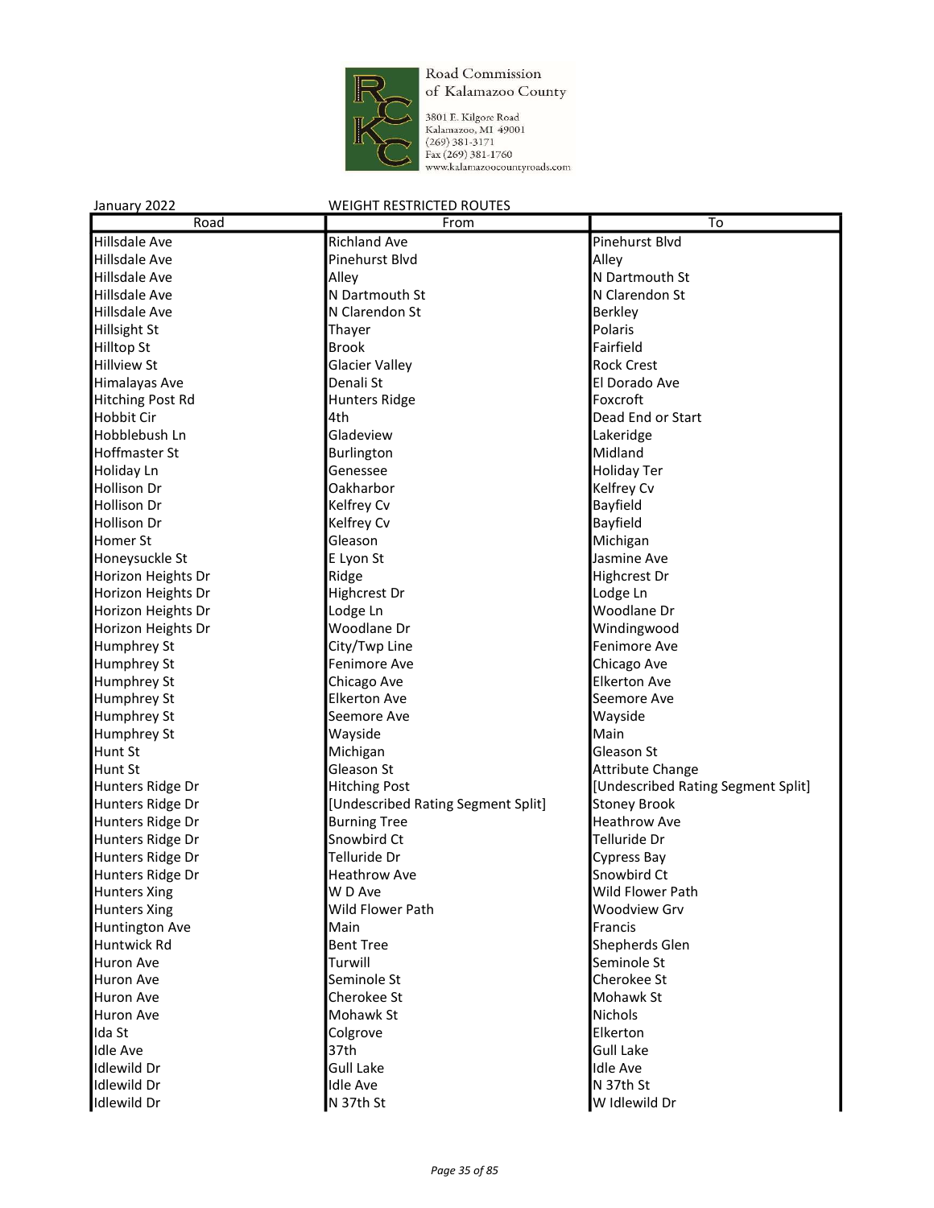Road Commission of Kalamazoo County

3801 E. Kilgore Road
Kalamazoo, MI 49001
(269) 381-3171
Fax (269) 381-1760
www.kalamazoocountyroads.com

January 2022 WEIGHT RESTRICTED ROUTES

| Road | From | To |
|---|---|---|
| Hillsdale Ave | Richland Ave | Pinehurst Blvd |
| Hillsdale Ave | Pinehurst Blvd | Alley |
| Hillsdale Ave | Alley | N Dartmouth St |
| Hillsdale Ave | N Dartmouth St | N Clarendon St |
| Hillsdale Ave | N Clarendon St | Berkley |
| Hillsight St | Thayer | Polaris |
| Hilltop St | Brook | Fairfield |
| Hillview St | Glacier Valley | Rock Crest |
| Himalayas Ave | Denali St | El Dorado Ave |
| Hitching Post Rd | Hunters Ridge | Foxcroft |
| Hobbit Cir | 4th | Dead End or Start |
| Hobblebush Ln | Gladeview | Lakeridge |
| Hoffmaster St | Burlington | Midland |
| Holiday Ln | Genessee | Holiday Ter |
| Hollison Dr | Oakharbor | Kelfrey Cv |
| Hollison Dr | Kelfrey Cv | Bayfield |
| Hollison Dr | Kelfrey Cv | Bayfield |
| Homer St | Gleason | Michigan |
| Honeysuckle St | E Lyon St | Jasmine Ave |
| Horizon Heights Dr | Ridge | Highcrest Dr |
| Horizon Heights Dr | Highcrest Dr | Lodge Ln |
| Horizon Heights Dr | Lodge Ln | Woodlane Dr |
| Horizon Heights Dr | Woodlane Dr | Windingwood |
| Humphrey St | City/Twp Line | Fenimore Ave |
| Humphrey St | Fenimore Ave | Chicago Ave |
| Humphrey St | Chicago Ave | Elkerton Ave |
| Humphrey St | Elkerton Ave | Seemore Ave |
| Humphrey St | Seemore Ave | Wayside |
| Humphrey St | Wayside | Main |
| Hunt St | Michigan | Gleason St |
| Hunt St | Gleason St | Attribute Change |
| Hunters Ridge Dr | Hitching Post | [Undescribed Rating Segment Split] |
| Hunters Ridge Dr | [Undescribed Rating Segment Split] | Stoney Brook |
| Hunters Ridge Dr | Burning Tree | Heathrow Ave |
| Hunters Ridge Dr | Snowbird Ct | Telluride Dr |
| Hunters Ridge Dr | Telluride Dr | Cypress Bay |
| Hunters Ridge Dr | Heathrow Ave | Snowbird Ct |
| Hunters Xing | W D Ave | Wild Flower Path |
| Hunters Xing | Wild Flower Path | Woodview Grv |
| Huntington Ave | Main | Francis |
| Huntwick Rd | Bent Tree | Shepherds Glen |
| Huron Ave | Turwill | Seminole St |
| Huron Ave | Seminole St | Cherokee St |
| Huron Ave | Cherokee St | Mohawk St |
| Huron Ave | Mohawk St | Nichols |
| Ida St | Colgrove | Elkerton |
| Idle Ave | 37th | Gull Lake |
| Idlewild Dr | Gull Lake | Idle Ave |
| Idlewild Dr | Idle Ave | N 37th St |
| Idlewild Dr | N 37th St | W Idlewild Dr |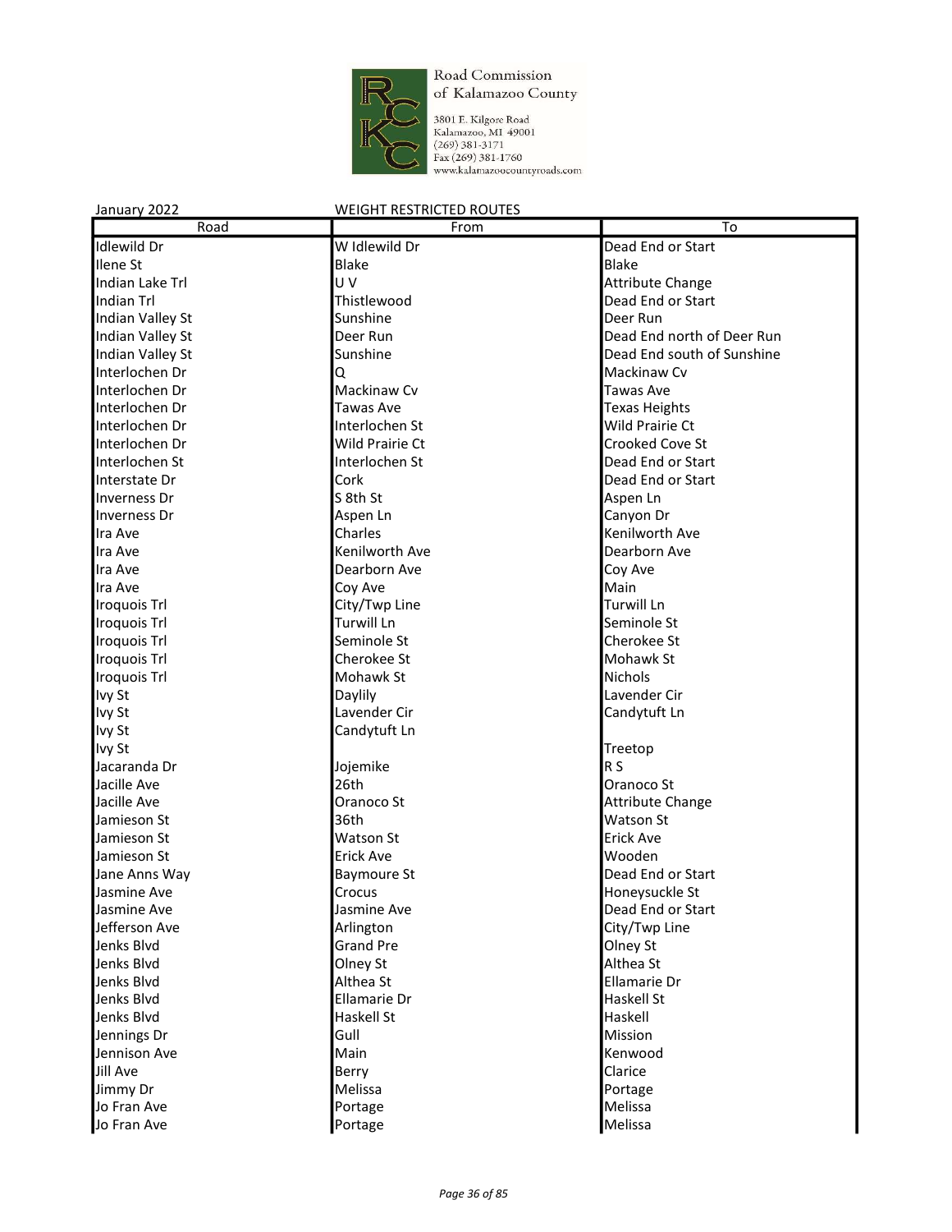Road Commission of Kalamazoo County

3801 E. Kilgore Road
Kalamazoo, MI 49001
(269) 381-3171
Fax (269) 381-1760
www.kalamazoocountyroads.com

January 2022 WEIGHT RESTRICTED ROUTES

| Road | From | To |
| --- | --- | --- |
| Idlewild Dr | W Idlewild Dr | Dead End or Start |
| Ilene St | Blake | Blake |
| Indian Lake Trl | U V | Attribute Change |
| Indian Trl | Thistlewood | Dead End or Start |
| Indian Valley St | Sunshine | Deer Run |
| Indian Valley St | Deer Run | Dead End north of Deer Run |
| Indian Valley St | Sunshine | Dead End south of Sunshine |
| Interlochen Dr | Q | Mackinaw Cv |
| Interlochen Dr | Mackinaw Cv | Tawas Ave |
| Interlochen Dr | Tawas Ave | Texas Heights |
| Interlochen Dr | Interlochen St | Wild Prairie Ct |
| Interlochen Dr | Wild Prairie Ct | Crooked Cove St |
| Interlochen St | Interlochen St | Dead End or Start |
| Interstate Dr | Cork | Dead End or Start |
| Inverness Dr | S 8th St | Aspen Ln |
| Inverness Dr | Aspen Ln | Canyon Dr |
| Ira Ave | Charles | Kenilworth Ave |
| Ira Ave | Kenilworth Ave | Dearborn Ave |
| Ira Ave | Dearborn Ave | Coy Ave |
| Ira Ave | Coy Ave | Main |
| Iroquois Trl | City/Twp Line | Turwill Ln |
| Iroquois Trl | Turwill Ln | Seminole St |
| Iroquois Trl | Seminole St | Cherokee St |
| Iroquois Trl | Cherokee St | Mohawk St |
| Iroquois Trl | Mohawk St | Nichols |
| Ivy St | Daylily | Lavender Cir |
| Ivy St | Lavender Cir | Candytuft Ln |
| Ivy St | Candytuft Ln | |
| Ivy St | | Treetop |
| Jacaranda Dr | Jojemike | R S |
| Jacille Ave | 26th | Oranoco St |
| Jacille Ave | Oranoco St | Attribute Change |
| Jamieson St | 36th | Watson St |
| Jamieson St | Watson St | Erick Ave |
| Jamieson St | Erick Ave | Wooden |
| Jane Anns Way | Baymoure St | Dead End or Start |
| Jasmine Ave | Crocus | Honeysuckle St |
| Jasmine Ave | Jasmine Ave | Dead End or Start |
| Jefferson Ave | Arlington | City/Twp Line |
| Jenks Blvd | Grand Pre | Olney St |
| Jenks Blvd | Olney St | Althea St |
| Jenks Blvd | Althea St | Ellamarie Dr |
| Jenks Blvd | Ellamarie Dr | Haskell St |
| Jenks Blvd | Haskell St | Haskell |
| Jennings Dr | Gull | Mission |
| Jennison Ave | Main | Kenwood |
| Jill Ave | Berry | Clarice |
| Jimmy Dr | Melissa | Portage |
| Jo Fran Ave | Portage | Melissa |
| Jo Fran Ave | Portage | Melissa |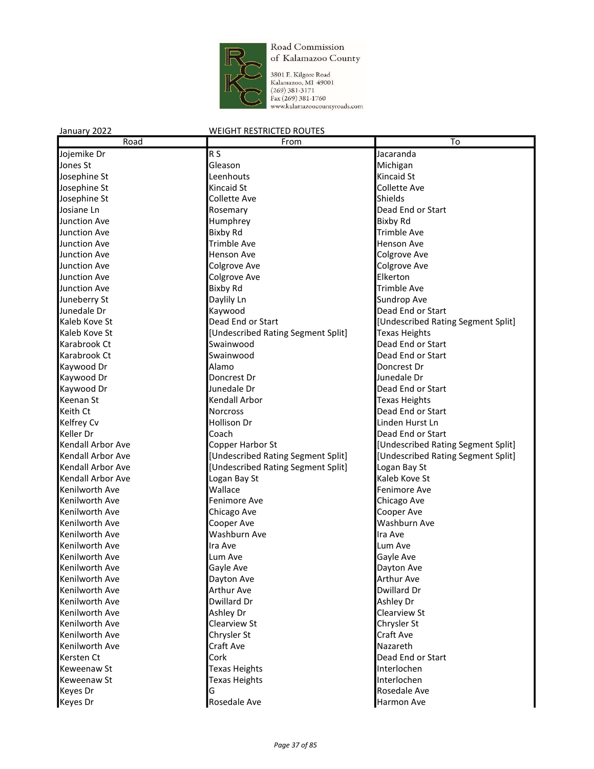Road Commission of Kalamazoo County
3801 E. Kilgore Road
Kalamazoo, MI 49001
(269) 381-3171
Fax (269) 381-1760
www.kalamazoocountyroads.com

January 2022 WEIGHT RESTRICTED ROUTES

| Road | From | To |
|---|---|---|
| Jojemike Dr | R S | Jacaranda |
| Jones St | Gleason | Michigan |
| Josephine St | Leenhouts | Kincaid St |
| Josephine St | Kincaid St | Collette Ave |
| Josephine St | Collette Ave | Shields |
| Josiane Ln | Rosemary | Dead End or Start |
| Junction Ave | Humphrey | Bixby Rd |
| Junction Ave | Bixby Rd | Trimble Ave |
| Junction Ave | Trimble Ave | Henson Ave |
| Junction Ave | Henson Ave | Colgrove Ave |
| Junction Ave | Colgrove Ave | Colgrove Ave |
| Junction Ave | Colgrove Ave | Elkerton |
| Junction Ave | Bixby Rd | Trimble Ave |
| Juneberry St | Daylily Ln | Sundrop Ave |
| Junedale Dr | Kaywood | Dead End or Start |
| Kaleb Kove St | Dead End or Start | [Undescribed Rating Segment Split] |
| Kaleb Kove St | [Undescribed Rating Segment Split] | Texas Heights |
| Karabrook Ct | Swainwood | Dead End or Start |
| Karabrook Ct | Swainwood | Dead End or Start |
| Kaywood Dr | Alamo | Doncrest Dr |
| Kaywood Dr | Doncrest Dr | Junedale Dr |
| Kaywood Dr | Junedale Dr | Dead End or Start |
| Keenan St | Kendall Arbor | Texas Heights |
| Keith Ct | Norcross | Dead End or Start |
| Kelfrey Cv | Hollison Dr | Linden Hurst Ln |
| Keller Dr | Coach | Dead End or Start |
| Kendall Arbor Ave | Copper Harbor St | [Undescribed Rating Segment Split] |
| Kendall Arbor Ave | [Undescribed Rating Segment Split] | [Undescribed Rating Segment Split] |
| Kendall Arbor Ave | [Undescribed Rating Segment Split] | Logan Bay St |
| Kendall Arbor Ave | Logan Bay St | Kaleb Kove St |
| Kenilworth Ave | Wallace | Fenimore Ave |
| Kenilworth Ave | Fenimore Ave | Chicago Ave |
| Kenilworth Ave | Chicago Ave | Cooper Ave |
| Kenilworth Ave | Cooper Ave | Washburn Ave |
| Kenilworth Ave | Washburn Ave | Ira Ave |
| Kenilworth Ave | Ira Ave | Lum Ave |
| Kenilworth Ave | Lum Ave | Gayle Ave |
| Kenilworth Ave | Gayle Ave | Dayton Ave |
| Kenilworth Ave | Dayton Ave | Arthur Ave |
| Kenilworth Ave | Arthur Ave | Dwillard Dr |
| Kenilworth Ave | Dwillard Dr | Ashley Dr |
| Kenilworth Ave | Ashley Dr | Clearview St |
| Kenilworth Ave | Clearview St | Chrysler St |
| Kenilworth Ave | Chrysler St | Craft Ave |
| Kenilworth Ave | Craft Ave | Nazareth |
| Kersten Ct | Cork | Dead End or Start |
| Keweenaw St | Texas Heights | Interlochen |
| Keweenaw St | Texas Heights | Interlochen |
| Keyes Dr | G | Rosedale Ave |
| Keyes Dr | Rosedale Ave | Harmon Ave |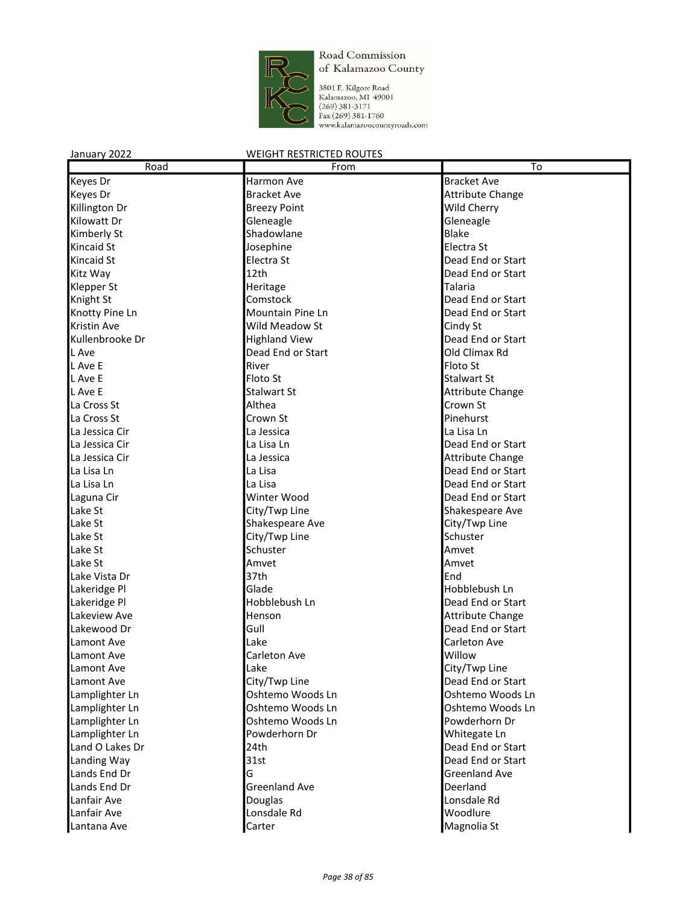Road Commission of Kalamazoo County

3801 E. Kilgore Road
Kalamazoo, MI 49001
(269) 381-3171
Fax (269) 381-1760
www.kalamazoocountyroads.com

January 2022 WEIGHT RESTRICTED ROUTES

| Road | From | To |
|---|---|---|
| Keyes Dr | Harmon Ave | Bracket Ave |
| Keyes Dr | Bracket Ave | Attribute Change |
| Killington Dr | Breezy Point | Wild Cherry |
| Kilowatt Dr | Gleneagle | Gleneagle |
| Kimberly St | Shadowlane | Blake |
| Kincaid St | Josephine | Electra St |
| Kincaid St | Electra St | Dead End or Start |
| Kitz Way | 12th | Dead End or Start |
| Klepper St | Heritage | Talaria |
| Knight St | Comstock | Dead End or Start |
| Knotty Pine Ln | Mountain Pine Ln | Dead End or Start |
| Kristin Ave | Wild Meadow St | Cindy St |
| Kullenbrooke Dr | Highland View | Dead End or Start |
| L Ave | Dead End or Start | Old Climax Rd |
| L Ave E | River | Floto St |
| L Ave E | Floto St | Stalwart St |
| L Ave E | Stalwart St | Attribute Change |
| La Cross St | Althea | Crown St |
| La Cross St | Crown St | Pinehurst |
| La Jessica Cir | La Jessica | La Lisa Ln |
| La Jessica Cir | La Lisa Ln | Dead End or Start |
| La Jessica Cir | La Jessica | Attribute Change |
| La Lisa Ln | La Lisa | Dead End or Start |
| La Lisa Ln | La Lisa | Dead End or Start |
| Laguna Cir | Winter Wood | Dead End or Start |
| Lake St | City/Twp Line | Shakespeare Ave |
| Lake St | Shakespeare Ave | City/Twp Line |
| Lake St | City/Twp Line | Schuster |
| Lake St | Schuster | Amvet |
| Lake St | Amvet | Amvet |
| Lake Vista Dr | 37th | End |
| Lakeridge Pl | Glade | Hobblebush Ln |
| Lakeridge Pl | Hobblebush Ln | Dead End or Start |
| Lakeview Ave | Henson | Attribute Change |
| Lakewood Dr | Gull | Dead End or Start |
| Lamont Ave | Lake | Carleton Ave |
| Lamont Ave | Carleton Ave | Willow |
| Lamont Ave | Lake | City/Twp Line |
| Lamont Ave | City/Twp Line | Dead End or Start |
| Lamplighter Ln | Oshtemo Woods Ln | Oshtemo Woods Ln |
| Lamplighter Ln | Oshtemo Woods Ln | Oshtemo Woods Ln |
| Lamplighter Ln | Oshtemo Woods Ln | Powderhorn Dr |
| Lamplighter Ln | Powderhorn Dr | Whitegate Ln |
| Land O Lakes Dr | 24th | Dead End or Start |
| Landing Way | 31st | Dead End or Start |
| Lands End Dr | G | Greenland Ave |
| Lands End Dr | Greenland Ave | Deerland |
| Lanfair Ave | Douglas | Lonsdale Rd |
| Lanfair Ave | Lonsdale Rd | Woodlure |
| Lantana Ave | Carter | Magnolia St |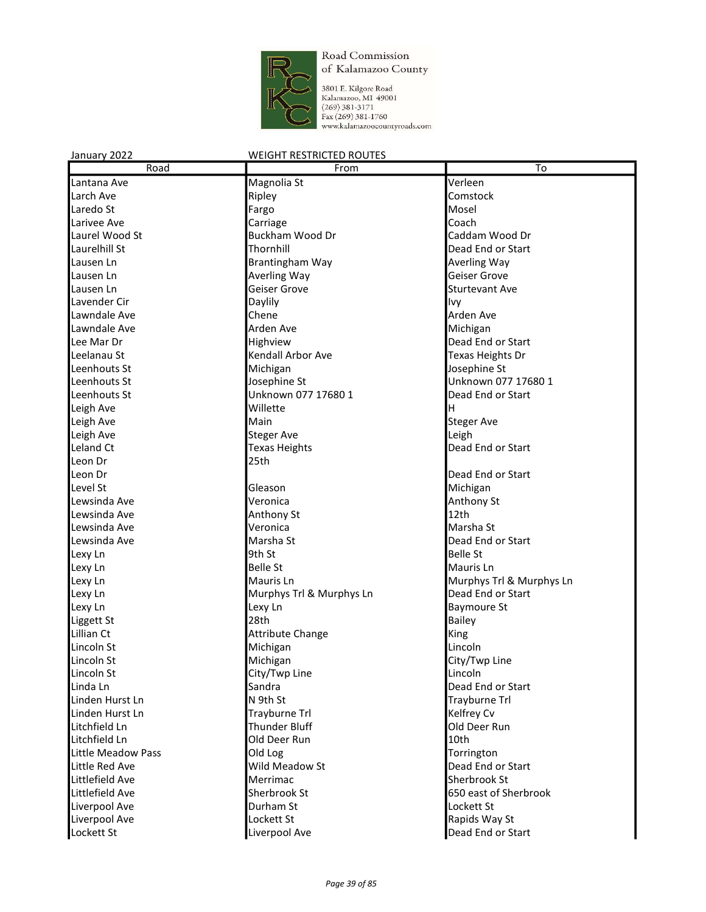Road Commission of Kalamazoo County

3801 E. Kilgore Road
Kalamazoo, MI 49001
(269) 381-3171
Fax (269) 381-1760
www.kalamazoocountyroads.com

January 2022 — WEIGHT RESTRICTED ROUTES

| Road | From | To |
|---|---|---|
| Lantana Ave | Magnolia St | Verleen |
| Larch Ave | Ripley | Comstock |
| Laredo St | Fargo | Mosel |
| Larivee Ave | Carriage | Coach |
| Laurel Wood St | Buckham Wood Dr | Caddam Wood Dr |
| Laurelhill St | Thornhill | Dead End or Start |
| Lausen Ln | Brantingham Way | Averling Way |
| Lausen Ln | Averling Way | Geiser Grove |
| Lausen Ln | Geiser Grove | Sturtevant Ave |
| Lavender Cir | Daylily | Ivy |
| Lawndale Ave | Chene | Arden Ave |
| Lawndale Ave | Arden Ave | Michigan |
| Lee Mar Dr | Highview | Dead End or Start |
| Leelanau St | Kendall Arbor Ave | Texas Heights Dr |
| Leenhouts St | Michigan | Josephine St |
| Leenhouts St | Josephine St | Unknown 077 17680 1 |
| Leenhouts St | Unknown 077 17680 1 | Dead End or Start |
| Leigh Ave | Willette | H |
| Leigh Ave | Main | Steger Ave |
| Leigh Ave | Steger Ave | Leigh |
| Leland Ct | Texas Heights | Dead End or Start |
| Leon Dr | 25th | |
| Leon Dr | | Dead End or Start |
| Level St | Gleason | Michigan |
| Lewsinda Ave | Veronica | Anthony St |
| Lewsinda Ave | Anthony St | 12th |
| Lewsinda Ave | Veronica | Marsha St |
| Lewsinda Ave | Marsha St | Dead End or Start |
| Lexy Ln | 9th St | Belle St |
| Lexy Ln | Belle St | Mauris Ln |
| Lexy Ln | Mauris Ln | Murphys Trl & Murphys Ln |
| Lexy Ln | Murphys Trl & Murphys Ln | Dead End or Start |
| Lexy Ln | Lexy Ln | Baymoure St |
| Liggett St | 28th | Bailey |
| Lillian Ct | Attribute Change | King |
| Lincoln St | Michigan | Lincoln |
| Lincoln St | Michigan | City/Twp Line |
| Lincoln St | City/Twp Line | Lincoln |
| Linda Ln | Sandra | Dead End or Start |
| Linden Hurst Ln | N 9th St | Trayburne Trl |
| Linden Hurst Ln | Trayburne Trl | Kelfrey Cv |
| Litchfield Ln | Thunder Bluff | Old Deer Run |
| Litchfield Ln | Old Deer Run | 10th |
| Little Meadow Pass | Old Log | Torrington |
| Little Red Ave | Wild Meadow St | Dead End or Start |
| Littlefield Ave | Merrimac | Sherbrook St |
| Littlefield Ave | Sherbrook St | 650 east of Sherbrook |
| Liverpool Ave | Durham St | Lockett St |
| Liverpool Ave | Lockett St | Rapids Way St |
| Lockett St | Liverpool Ave | Dead End or Start |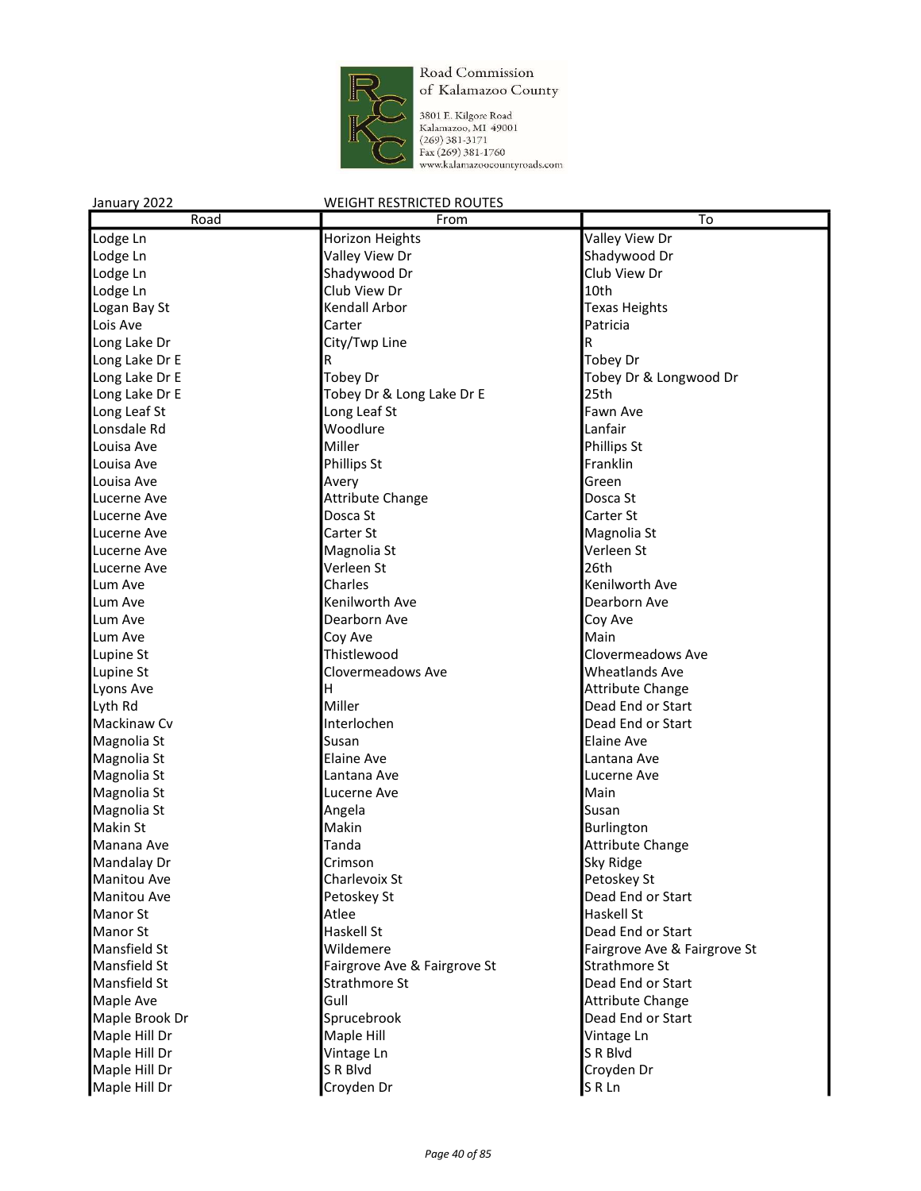Road Commission of Kalamazoo County

3801 E. Kilgore Road
Kalamazoo, MI 49001
(269) 381-3171
Fax (269) 381-1760
www.kalamazoocountyroads.com

January 2022 WEIGHT RESTRICTED ROUTES

| Road | From | To |
|---|---|---|
| Lodge Ln | Horizon Heights | Valley View Dr |
| Lodge Ln | Valley View Dr | Shadywood Dr |
| Lodge Ln | Shadywood Dr | Club View Dr |
| Lodge Ln | Club View Dr | 10th |
| Logan Bay St | Kendall Arbor | Texas Heights |
| Lois Ave | Carter | Patricia |
| Long Lake Dr | City/Twp Line | R |
| Long Lake Dr E | R | Tobey Dr |
| Long Lake Dr E | Tobey Dr | Tobey Dr & Longwood Dr |
| Long Lake Dr E | Tobey Dr & Long Lake Dr E | 25th |
| Long Leaf St | Long Leaf St | Fawn Ave |
| Lonsdale Rd | Woodlure | Lanfair |
| Louisa Ave | Miller | Phillips St |
| Louisa Ave | Phillips St | Franklin |
| Louisa Ave | Avery | Green |
| Lucerne Ave | Attribute Change | Dosca St |
| Lucerne Ave | Dosca St | Carter St |
| Lucerne Ave | Carter St | Magnolia St |
| Lucerne Ave | Magnolia St | Verleen St |
| Lucerne Ave | Verleen St | 26th |
| Lum Ave | Charles | Kenilworth Ave |
| Lum Ave | Kenilworth Ave | Dearborn Ave |
| Lum Ave | Dearborn Ave | Coy Ave |
| Lum Ave | Coy Ave | Main |
| Lupine St | Thistlewood | Clovermeadows Ave |
| Lupine St | Clovermeadows Ave | Wheatlands Ave |
| Lyons Ave | H | Attribute Change |
| Lyth Rd | Miller | Dead End or Start |
| Mackinaw Cv | Interlochen | Dead End or Start |
| Magnolia St | Susan | Elaine Ave |
| Magnolia St | Elaine Ave | Lantana Ave |
| Magnolia St | Lantana Ave | Lucerne Ave |
| Magnolia St | Lucerne Ave | Main |
| Magnolia St | Angela | Susan |
| Makin St | Makin | Burlington |
| Manana Ave | Tanda | Attribute Change |
| Mandalay Dr | Crimson | Sky Ridge |
| Manitou Ave | Charlevoix St | Petoskey St |
| Manitou Ave | Petoskey St | Dead End or Start |
| Manor St | Atlee | Haskell St |
| Manor St | Haskell St | Dead End or Start |
| Mansfield St | Wildemere | Fairgrove Ave & Fairgrove St |
| Mansfield St | Fairgrove Ave & Fairgrove St | Strathmore St |
| Mansfield St | Strathmore St | Dead End or Start |
| Maple Ave | Gull | Attribute Change |
| Maple Brook Dr | Sprucebrook | Dead End or Start |
| Maple Hill Dr | Maple Hill | Vintage Ln |
| Maple Hill Dr | Vintage Ln | S R Blvd |
| Maple Hill Dr | S R Blvd | Croyden Dr |
| Maple Hill Dr | Croyden Dr | S R Ln |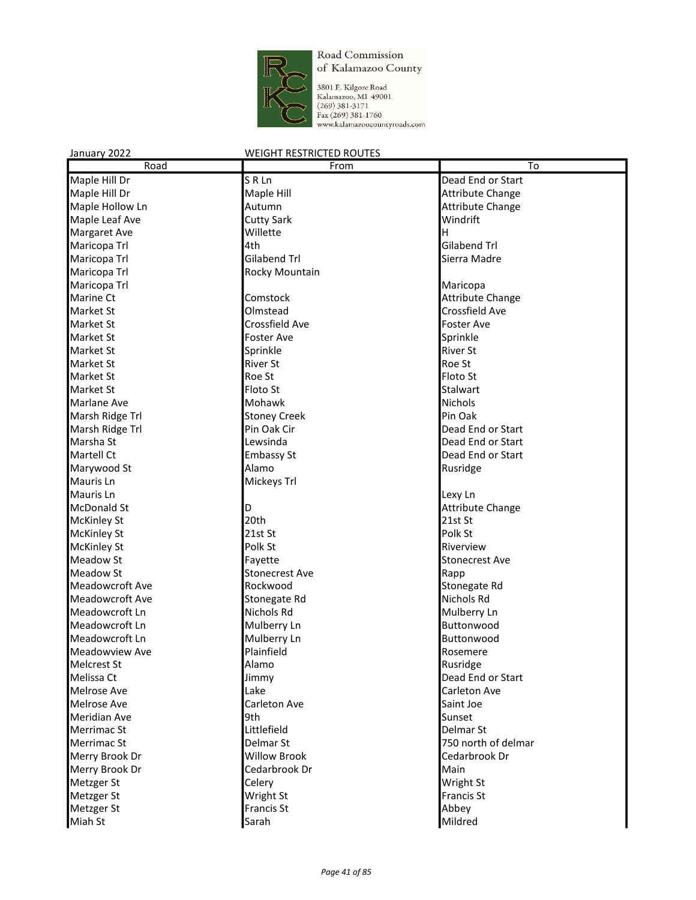Road Commission of Kalamazoo County

3801 E. Kilgore Road
Kalamazoo, MI 49001
(269) 381-3171
Fax (269) 381-1760
www.kalamazoocountyroads.com

January 2022 WEIGHT RESTRICTED ROUTES

| Road | From | To |
|---|---|---|
| Maple Hill Dr | S R Ln | Dead End or Start |
| Maple Hill Dr | Maple Hill | Attribute Change |
| Maple Hollow Ln | Autumn | Attribute Change |
| Maple Leaf Ave | Cutty Sark | Windrift |
| Margaret Ave | Willette | H |
| Maricopa Trl | 4th | Gilabend Trl |
| Maricopa Trl | Gilabend Trl | Sierra Madre |
| Maricopa Trl | Rocky Mountain | |
| Maricopa Trl | | Maricopa |
| Marine Ct | Comstock | Attribute Change |
| Market St | Olmstead | Crossfield Ave |
| Market St | Crossfield Ave | Foster Ave |
| Market St | Foster Ave | Sprinkle |
| Market St | Sprinkle | River St |
| Market St | River St | Roe St |
| Market St | Roe St | Floto St |
| Market St | Floto St | Stalwart |
| Marlane Ave | Mohawk | Nichols |
| Marsh Ridge Trl | Stoney Creek | Pin Oak |
| Marsh Ridge Trl | Pin Oak Cir | Dead End or Start |
| Marsha St | Lewsinda | Dead End or Start |
| Martell Ct | Embassy St | Dead End or Start |
| Marywood St | Alamo | Rusridge |
| Mauris Ln | Mickeys Trl | |
| Mauris Ln | | Lexy Ln |
| McDonald St | D | Attribute Change |
| McKinley St | 20th | 21st St |
| McKinley St | 21st St | Polk St |
| McKinley St | Polk St | Riverview |
| Meadow St | Fayette | Stonecrest Ave |
| Meadow St | Stonecrest Ave | Rapp |
| Meadowcroft Ave | Rockwood | Stonegate Rd |
| Meadowcroft Ave | Stonegate Rd | Nichols Rd |
| Meadowcroft Ln | Nichols Rd | Mulberry Ln |
| Meadowcroft Ln | Mulberry Ln | Buttonwood |
| Meadowcroft Ln | Mulberry Ln | Buttonwood |
| Meadowview Ave | Plainfield | Rosemere |
| Melcrest St | Alamo | Rusridge |
| Melissa Ct | Jimmy | Dead End or Start |
| Melrose Ave | Lake | Carleton Ave |
| Melrose Ave | Carleton Ave | Saint Joe |
| Meridian Ave | 9th | Sunset |
| Merrimac St | Littlefield | Delmar St |
| Merrimac St | Delmar St | 750 north of delmar |
| Merry Brook Dr | Willow Brook | Cedarbrook Dr |
| Merry Brook Dr | Cedarbrook Dr | Main |
| Metzger St | Celery | Wright St |
| Metzger St | Wright St | Francis St |
| Metzger St | Francis St | Abbey |
| Miah St | Sarah | Mildred |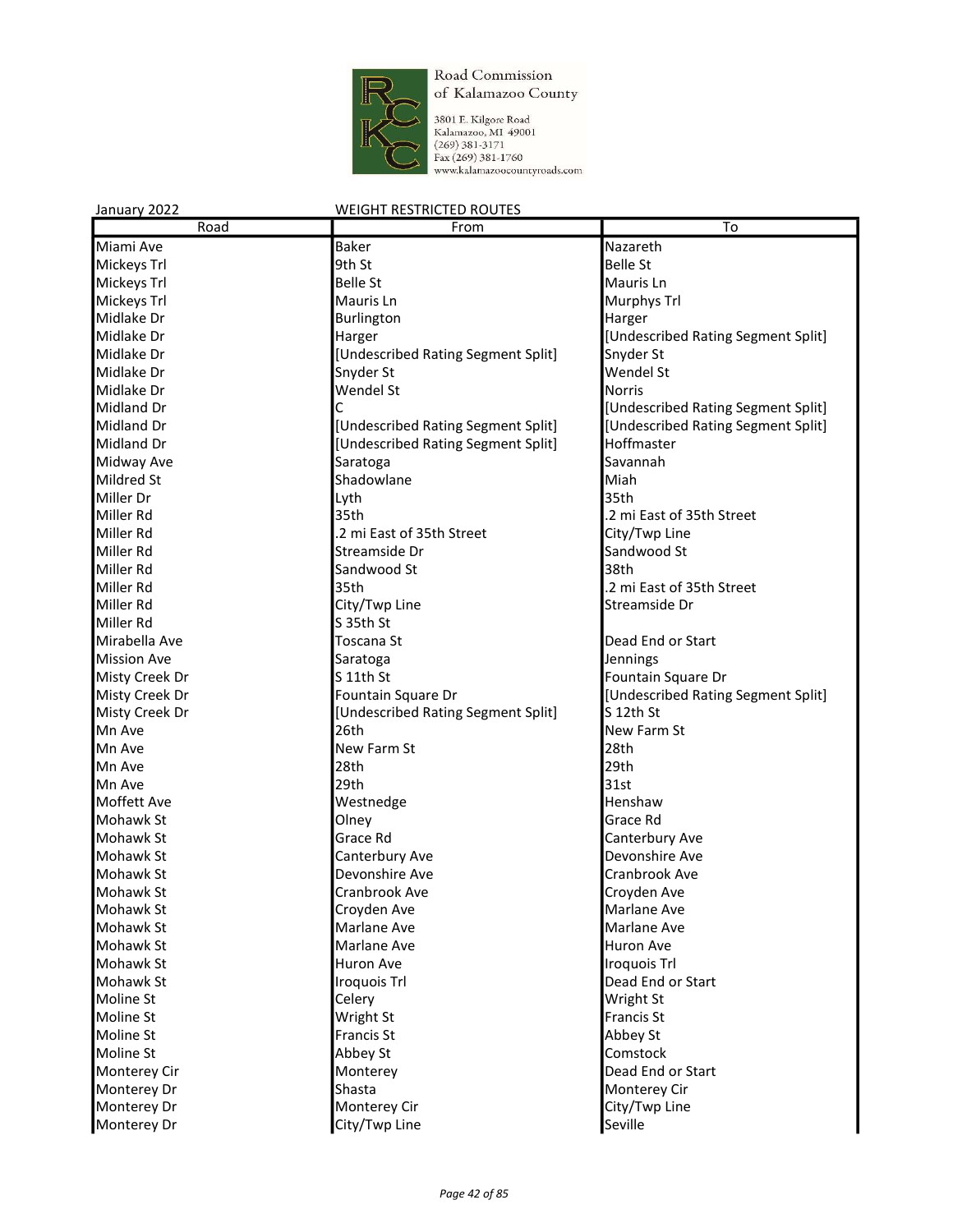Road Commission of Kalamazoo County

3801 E. Kilgore Road
Kalamazoo, MI 49001
(269) 381-3171
Fax (269) 381-1760
www.kalamazoocountyroads.com

January 2022 WEIGHT RESTRICTED ROUTES

| Road | From | To |
|---|---|---|
| Miami Ave | Baker | Nazareth |
| Mickeys Trl | 9th St | Belle St |
| Mickeys Trl | Belle St | Mauris Ln |
| Mickeys Trl | Mauris Ln | Murphys Trl |
| Midlake Dr | Burlington | Harger |
| Midlake Dr | Harger | [Undescribed Rating Segment Split] |
| Midlake Dr | [Undescribed Rating Segment Split] | Snyder St |
| Midlake Dr | Snyder St | Wendel St |
| Midlake Dr | Wendel St | Norris |
| Midland Dr | C | [Undescribed Rating Segment Split] |
| Midland Dr | [Undescribed Rating Segment Split] | [Undescribed Rating Segment Split] |
| Midland Dr | [Undescribed Rating Segment Split] | Hoffmaster |
| Midway Ave | Saratoga | Savannah |
| Mildred St | Shadowlane | Miah |
| Miller Dr | Lyth | 35th |
| Miller Rd | 35th | .2 mi East of 35th Street |
| Miller Rd | .2 mi East of 35th Street | City/Twp Line |
| Miller Rd | Streamside Dr | Sandwood St |
| Miller Rd | Sandwood St | 38th |
| Miller Rd | 35th | .2 mi East of 35th Street |
| Miller Rd | City/Twp Line | Streamside Dr |
| Miller Rd | S 35th St | |
| Mirabella Ave | Toscana St | Dead End or Start |
| Mission Ave | Saratoga | Jennings |
| Misty Creek Dr | S 11th St | Fountain Square Dr |
| Misty Creek Dr | Fountain Square Dr | [Undescribed Rating Segment Split] |
| Misty Creek Dr | [Undescribed Rating Segment Split] | S 12th St |
| Mn Ave | 26th | New Farm St |
| Mn Ave | New Farm St | 28th |
| Mn Ave | 28th | 29th |
| Mn Ave | 29th | 31st |
| Moffett Ave | Westnedge | Henshaw |
| Mohawk St | Olney | Grace Rd |
| Mohawk St | Grace Rd | Canterbury Ave |
| Mohawk St | Canterbury Ave | Devonshire Ave |
| Mohawk St | Devonshire Ave | Cranbrook Ave |
| Mohawk St | Cranbrook Ave | Croyden Ave |
| Mohawk St | Croyden Ave | Marlane Ave |
| Mohawk St | Marlane Ave | Marlane Ave |
| Mohawk St | Marlane Ave | Huron Ave |
| Mohawk St | Huron Ave | Iroquois Trl |
| Mohawk St | Iroquois Trl | Dead End or Start |
| Moline St | Celery | Wright St |
| Moline St | Wright St | Francis St |
| Moline St | Francis St | Abbey St |
| Moline St | Abbey St | Comstock |
| Monterey Cir | Monterey | Dead End or Start |
| Monterey Dr | Shasta | Monterey Cir |
| Monterey Dr | Monterey Cir | City/Twp Line |
| Monterey Dr | City/Twp Line | Seville |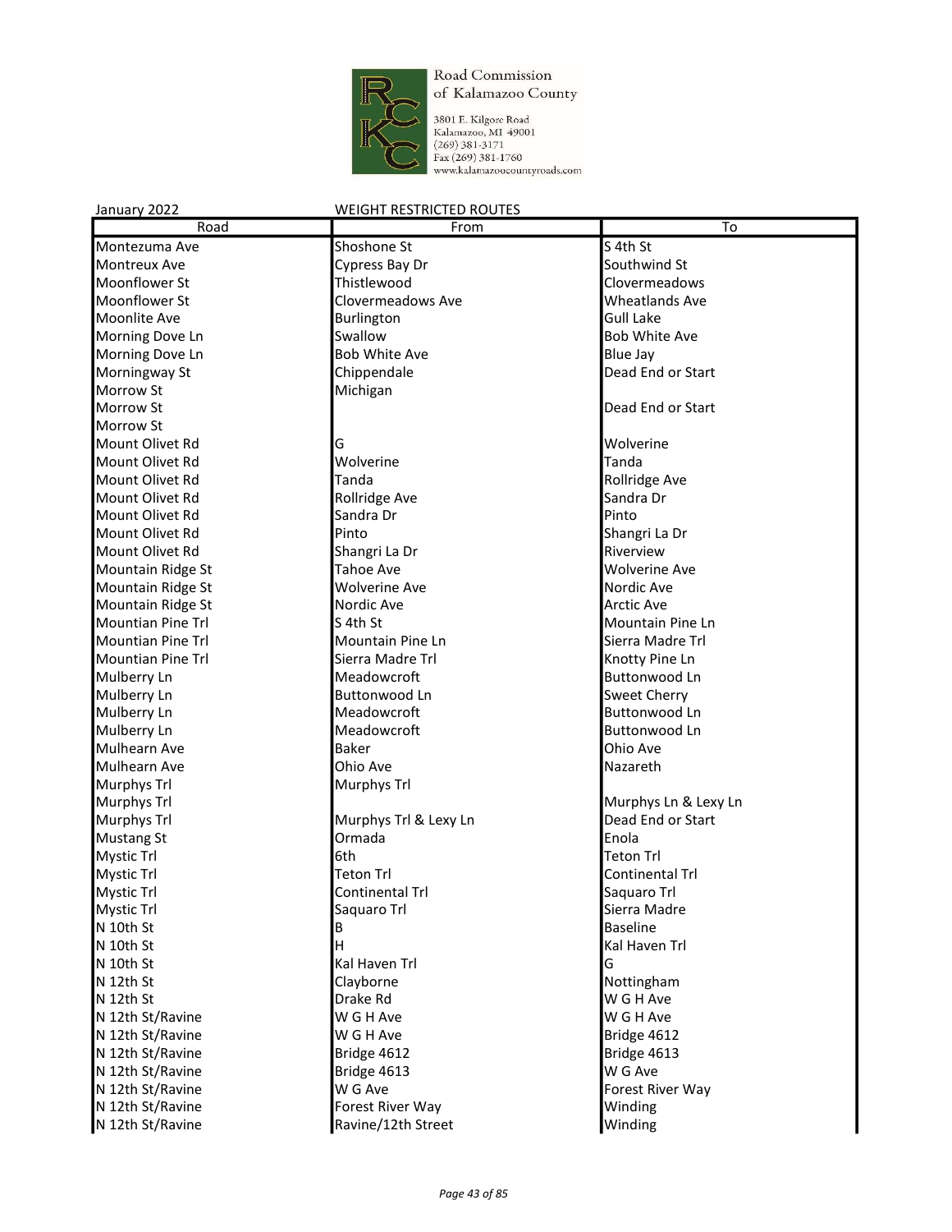Road Commission of Kalamazoo County

3801 E. Kilgore Road
Kalamazoo, MI 49001
(269) 381-3171
Fax (269) 381-1760
www.kalamazoocountyroads.com

January 2022 WEIGHT RESTRICTED ROUTES

| Road | From | To |
|---|---|---|
| Montezuma Ave | Shoshone St | S 4th St |
| Montreux Ave | Cypress Bay Dr | Southwind St |
| Moonflower St | Thistlewood | Clovermeadows |
| Moonflower St | Clovermeadows Ave | Wheatlands Ave |
| Moonlite Ave | Burlington | Gull Lake |
| Morning Dove Ln | Swallow | Bob White Ave |
| Morning Dove Ln | Bob White Ave | Blue Jay |
| Morningway St | Chippendale | Dead End or Start |
| Morrow St | Michigan | |
| Morrow St | | Dead End or Start |
| Morrow St | | |
| Mount Olivet Rd | G | Wolverine |
| Mount Olivet Rd | Wolverine | Tanda |
| Mount Olivet Rd | Tanda | Rollridge Ave |
| Mount Olivet Rd | Rollridge Ave | Sandra Dr |
| Mount Olivet Rd | Sandra Dr | Pinto |
| Mount Olivet Rd | Pinto | Shangri La Dr |
| Mount Olivet Rd | Shangri La Dr | Riverview |
| Mountain Ridge St | Tahoe Ave | Wolverine Ave |
| Mountain Ridge St | Wolverine Ave | Nordic Ave |
| Mountain Ridge St | Nordic Ave | Arctic Ave |
| Mountian Pine Trl | S 4th St | Mountain Pine Ln |
| Mountian Pine Trl | Mountain Pine Ln | Sierra Madre Trl |
| Mountian Pine Trl | Sierra Madre Trl | Knotty Pine Ln |
| Mulberry Ln | Meadowcroft | Buttonwood Ln |
| Mulberry Ln | Buttonwood Ln | Sweet Cherry |
| Mulberry Ln | Meadowcroft | Buttonwood Ln |
| Mulberry Ln | Meadowcroft | Buttonwood Ln |
| Mulhearn Ave | Baker | Ohio Ave |
| Mulhearn Ave | Ohio Ave | Nazareth |
| Murphys Trl | Murphys Trl | |
| Murphys Trl | | Murphys Ln & Lexy Ln |
| Murphys Trl | Murphys Trl & Lexy Ln | Dead End or Start |
| Mustang St | Ormada | Enola |
| Mystic Trl | 6th | Teton Trl |
| Mystic Trl | Teton Trl | Continental Trl |
| Mystic Trl | Continental Trl | Saquaro Trl |
| Mystic Trl | Saquaro Trl | Sierra Madre |
| N 10th St | B | Baseline |
| N 10th St | H | Kal Haven Trl |
| N 10th St | Kal Haven Trl | G |
| N 12th St | Clayborne | Nottingham |
| N 12th St | Drake Rd | W G H Ave |
| N 12th St/Ravine | W G H Ave | W G H Ave |
| N 12th St/Ravine | W G H Ave | Bridge 4612 |
| N 12th St/Ravine | Bridge 4612 | Bridge 4613 |
| N 12th St/Ravine | Bridge 4613 | W G Ave |
| N 12th St/Ravine | W G Ave | Forest River Way |
| N 12th St/Ravine | Forest River Way | Winding |
| N 12th St/Ravine | Ravine/12th Street | Winding |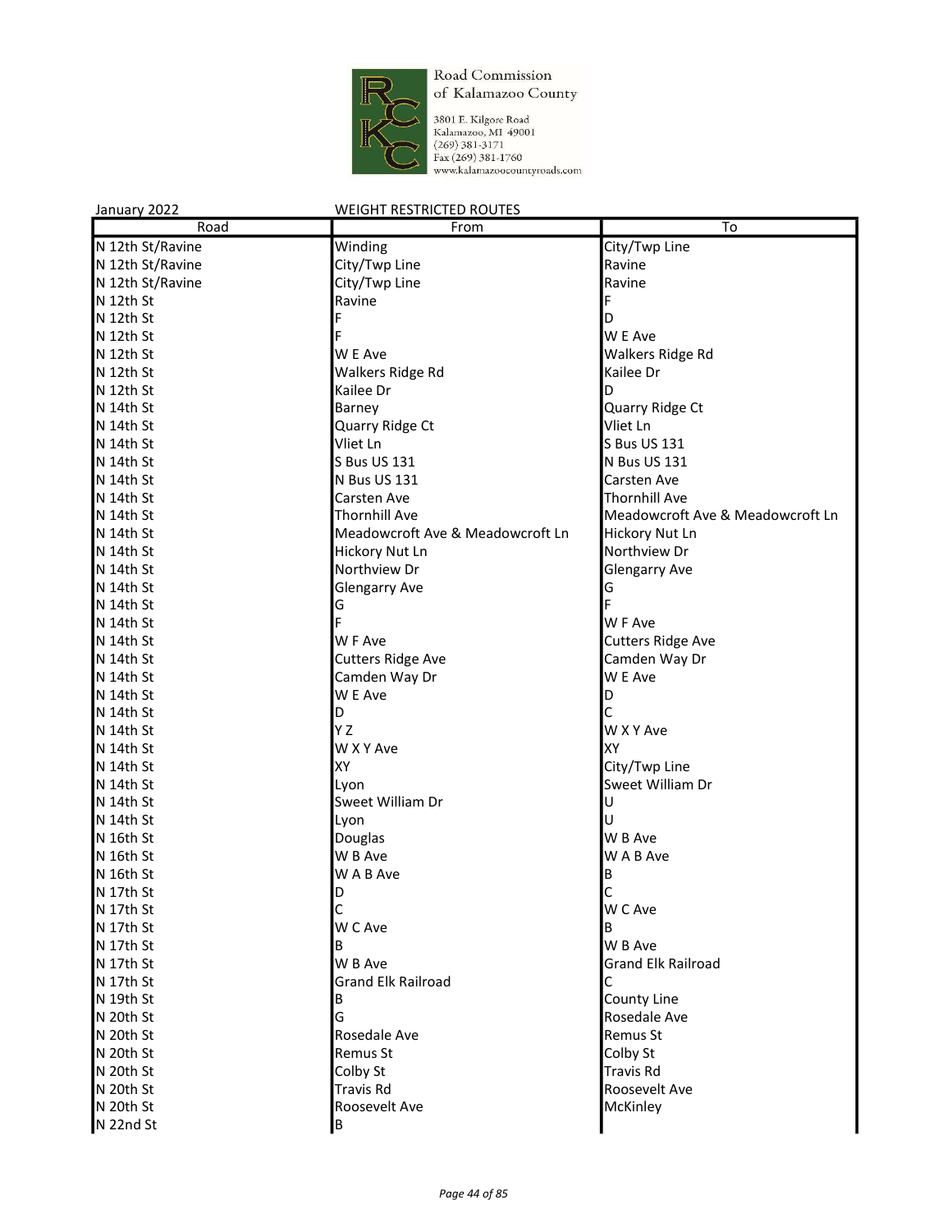Road Commission of Kalamazoo County

3801 E. Kilgore Road
Kalamazoo, MI 49001
(269) 381-3171
Fax (269) 381-1760
www.kalamazoocountyroads.com

January 2022 WEIGHT RESTRICTED ROUTES

| Road | From | To |
|---|---|---|
| N 12th St/Ravine | Winding | City/Twp Line |
| N 12th St/Ravine | City/Twp Line | Ravine |
| N 12th St/Ravine | City/Twp Line | Ravine |
| N 12th St | Ravine | F |
| N 12th St | F | D |
| N 12th St | F | W E Ave |
| N 12th St | W E Ave | Walkers Ridge Rd |
| N 12th St | Walkers Ridge Rd | Kailee Dr |
| N 12th St | Kailee Dr | D |
| N 14th St | Barney | Quarry Ridge Ct |
| N 14th St | Quarry Ridge Ct | Vliet Ln |
| N 14th St | Vliet Ln | S Bus US 131 |
| N 14th St | S Bus US 131 | N Bus US 131 |
| N 14th St | N Bus US 131 | Carsten Ave |
| N 14th St | Carsten Ave | Thornhill Ave |
| N 14th St | Thornhill Ave | Meadowcroft Ave & Meadowcroft Ln |
| N 14th St | Meadowcroft Ave & Meadowcroft Ln | Hickory Nut Ln |
| N 14th St | Hickory Nut Ln | Northview Dr |
| N 14th St | Northview Dr | Glengarry Ave |
| N 14th St | Glengarry Ave | G |
| N 14th St | G | F |
| N 14th St | F | W F Ave |
| N 14th St | W F Ave | Cutters Ridge Ave |
| N 14th St | Cutters Ridge Ave | Camden Way Dr |
| N 14th St | Camden Way Dr | W E Ave |
| N 14th St | W E Ave | D |
| N 14th St | D | C |
| N 14th St | Y Z | W X Y Ave |
| N 14th St | W X Y Ave | XY |
| N 14th St | XY | City/Twp Line |
| N 14th St | Lyon | Sweet William Dr |
| N 14th St | Sweet William Dr | U |
| N 14th St | Lyon | U |
| N 16th St | Douglas | W B Ave |
| N 16th St | W B Ave | W A B Ave |
| N 16th St | W A B Ave | B |
| N 17th St | D | C |
| N 17th St | C | W C Ave |
| N 17th St | W C Ave | B |
| N 17th St | B | W B Ave |
| N 17th St | W B Ave | Grand Elk Railroad |
| N 17th St | Grand Elk Railroad | C |
| N 19th St | B | County Line |
| N 20th St | G | Rosedale Ave |
| N 20th St | Rosedale Ave | Remus St |
| N 20th St | Remus St | Colby St |
| N 20th St | Colby St | Travis Rd |
| N 20th St | Travis Rd | Roosevelt Ave |
| N 20th St | Roosevelt Ave | McKinley |
| N 22nd St | B | |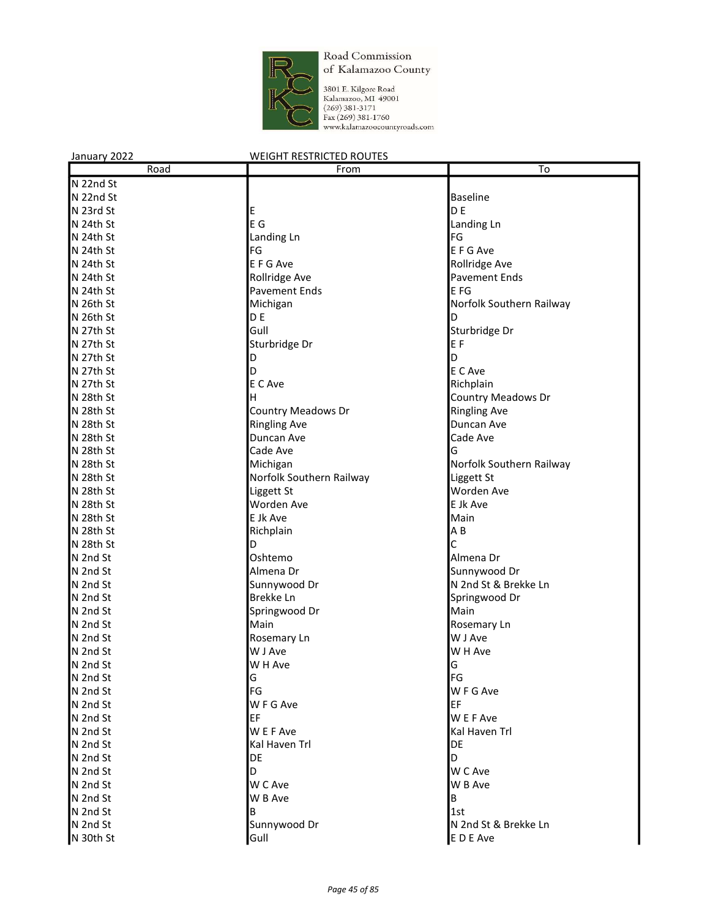Road Commission of Kalamazoo County

3801 E. Kilgore Road
Kalamazoo, MI 49001
(269) 381-3171
Fax (269) 381-1760
www.kalamazoocountyroads.com

January 2022 WEIGHT RESTRICTED ROUTES

| Road | From | To |
|---|---|---|
| N 22nd St | | |
| N 22nd St | | Baseline |
| N 23rd St | E | D E |
| N 24th St | E G | Landing Ln |
| N 24th St | Landing Ln | FG |
| N 24th St | FG | E F G Ave |
| N 24th St | E F G Ave | Rollridge Ave |
| N 24th St | Rollridge Ave | Pavement Ends |
| N 24th St | Pavement Ends | E FG |
| N 26th St | Michigan | Norfolk Southern Railway |
| N 26th St | D E | D |
| N 27th St | Gull | Sturbridge Dr |
| N 27th St | Sturbridge Dr | E F |
| N 27th St | D | D |
| N 27th St | D | E C Ave |
| N 27th St | E C Ave | Richplain |
| N 28th St | H | Country Meadows Dr |
| N 28th St | Country Meadows Dr | Ringling Ave |
| N 28th St | Ringling Ave | Duncan Ave |
| N 28th St | Duncan Ave | Cade Ave |
| N 28th St | Cade Ave | G |
| N 28th St | Michigan | Norfolk Southern Railway |
| N 28th St | Norfolk Southern Railway | Liggett St |
| N 28th St | Liggett St | Worden Ave |
| N 28th St | Worden Ave | E Jk Ave |
| N 28th St | E Jk Ave | Main |
| N 28th St | Richplain | A B |
| N 28th St | D | C |
| N 2nd St | Oshtemo | Almena Dr |
| N 2nd St | Almena Dr | Sunnywood Dr |
| N 2nd St | Sunnywood Dr | N 2nd St & Brekke Ln |
| N 2nd St | Brekke Ln | Springwood Dr |
| N 2nd St | Springwood Dr | Main |
| N 2nd St | Main | Rosemary Ln |
| N 2nd St | Rosemary Ln | W J Ave |
| N 2nd St | W J Ave | W H Ave |
| N 2nd St | W H Ave | G |
| N 2nd St | G | FG |
| N 2nd St | FG | W F G Ave |
| N 2nd St | W F G Ave | EF |
| N 2nd St | EF | W E F Ave |
| N 2nd St | W E F Ave | Kal Haven Trl |
| N 2nd St | Kal Haven Trl | DE |
| N 2nd St | DE | D |
| N 2nd St | D | W C Ave |
| N 2nd St | W C Ave | W B Ave |
| N 2nd St | W B Ave | B |
| N 2nd St | B | 1st |
| N 2nd St | Sunnywood Dr | N 2nd St & Brekke Ln |
| N 30th St | Gull | E D E Ave |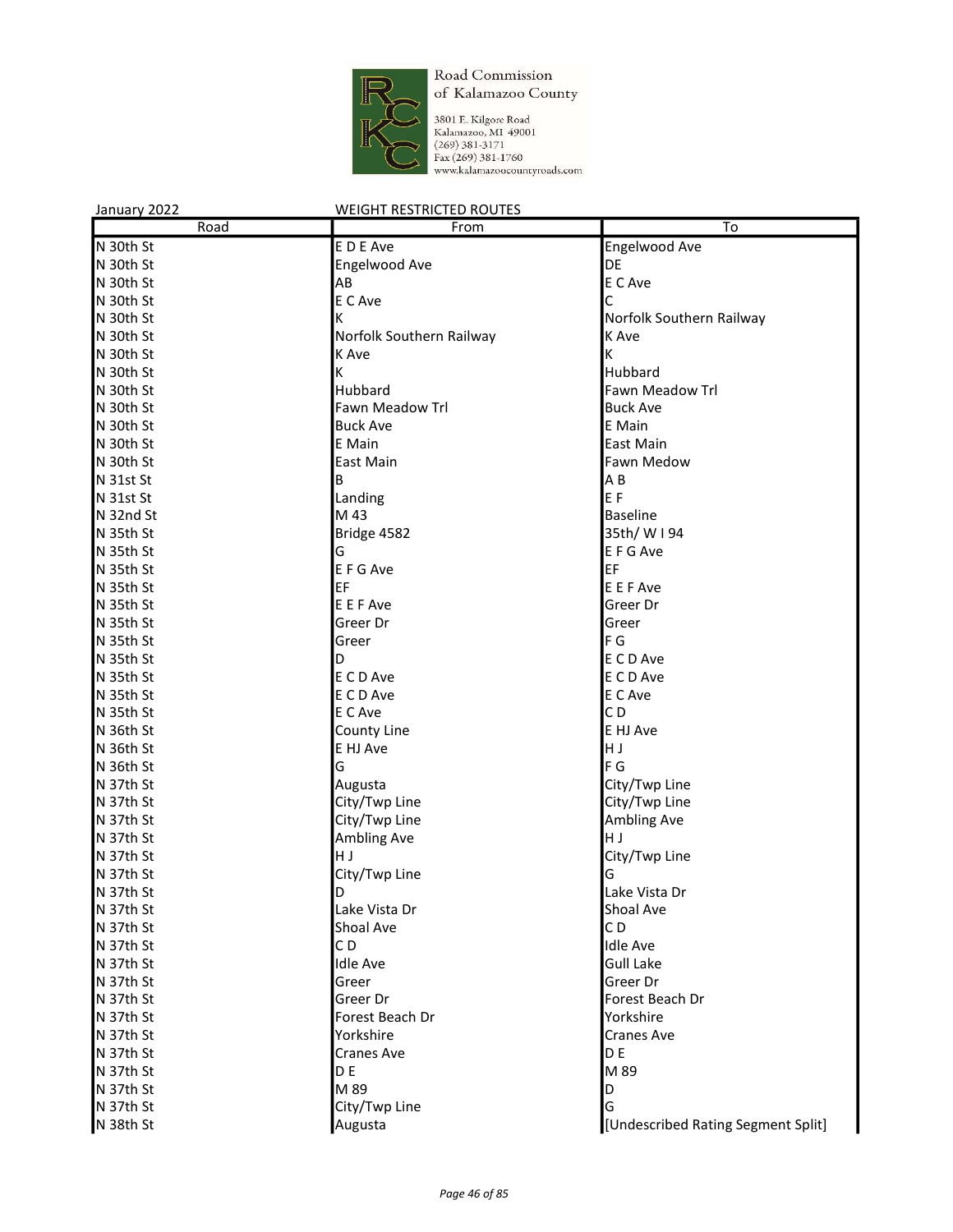Road Commission of Kalamazoo County

3801 E. Kilgore Road
Kalamazoo, MI 49001
(269) 381-3171
Fax (269) 381-1760
www.kalamazoocountyroads.com

January 2022 WEIGHT RESTRICTED ROUTES

| Road | From | To |
|---|---|---|
| N 30th St | E D E Ave | Engelwood Ave |
| N 30th St | Engelwood Ave | DE |
| N 30th St | AB | E C Ave |
| N 30th St | E C Ave | C |
| N 30th St | K | Norfolk Southern Railway |
| N 30th St | Norfolk Southern Railway | K Ave |
| N 30th St | K Ave | K |
| N 30th St | K | Hubbard |
| N 30th St | Hubbard | Fawn Meadow Trl |
| N 30th St | Fawn Meadow Trl | Buck Ave |
| N 30th St | Buck Ave | E Main |
| N 30th St | E Main | East Main |
| N 30th St | East Main | Fawn Medow |
| N 31st St | B | A B |
| N 31st St | Landing | E F |
| N 32nd St | M 43 | Baseline |
| N 35th St | Bridge 4582 | 35th/ W I 94 |
| N 35th St | G | E F G Ave |
| N 35th St | E F G Ave | EF |
| N 35th St | EF | E E F Ave |
| N 35th St | E E F Ave | Greer Dr |
| N 35th St | Greer Dr | Greer |
| N 35th St | Greer | F G |
| N 35th St | D | E C D Ave |
| N 35th St | E C D Ave | E C D Ave |
| N 35th St | E C D Ave | E C Ave |
| N 35th St | E C Ave | C D |
| N 36th St | County Line | E HJ Ave |
| N 36th St | E HJ Ave | H J |
| N 36th St | G | F G |
| N 37th St | Augusta | City/Twp Line |
| N 37th St | City/Twp Line | City/Twp Line |
| N 37th St | City/Twp Line | Ambling Ave |
| N 37th St | Ambling Ave | H J |
| N 37th St | H J | City/Twp Line |
| N 37th St | City/Twp Line | G |
| N 37th St | D | Lake Vista Dr |
| N 37th St | Lake Vista Dr | Shoal Ave |
| N 37th St | Shoal Ave | C D |
| N 37th St | C D | Idle Ave |
| N 37th St | Idle Ave | Gull Lake |
| N 37th St | Greer | Greer Dr |
| N 37th St | Greer Dr | Forest Beach Dr |
| N 37th St | Forest Beach Dr | Yorkshire |
| N 37th St | Yorkshire | Cranes Ave |
| N 37th St | Cranes Ave | D E |
| N 37th St | D E | M 89 |
| N 37th St | M 89 | D |
| N 37th St | City/Twp Line | G |
| N 38th St | Augusta | [Undescribed Rating Segment Split] |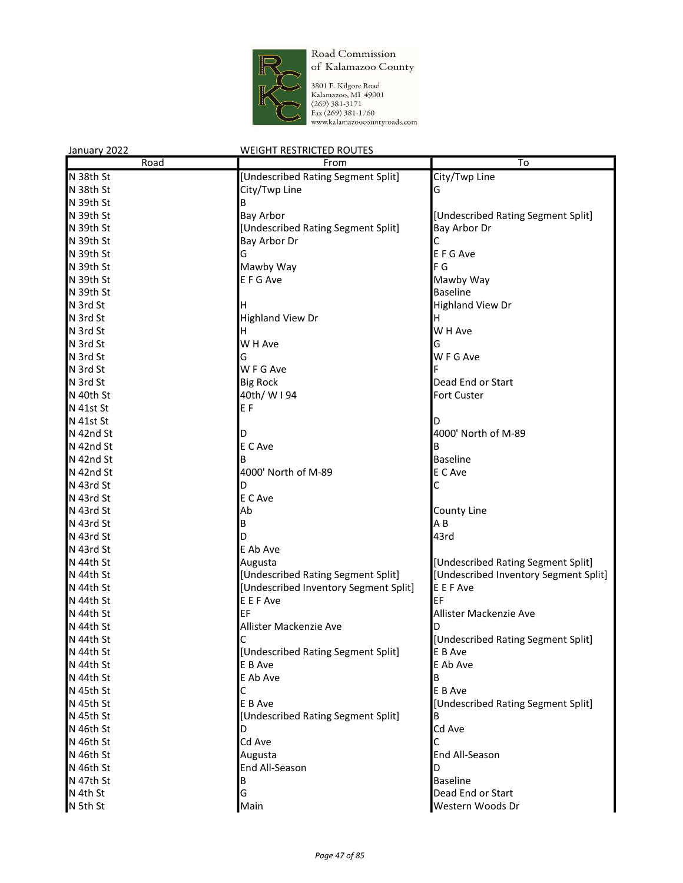Road Commission of Kalamazoo County

3801 E. Kilgore Road
Kalamazoo, MI 49001
(269) 381-3171
Fax (269) 381-1760
www.kalamazoocountyroads.com

January 2022 WEIGHT RESTRICTED ROUTES

| Road | From | To |
|---|---|---|
| N 38th St | [Undescribed Rating Segment Split] | City/Twp Line |
| N 38th St | City/Twp Line | G |
| N 39th St | B | |
| N 39th St | Bay Arbor | [Undescribed Rating Segment Split] |
| N 39th St | [Undescribed Rating Segment Split] | Bay Arbor Dr |
| N 39th St | Bay Arbor Dr | C |
| N 39th St | G | E F G Ave |
| N 39th St | Mawby Way | F G |
| N 39th St | E F G Ave | Mawby Way |
| N 39th St | | Baseline |
| N 3rd St | H | Highland View Dr |
| N 3rd St | Highland View Dr | H |
| N 3rd St | H | W H Ave |
| N 3rd St | W H Ave | G |
| N 3rd St | G | W F G Ave |
| N 3rd St | W F G Ave | F |
| N 3rd St | Big Rock | Dead End or Start |
| N 40th St | 40th/ W I 94 | Fort Custer |
| N 41st St | E F | |
| N 41st St | | D |
| N 42nd St | D | 4000' North of M-89 |
| N 42nd St | E C Ave | B |
| N 42nd St | B | Baseline |
| N 42nd St | 4000' North of M-89 | E C Ave |
| N 43rd St | D | C |
| N 43rd St | E C Ave | |
| N 43rd St | Ab | County Line |
| N 43rd St | B | A B |
| N 43rd St | D | 43rd |
| N 43rd St | E Ab Ave | |
| N 44th St | Augusta | [Undescribed Rating Segment Split] |
| N 44th St | [Undescribed Rating Segment Split] | [Undescribed Inventory Segment Split] |
| N 44th St | [Undescribed Inventory Segment Split] | E E F Ave |
| N 44th St | E E F Ave | EF |
| N 44th St | EF | Allister Mackenzie Ave |
| N 44th St | Allister Mackenzie Ave | D |
| N 44th St | C | [Undescribed Rating Segment Split] |
| N 44th St | [Undescribed Rating Segment Split] | E B Ave |
| N 44th St | E B Ave | E Ab Ave |
| N 44th St | E Ab Ave | B |
| N 45th St | C | E B Ave |
| N 45th St | E B Ave | [Undescribed Rating Segment Split] |
| N 45th St | [Undescribed Rating Segment Split] | B |
| N 46th St | D | Cd Ave |
| N 46th St | Cd Ave | C |
| N 46th St | Augusta | End All-Season |
| N 46th St | End All-Season | D |
| N 47th St | B | Baseline |
| N 4th St | G | Dead End or Start |
| N 5th St | Main | Western Woods Dr |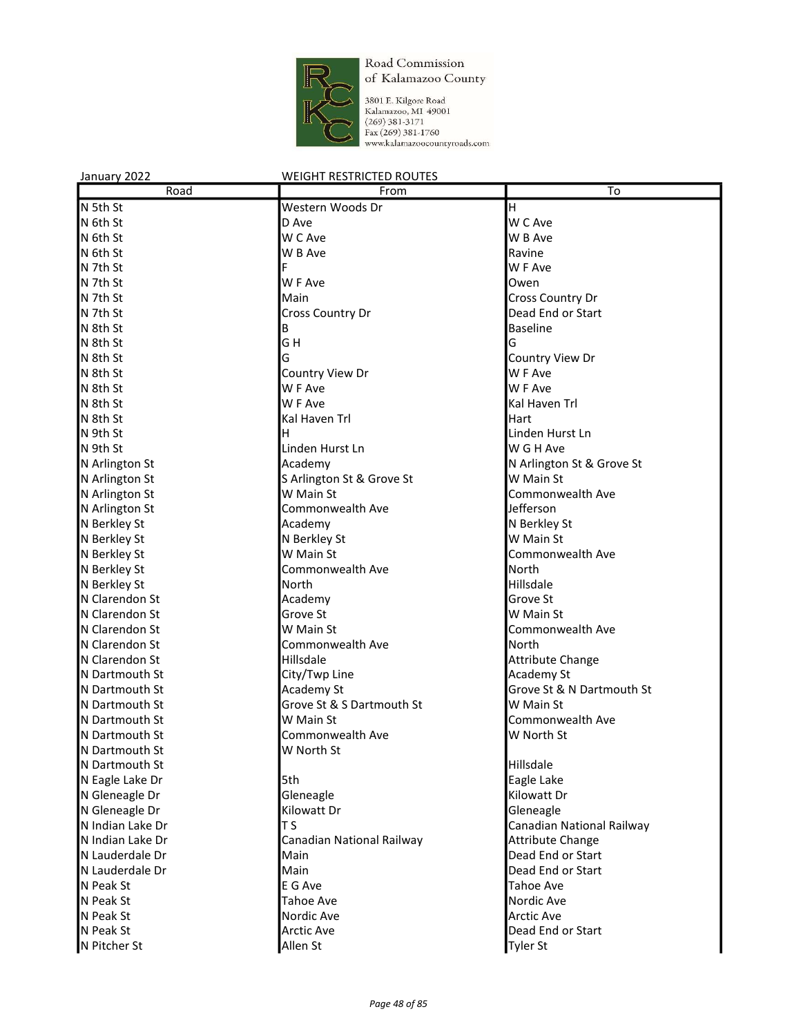Road Commission of Kalamazoo County

3801 E. Kilgore Road
Kalamazoo, MI 49001
(269) 381-3171
Fax (269) 381-1760
www.kalamazoocountyroads.com

January 2022 WEIGHT RESTRICTED ROUTES

| Road | From | To |
|---|---|---|
| N 5th St | Western Woods Dr | H |
| N 6th St | D Ave | W C Ave |
| N 6th St | W C Ave | W B Ave |
| N 6th St | W B Ave | Ravine |
| N 7th St | F | W F Ave |
| N 7th St | W F Ave | Owen |
| N 7th St | Main | Cross Country Dr |
| N 7th St | Cross Country Dr | Dead End or Start |
| N 8th St | B | Baseline |
| N 8th St | G H | G |
| N 8th St | G | Country View Dr |
| N 8th St | Country View Dr | W F Ave |
| N 8th St | W F Ave | W F Ave |
| N 8th St | W F Ave | Kal Haven Trl |
| N 8th St | Kal Haven Trl | Hart |
| N 9th St | H | Linden Hurst Ln |
| N 9th St | Linden Hurst Ln | W G H Ave |
| N Arlington St | Academy | N Arlington St & Grove St |
| N Arlington St | S Arlington St & Grove St | W Main St |
| N Arlington St | W Main St | Commonwealth Ave |
| N Arlington St | Commonwealth Ave | Jefferson |
| N Berkley St | Academy | N Berkley St |
| N Berkley St | N Berkley St | W Main St |
| N Berkley St | W Main St | Commonwealth Ave |
| N Berkley St | Commonwealth Ave | North |
| N Berkley St | North | Hillsdale |
| N Clarendon St | Academy | Grove St |
| N Clarendon St | Grove St | W Main St |
| N Clarendon St | W Main St | Commonwealth Ave |
| N Clarendon St | Commonwealth Ave | North |
| N Clarendon St | Hillsdale | Attribute Change |
| N Dartmouth St | City/Twp Line | Academy St |
| N Dartmouth St | Academy St | Grove St & N Dartmouth St |
| N Dartmouth St | Grove St & S Dartmouth St | W Main St |
| N Dartmouth St | W Main St | Commonwealth Ave |
| N Dartmouth St | Commonwealth Ave | W North St |
| N Dartmouth St | W North St | |
| N Dartmouth St | | Hillsdale |
| N Eagle Lake Dr | 5th | Eagle Lake |
| N Gleneagle Dr | Gleneagle | Kilowatt Dr |
| N Gleneagle Dr | Kilowatt Dr | Gleneagle |
| N Indian Lake Dr | T S | Canadian National Railway |
| N Indian Lake Dr | Canadian National Railway | Attribute Change |
| N Lauderdale Dr | Main | Dead End or Start |
| N Lauderdale Dr | Main | Dead End or Start |
| N Peak St | E G Ave | Tahoe Ave |
| N Peak St | Tahoe Ave | Nordic Ave |
| N Peak St | Nordic Ave | Arctic Ave |
| N Peak St | Arctic Ave | Dead End or Start |
| N Pitcher St | Allen St | Tyler St |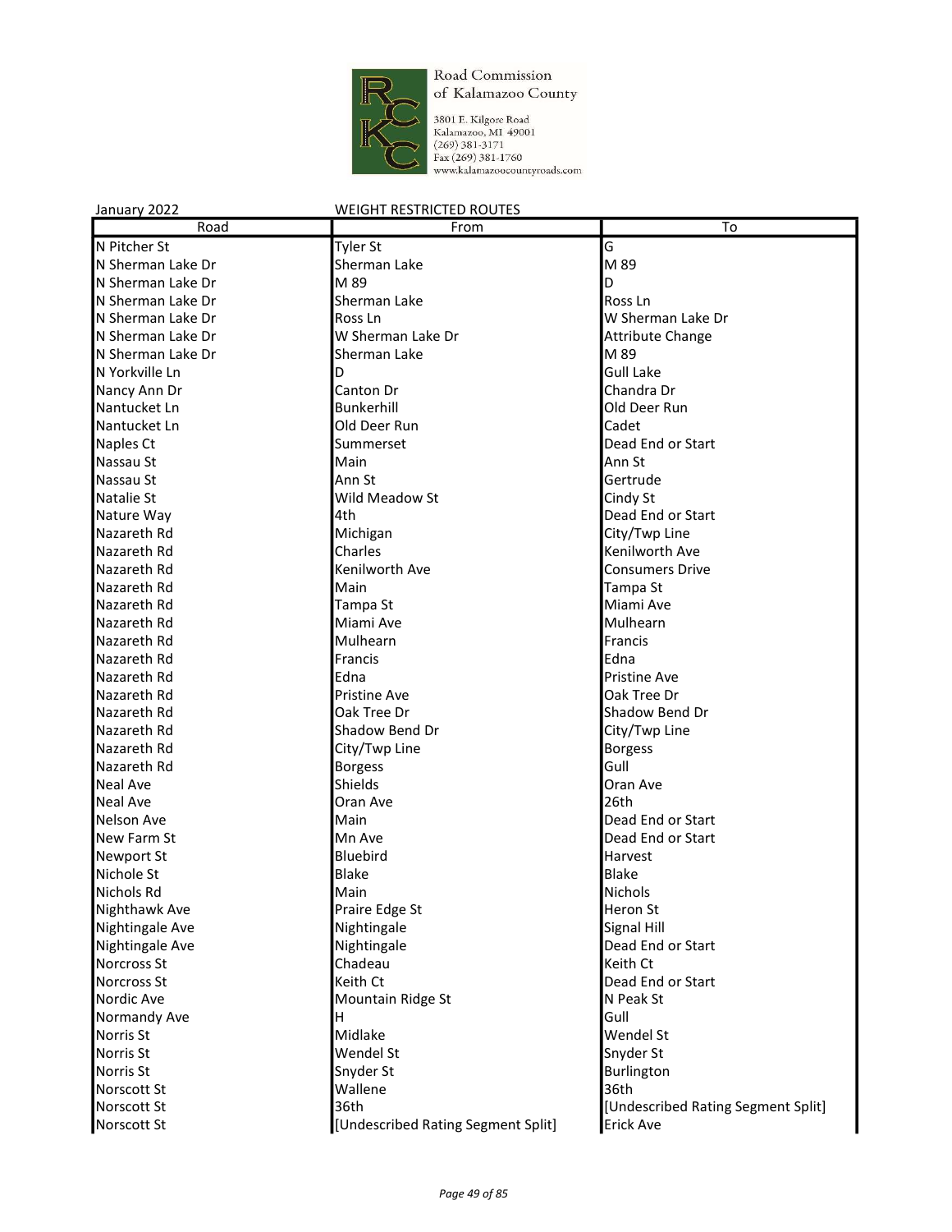Road Commission of Kalamazoo County

3801 E. Kilgore Road
Kalamazoo, MI 49001
(269) 381-3171
Fax (269) 381-1760
www.kalamazoocountyroads.com

January 2022 WEIGHT RESTRICTED ROUTES

| Road | From | To |
|---|---|---|
| N Pitcher St | Tyler St | G |
| N Sherman Lake Dr | Sherman Lake | M 89 |
| N Sherman Lake Dr | M 89 | D |
| N Sherman Lake Dr | Sherman Lake | Ross Ln |
| N Sherman Lake Dr | Ross Ln | W Sherman Lake Dr |
| N Sherman Lake Dr | W Sherman Lake Dr | Attribute Change |
| N Sherman Lake Dr | Sherman Lake | M 89 |
| N Yorkville Ln | D | Gull Lake |
| Nancy Ann Dr | Canton Dr | Chandra Dr |
| Nantucket Ln | Bunkerhill | Old Deer Run |
| Nantucket Ln | Old Deer Run | Cadet |
| Naples Ct | Summerset | Dead End or Start |
| Nassau St | Main | Ann St |
| Nassau St | Ann St | Gertrude |
| Natalie St | Wild Meadow St | Cindy St |
| Nature Way | 4th | Dead End or Start |
| Nazareth Rd | Michigan | City/Twp Line |
| Nazareth Rd | Charles | Kenilworth Ave |
| Nazareth Rd | Kenilworth Ave | Consumers Drive |
| Nazareth Rd | Main | Tampa St |
| Nazareth Rd | Tampa St | Miami Ave |
| Nazareth Rd | Miami Ave | Mulhearn |
| Nazareth Rd | Mulhearn | Francis |
| Nazareth Rd | Francis | Edna |
| Nazareth Rd | Edna | Pristine Ave |
| Nazareth Rd | Pristine Ave | Oak Tree Dr |
| Nazareth Rd | Oak Tree Dr | Shadow Bend Dr |
| Nazareth Rd | Shadow Bend Dr | City/Twp Line |
| Nazareth Rd | City/Twp Line | Borgess |
| Nazareth Rd | Borgess | Gull |
| Neal Ave | Shields | Oran Ave |
| Neal Ave | Oran Ave | 26th |
| Nelson Ave | Main | Dead End or Start |
| New Farm St | Mn Ave | Dead End or Start |
| Newport St | Bluebird | Harvest |
| Nichole St | Blake | Blake |
| Nichols Rd | Main | Nichols |
| Nighthawk Ave | Praire Edge St | Heron St |
| Nightingale Ave | Nightingale | Signal Hill |
| Nightingale Ave | Nightingale | Dead End or Start |
| Norcross St | Chadeau | Keith Ct |
| Norcross St | Keith Ct | Dead End or Start |
| Nordic Ave | Mountain Ridge St | N Peak St |
| Normandy Ave | H | Gull |
| Norris St | Midlake | Wendel St |
| Norris St | Wendel St | Snyder St |
| Norris St | Snyder St | Burlington |
| Norscott St | Wallene | 36th |
| Norscott St | 36th | [Undescribed Rating Segment Split] |
| Norscott St | [Undescribed Rating Segment Split] | Erick Ave |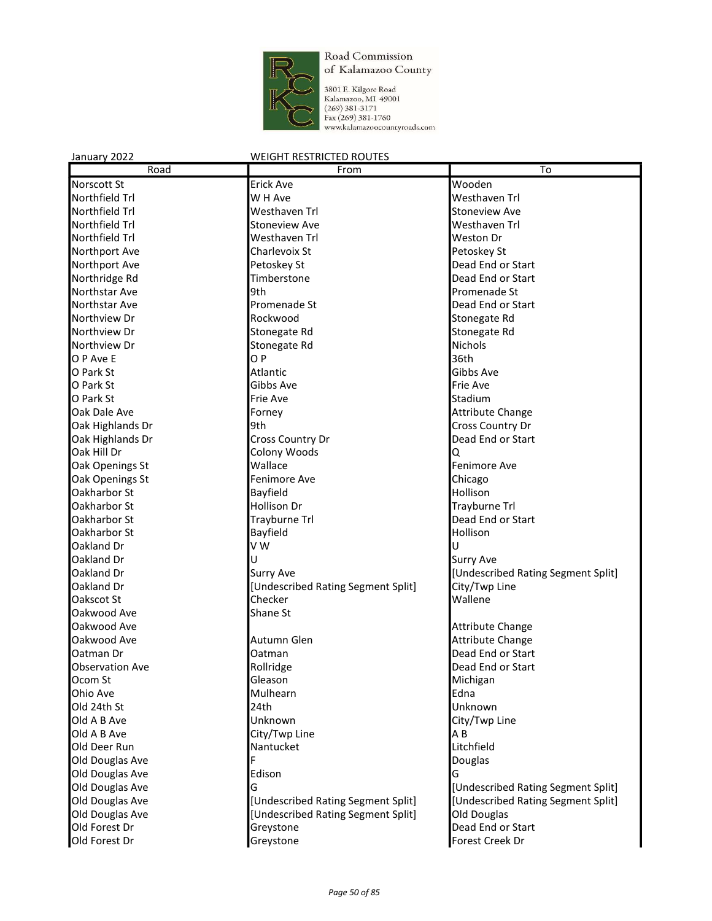Road Commission of Kalamazoo County

3801 E. Kilgore Road
Kalamazoo, MI 49001
(269) 381-3171
Fax (269) 381-1760
www.kalamazoocountyroads.com

January 2022 WEIGHT RESTRICTED ROUTES

| Road | From | To |
|---|---|---|
| Norscott St | Erick Ave | Wooden |
| Northfield Trl | W H Ave | Westhaven Trl |
| Northfield Trl | Westhaven Trl | Stoneview Ave |
| Northfield Trl | Stoneview Ave | Westhaven Trl |
| Northfield Trl | Westhaven Trl | Weston Dr |
| Northport Ave | Charlevoix St | Petoskey St |
| Northport Ave | Petoskey St | Dead End or Start |
| Northridge Rd | Timberstone | Dead End or Start |
| Northstar Ave | 9th | Promenade St |
| Northstar Ave | Promenade St | Dead End or Start |
| Northview Dr | Rockwood | Stonegate Rd |
| Northview Dr | Stonegate Rd | Stonegate Rd |
| Northview Dr | Stonegate Rd | Nichols |
| O P Ave E | O P | 36th |
| O Park St | Atlantic | Gibbs Ave |
| O Park St | Gibbs Ave | Frie Ave |
| O Park St | Frie Ave | Stadium |
| Oak Dale Ave | Forney | Attribute Change |
| Oak Highlands Dr | 9th | Cross Country Dr |
| Oak Highlands Dr | Cross Country Dr | Dead End or Start |
| Oak Hill Dr | Colony Woods | Q |
| Oak Openings St | Wallace | Fenimore Ave |
| Oak Openings St | Fenimore Ave | Chicago |
| Oakharbor St | Bayfield | Hollison |
| Oakharbor St | Hollison Dr | Trayburne Trl |
| Oakharbor St | Trayburne Trl | Dead End or Start |
| Oakharbor St | Bayfield | Hollison |
| Oakland Dr | V W | U |
| Oakland Dr | U | Surry Ave |
| Oakland Dr | Surry Ave | [Undescribed Rating Segment Split] |
| Oakland Dr | [Undescribed Rating Segment Split] | City/Twp Line |
| Oakscot St | Checker | Wallene |
| Oakwood Ave | Shane St | |
| Oakwood Ave | | Attribute Change |
| Oakwood Ave | Autumn Glen | Attribute Change |
| Oatman Dr | Oatman | Dead End or Start |
| Observation Ave | Rollridge | Dead End or Start |
| Ocom St | Gleason | Michigan |
| Ohio Ave | Mulhearn | Edna |
| Old 24th St | 24th | Unknown |
| Old A B Ave | Unknown | City/Twp Line |
| Old A B Ave | City/Twp Line | A B |
| Old Deer Run | Nantucket | Litchfield |
| Old Douglas Ave | F | Douglas |
| Old Douglas Ave | Edison | G |
| Old Douglas Ave | G | [Undescribed Rating Segment Split] |
| Old Douglas Ave | [Undescribed Rating Segment Split] | [Undescribed Rating Segment Split] |
| Old Douglas Ave | [Undescribed Rating Segment Split] | Old Douglas |
| Old Forest Dr | Greystone | Dead End or Start |
| Old Forest Dr | Greystone | Forest Creek Dr |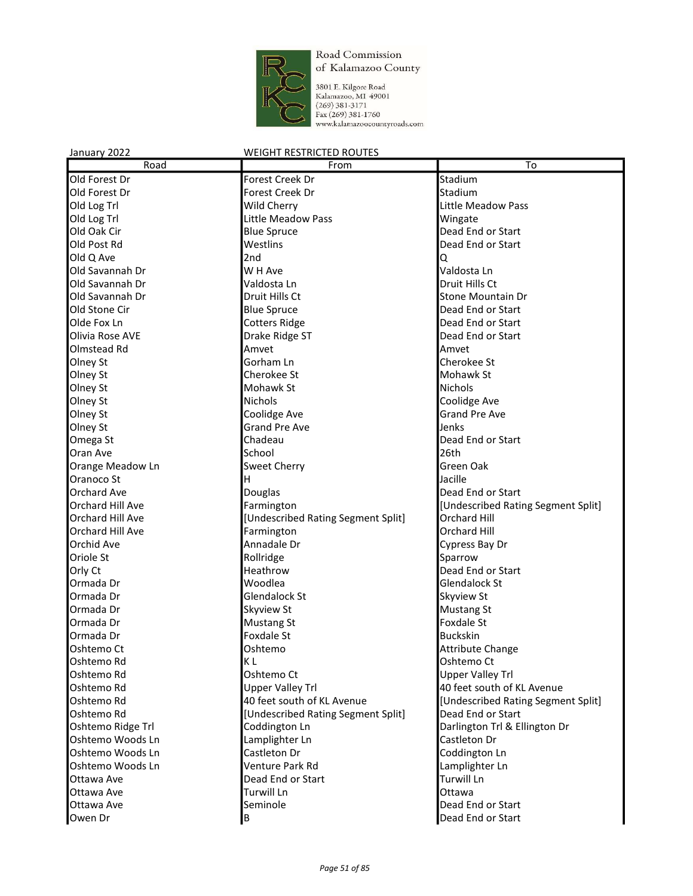Road Commission of Kalamazoo County

3801 E. Kilgore Road
Kalamazoo, MI 49001
(269) 381-3171
Fax (269) 381-1760
www.kalamazoocountyroads.com

January 2022 WEIGHT RESTRICTED ROUTES

| Road | From | To |
|---|---|---|
| Old Forest Dr | Forest Creek Dr | Stadium |
| Old Forest Dr | Forest Creek Dr | Stadium |
| Old Log Trl | Wild Cherry | Little Meadow Pass |
| Old Log Trl | Little Meadow Pass | Wingate |
| Old Oak Cir | Blue Spruce | Dead End or Start |
| Old Post Rd | Westlins | Dead End or Start |
| Old Q Ave | 2nd | Q |
| Old Savannah Dr | W H Ave | Valdosta Ln |
| Old Savannah Dr | Valdosta Ln | Druit Hills Ct |
| Old Savannah Dr | Druit Hills Ct | Stone Mountain Dr |
| Old Stone Cir | Blue Spruce | Dead End or Start |
| Olde Fox Ln | Cotters Ridge | Dead End or Start |
| Olivia Rose AVE | Drake Ridge ST | Dead End or Start |
| Olmstead Rd | Amvet | Amvet |
| Olney St | Gorham Ln | Cherokee St |
| Olney St | Cherokee St | Mohawk St |
| Olney St | Mohawk St | Nichols |
| Olney St | Nichols | Coolidge Ave |
| Olney St | Coolidge Ave | Grand Pre Ave |
| Olney St | Grand Pre Ave | Jenks |
| Omega St | Chadeau | Dead End or Start |
| Oran Ave | School | 26th |
| Orange Meadow Ln | Sweet Cherry | Green Oak |
| Oranoco St | H | Jacille |
| Orchard Ave | Douglas | Dead End or Start |
| Orchard Hill Ave | Farmington | [Undescribed Rating Segment Split] |
| Orchard Hill Ave | [Undescribed Rating Segment Split] | Orchard Hill |
| Orchard Hill Ave | Farmington | Orchard Hill |
| Orchid Ave | Annadale Dr | Cypress Bay Dr |
| Oriole St | Rollridge | Sparrow |
| Orly Ct | Heathrow | Dead End or Start |
| Ormada Dr | Woodlea | Glendalock St |
| Ormada Dr | Glendalock St | Skyview St |
| Ormada Dr | Skyview St | Mustang St |
| Ormada Dr | Mustang St | Foxdale St |
| Ormada Dr | Foxdale St | Buckskin |
| Oshtemo Ct | Oshtemo | Attribute Change |
| Oshtemo Rd | K L | Oshtemo Ct |
| Oshtemo Rd | Oshtemo Ct | Upper Valley Trl |
| Oshtemo Rd | Upper Valley Trl | 40 feet south of KL Avenue |
| Oshtemo Rd | 40 feet south of KL Avenue | [Undescribed Rating Segment Split] |
| Oshtemo Rd | [Undescribed Rating Segment Split] | Dead End or Start |
| Oshtemo Ridge Trl | Coddington Ln | Darlington Trl & Ellington Dr |
| Oshtemo Woods Ln | Lamplighter Ln | Castleton Dr |
| Oshtemo Woods Ln | Castleton Dr | Coddington Ln |
| Oshtemo Woods Ln | Venture Park Rd | Lamplighter Ln |
| Ottawa Ave | Dead End or Start | Turwill Ln |
| Ottawa Ave | Turwill Ln | Ottawa |
| Ottawa Ave | Seminole | Dead End or Start |
| Owen Dr | B | Dead End or Start |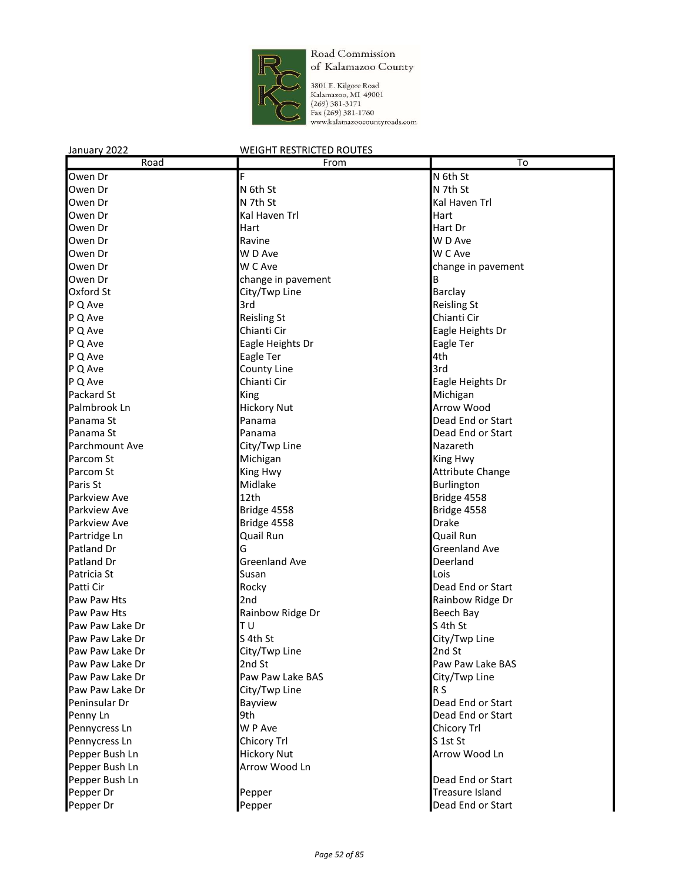Road Commission of Kalamazoo County

3801 E. Kilgore Road
Kalamazoo, MI 49001
(269) 381-3171
Fax (269) 381-1760
www.kalamazoocountyroads.com

January 2022 WEIGHT RESTRICTED ROUTES

| Road | From | To |
|---|---|---|
| Owen Dr | F | N 6th St |
| Owen Dr | N 6th St | N 7th St |
| Owen Dr | N 7th St | Kal Haven Trl |
| Owen Dr | Kal Haven Trl | Hart |
| Owen Dr | Hart | Hart Dr |
| Owen Dr | Ravine | W D Ave |
| Owen Dr | W D Ave | W C Ave |
| Owen Dr | W C Ave | change in pavement |
| Owen Dr | change in pavement | B |
| Oxford St | City/Twp Line | Barclay |
| P Q Ave | 3rd | Reisling St |
| P Q Ave | Reisling St | Chianti Cir |
| P Q Ave | Chianti Cir | Eagle Heights Dr |
| P Q Ave | Eagle Heights Dr | Eagle Ter |
| P Q Ave | Eagle Ter | 4th |
| P Q Ave | County Line | 3rd |
| P Q Ave | Chianti Cir | Eagle Heights Dr |
| Packard St | King | Michigan |
| Palmbrook Ln | Hickory Nut | Arrow Wood |
| Panama St | Panama | Dead End or Start |
| Panama St | Panama | Dead End or Start |
| Parchmount Ave | City/Twp Line | Nazareth |
| Parcom St | Michigan | King Hwy |
| Parcom St | King Hwy | Attribute Change |
| Paris St | Midlake | Burlington |
| Parkview Ave | 12th | Bridge 4558 |
| Parkview Ave | Bridge 4558 | Bridge 4558 |
| Parkview Ave | Bridge 4558 | Drake |
| Partridge Ln | Quail Run | Quail Run |
| Patland Dr | G | Greenland Ave |
| Patland Dr | Greenland Ave | Deerland |
| Patricia St | Susan | Lois |
| Patti Cir | Rocky | Dead End or Start |
| Paw Paw Hts | 2nd | Rainbow Ridge Dr |
| Paw Paw Hts | Rainbow Ridge Dr | Beech Bay |
| Paw Paw Lake Dr | T U | S 4th St |
| Paw Paw Lake Dr | S 4th St | City/Twp Line |
| Paw Paw Lake Dr | City/Twp Line | 2nd St |
| Paw Paw Lake Dr | 2nd St | Paw Paw Lake BAS |
| Paw Paw Lake Dr | Paw Paw Lake BAS | City/Twp Line |
| Paw Paw Lake Dr | City/Twp Line | R S |
| Peninsular Dr | Bayview | Dead End or Start |
| Penny Ln | 9th | Dead End or Start |
| Pennycress Ln | W P Ave | Chicory Trl |
| Pennycress Ln | Chicory Trl | S 1st St |
| Pepper Bush Ln | Hickory Nut | Arrow Wood Ln |
| Pepper Bush Ln | Arrow Wood Ln | |
| Pepper Bush Ln | | Dead End or Start |
| Pepper Dr | Pepper | Treasure Island |
| Pepper Dr | Pepper | Dead End or Start |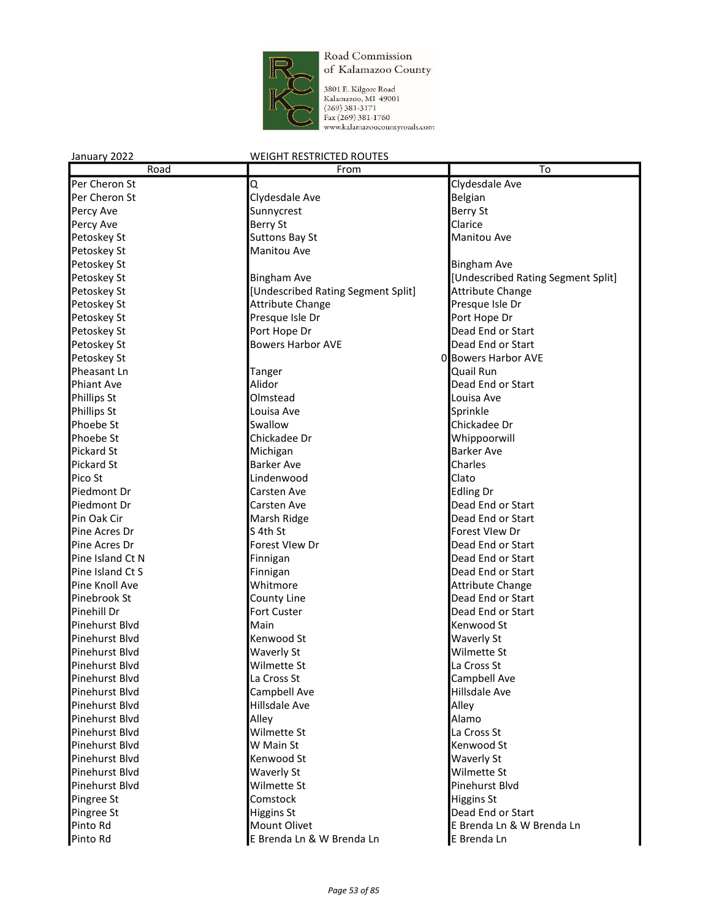Road Commission of Kalamazoo County

3801 E. Kilgore Road
Kalamazoo, MI 49001
(269) 381-3171
Fax (269) 381-1760
www.kalamazoocountyroads.com

January 2022 WEIGHT RESTRICTED ROUTES

| Road | From | To |
|---|---|---|
| Per Cheron St | Q | Clydesdale Ave |
| Per Cheron St | Clydesdale Ave | Belgian |
| Percy Ave | Sunnycrest | Berry St |
| Percy Ave | Berry St | Clarice |
| Petoskey St | Suttons Bay St | Manitou Ave |
| Petoskey St | Manitou Ave | |
| Petoskey St | | Bingham Ave |
| Petoskey St | Bingham Ave | [Undescribed Rating Segment Split] |
| Petoskey St | [Undescribed Rating Segment Split] | Attribute Change |
| Petoskey St | Attribute Change | Presque Isle Dr |
| Petoskey St | Presque Isle Dr | Port Hope Dr |
| Petoskey St | Port Hope Dr | Dead End or Start |
| Petoskey St | Bowers Harbor AVE | Dead End or Start |
| Petoskey St | 0 | Bowers Harbor AVE |
| Pheasant Ln | Tanger | Quail Run |
| Phiant Ave | Alidor | Dead End or Start |
| Phillips St | Olmstead | Louisa Ave |
| Phillips St | Louisa Ave | Sprinkle |
| Phoebe St | Swallow | Chickadee Dr |
| Phoebe St | Chickadee Dr | Whippoorwill |
| Pickard St | Michigan | Barker Ave |
| Pickard St | Barker Ave | Charles |
| Pico St | Lindenwood | Clato |
| Piedmont Dr | Carsten Ave | Edling Dr |
| Piedmont Dr | Carsten Ave | Dead End or Start |
| Pin Oak Cir | Marsh Ridge | Dead End or Start |
| Pine Acres Dr | S 4th St | Forest VIew Dr |
| Pine Acres Dr | Forest VIew Dr | Dead End or Start |
| Pine Island Ct N | Finnigan | Dead End or Start |
| Pine Island Ct S | Finnigan | Dead End or Start |
| Pine Knoll Ave | Whitmore | Attribute Change |
| Pinebrook St | County Line | Dead End or Start |
| Pinehill Dr | Fort Custer | Dead End or Start |
| Pinehurst Blvd | Main | Kenwood St |
| Pinehurst Blvd | Kenwood St | Waverly St |
| Pinehurst Blvd | Waverly St | Wilmette St |
| Pinehurst Blvd | Wilmette St | La Cross St |
| Pinehurst Blvd | La Cross St | Campbell Ave |
| Pinehurst Blvd | Campbell Ave | Hillsdale Ave |
| Pinehurst Blvd | Hillsdale Ave | Alley |
| Pinehurst Blvd | Alley | Alamo |
| Pinehurst Blvd | Wilmette St | La Cross St |
| Pinehurst Blvd | W Main St | Kenwood St |
| Pinehurst Blvd | Kenwood St | Waverly St |
| Pinehurst Blvd | Waverly St | Wilmette St |
| Pinehurst Blvd | Wilmette St | Pinehurst Blvd |
| Pingree St | Comstock | Higgins St |
| Pingree St | Higgins St | Dead End or Start |
| Pinto Rd | Mount Olivet | E Brenda Ln & W Brenda Ln |
| Pinto Rd | E Brenda Ln & W Brenda Ln | E Brenda Ln |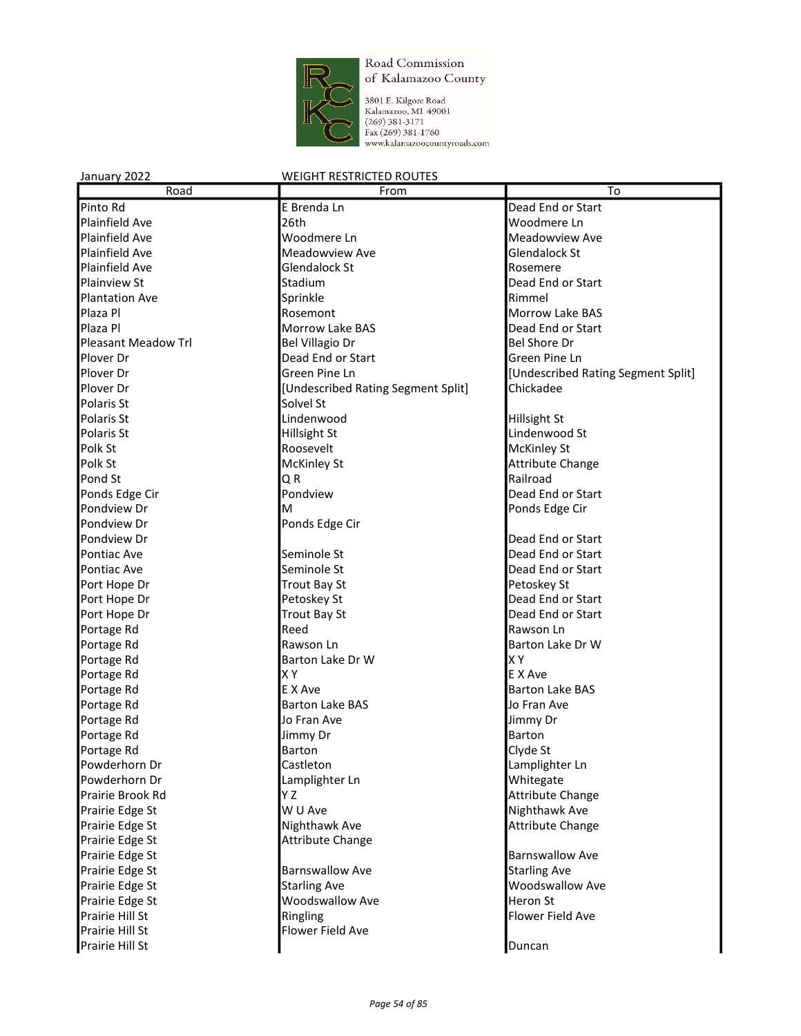Road Commission of Kalamazoo County

3801 E. Kilgore Road
Kalamazoo, MI 49001
(269) 381-3171
Fax (269) 381-1760
www.kalamazoocountyroads.com

January 2022 WEIGHT RESTRICTED ROUTES

| Road | From | To |
|---|---|---|
| Pinto Rd | E Brenda Ln | Dead End or Start |
| Plainfield Ave | 26th | Woodmere Ln |
| Plainfield Ave | Woodmere Ln | Meadowview Ave |
| Plainfield Ave | Meadowview Ave | Glendalock St |
| Plainfield Ave | Glendalock St | Rosemere |
| Plainview St | Stadium | Dead End or Start |
| Plantation Ave | Sprinkle | Rimmel |
| Plaza Pl | Rosemont | Morrow Lake BAS |
| Plaza Pl | Morrow Lake BAS | Dead End or Start |
| Pleasant Meadow Trl | Bel Villagio Dr | Bel Shore Dr |
| Plover Dr | Dead End or Start | Green Pine Ln |
| Plover Dr | Green Pine Ln | [Undescribed Rating Segment Split] |
| Plover Dr | [Undescribed Rating Segment Split] | Chickadee |
| Polaris St | Solvel St | |
| Polaris St | Lindenwood | Hillsight St |
| Polaris St | Hillsight St | Lindenwood St |
| Polk St | Roosevelt | McKinley St |
| Polk St | McKinley St | Attribute Change |
| Pond St | Q R | Railroad |
| Ponds Edge Cir | Pondview | Dead End or Start |
| Pondview Dr | M | Ponds Edge Cir |
| Pondview Dr | Ponds Edge Cir | |
| Pondview Dr | | Dead End or Start |
| Pontiac Ave | Seminole St | Dead End or Start |
| Pontiac Ave | Seminole St | Dead End or Start |
| Port Hope Dr | Trout Bay St | Petoskey St |
| Port Hope Dr | Petoskey St | Dead End or Start |
| Port Hope Dr | Trout Bay St | Dead End or Start |
| Portage Rd | Reed | Rawson Ln |
| Portage Rd | Rawson Ln | Barton Lake Dr W |
| Portage Rd | Barton Lake Dr W | X Y |
| Portage Rd | X Y | E X Ave |
| Portage Rd | E X Ave | Barton Lake BAS |
| Portage Rd | Barton Lake BAS | Jo Fran Ave |
| Portage Rd | Jo Fran Ave | Jimmy Dr |
| Portage Rd | Jimmy Dr | Barton |
| Portage Rd | Barton | Clyde St |
| Powderhorn Dr | Castleton | Lamplighter Ln |
| Powderhorn Dr | Lamplighter Ln | Whitegate |
| Prairie Brook Rd | Y Z | Attribute Change |
| Prairie Edge St | W U Ave | Nighthawk Ave |
| Prairie Edge St | Nighthawk Ave | Attribute Change |
| Prairie Edge St | Attribute Change | |
| Prairie Edge St | | Barnswallow Ave |
| Prairie Edge St | Barnswallow Ave | Starling Ave |
| Prairie Edge St | Starling Ave | Woodswallow Ave |
| Prairie Edge St | Woodswallow Ave | Heron St |
| Prairie Hill St | Ringling | Flower Field Ave |
| Prairie Hill St | Flower Field Ave | |
| Prairie Hill St | | Duncan |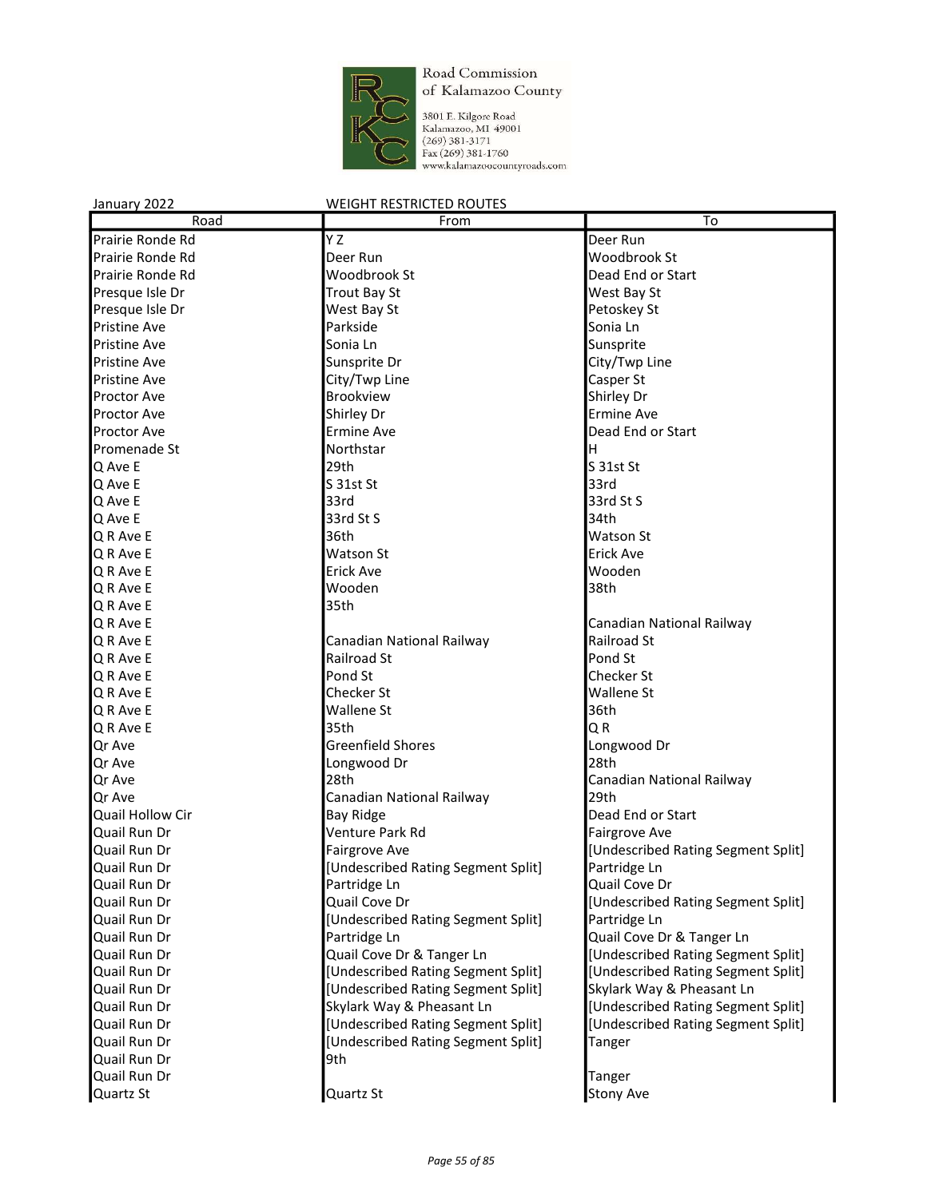Road Commission of Kalamazoo County
3801 E. Kilgore Road
Kalamazoo, MI 49001
(269) 381-3171
Fax (269) 381-1760
www.kalamazoocountyroads.com

January 2022 WEIGHT RESTRICTED ROUTES

| Road | From | To |
|---|---|---|
| Prairie Ronde Rd | Y Z | Deer Run |
| Prairie Ronde Rd | Deer Run | Woodbrook St |
| Prairie Ronde Rd | Woodbrook St | Dead End or Start |
| Presque Isle Dr | Trout Bay St | West Bay St |
| Presque Isle Dr | West Bay St | Petoskey St |
| Pristine Ave | Parkside | Sonia Ln |
| Pristine Ave | Sonia Ln | Sunsprite |
| Pristine Ave | Sunsprite Dr | City/Twp Line |
| Pristine Ave | City/Twp Line | Casper St |
| Proctor Ave | Brookview | Shirley Dr |
| Proctor Ave | Shirley Dr | Ermine Ave |
| Proctor Ave | Ermine Ave | Dead End or Start |
| Promenade St | Northstar | H |
| Q Ave E | 29th | S 31st St |
| Q Ave E | S 31st St | 33rd |
| Q Ave E | 33rd | 33rd St S |
| Q Ave E | 33rd St S | 34th |
| Q R Ave E | 36th | Watson St |
| Q R Ave E | Watson St | Erick Ave |
| Q R Ave E | Erick Ave | Wooden |
| Q R Ave E | Wooden | 38th |
| Q R Ave E | 35th | |
| Q R Ave E | | Canadian National Railway |
| Q R Ave E | Canadian National Railway | Railroad St |
| Q R Ave E | Railroad St | Pond St |
| Q R Ave E | Pond St | Checker St |
| Q R Ave E | Checker St | Wallene St |
| Q R Ave E | Wallene St | 36th |
| Q R Ave E | 35th | Q R |
| Qr Ave | Greenfield Shores | Longwood Dr |
| Qr Ave | Longwood Dr | 28th |
| Qr Ave | 28th | Canadian National Railway |
| Qr Ave | Canadian National Railway | 29th |
| Quail Hollow Cir | Bay Ridge | Dead End or Start |
| Quail Run Dr | Venture Park Rd | Fairgrove Ave |
| Quail Run Dr | Fairgrove Ave | [Undescribed Rating Segment Split] |
| Quail Run Dr | [Undescribed Rating Segment Split] | Partridge Ln |
| Quail Run Dr | Partridge Ln | Quail Cove Dr |
| Quail Run Dr | Quail Cove Dr | [Undescribed Rating Segment Split] |
| Quail Run Dr | [Undescribed Rating Segment Split] | Partridge Ln |
| Quail Run Dr | Partridge Ln | Quail Cove Dr & Tanger Ln |
| Quail Run Dr | Quail Cove Dr & Tanger Ln | [Undescribed Rating Segment Split] |
| Quail Run Dr | [Undescribed Rating Segment Split] | [Undescribed Rating Segment Split] |
| Quail Run Dr | [Undescribed Rating Segment Split] | Skylark Way & Pheasant Ln |
| Quail Run Dr | Skylark Way & Pheasant Ln | [Undescribed Rating Segment Split] |
| Quail Run Dr | [Undescribed Rating Segment Split] | [Undescribed Rating Segment Split] |
| Quail Run Dr | [Undescribed Rating Segment Split] | Tanger |
| Quail Run Dr | 9th | |
| Quail Run Dr | | Tanger |
| Quartz St | Quartz St | Stony Ave |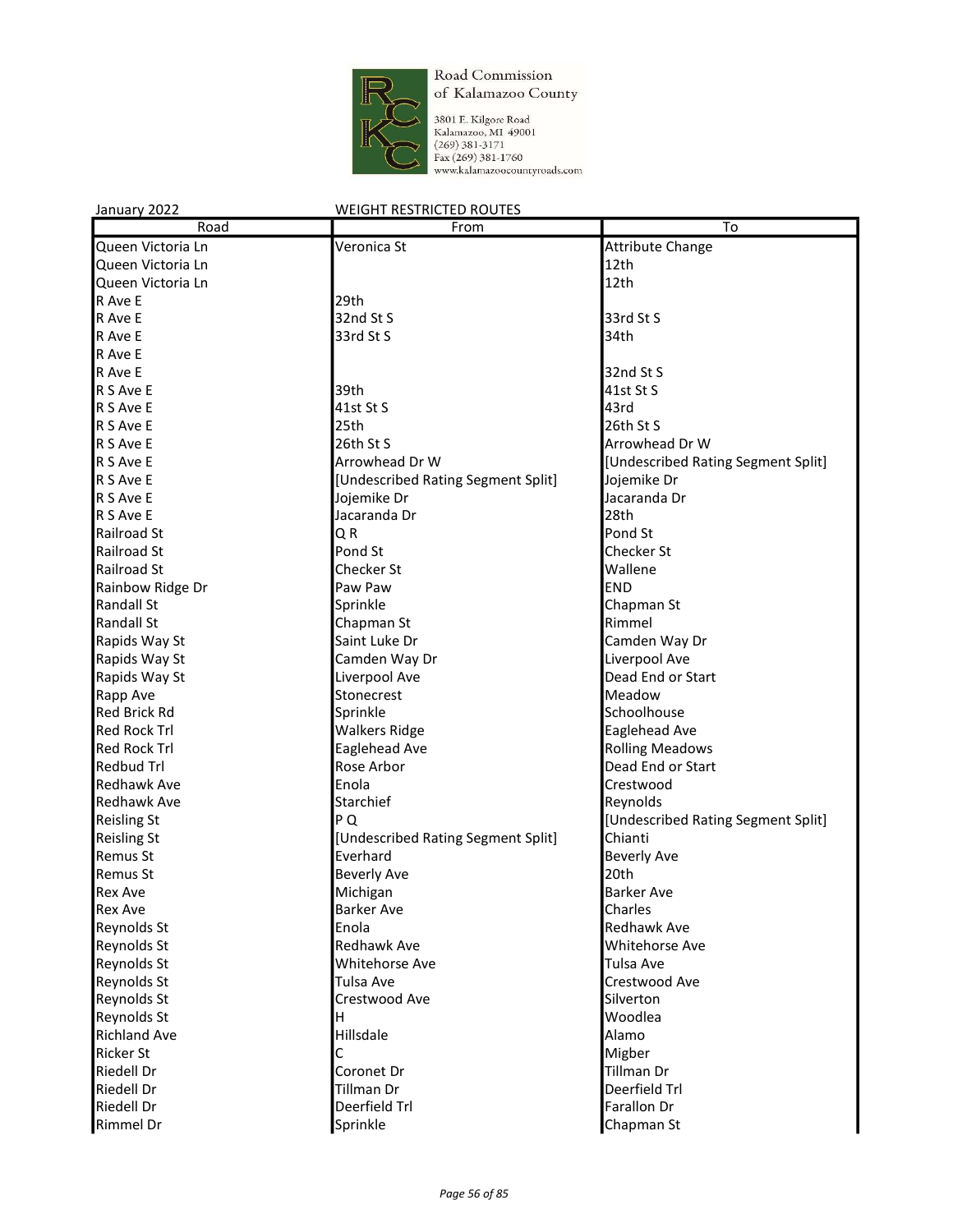Road Commission of Kalamazoo County
3801 E. Kilgore Road
Kalamazoo, MI 49001
(269) 381-3171
Fax (269) 381-1760
www.kalamazoocountyroads.com

January 2022 WEIGHT RESTRICTED ROUTES

| Road | From | To |
|---|---|---|
| Queen Victoria Ln | Veronica St | Attribute Change |
| Queen Victoria Ln | | 12th |
| Queen Victoria Ln | | 12th |
| R Ave E | 29th | |
| R Ave E | 32nd St S | 33rd St S |
| R Ave E | 33rd St S | 34th |
| R Ave E | | |
| R Ave E | | 32nd St S |
| R S Ave E | 39th | 41st St S |
| R S Ave E | 41st St S | 43rd |
| R S Ave E | 25th | 26th St S |
| R S Ave E | 26th St S | Arrowhead Dr W |
| R S Ave E | Arrowhead Dr W | [Undescribed Rating Segment Split] |
| R S Ave E | [Undescribed Rating Segment Split] | Jojemike Dr |
| R S Ave E | Jojemike Dr | Jacaranda Dr |
| R S Ave E | Jacaranda Dr | 28th |
| Railroad St | Q R | Pond St |
| Railroad St | Pond St | Checker St |
| Railroad St | Checker St | Wallene |
| Rainbow Ridge Dr | Paw Paw | END |
| Randall St | Sprinkle | Chapman St |
| Randall St | Chapman St | Rimmel |
| Rapids Way St | Saint Luke Dr | Camden Way Dr |
| Rapids Way St | Camden Way Dr | Liverpool Ave |
| Rapids Way St | Liverpool Ave | Dead End or Start |
| Rapp Ave | Stonecrest | Meadow |
| Red Brick Rd | Sprinkle | Schoolhouse |
| Red Rock Trl | Walkers Ridge | Eaglehead Ave |
| Red Rock Trl | Eaglehead Ave | Rolling Meadows |
| Redbud Trl | Rose Arbor | Dead End or Start |
| Redhawk Ave | Enola | Crestwood |
| Redhawk Ave | Starchief | Reynolds |
| Reisling St | P Q | [Undescribed Rating Segment Split] |
| Reisling St | [Undescribed Rating Segment Split] | Chianti |
| Remus St | Everhard | Beverly Ave |
| Remus St | Beverly Ave | 20th |
| Rex Ave | Michigan | Barker Ave |
| Rex Ave | Barker Ave | Charles |
| Reynolds St | Enola | Redhawk Ave |
| Reynolds St | Redhawk Ave | Whitehorse Ave |
| Reynolds St | Whitehorse Ave | Tulsa Ave |
| Reynolds St | Tulsa Ave | Crestwood Ave |
| Reynolds St | Crestwood Ave | Silverton |
| Reynolds St | H | Woodlea |
| Richland Ave | Hillsdale | Alamo |
| Ricker St | C | Migber |
| Riedell Dr | Coronet Dr | Tillman Dr |
| Riedell Dr | Tillman Dr | Deerfield Trl |
| Riedell Dr | Deerfield Trl | Farallon Dr |
| Rimmel Dr | Sprinkle | Chapman St |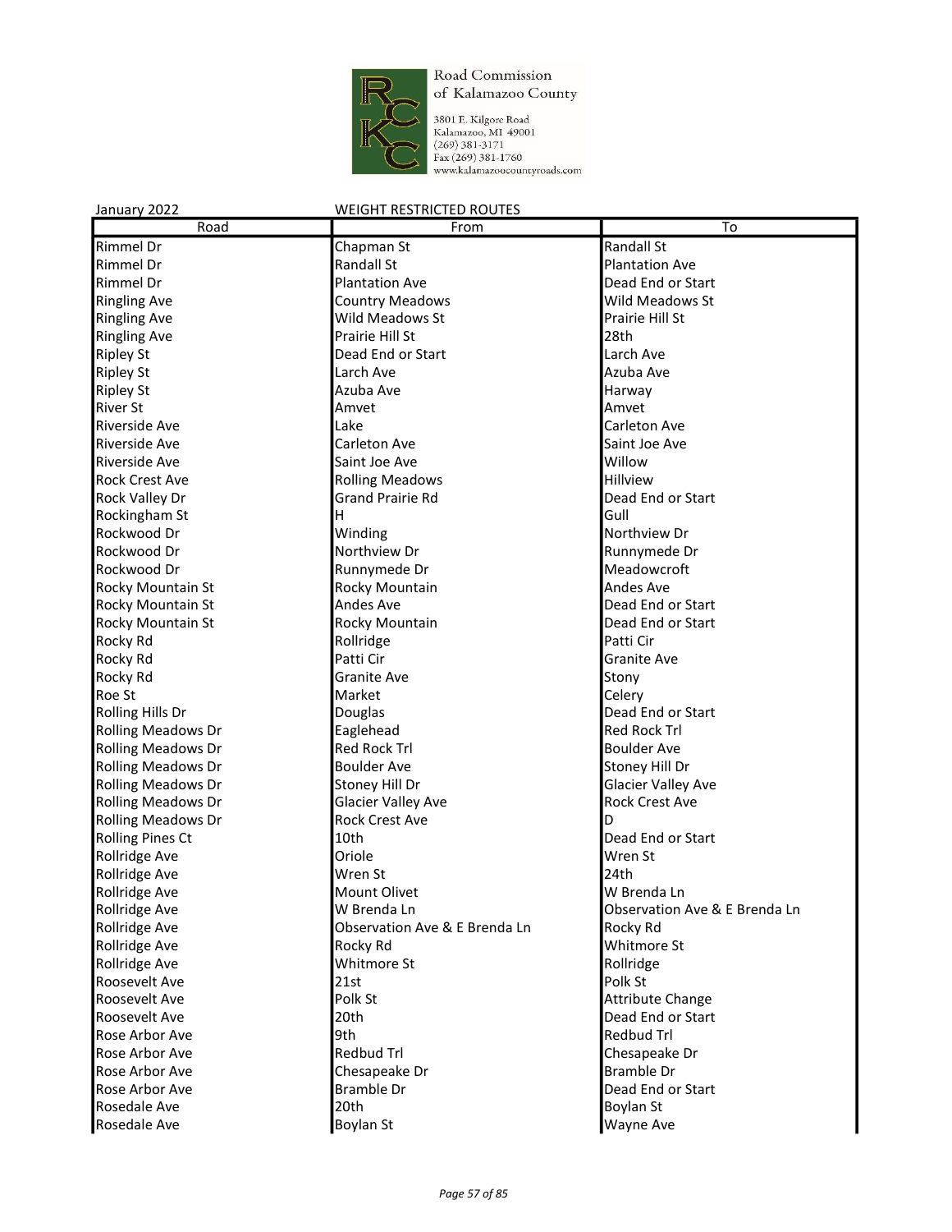Road Commission of Kalamazoo County
3801 E. Kilgore Road
Kalamazoo, MI 49001
(269) 381-3171
Fax (269) 381-1760
www.kalamazoocountyroads.com

January 2022 WEIGHT RESTRICTED ROUTES

| Road | From | To |
|---|---|---|
| Rimmel Dr | Chapman St | Randall St |
| Rimmel Dr | Randall St | Plantation Ave |
| Rimmel Dr | Plantation Ave | Dead End or Start |
| Ringling Ave | Country Meadows | Wild Meadows St |
| Ringling Ave | Wild Meadows St | Prairie Hill St |
| Ringling Ave | Prairie Hill St | 28th |
| Ripley St | Dead End or Start | Larch Ave |
| Ripley St | Larch Ave | Azuba Ave |
| Ripley St | Azuba Ave | Harway |
| River St | Amvet | Amvet |
| Riverside Ave | Lake | Carleton Ave |
| Riverside Ave | Carleton Ave | Saint Joe Ave |
| Riverside Ave | Saint Joe Ave | Willow |
| Rock Crest Ave | Rolling Meadows | Hillview |
| Rock Valley Dr | Grand Prairie Rd | Dead End or Start |
| Rockingham St | H | Gull |
| Rockwood Dr | Winding | Northview Dr |
| Rockwood Dr | Northview Dr | Runnymede Dr |
| Rockwood Dr | Runnymede Dr | Meadowcroft |
| Rocky Mountain St | Rocky Mountain | Andes Ave |
| Rocky Mountain St | Andes Ave | Dead End or Start |
| Rocky Mountain St | Rocky Mountain | Dead End or Start |
| Rocky Rd | Rollridge | Patti Cir |
| Rocky Rd | Patti Cir | Granite Ave |
| Rocky Rd | Granite Ave | Stony |
| Roe St | Market | Celery |
| Rolling Hills Dr | Douglas | Dead End or Start |
| Rolling Meadows Dr | Eaglehead | Red Rock Trl |
| Rolling Meadows Dr | Red Rock Trl | Boulder Ave |
| Rolling Meadows Dr | Boulder Ave | Stoney Hill Dr |
| Rolling Meadows Dr | Stoney Hill Dr | Glacier Valley Ave |
| Rolling Meadows Dr | Glacier Valley Ave | Rock Crest Ave |
| Rolling Meadows Dr | Rock Crest Ave | D |
| Rolling Pines Ct | 10th | Dead End or Start |
| Rollridge Ave | Oriole | Wren St |
| Rollridge Ave | Wren St | 24th |
| Rollridge Ave | Mount Olivet | W Brenda Ln |
| Rollridge Ave | W Brenda Ln | Observation Ave & E Brenda Ln |
| Rollridge Ave | Observation Ave & E Brenda Ln | Rocky Rd |
| Rollridge Ave | Rocky Rd | Whitmore St |
| Rollridge Ave | Whitmore St | Rollridge |
| Roosevelt Ave | 21st | Polk St |
| Roosevelt Ave | Polk St | Attribute Change |
| Roosevelt Ave | 20th | Dead End or Start |
| Rose Arbor Ave | 9th | Redbud Trl |
| Rose Arbor Ave | Redbud Trl | Chesapeake Dr |
| Rose Arbor Ave | Chesapeake Dr | Bramble Dr |
| Rose Arbor Ave | Bramble Dr | Dead End or Start |
| Rosedale Ave | 20th | Boylan St |
| Rosedale Ave | Boylan St | Wayne Ave |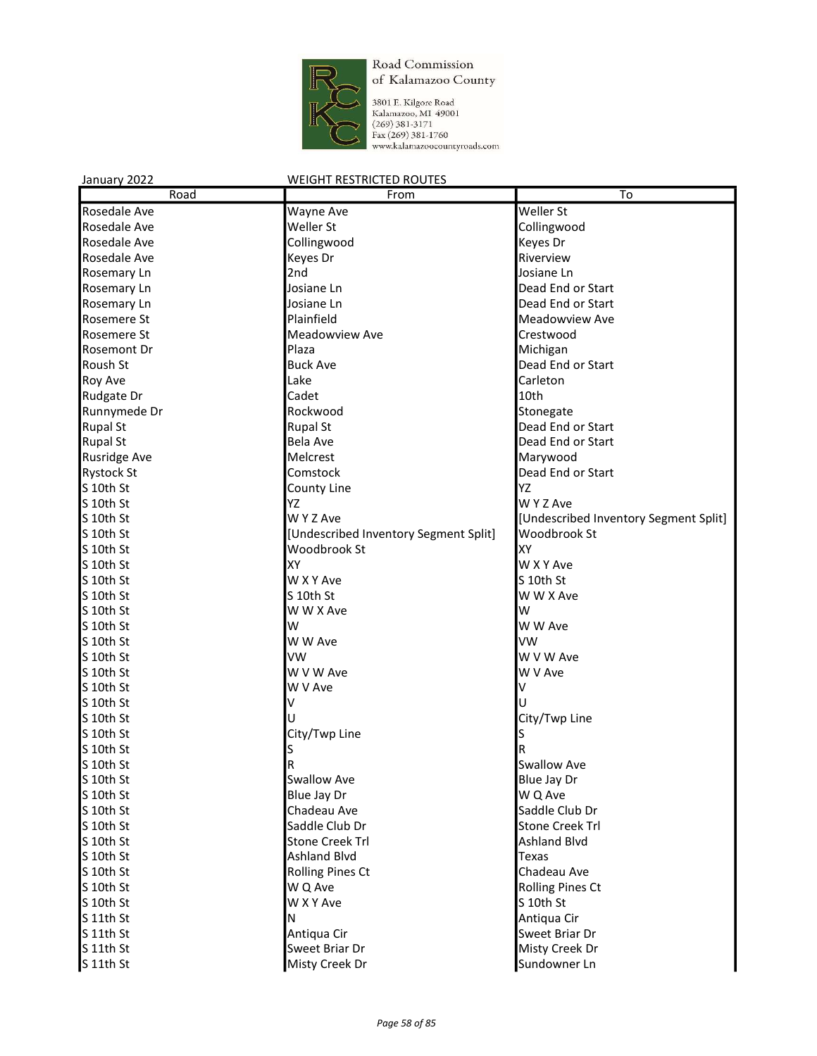Road Commission of Kalamazoo County

3801 E. Kilgore Road
Kalamazoo, MI 49001
(269) 381-3171
Fax (269) 381-1760
www.kalamazoocountyroads.com

January 2022 WEIGHT RESTRICTED ROUTES

| Road | From | To |
|---|---|---|
| Rosedale Ave | Wayne Ave | Weller St |
| Rosedale Ave | Weller St | Collingwood |
| Rosedale Ave | Collingwood | Keyes Dr |
| Rosedale Ave | Keyes Dr | Riverview |
| Rosemary Ln | 2nd | Josiane Ln |
| Rosemary Ln | Josiane Ln | Dead End or Start |
| Rosemary Ln | Josiane Ln | Dead End or Start |
| Rosemere St | Plainfield | Meadowview Ave |
| Rosemere St | Meadowview Ave | Crestwood |
| Rosemont Dr | Plaza | Michigan |
| Roush St | Buck Ave | Dead End or Start |
| Roy Ave | Lake | Carleton |
| Rudgate Dr | Cadet | 10th |
| Runnymede Dr | Rockwood | Stonegate |
| Rupal St | Rupal St | Dead End or Start |
| Rupal St | Bela Ave | Dead End or Start |
| Rusridge Ave | Melcrest | Marywood |
| Rystock St | Comstock | Dead End or Start |
| S 10th St | County Line | YZ |
| S 10th St | YZ | W Y Z Ave |
| S 10th St | W Y Z Ave | [Undescribed Inventory Segment Split] |
| S 10th St | [Undescribed Inventory Segment Split] | Woodbrook St |
| S 10th St | Woodbrook St | XY |
| S 10th St | XY | W X Y Ave |
| S 10th St | W X Y Ave | S 10th St |
| S 10th St | S 10th St | W W X Ave |
| S 10th St | W W X Ave | W |
| S 10th St | W | W W Ave |
| S 10th St | W W Ave | VW |
| S 10th St | VW | W V W Ave |
| S 10th St | W V W Ave | W V Ave |
| S 10th St | W V Ave | V |
| S 10th St | V | U |
| S 10th St | U | City/Twp Line |
| S 10th St | City/Twp Line | S |
| S 10th St | S | R |
| S 10th St | R | Swallow Ave |
| S 10th St | Swallow Ave | Blue Jay Dr |
| S 10th St | Blue Jay Dr | W Q Ave |
| S 10th St | Chadeau Ave | Saddle Club Dr |
| S 10th St | Saddle Club Dr | Stone Creek Trl |
| S 10th St | Stone Creek Trl | Ashland Blvd |
| S 10th St | Ashland Blvd | Texas |
| S 10th St | Rolling Pines Ct | Chadeau Ave |
| S 10th St | W Q Ave | Rolling Pines Ct |
| S 10th St | W X Y Ave | S 10th St |
| S 11th St | N | Antiqua Cir |
| S 11th St | Antiqua Cir | Sweet Briar Dr |
| S 11th St | Sweet Briar Dr | Misty Creek Dr |
| S 11th St | Misty Creek Dr | Sundowner Ln |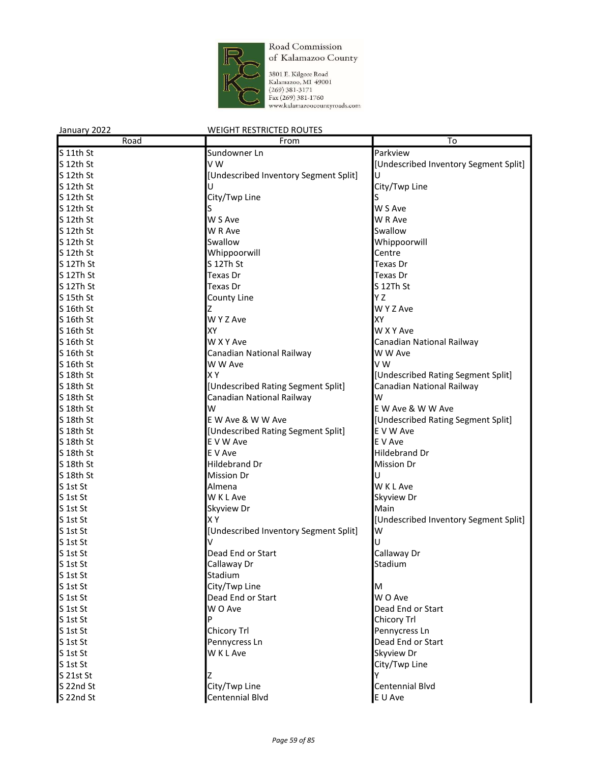Road Commission of Kalamazoo County

3801 E. Kilgore Road
Kalamazoo, MI 49001
(269) 381-3171
Fax (269) 381-1760
www.kalamazoocountyroads.com

January 2022 WEIGHT RESTRICTED ROUTES

| Road | From | To |
|---|---|---|
| S 11th St | Sundowner Ln | Parkview |
| S 12th St | V W | [Undescribed Inventory Segment Split] |
| S 12th St | [Undescribed Inventory Segment Split] | U |
| S 12th St | U | City/Twp Line |
| S 12th St | City/Twp Line | S |
| S 12th St | S | W S Ave |
| S 12th St | W S Ave | W R Ave |
| S 12th St | W R Ave | Swallow |
| S 12th St | Swallow | Whippoorwill |
| S 12th St | Whippoorwill | Centre |
| S 12Th St | S 12Th St | Texas Dr |
| S 12Th St | Texas Dr | Texas Dr |
| S 12Th St | Texas Dr | S 12Th St |
| S 15th St | County Line | Y Z |
| S 16th St | Z | W Y Z Ave |
| S 16th St | W Y Z Ave | XY |
| S 16th St | XY | W X Y Ave |
| S 16th St | W X Y Ave | Canadian National Railway |
| S 16th St | Canadian National Railway | W W Ave |
| S 16th St | W W Ave | V W |
| S 18th St | X Y | [Undescribed Rating Segment Split] |
| S 18th St | [Undescribed Rating Segment Split] | Canadian National Railway |
| S 18th St | Canadian National Railway | W |
| S 18th St | W | E W Ave & W W Ave |
| S 18th St | E W Ave & W W Ave | [Undescribed Rating Segment Split] |
| S 18th St | [Undescribed Rating Segment Split] | E V W Ave |
| S 18th St | E V W Ave | E V Ave |
| S 18th St | E V Ave | Hildebrand Dr |
| S 18th St | Hildebrand Dr | Mission Dr |
| S 18th St | Mission Dr | U |
| S 1st St | Almena | W K L Ave |
| S 1st St | W K L Ave | Skyview Dr |
| S 1st St | Skyview Dr | Main |
| S 1st St | X Y | [Undescribed Inventory Segment Split] |
| S 1st St | [Undescribed Inventory Segment Split] | W |
| S 1st St | V | U |
| S 1st St | Dead End or Start | Callaway Dr |
| S 1st St | Callaway Dr | Stadium |
| S 1st St | Stadium | |
| S 1st St | City/Twp Line | M |
| S 1st St | Dead End or Start | W O Ave |
| S 1st St | W O Ave | Dead End or Start |
| S 1st St | P | Chicory Trl |
| S 1st St | Chicory Trl | Pennycress Ln |
| S 1st St | Pennycress Ln | Dead End or Start |
| S 1st St | W K L Ave | Skyview Dr |
| S 1st St | | City/Twp Line |
| S 21st St | Z | Y |
| S 22nd St | City/Twp Line | Centennial Blvd |
| S 22nd St | Centennial Blvd | E U Ave |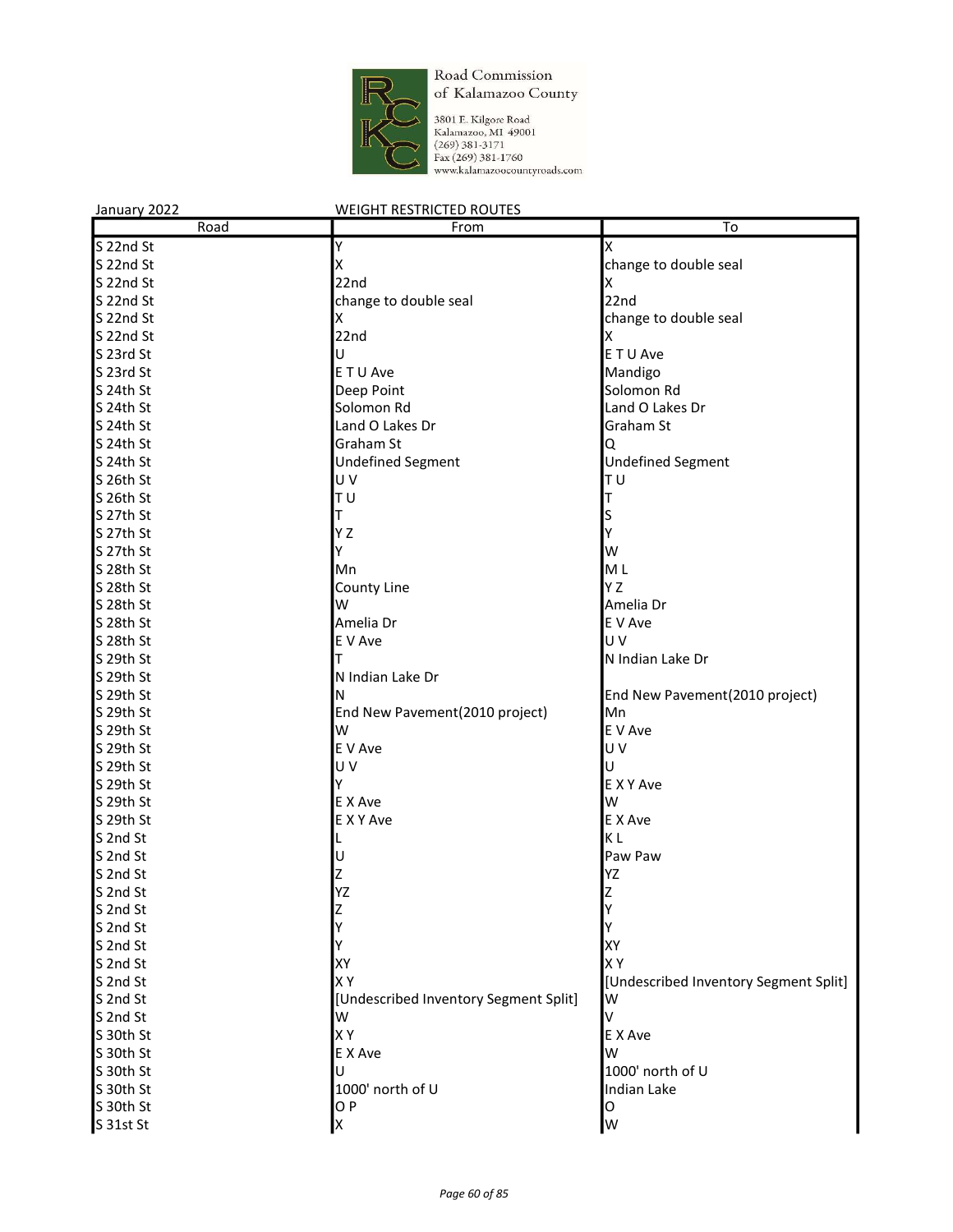Road Commission of Kalamazoo County

3801 E. Kilgore Road
Kalamazoo, MI 49001
(269) 381-3171
Fax (269) 381-1760
www.kalamazoocountyroads.com

January 2022 WEIGHT RESTRICTED ROUTES

| Road | From | To |
|---|---|---|
| S 22nd St | Y | X |
| S 22nd St | X | change to double seal |
| S 22nd St | 22nd | X |
| S 22nd St | change to double seal | 22nd |
| S 22nd St | X | change to double seal |
| S 22nd St | 22nd | X |
| S 23rd St | U | E T U Ave |
| S 23rd St | E T U Ave | Mandigo |
| S 24th St | Deep Point | Solomon Rd |
| S 24th St | Solomon Rd | Land O Lakes Dr |
| S 24th St | Land O Lakes Dr | Graham St |
| S 24th St | Graham St | Q |
| S 24th St | Undefined Segment | Undefined Segment |
| S 26th St | U V | T U |
| S 26th St | T U | T |
| S 27th St | T | S |
| S 27th St | Y Z | Y |
| S 27th St | Y | W |
| S 28th St | Mn | M L |
| S 28th St | County Line | Y Z |
| S 28th St | W | Amelia Dr |
| S 28th St | Amelia Dr | E V Ave |
| S 28th St | E V Ave | U V |
| S 29th St | T | N Indian Lake Dr |
| S 29th St | N Indian Lake Dr | |
| S 29th St | N | End New Pavement(2010 project) |
| S 29th St | End New Pavement(2010 project) | Mn |
| S 29th St | W | E V Ave |
| S 29th St | E V Ave | U V |
| S 29th St | U V | U |
| S 29th St | Y | E X Y Ave |
| S 29th St | E X Ave | W |
| S 29th St | E X Y Ave | E X Ave |
| S 2nd St | L | K L |
| S 2nd St | U | Paw Paw |
| S 2nd St | Z | YZ |
| S 2nd St | YZ | Z |
| S 2nd St | Z | Y |
| S 2nd St | Y | Y |
| S 2nd St | Y | XY |
| S 2nd St | XY | X Y |
| S 2nd St | X Y | [Undescribed Inventory Segment Split] |
| S 2nd St | [Undescribed Inventory Segment Split] | W |
| S 2nd St | W | V |
| S 30th St | X Y | E X Ave |
| S 30th St | E X Ave | W |
| S 30th St | U | 1000' north of U |
| S 30th St | 1000' north of U | Indian Lake |
| S 30th St | O P | O |
| S 31st St | X | W |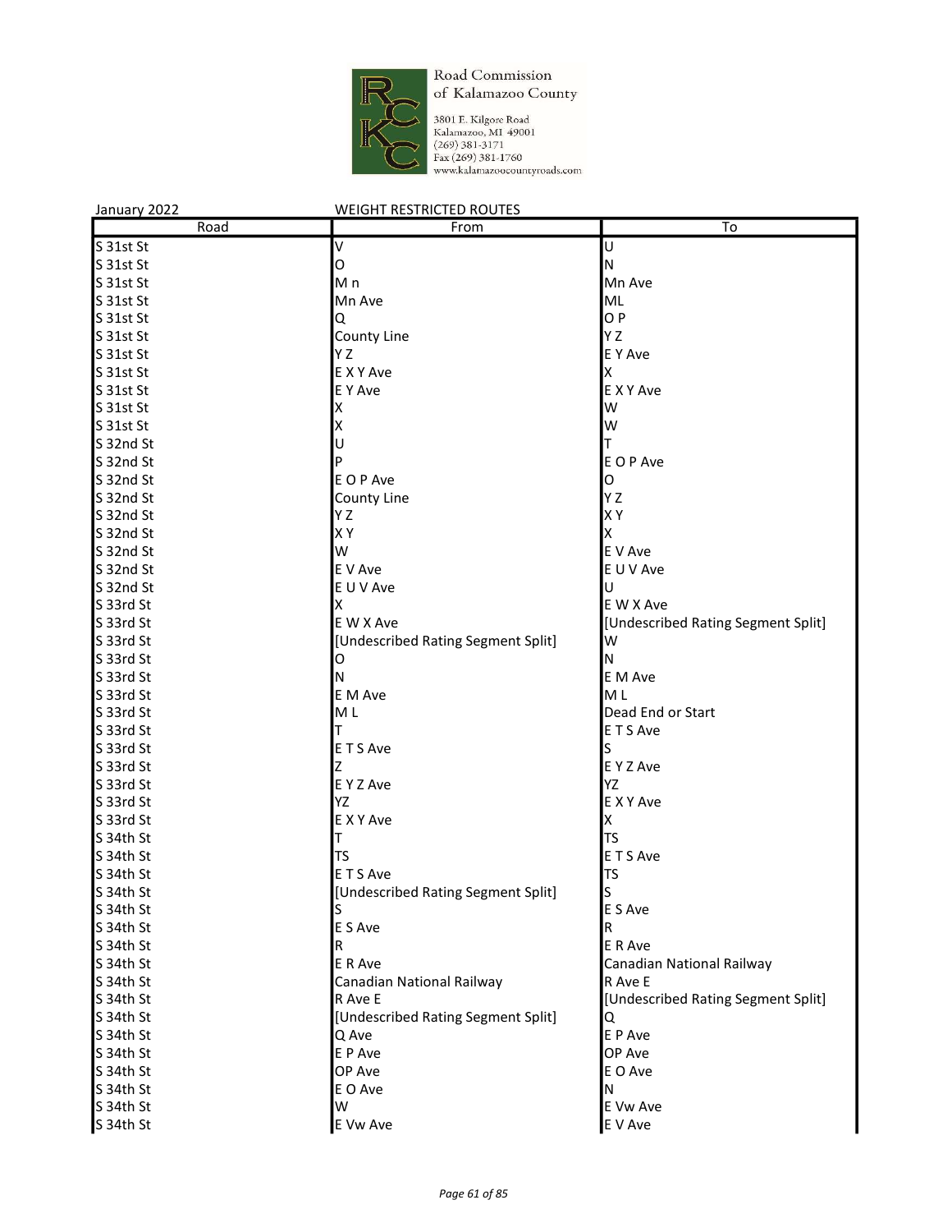Road Commission of Kalamazoo County
3801 E. Kilgore Road
Kalamazoo, MI 49001
(269) 381-3171
Fax (269) 381-1760
www.kalamazoocountyroads.com

January 2022 WEIGHT RESTRICTED ROUTES

| Road | From | To |
|---|---|---|
| S 31st St | V | U |
| S 31st St | O | N |
| S 31st St | M n | Mn Ave |
| S 31st St | Mn Ave | ML |
| S 31st St | Q | O P |
| S 31st St | County Line | Y Z |
| S 31st St | Y Z | E Y Ave |
| S 31st St | E X Y Ave | X |
| S 31st St | E Y Ave | E X Y Ave |
| S 31st St | X | W |
| S 31st St | X | W |
| S 32nd St | U | T |
| S 32nd St | P | E O P Ave |
| S 32nd St | E O P Ave | O |
| S 32nd St | County Line | Y Z |
| S 32nd St | Y Z | X Y |
| S 32nd St | X Y | X |
| S 32nd St | W | E V Ave |
| S 32nd St | E V Ave | E U V Ave |
| S 32nd St | E U V Ave | U |
| S 33rd St | X | E W X Ave |
| S 33rd St | E W X Ave | [Undescribed Rating Segment Split] |
| S 33rd St | [Undescribed Rating Segment Split] | W |
| S 33rd St | O | N |
| S 33rd St | N | E M Ave |
| S 33rd St | E M Ave | M L |
| S 33rd St | M L | Dead End or Start |
| S 33rd St | T | E T S Ave |
| S 33rd St | E T S Ave | S |
| S 33rd St | Z | E Y Z Ave |
| S 33rd St | E Y Z Ave | YZ |
| S 33rd St | YZ | E X Y Ave |
| S 33rd St | E X Y Ave | X |
| S 34th St | T | TS |
| S 34th St | TS | E T S Ave |
| S 34th St | E T S Ave | TS |
| S 34th St | [Undescribed Rating Segment Split] | S |
| S 34th St | S | E S Ave |
| S 34th St | E S Ave | R |
| S 34th St | R | E R Ave |
| S 34th St | E R Ave | Canadian National Railway |
| S 34th St | Canadian National Railway | R Ave E |
| S 34th St | R Ave E | [Undescribed Rating Segment Split] |
| S 34th St | [Undescribed Rating Segment Split] | Q |
| S 34th St | Q Ave | E P Ave |
| S 34th St | E P Ave | OP Ave |
| S 34th St | OP Ave | E O Ave |
| S 34th St | E O Ave | N |
| S 34th St | W | E Vw Ave |
| S 34th St | E Vw Ave | E V Ave |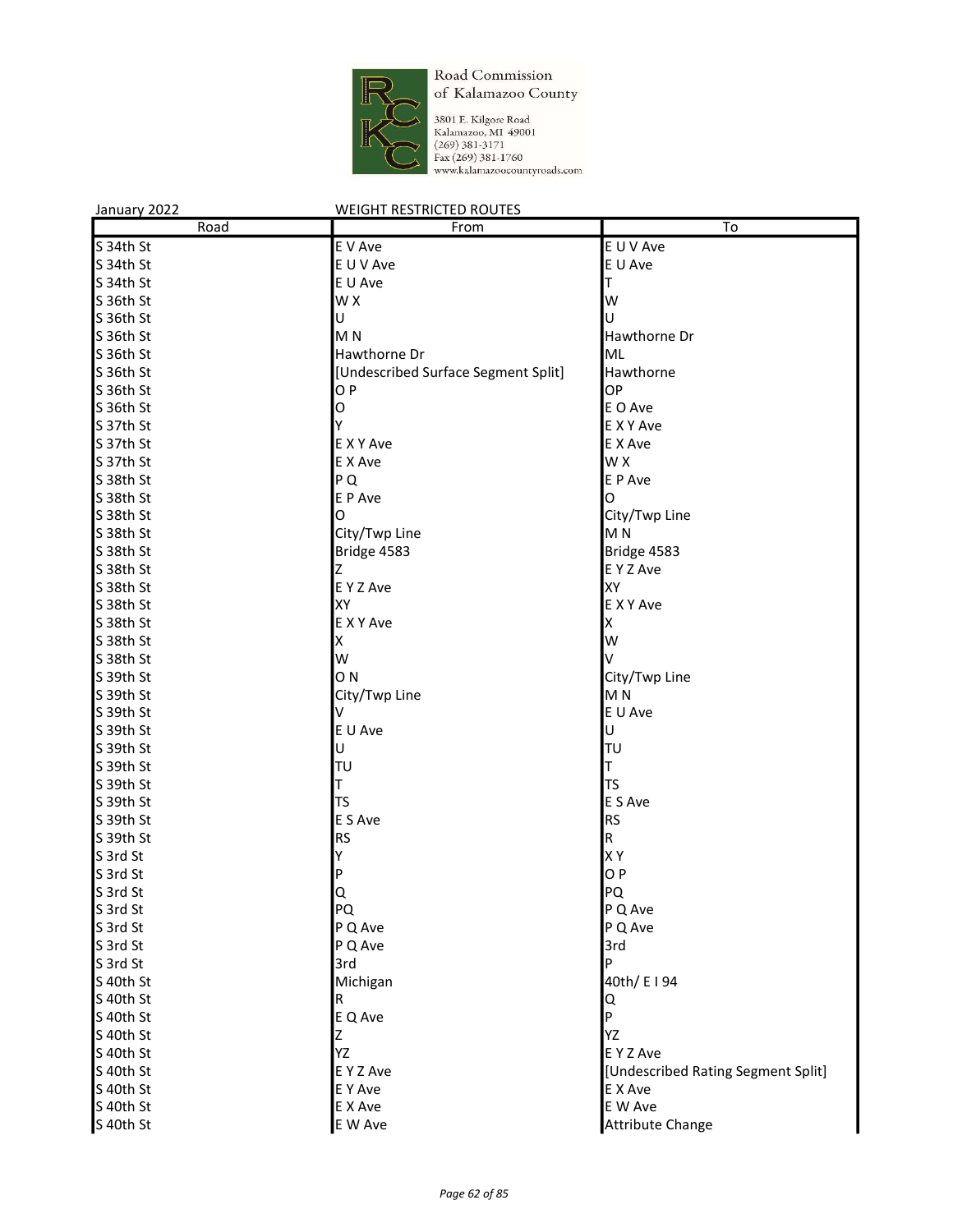Road Commission of Kalamazoo County

3801 E. Kilgore Road
Kalamazoo, MI 49001
(269) 381-3171
Fax (269) 381-1760
www.kalamazoocountyroads.com

January 2022 WEIGHT RESTRICTED ROUTES

| Road | From | To |
|---|---|---|
| S 34th St | E V Ave | E U V Ave |
| S 34th St | E U V Ave | E U Ave |
| S 34th St | E U Ave | T |
| S 36th St | W X | W |
| S 36th St | U | U |
| S 36th St | M N | Hawthorne Dr |
| S 36th St | Hawthorne Dr | ML |
| S 36th St | [Undescribed Surface Segment Split] | Hawthorne |
| S 36th St | O P | OP |
| S 36th St | O | E O Ave |
| S 37th St | Y | E X Y Ave |
| S 37th St | E X Y Ave | E X Ave |
| S 37th St | E X Ave | W X |
| S 38th St | P Q | E P Ave |
| S 38th St | E P Ave | O |
| S 38th St | O | City/Twp Line |
| S 38th St | City/Twp Line | M N |
| S 38th St | Bridge 4583 | Bridge 4583 |
| S 38th St | Z | E Y Z Ave |
| S 38th St | E Y Z Ave | XY |
| S 38th St | XY | E X Y Ave |
| S 38th St | E X Y Ave | X |
| S 38th St | X | W |
| S 38th St | W | V |
| S 39th St | O N | City/Twp Line |
| S 39th St | City/Twp Line | M N |
| S 39th St | V | E U Ave |
| S 39th St | E U Ave | U |
| S 39th St | U | TU |
| S 39th St | TU | T |
| S 39th St | T | TS |
| S 39th St | TS | E S Ave |
| S 39th St | E S Ave | RS |
| S 39th St | RS | R |
| S 3rd St | Y | X Y |
| S 3rd St | P | O P |
| S 3rd St | Q | PQ |
| S 3rd St | PQ | P Q Ave |
| S 3rd St | P Q Ave | P Q Ave |
| S 3rd St | P Q Ave | 3rd |
| S 3rd St | 3rd | P |
| S 40th St | Michigan | 40th/ E I 94 |
| S 40th St | R | Q |
| S 40th St | E Q Ave | P |
| S 40th St | Z | YZ |
| S 40th St | YZ | E Y Z Ave |
| S 40th St | E Y Z Ave | [Undescribed Rating Segment Split] |
| S 40th St | E Y Ave | E X Ave |
| S 40th St | E X Ave | E W Ave |
| S 40th St | E W Ave | Attribute Change |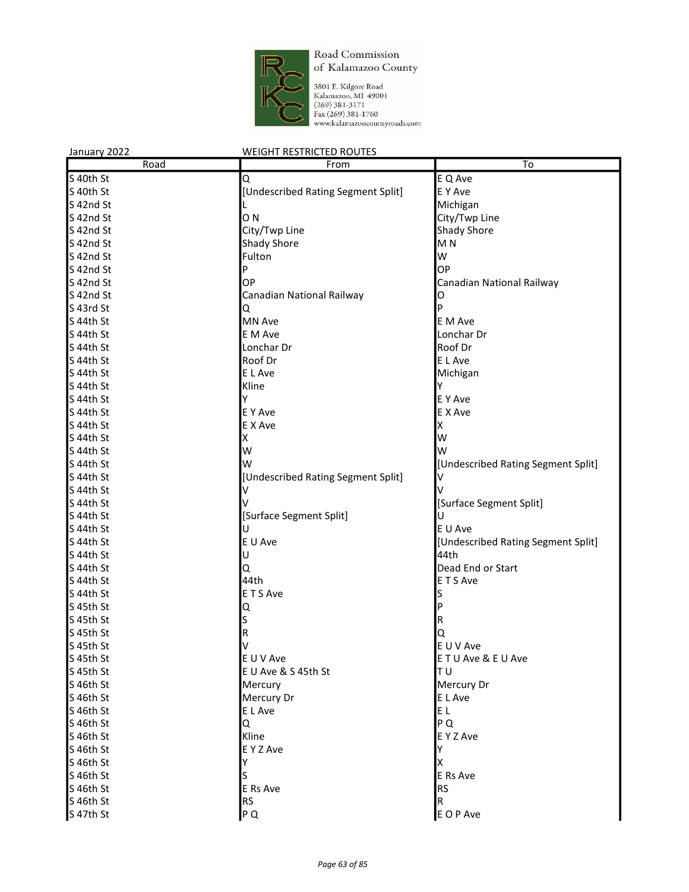Road Commission of Kalamazoo County

3801 E. Kilgore Road
Kalamazoo, MI 49001
(269) 381-3171
Fax (269) 381-1760
www.kalamazoocountyroads.com

January 2022 WEIGHT RESTRICTED ROUTES

| Road | From | To |
|---|---|---|
| S 40th St | Q | E Q Ave |
| S 40th St | [Undescribed Rating Segment Split] | E Y Ave |
| S 42nd St | L | Michigan |
| S 42nd St | O N | City/Twp Line |
| S 42nd St | City/Twp Line | Shady Shore |
| S 42nd St | Shady Shore | M N |
| S 42nd St | Fulton | W |
| S 42nd St | P | OP |
| S 42nd St | OP | Canadian National Railway |
| S 42nd St | Canadian National Railway | O |
| S 43rd St | Q | P |
| S 44th St | MN Ave | E M Ave |
| S 44th St | E M Ave | Lonchar Dr |
| S 44th St | Lonchar Dr | Roof Dr |
| S 44th St | Roof Dr | E L Ave |
| S 44th St | E L Ave | Michigan |
| S 44th St | Kline | Y |
| S 44th St | Y | E Y Ave |
| S 44th St | E Y Ave | E X Ave |
| S 44th St | E X Ave | X |
| S 44th St | X | W |
| S 44th St | W | W |
| S 44th St | W | [Undescribed Rating Segment Split] |
| S 44th St | [Undescribed Rating Segment Split] | V |
| S 44th St | V | V |
| S 44th St | V | [Surface Segment Split] |
| S 44th St | [Surface Segment Split] | U |
| S 44th St | U | E U Ave |
| S 44th St | E U Ave | [Undescribed Rating Segment Split] |
| S 44th St | U | 44th |
| S 44th St | Q | Dead End or Start |
| S 44th St | 44th | E T S Ave |
| S 44th St | E T S Ave | S |
| S 45th St | Q | P |
| S 45th St | S | R |
| S 45th St | R | Q |
| S 45th St | V | E U V Ave |
| S 45th St | E U V Ave | E T U Ave & E U Ave |
| S 45th St | E U Ave & S 45th St | T U |
| S 46th St | Mercury | Mercury Dr |
| S 46th St | Mercury Dr | E L Ave |
| S 46th St | E L Ave | E L |
| S 46th St | Q | P Q |
| S 46th St | Kline | E Y Z Ave |
| S 46th St | E Y Z Ave | Y |
| S 46th St | Y | X |
| S 46th St | S | E Rs Ave |
| S 46th St | E Rs Ave | RS |
| S 46th St | RS | R |
| S 47th St | P Q | E O P Ave |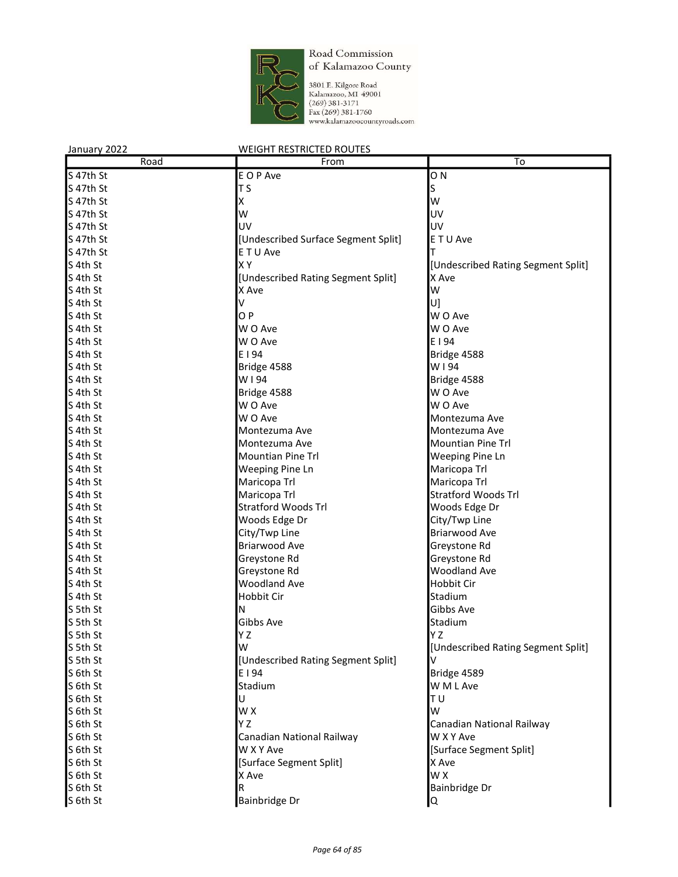Road Commission of Kalamazoo County
3801 E. Kilgore Road
Kalamazoo, MI 49001
(269) 381-3171
Fax (269) 381-1760
www.kalamazoocountyroads.com

January 2022 WEIGHT RESTRICTED ROUTES

| Road | From | To |
| --- | --- | --- |
| S 47th St | E O P Ave | O N |
| S 47th St | T S | S |
| S 47th St | X | W |
| S 47th St | W | UV |
| S 47th St | UV | UV |
| S 47th St | [Undescribed Surface Segment Split] | E T U Ave |
| S 47th St | E T U Ave | T |
| S 4th St | X Y | [Undescribed Rating Segment Split] |
| S 4th St | [Undescribed Rating Segment Split] | X Ave |
| S 4th St | X Ave | W |
| S 4th St | V | U] |
| S 4th St | O P | W O Ave |
| S 4th St | W O Ave | W O Ave |
| S 4th St | W O Ave | E I 94 |
| S 4th St | E I 94 | Bridge 4588 |
| S 4th St | Bridge 4588 | W I 94 |
| S 4th St | W I 94 | Bridge 4588 |
| S 4th St | Bridge 4588 | W O Ave |
| S 4th St | W O Ave | W O Ave |
| S 4th St | W O Ave | Montezuma Ave |
| S 4th St | Montezuma Ave | Montezuma Ave |
| S 4th St | Montezuma Ave | Mountian Pine Trl |
| S 4th St | Mountian Pine Trl | Weeping Pine Ln |
| S 4th St | Weeping Pine Ln | Maricopa Trl |
| S 4th St | Maricopa Trl | Maricopa Trl |
| S 4th St | Maricopa Trl | Stratford Woods Trl |
| S 4th St | Stratford Woods Trl | Woods Edge Dr |
| S 4th St | Woods Edge Dr | City/Twp Line |
| S 4th St | City/Twp Line | Briarwood Ave |
| S 4th St | Briarwood Ave | Greystone Rd |
| S 4th St | Greystone Rd | Greystone Rd |
| S 4th St | Greystone Rd | Woodland Ave |
| S 4th St | Woodland Ave | Hobbit Cir |
| S 4th St | Hobbit Cir | Stadium |
| S 5th St | N | Gibbs Ave |
| S 5th St | Gibbs Ave | Stadium |
| S 5th St | Y Z | Y Z |
| S 5th St | W | [Undescribed Rating Segment Split] |
| S 5th St | [Undescribed Rating Segment Split] | V |
| S 6th St | E I 94 | Bridge 4589 |
| S 6th St | Stadium | W M L Ave |
| S 6th St | U | T U |
| S 6th St | W X | W |
| S 6th St | Y Z | Canadian National Railway |
| S 6th St | Canadian National Railway | W X Y Ave |
| S 6th St | W X Y Ave | [Surface Segment Split] |
| S 6th St | [Surface Segment Split] | X Ave |
| S 6th St | X Ave | W X |
| S 6th St | R | Bainbridge Dr |
| S 6th St | Bainbridge Dr | Q |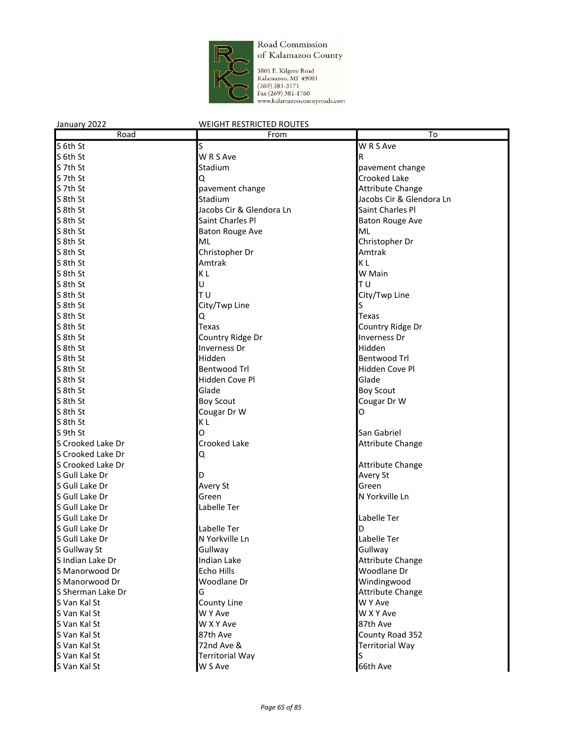Road Commission of Kalamazoo County

3801 E. Kilgore Road
Kalamazoo, MI 49001
(269) 381-3171
Fax (269) 381-1760
www.kalamazoocountyroads.com

January 2022 WEIGHT RESTRICTED ROUTES

| Road | From | To |
|---|---|---|
| S 6th St | S | W R S Ave |
| S 6th St | W R S Ave | R |
| S 7th St | Stadium | pavement change |
| S 7th St | Q | Crooked Lake |
| S 7th St | pavement change | Attribute Change |
| S 8th St | Stadium | Jacobs Cir & Glendora Ln |
| S 8th St | Jacobs Cir & Glendora Ln | Saint Charles Pl |
| S 8th St | Saint Charles Pl | Baton Rouge Ave |
| S 8th St | Baton Rouge Ave | ML |
| S 8th St | ML | Christopher Dr |
| S 8th St | Christopher Dr | Amtrak |
| S 8th St | Amtrak | K L |
| S 8th St | K L | W Main |
| S 8th St | U | T U |
| S 8th St | T U | City/Twp Line |
| S 8th St | City/Twp Line | S |
| S 8th St | Q | Texas |
| S 8th St | Texas | Country Ridge Dr |
| S 8th St | Country Ridge Dr | Inverness Dr |
| S 8th St | Inverness Dr | Hidden |
| S 8th St | Hidden | Bentwood Trl |
| S 8th St | Bentwood Trl | Hidden Cove Pl |
| S 8th St | Hidden Cove Pl | Glade |
| S 8th St | Glade | Boy Scout |
| S 8th St | Boy Scout | Cougar Dr W |
| S 8th St | Cougar Dr W | O |
| S 8th St | K L | |
| S 9th St | O | San Gabriel |
| S Crooked Lake Dr | Crooked Lake | Attribute Change |
| S Crooked Lake Dr | Q | |
| S Crooked Lake Dr | | Attribute Change |
| S Gull Lake Dr | D | Avery St |
| S Gull Lake Dr | Avery St | Green |
| S Gull Lake Dr | Green | N Yorkville Ln |
| S Gull Lake Dr | Labelle Ter | |
| S Gull Lake Dr | | Labelle Ter |
| S Gull Lake Dr | Labelle Ter | D |
| S Gull Lake Dr | N Yorkville Ln | Labelle Ter |
| S Gullway St | Gullway | Gullway |
| S Indian Lake Dr | Indian Lake | Attribute Change |
| S Manorwood Dr | Echo Hills | Woodlane Dr |
| S Manorwood Dr | Woodlane Dr | Windingwood |
| S Sherman Lake Dr | G | Attribute Change |
| S Van Kal St | County Line | W Y Ave |
| S Van Kal St | W Y Ave | W X Y Ave |
| S Van Kal St | W X Y Ave | 87th Ave |
| S Van Kal St | 87th Ave | County Road 352 |
| S Van Kal St | 72nd Ave & | Territorial Way |
| S Van Kal St | Territorial Way | S |
| S Van Kal St | W S Ave | 66th Ave |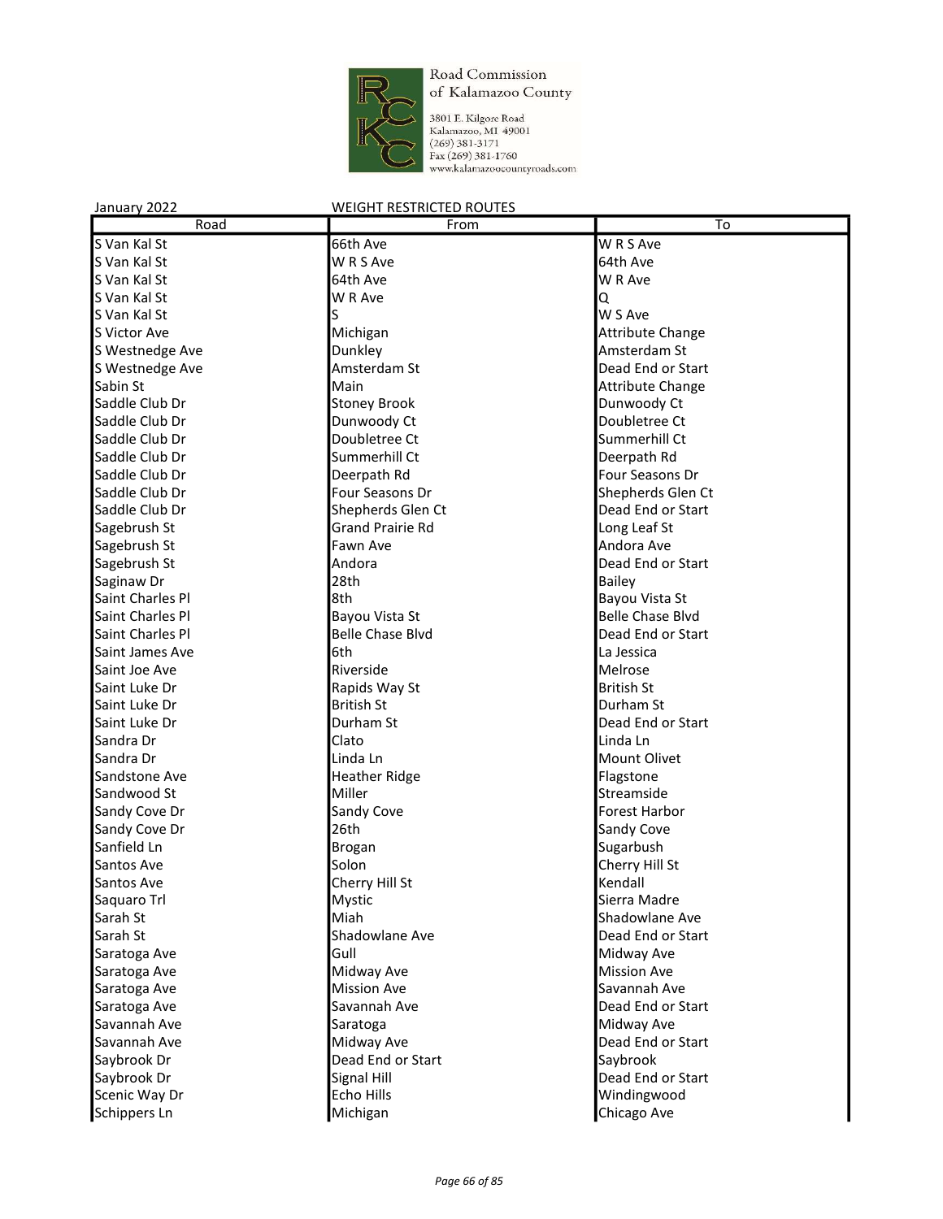Road Commission of Kalamazoo County

3801 E. Kilgore Road
Kalamazoo, MI 49001
(269) 381-3171
Fax (269) 381-1760
www.kalamazoocountyroads.com

January 2022 WEIGHT RESTRICTED ROUTES

| Road | From | To |
|---|---|---|
| S Van Kal St | 66th Ave | W R S Ave |
| S Van Kal St | W R S Ave | 64th Ave |
| S Van Kal St | 64th Ave | W R Ave |
| S Van Kal St | W R Ave | Q |
| S Van Kal St | S | W S Ave |
| S Victor Ave | Michigan | Attribute Change |
| S Westnedge Ave | Dunkley | Amsterdam St |
| S Westnedge Ave | Amsterdam St | Dead End or Start |
| Sabin St | Main | Attribute Change |
| Saddle Club Dr | Stoney Brook | Dunwoody Ct |
| Saddle Club Dr | Dunwoody Ct | Doubletree Ct |
| Saddle Club Dr | Doubletree Ct | Summerhill Ct |
| Saddle Club Dr | Summerhill Ct | Deerpath Rd |
| Saddle Club Dr | Deerpath Rd | Four Seasons Dr |
| Saddle Club Dr | Four Seasons Dr | Shepherds Glen Ct |
| Saddle Club Dr | Shepherds Glen Ct | Dead End or Start |
| Sagebrush St | Grand Prairie Rd | Long Leaf St |
| Sagebrush St | Fawn Ave | Andora Ave |
| Sagebrush St | Andora | Dead End or Start |
| Saginaw Dr | 28th | Bailey |
| Saint Charles Pl | 8th | Bayou Vista St |
| Saint Charles Pl | Bayou Vista St | Belle Chase Blvd |
| Saint Charles Pl | Belle Chase Blvd | Dead End or Start |
| Saint James Ave | 6th | La Jessica |
| Saint Joe Ave | Riverside | Melrose |
| Saint Luke Dr | Rapids Way St | British St |
| Saint Luke Dr | British St | Durham St |
| Saint Luke Dr | Durham St | Dead End or Start |
| Sandra Dr | Clato | Linda Ln |
| Sandra Dr | Linda Ln | Mount Olivet |
| Sandstone Ave | Heather Ridge | Flagstone |
| Sandwood St | Miller | Streamside |
| Sandy Cove Dr | Sandy Cove | Forest Harbor |
| Sandy Cove Dr | 26th | Sandy Cove |
| Sanfield Ln | Brogan | Sugarbush |
| Santos Ave | Solon | Cherry Hill St |
| Santos Ave | Cherry Hill St | Kendall |
| Saquaro Trl | Mystic | Sierra Madre |
| Sarah St | Miah | Shadowlane Ave |
| Sarah St | Shadowlane Ave | Dead End or Start |
| Saratoga Ave | Gull | Midway Ave |
| Saratoga Ave | Midway Ave | Mission Ave |
| Saratoga Ave | Mission Ave | Savannah Ave |
| Saratoga Ave | Savannah Ave | Dead End or Start |
| Savannah Ave | Saratoga | Midway Ave |
| Savannah Ave | Midway Ave | Dead End or Start |
| Saybrook Dr | Dead End or Start | Saybrook |
| Saybrook Dr | Signal Hill | Dead End or Start |
| Scenic Way Dr | Echo Hills | Windingwood |
| Schippers Ln | Michigan | Chicago Ave |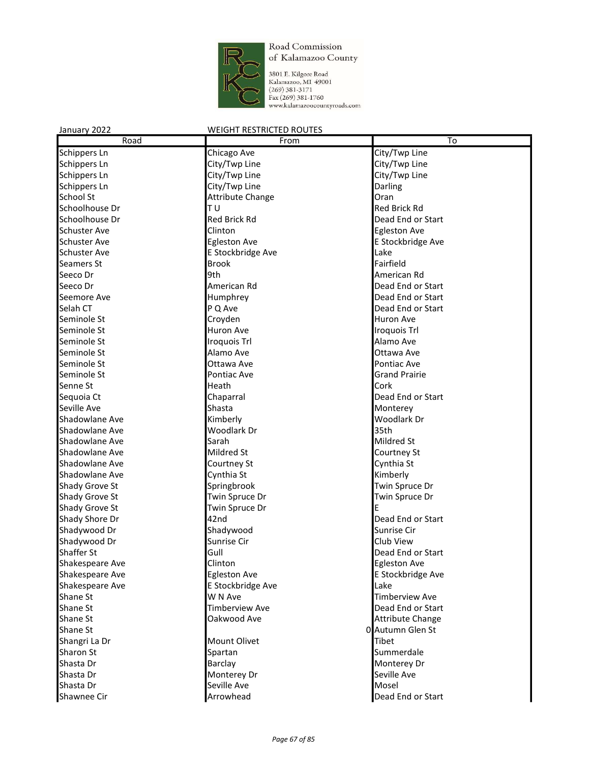Road Commission of Kalamazoo County
3801 E. Kilgore Road
Kalamazoo, MI 49001
(269) 381-3171
Fax (269) 381-1760
www.kalamazoocountyroads.com

January 2022 — WEIGHT RESTRICTED ROUTES

| Road | From | To |
|---|---|---|
| Schippers Ln | Chicago Ave | City/Twp Line |
| Schippers Ln | City/Twp Line | City/Twp Line |
| Schippers Ln | City/Twp Line | City/Twp Line |
| Schippers Ln | City/Twp Line | Darling |
| School St | Attribute Change | Oran |
| Schoolhouse Dr | T U | Red Brick Rd |
| Schoolhouse Dr | Red Brick Rd | Dead End or Start |
| Schuster Ave | Clinton | Egleston Ave |
| Schuster Ave | Egleston Ave | E Stockbridge Ave |
| Schuster Ave | E Stockbridge Ave | Lake |
| Seamers St | Brook | Fairfield |
| Seeco Dr | 9th | American Rd |
| Seeco Dr | American Rd | Dead End or Start |
| Seemore Ave | Humphrey | Dead End or Start |
| Selah CT | P Q Ave | Dead End or Start |
| Seminole St | Croyden | Huron Ave |
| Seminole St | Huron Ave | Iroquois Trl |
| Seminole St | Iroquois Trl | Alamo Ave |
| Seminole St | Alamo Ave | Ottawa Ave |
| Seminole St | Ottawa Ave | Pontiac Ave |
| Seminole St | Pontiac Ave | Grand Prairie |
| Senne St | Heath | Cork |
| Sequoia Ct | Chaparral | Dead End or Start |
| Seville Ave | Shasta | Monterey |
| Shadowlane Ave | Kimberly | Woodlark Dr |
| Shadowlane Ave | Woodlark Dr | 35th |
| Shadowlane Ave | Sarah | Mildred St |
| Shadowlane Ave | Mildred St | Courtney St |
| Shadowlane Ave | Courtney St | Cynthia St |
| Shadowlane Ave | Cynthia St | Kimberly |
| Shady Grove St | Springbrook | Twin Spruce Dr |
| Shady Grove St | Twin Spruce Dr | Twin Spruce Dr |
| Shady Grove St | Twin Spruce Dr | E |
| Shady Shore Dr | 42nd | Dead End or Start |
| Shadywood Dr | Shadywood | Sunrise Cir |
| Shadywood Dr | Sunrise Cir | Club View |
| Shaffer St | Gull | Dead End or Start |
| Shakespeare Ave | Clinton | Egleston Ave |
| Shakespeare Ave | Egleston Ave | E Stockbridge Ave |
| Shakespeare Ave | E Stockbridge Ave | Lake |
| Shane St | W N Ave | Timberview Ave |
| Shane St | Timberview Ave | Dead End or Start |
| Shane St | Oakwood Ave | Attribute Change |
| Shane St | 0 | Autumn Glen St |
| Shangri La Dr | Mount Olivet | Tibet |
| Sharon St | Spartan | Summerdale |
| Shasta Dr | Barclay | Monterey Dr |
| Shasta Dr | Monterey Dr | Seville Ave |
| Shasta Dr | Seville Ave | Mosel |
| Shawnee Cir | Arrowhead | Dead End or Start |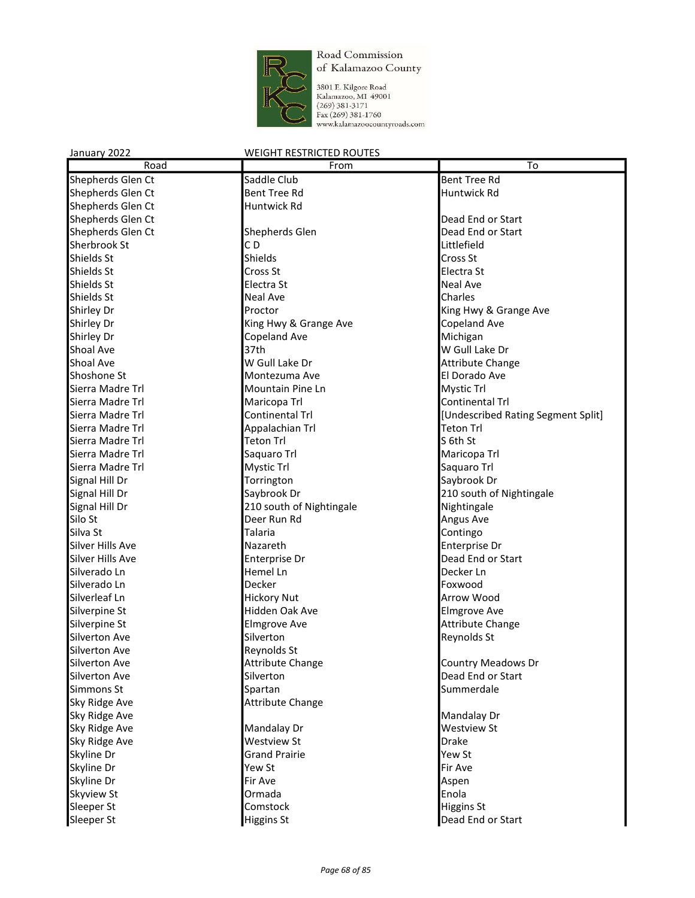Road Commission of Kalamazoo County

3801 E. Kilgore Road
Kalamazoo, MI 49001
(269) 381-3171
Fax (269) 381-1760
www.kalamazoocountyroads.com

January 2022 WEIGHT RESTRICTED ROUTES

| Road | From | To |
|---|---|---|
| Shepherds Glen Ct | Saddle Club | Bent Tree Rd |
| Shepherds Glen Ct | Bent Tree Rd | Huntwick Rd |
| Shepherds Glen Ct | Huntwick Rd | |
| Shepherds Glen Ct | | Dead End or Start |
| Shepherds Glen Ct | Shepherds Glen | Dead End or Start |
| Sherbrook St | C D | Littlefield |
| Shields St | Shields | Cross St |
| Shields St | Cross St | Electra St |
| Shields St | Electra St | Neal Ave |
| Shields St | Neal Ave | Charles |
| Shirley Dr | Proctor | King Hwy & Grange Ave |
| Shirley Dr | King Hwy & Grange Ave | Copeland Ave |
| Shirley Dr | Copeland Ave | Michigan |
| Shoal Ave | 37th | W Gull Lake Dr |
| Shoal Ave | W Gull Lake Dr | Attribute Change |
| Shoshone St | Montezuma Ave | El Dorado Ave |
| Sierra Madre Trl | Mountain Pine Ln | Mystic Trl |
| Sierra Madre Trl | Maricopa Trl | Continental Trl |
| Sierra Madre Trl | Continental Trl | [Undescribed Rating Segment Split] |
| Sierra Madre Trl | Appalachian Trl | Teton Trl |
| Sierra Madre Trl | Teton Trl | S 6th St |
| Sierra Madre Trl | Saquaro Trl | Maricopa Trl |
| Sierra Madre Trl | Mystic Trl | Saquaro Trl |
| Signal Hill Dr | Torrington | Saybrook Dr |
| Signal Hill Dr | Saybrook Dr | 210 south of Nightingale |
| Signal Hill Dr | 210 south of Nightingale | Nightingale |
| Silo St | Deer Run Rd | Angus Ave |
| Silva St | Talaria | Contingo |
| Silver Hills Ave | Nazareth | Enterprise Dr |
| Silver Hills Ave | Enterprise Dr | Dead End or Start |
| Silverado Ln | Hemel Ln | Decker Ln |
| Silverado Ln | Decker | Foxwood |
| Silverleaf Ln | Hickory Nut | Arrow Wood |
| Silverpine St | Hidden Oak Ave | Elmgrove Ave |
| Silverpine St | Elmgrove Ave | Attribute Change |
| Silverton Ave | Silverton | Reynolds St |
| Silverton Ave | Reynolds St | |
| Silverton Ave | Attribute Change | Country Meadows Dr |
| Silverton Ave | Silverton | Dead End or Start |
| Simmons St | Spartan | Summerdale |
| Sky Ridge Ave | Attribute Change | |
| Sky Ridge Ave | | Mandalay Dr |
| Sky Ridge Ave | Mandalay Dr | Westview St |
| Sky Ridge Ave | Westview St | Drake |
| Skyline Dr | Grand Prairie | Yew St |
| Skyline Dr | Yew St | Fir Ave |
| Skyline Dr | Fir Ave | Aspen |
| Skyview St | Ormada | Enola |
| Sleeper St | Comstock | Higgins St |
| Sleeper St | Higgins St | Dead End or Start |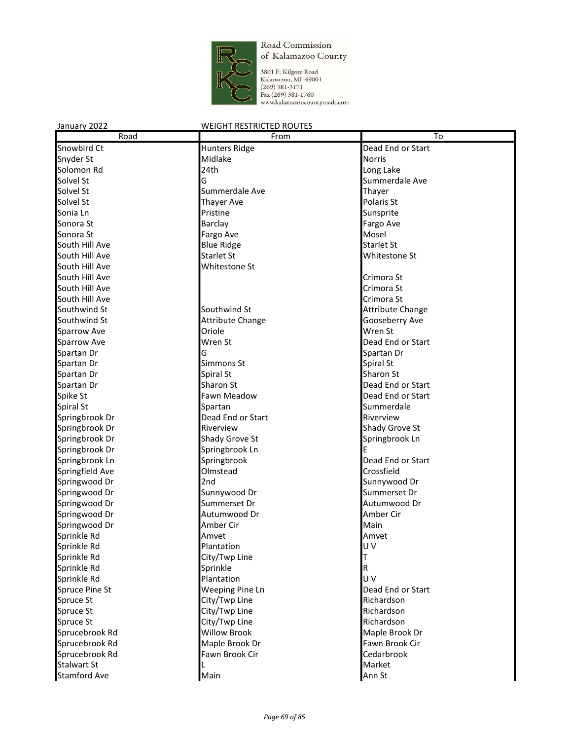Road Commission of Kalamazoo County

3801 E. Kilgore Road
Kalamazoo, MI 49001
(269) 381-3171
Fax (269) 381-1760
www.kalamazoocountyroads.com

January 2022 WEIGHT RESTRICTED ROUTES

| Road | From | To |
|---|---|---|
| Snowbird Ct | Hunters Ridge | Dead End or Start |
| Snyder St | Midlake | Norris |
| Solomon Rd | 24th | Long Lake |
| Solvel St | G | Summerdale Ave |
| Solvel St | Summerdale Ave | Thayer |
| Solvel St | Thayer Ave | Polaris St |
| Sonia Ln | Pristine | Sunsprite |
| Sonora St | Barclay | Fargo Ave |
| Sonora St | Fargo Ave | Mosel |
| South Hill Ave | Blue Ridge | Starlet St |
| South Hill Ave | Starlet St | Whitestone St |
| South Hill Ave | Whitestone St | |
| South Hill Ave | | Crimora St |
| South Hill Ave | | Crimora St |
| South Hill Ave | | Crimora St |
| Southwind St | Southwind St | Attribute Change |
| Southwind St | Attribute Change | Gooseberry Ave |
| Sparrow Ave | Oriole | Wren St |
| Sparrow Ave | Wren St | Dead End or Start |
| Spartan Dr | G | Spartan Dr |
| Spartan Dr | Simmons St | Spiral St |
| Spartan Dr | Spiral St | Sharon St |
| Spartan Dr | Sharon St | Dead End or Start |
| Spike St | Fawn Meadow | Dead End or Start |
| Spiral St | Spartan | Summerdale |
| Springbrook Dr | Dead End or Start | Riverview |
| Springbrook Dr | Riverview | Shady Grove St |
| Springbrook Dr | Shady Grove St | Springbrook Ln |
| Springbrook Dr | Springbrook Ln | E |
| Springbrook Ln | Springbrook | Dead End or Start |
| Springfield Ave | Olmstead | Crossfield |
| Springwood Dr | 2nd | Sunnywood Dr |
| Springwood Dr | Sunnywood Dr | Summerset Dr |
| Springwood Dr | Summerset Dr | Autumwood Dr |
| Springwood Dr | Autumwood Dr | Amber Cir |
| Springwood Dr | Amber Cir | Main |
| Sprinkle Rd | Amvet | Amvet |
| Sprinkle Rd | Plantation | U V |
| Sprinkle Rd | City/Twp Line | T |
| Sprinkle Rd | Sprinkle | R |
| Sprinkle Rd | Plantation | U V |
| Spruce Pine St | Weeping Pine Ln | Dead End or Start |
| Spruce St | City/Twp Line | Richardson |
| Spruce St | City/Twp Line | Richardson |
| Spruce St | City/Twp Line | Richardson |
| Sprucebrook Rd | Willow Brook | Maple Brook Dr |
| Sprucebrook Rd | Maple Brook Dr | Fawn Brook Cir |
| Sprucebrook Rd | Fawn Brook Cir | Cedarbrook |
| Stalwart St | L | Market |
| Stamford Ave | Main | Ann St |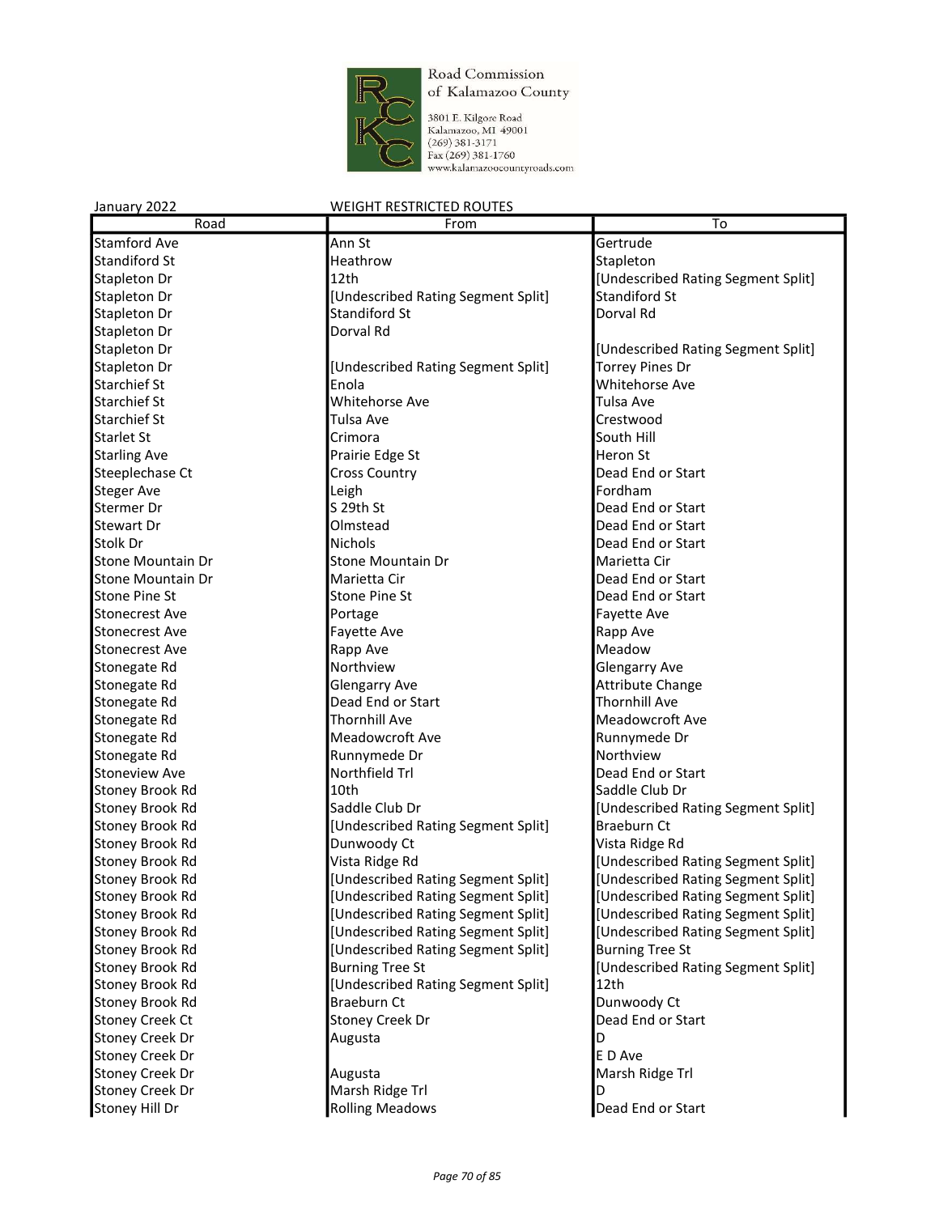Road Commission of Kalamazoo County

3801 E. Kilgore Road
Kalamazoo, MI 49001
(269) 381-3171
Fax (269) 381-1760
www.kalamazoocountyroads.com

January 2022 WEIGHT RESTRICTED ROUTES

| Road | From | To |
|---|---|---|
| Stamford Ave | Ann St | Gertrude |
| Standiford St | Heathrow | Stapleton |
| Stapleton Dr | 12th | [Undescribed Rating Segment Split] |
| Stapleton Dr | [Undescribed Rating Segment Split] | Standiford St |
| Stapleton Dr | Standiford St | Dorval Rd |
| Stapleton Dr | Dorval Rd | |
| Stapleton Dr | | [Undescribed Rating Segment Split] |
| Stapleton Dr | [Undescribed Rating Segment Split] | Torrey Pines Dr |
| Starchief St | Enola | Whitehorse Ave |
| Starchief St | Whitehorse Ave | Tulsa Ave |
| Starchief St | Tulsa Ave | Crestwood |
| Starlet St | Crimora | South Hill |
| Starling Ave | Prairie Edge St | Heron St |
| Steeplechase Ct | Cross Country | Dead End or Start |
| Steger Ave | Leigh | Fordham |
| Stermer Dr | S 29th St | Dead End or Start |
| Stewart Dr | Olmstead | Dead End or Start |
| Stolk Dr | Nichols | Dead End or Start |
| Stone Mountain Dr | Stone Mountain Dr | Marietta Cir |
| Stone Mountain Dr | Marietta Cir | Dead End or Start |
| Stone Pine St | Stone Pine St | Dead End or Start |
| Stonecrest Ave | Portage | Fayette Ave |
| Stonecrest Ave | Fayette Ave | Rapp Ave |
| Stonecrest Ave | Rapp Ave | Meadow |
| Stonegate Rd | Northview | Glengarry Ave |
| Stonegate Rd | Glengarry Ave | Attribute Change |
| Stonegate Rd | Dead End or Start | Thornhill Ave |
| Stonegate Rd | Thornhill Ave | Meadowcroft Ave |
| Stonegate Rd | Meadowcroft Ave | Runnymede Dr |
| Stonegate Rd | Runnymede Dr | Northview |
| Stoneview Ave | Northfield Trl | Dead End or Start |
| Stoney Brook Rd | 10th | Saddle Club Dr |
| Stoney Brook Rd | Saddle Club Dr | [Undescribed Rating Segment Split] |
| Stoney Brook Rd | [Undescribed Rating Segment Split] | Braeburn Ct |
| Stoney Brook Rd | Dunwoody Ct | Vista Ridge Rd |
| Stoney Brook Rd | Vista Ridge Rd | [Undescribed Rating Segment Split] |
| Stoney Brook Rd | [Undescribed Rating Segment Split] | [Undescribed Rating Segment Split] |
| Stoney Brook Rd | [Undescribed Rating Segment Split] | [Undescribed Rating Segment Split] |
| Stoney Brook Rd | [Undescribed Rating Segment Split] | [Undescribed Rating Segment Split] |
| Stoney Brook Rd | [Undescribed Rating Segment Split] | [Undescribed Rating Segment Split] |
| Stoney Brook Rd | [Undescribed Rating Segment Split] | Burning Tree St |
| Stoney Brook Rd | Burning Tree St | [Undescribed Rating Segment Split] |
| Stoney Brook Rd | [Undescribed Rating Segment Split] | 12th |
| Stoney Brook Rd | Braeburn Ct | Dunwoody Ct |
| Stoney Creek Ct | Stoney Creek Dr | Dead End or Start |
| Stoney Creek Dr | Augusta | D |
| Stoney Creek Dr | | E D Ave |
| Stoney Creek Dr | Augusta | Marsh Ridge Trl |
| Stoney Creek Dr | Marsh Ridge Trl | D |
| Stoney Hill Dr | Rolling Meadows | Dead End or Start |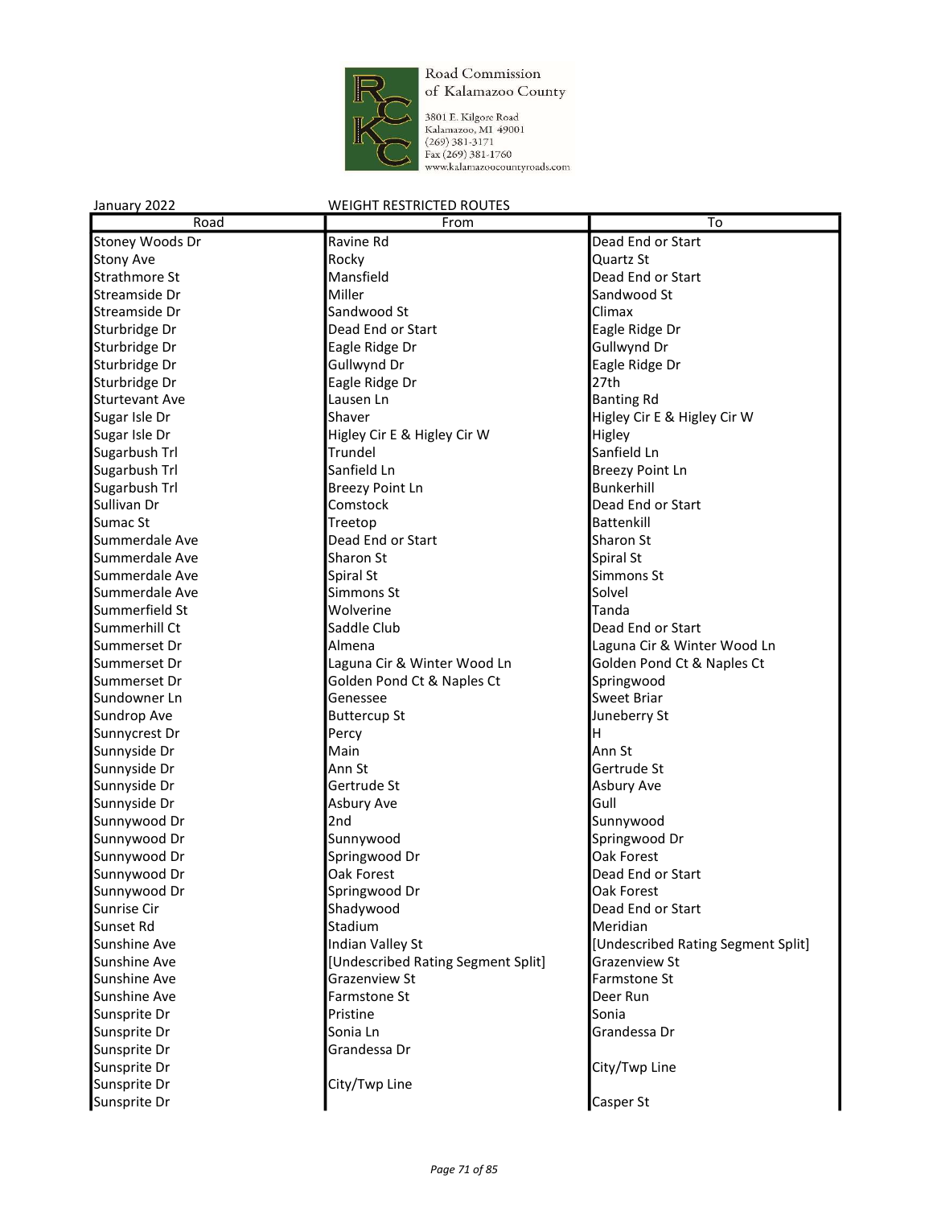Road Commission of Kalamazoo County

3801 E. Kilgore Road
Kalamazoo, MI 49001
(269) 381-3171
Fax (269) 381-1760
www.kalamazoocountyroads.com

January 2022 WEIGHT RESTRICTED ROUTES

| Road | From | To |
|---|---|---|
| Stoney Woods Dr | Ravine Rd | Dead End or Start |
| Stony Ave | Rocky | Quartz St |
| Strathmore St | Mansfield | Dead End or Start |
| Streamside Dr | Miller | Sandwood St |
| Streamside Dr | Sandwood St | Climax |
| Sturbridge Dr | Dead End or Start | Eagle Ridge Dr |
| Sturbridge Dr | Eagle Ridge Dr | Gullwynd Dr |
| Sturbridge Dr | Gullwynd Dr | Eagle Ridge Dr |
| Sturbridge Dr | Eagle Ridge Dr | 27th |
| Sturtevant Ave | Lausen Ln | Banting Rd |
| Sugar Isle Dr | Shaver | Higley Cir E & Higley Cir W |
| Sugar Isle Dr | Higley Cir E & Higley Cir W | Higley |
| Sugarbush Trl | Trundel | Sanfield Ln |
| Sugarbush Trl | Sanfield Ln | Breezy Point Ln |
| Sugarbush Trl | Breezy Point Ln | Bunkerhill |
| Sullivan Dr | Comstock | Dead End or Start |
| Sumac St | Treetop | Battenkill |
| Summerdale Ave | Dead End or Start | Sharon St |
| Summerdale Ave | Sharon St | Spiral St |
| Summerdale Ave | Spiral St | Simmons St |
| Summerdale Ave | Simmons St | Solvel |
| Summerfield St | Wolverine | Tanda |
| Summerhill Ct | Saddle Club | Dead End or Start |
| Summerset Dr | Almena | Laguna Cir & Winter Wood Ln |
| Summerset Dr | Laguna Cir & Winter Wood Ln | Golden Pond Ct & Naples Ct |
| Summerset Dr | Golden Pond Ct & Naples Ct | Springwood |
| Sundowner Ln | Genessee | Sweet Briar |
| Sundrop Ave | Buttercup St | Juneberry St |
| Sunnycrest Dr | Percy | H |
| Sunnyside Dr | Main | Ann St |
| Sunnyside Dr | Ann St | Gertrude St |
| Sunnyside Dr | Gertrude St | Asbury Ave |
| Sunnyside Dr | Asbury Ave | Gull |
| Sunnywood Dr | 2nd | Sunnywood |
| Sunnywood Dr | Sunnywood | Springwood Dr |
| Sunnywood Dr | Springwood Dr | Oak Forest |
| Sunnywood Dr | Oak Forest | Dead End or Start |
| Sunnywood Dr | Springwood Dr | Oak Forest |
| Sunrise Cir | Shadywood | Dead End or Start |
| Sunset Rd | Stadium | Meridian |
| Sunshine Ave | Indian Valley St | [Undescribed Rating Segment Split] |
| Sunshine Ave | [Undescribed Rating Segment Split] | Grazenview St |
| Sunshine Ave | Grazenview St | Farmstone St |
| Sunshine Ave | Farmstone St | Deer Run |
| Sunsprite Dr | Pristine | Sonia |
| Sunsprite Dr | Sonia Ln | Grandessa Dr |
| Sunsprite Dr | Grandessa Dr | |
| Sunsprite Dr | | City/Twp Line |
| Sunsprite Dr | City/Twp Line | |
| Sunsprite Dr | | Casper St |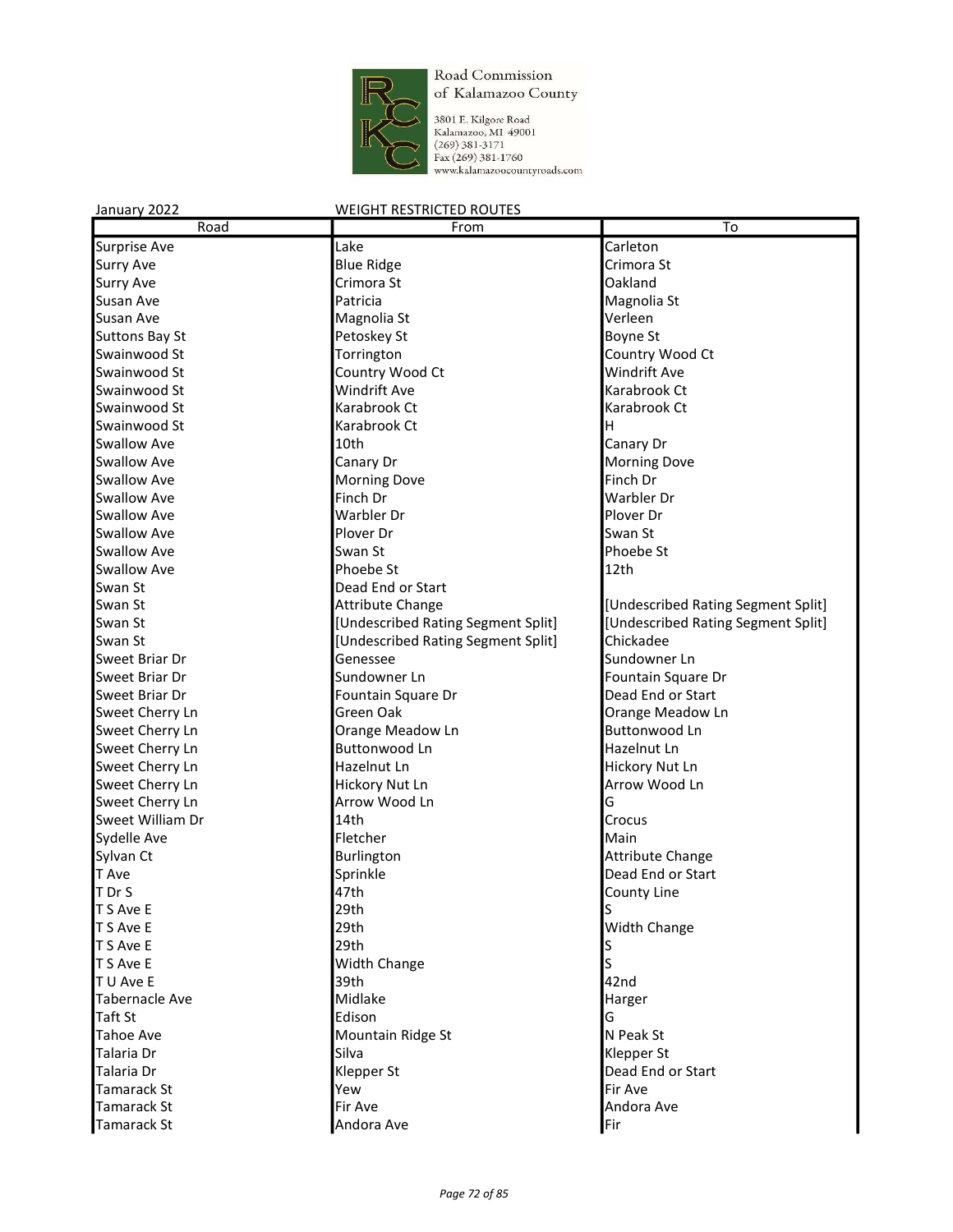Road Commission of Kalamazoo County

3801 E. Kilgore Road
Kalamazoo, MI 49001
(269) 381-3171
Fax (269) 381-1760
www.kalamazoocountyroads.com

January 2022 WEIGHT RESTRICTED ROUTES

| Road | From | To |
|---|---|---|
| Surprise Ave | Lake | Carleton |
| Surry Ave | Blue Ridge | Crimora St |
| Surry Ave | Crimora St | Oakland |
| Susan Ave | Patricia | Magnolia St |
| Susan Ave | Magnolia St | Verleen |
| Suttons Bay St | Petoskey St | Boyne St |
| Swainwood St | Torrington | Country Wood Ct |
| Swainwood St | Country Wood Ct | Windrift Ave |
| Swainwood St | Windrift Ave | Karabrook Ct |
| Swainwood St | Karabrook Ct | Karabrook Ct |
| Swainwood St | Karabrook Ct | H |
| Swallow Ave | 10th | Canary Dr |
| Swallow Ave | Canary Dr | Morning Dove |
| Swallow Ave | Morning Dove | Finch Dr |
| Swallow Ave | Finch Dr | Warbler Dr |
| Swallow Ave | Warbler Dr | Plover Dr |
| Swallow Ave | Plover Dr | Swan St |
| Swallow Ave | Swan St | Phoebe St |
| Swallow Ave | Phoebe St | 12th |
| Swan St | Dead End or Start | |
| Swan St | Attribute Change | [Undescribed Rating Segment Split] |
| Swan St | [Undescribed Rating Segment Split] | [Undescribed Rating Segment Split] |
| Swan St | [Undescribed Rating Segment Split] | Chickadee |
| Sweet Briar Dr | Genessee | Sundowner Ln |
| Sweet Briar Dr | Sundowner Ln | Fountain Square Dr |
| Sweet Briar Dr | Fountain Square Dr | Dead End or Start |
| Sweet Cherry Ln | Green Oak | Orange Meadow Ln |
| Sweet Cherry Ln | Orange Meadow Ln | Buttonwood Ln |
| Sweet Cherry Ln | Buttonwood Ln | Hazelnut Ln |
| Sweet Cherry Ln | Hazelnut Ln | Hickory Nut Ln |
| Sweet Cherry Ln | Hickory Nut Ln | Arrow Wood Ln |
| Sweet Cherry Ln | Arrow Wood Ln | G |
| Sweet William Dr | 14th | Crocus |
| Sydelle Ave | Fletcher | Main |
| Sylvan Ct | Burlington | Attribute Change |
| T Ave | Sprinkle | Dead End or Start |
| T Dr S | 47th | County Line |
| T S Ave E | 29th | S |
| T S Ave E | 29th | Width Change |
| T S Ave E | 29th | S |
| T S Ave E | Width Change | S |
| T U Ave E | 39th | 42nd |
| Tabernacle Ave | Midlake | Harger |
| Taft St | Edison | G |
| Tahoe Ave | Mountain Ridge St | N Peak St |
| Talaria Dr | Silva | Klepper St |
| Talaria Dr | Klepper St | Dead End or Start |
| Tamarack St | Yew | Fir Ave |
| Tamarack St | Fir Ave | Andora Ave |
| Tamarack St | Andora Ave | Fir |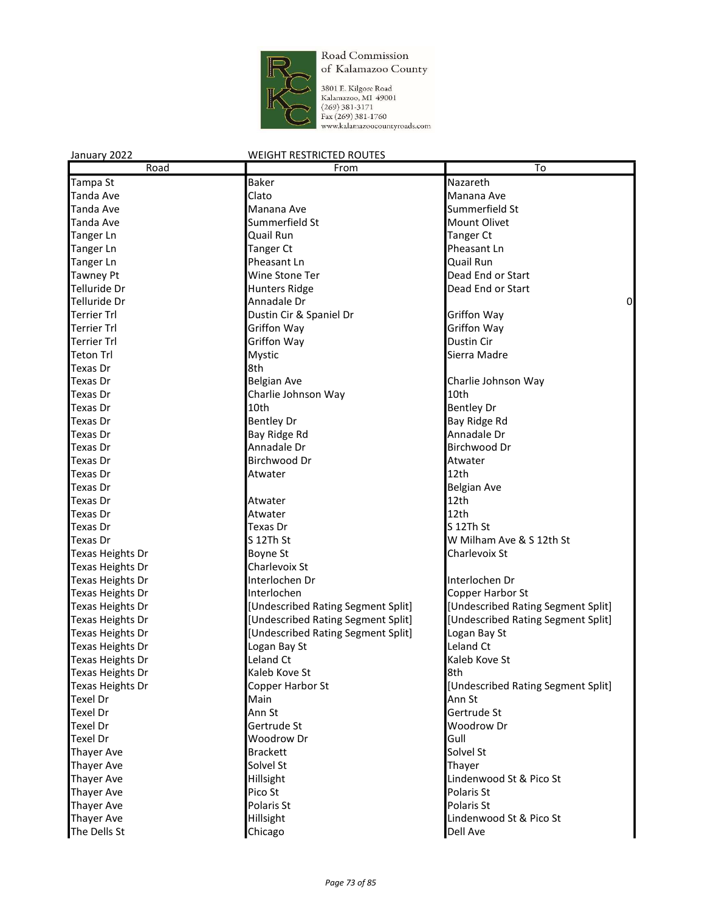Road Commission of Kalamazoo County

3801 E. Kilgore Road
Kalamazoo, MI 49001
(269) 381-3171
Fax (269) 381-1760
www.kalamazoocountyroads.com

January 2022 WEIGHT RESTRICTED ROUTES

| Road | From | To |
|---|---|---|
| Tampa St | Baker | Nazareth |
| Tanda Ave | Clato | Manana Ave |
| Tanda Ave | Manana Ave | Summerfield St |
| Tanda Ave | Summerfield St | Mount Olivet |
| Tanger Ln | Quail Run | Tanger Ct |
| Tanger Ln | Tanger Ct | Pheasant Ln |
| Tanger Ln | Pheasant Ln | Quail Run |
| Tawney Pt | Wine Stone Ter | Dead End or Start |
| Telluride Dr | Hunters Ridge | Dead End or Start |
| Telluride Dr | Annadale Dr | 0 |
| Terrier Trl | Dustin Cir & Spaniel Dr | Griffon Way |
| Terrier Trl | Griffon Way | Griffon Way |
| Terrier Trl | Griffon Way | Dustin Cir |
| Teton Trl | Mystic | Sierra Madre |
| Texas Dr | 8th | |
| Texas Dr | Belgian Ave | Charlie Johnson Way |
| Texas Dr | Charlie Johnson Way | 10th |
| Texas Dr | 10th | Bentley Dr |
| Texas Dr | Bentley Dr | Bay Ridge Rd |
| Texas Dr | Bay Ridge Rd | Annadale Dr |
| Texas Dr | Annadale Dr | Birchwood Dr |
| Texas Dr | Birchwood Dr | Atwater |
| Texas Dr | Atwater | 12th |
| Texas Dr | | Belgian Ave |
| Texas Dr | Atwater | 12th |
| Texas Dr | Atwater | 12th |
| Texas Dr | Texas Dr | S 12Th St |
| Texas Dr | S 12Th St | W Milham Ave & S 12th St |
| Texas Heights Dr | Boyne St | Charlevoix St |
| Texas Heights Dr | Charlevoix St | |
| Texas Heights Dr | Interlochen Dr | Interlochen Dr |
| Texas Heights Dr | Interlochen | Copper Harbor St |
| Texas Heights Dr | [Undescribed Rating Segment Split] | [Undescribed Rating Segment Split] |
| Texas Heights Dr | [Undescribed Rating Segment Split] | [Undescribed Rating Segment Split] |
| Texas Heights Dr | [Undescribed Rating Segment Split] | Logan Bay St |
| Texas Heights Dr | Logan Bay St | Leland Ct |
| Texas Heights Dr | Leland Ct | Kaleb Kove St |
| Texas Heights Dr | Kaleb Kove St | 8th |
| Texas Heights Dr | Copper Harbor St | [Undescribed Rating Segment Split] |
| Texel Dr | Main | Ann St |
| Texel Dr | Ann St | Gertrude St |
| Texel Dr | Gertrude St | Woodrow Dr |
| Texel Dr | Woodrow Dr | Gull |
| Thayer Ave | Brackett | Solvel St |
| Thayer Ave | Solvel St | Thayer |
| Thayer Ave | Hillsight | Lindenwood St & Pico St |
| Thayer Ave | Pico St | Polaris St |
| Thayer Ave | Polaris St | Polaris St |
| Thayer Ave | Hillsight | Lindenwood St & Pico St |
| The Dells St | Chicago | Dell Ave |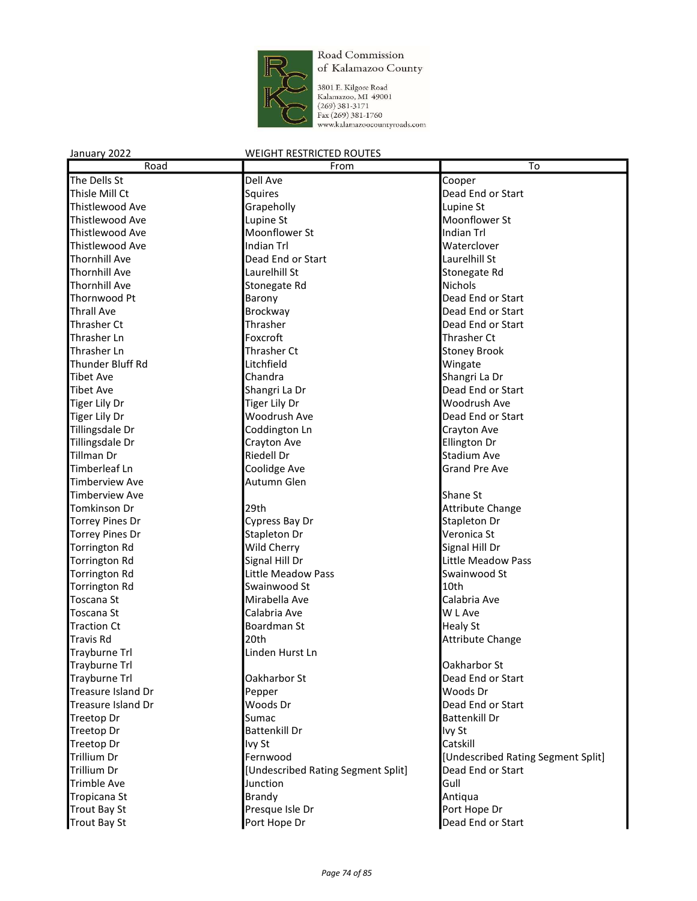Road Commission of Kalamazoo County

3801 E. Kilgore Road
Kalamazoo, MI 49001
(269) 381-3171
Fax (269) 381-1760
www.kalamazoocountyroads.com

January 2022 WEIGHT RESTRICTED ROUTES

| Road | From | To |
|---|---|---|
| The Dells St | Dell Ave | Cooper |
| Thisle Mill Ct | Squires | Dead End or Start |
| Thistlewood Ave | Grapeholly | Lupine St |
| Thistlewood Ave | Lupine St | Moonflower St |
| Thistlewood Ave | Moonflower St | Indian Trl |
| Thistlewood Ave | Indian Trl | Waterclover |
| Thornhill Ave | Dead End or Start | Laurelhill St |
| Thornhill Ave | Laurelhill St | Stonegate Rd |
| Thornhill Ave | Stonegate Rd | Nichols |
| Thornwood Pt | Barony | Dead End or Start |
| Thrall Ave | Brockway | Dead End or Start |
| Thrasher Ct | Thrasher | Dead End or Start |
| Thrasher Ln | Foxcroft | Thrasher Ct |
| Thrasher Ln | Thrasher Ct | Stoney Brook |
| Thunder Bluff Rd | Litchfield | Wingate |
| Tibet Ave | Chandra | Shangri La Dr |
| Tibet Ave | Shangri La Dr | Dead End or Start |
| Tiger Lily Dr | Tiger Lily Dr | Woodrush Ave |
| Tiger Lily Dr | Woodrush Ave | Dead End or Start |
| Tillingsdale Dr | Coddington Ln | Crayton Ave |
| Tillingsdale Dr | Crayton Ave | Ellington Dr |
| Tillman Dr | Riedell Dr | Stadium Ave |
| Timberleaf Ln | Coolidge Ave | Grand Pre Ave |
| Timberview Ave | Autumn Glen | |
| Timberview Ave | | Shane St |
| Tomkinson Dr | 29th | Attribute Change |
| Torrey Pines Dr | Cypress Bay Dr | Stapleton Dr |
| Torrey Pines Dr | Stapleton Dr | Veronica St |
| Torrington Rd | Wild Cherry | Signal Hill Dr |
| Torrington Rd | Signal Hill Dr | Little Meadow Pass |
| Torrington Rd | Little Meadow Pass | Swainwood St |
| Torrington Rd | Swainwood St | 10th |
| Toscana St | Mirabella Ave | Calabria Ave |
| Toscana St | Calabria Ave | W L Ave |
| Traction Ct | Boardman St | Healy St |
| Travis Rd | 20th | Attribute Change |
| Trayburne Trl | Linden Hurst Ln | |
| Trayburne Trl | | Oakharbor St |
| Trayburne Trl | Oakharbor St | Dead End or Start |
| Treasure Island Dr | Pepper | Woods Dr |
| Treasure Island Dr | Woods Dr | Dead End or Start |
| Treetop Dr | Sumac | Battenkill Dr |
| Treetop Dr | Battenkill Dr | Ivy St |
| Treetop Dr | Ivy St | Catskill |
| Trillium Dr | Fernwood | [Undescribed Rating Segment Split] |
| Trillium Dr | [Undescribed Rating Segment Split] | Dead End or Start |
| Trimble Ave | Junction | Gull |
| Tropicana St | Brandy | Antiqua |
| Trout Bay St | Presque Isle Dr | Port Hope Dr |
| Trout Bay St | Port Hope Dr | Dead End or Start |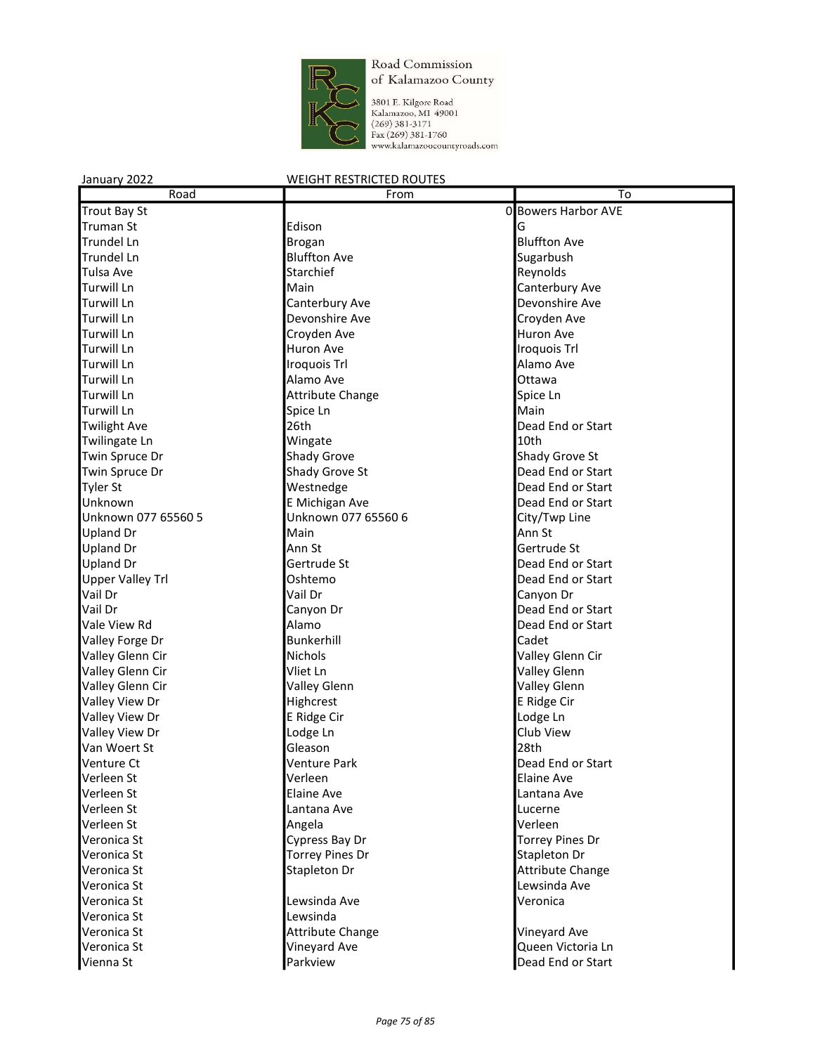Road Commission of Kalamazoo County
3801 E. Kilgore Road
Kalamazoo, MI 49001
(269) 381-3171
Fax (269) 381-1760
www.kalamazoocountyroads.com

January 2022 WEIGHT RESTRICTED ROUTES

| Road | From | To |
|---|---|---|
| Trout Bay St | 0 | Bowers Harbor AVE |
| Truman St | Edison | G |
| Trundel Ln | Brogan | Bluffton Ave |
| Trundel Ln | Bluffton Ave | Sugarbush |
| Tulsa Ave | Starchief | Reynolds |
| Turwill Ln | Main | Canterbury Ave |
| Turwill Ln | Canterbury Ave | Devonshire Ave |
| Turwill Ln | Devonshire Ave | Croyden Ave |
| Turwill Ln | Croyden Ave | Huron Ave |
| Turwill Ln | Huron Ave | Iroquois Trl |
| Turwill Ln | Iroquois Trl | Alamo Ave |
| Turwill Ln | Alamo Ave | Ottawa |
| Turwill Ln | Attribute Change | Spice Ln |
| Turwill Ln | Spice Ln | Main |
| Twilight Ave | 26th | Dead End or Start |
| Twilingate Ln | Wingate | 10th |
| Twin Spruce Dr | Shady Grove | Shady Grove St |
| Twin Spruce Dr | Shady Grove St | Dead End or Start |
| Tyler St | Westnedge | Dead End or Start |
| Unknown | E Michigan Ave | Dead End or Start |
| Unknown 077 65560 5 | Unknown 077 65560 6 | City/Twp Line |
| Upland Dr | Main | Ann St |
| Upland Dr | Ann St | Gertrude St |
| Upland Dr | Gertrude St | Dead End or Start |
| Upper Valley Trl | Oshtemo | Dead End or Start |
| Vail Dr | Vail Dr | Canyon Dr |
| Vail Dr | Canyon Dr | Dead End or Start |
| Vale View Rd | Alamo | Dead End or Start |
| Valley Forge Dr | Bunkerhill | Cadet |
| Valley Glenn Cir | Nichols | Valley Glenn Cir |
| Valley Glenn Cir | Vliet Ln | Valley Glenn |
| Valley Glenn Cir | Valley Glenn | Valley Glenn |
| Valley View Dr | Highcrest | E Ridge Cir |
| Valley View Dr | E Ridge Cir | Lodge Ln |
| Valley View Dr | Lodge Ln | Club View |
| Van Woert St | Gleason | 28th |
| Venture Ct | Venture Park | Dead End or Start |
| Verleen St | Verleen | Elaine Ave |
| Verleen St | Elaine Ave | Lantana Ave |
| Verleen St | Lantana Ave | Lucerne |
| Verleen St | Angela | Verleen |
| Veronica St | Cypress Bay Dr | Torrey Pines Dr |
| Veronica St | Torrey Pines Dr | Stapleton Dr |
| Veronica St | Stapleton Dr | Attribute Change |
| Veronica St | | Lewsinda Ave |
| Veronica St | Lewsinda Ave | Veronica |
| Veronica St | Lewsinda | |
| Veronica St | Attribute Change | Vineyard Ave |
| Veronica St | Vineyard Ave | Queen Victoria Ln |
| Vienna St | Parkview | Dead End or Start |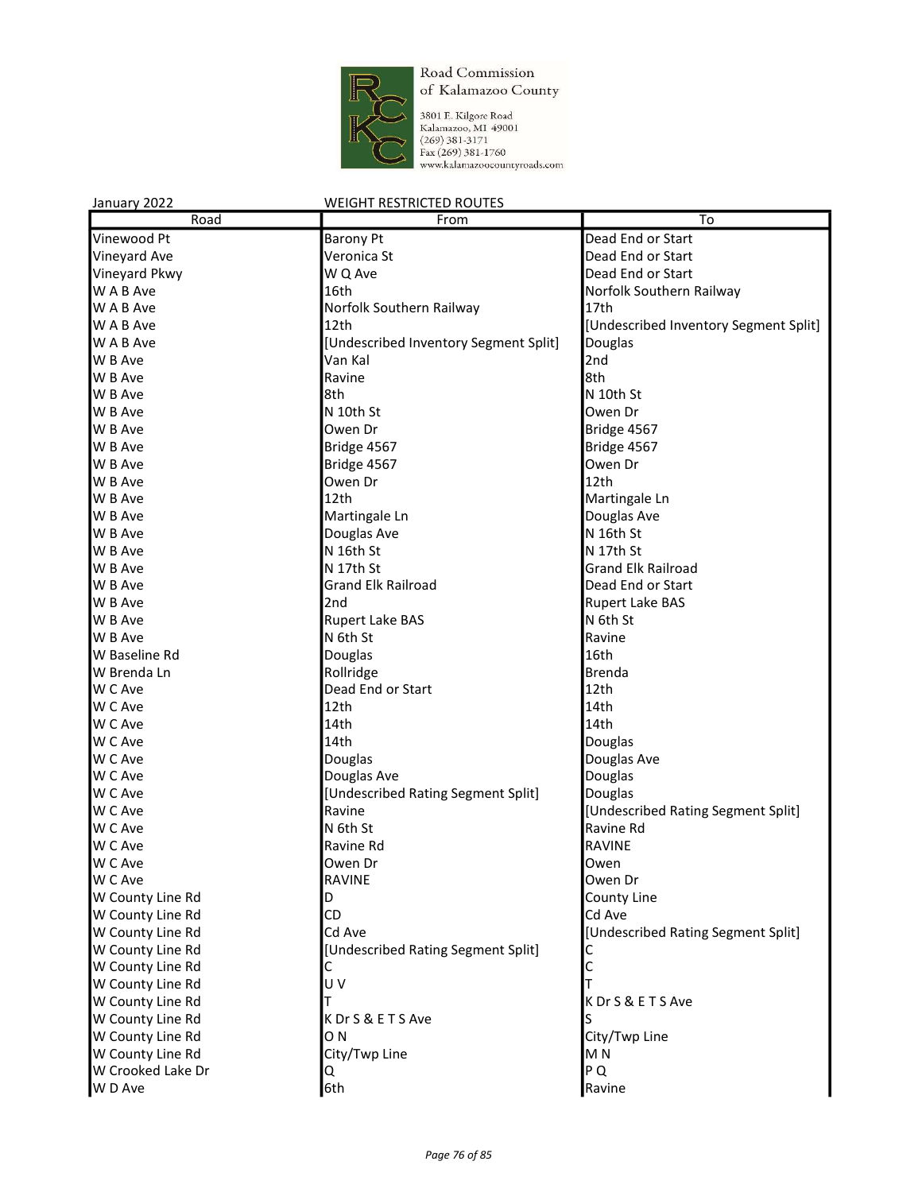Road Commission of Kalamazoo County

3801 E. Kilgore Road
Kalamazoo, MI 49001
(269) 381-3171
Fax (269) 381-1760
www.kalamazoocountyroads.com

January 2022 WEIGHT RESTRICTED ROUTES

| Road | From | To |
|---|---|---|
| Vinewood Pt | Barony Pt | Dead End or Start |
| Vineyard Ave | Veronica St | Dead End or Start |
| Vineyard Pkwy | W Q Ave | Dead End or Start |
| W A B Ave | 16th | Norfolk Southern Railway |
| W A B Ave | Norfolk Southern Railway | 17th |
| W A B Ave | 12th | [Undescribed Inventory Segment Split] |
| W A B Ave | [Undescribed Inventory Segment Split] | Douglas |
| W B Ave | Van Kal | 2nd |
| W B Ave | Ravine | 8th |
| W B Ave | 8th | N 10th St |
| W B Ave | N 10th St | Owen Dr |
| W B Ave | Owen Dr | Bridge 4567 |
| W B Ave | Bridge 4567 | Bridge 4567 |
| W B Ave | Bridge 4567 | Owen Dr |
| W B Ave | Owen Dr | 12th |
| W B Ave | 12th | Martingale Ln |
| W B Ave | Martingale Ln | Douglas Ave |
| W B Ave | Douglas Ave | N 16th St |
| W B Ave | N 16th St | N 17th St |
| W B Ave | N 17th St | Grand Elk Railroad |
| W B Ave | Grand Elk Railroad | Dead End or Start |
| W B Ave | 2nd | Rupert Lake BAS |
| W B Ave | Rupert Lake BAS | N 6th St |
| W B Ave | N 6th St | Ravine |
| W Baseline Rd | Douglas | 16th |
| W Brenda Ln | Rollridge | Brenda |
| W C Ave | Dead End or Start | 12th |
| W C Ave | 12th | 14th |
| W C Ave | 14th | 14th |
| W C Ave | 14th | Douglas |
| W C Ave | Douglas | Douglas Ave |
| W C Ave | Douglas Ave | Douglas |
| W C Ave | [Undescribed Rating Segment Split] | Douglas |
| W C Ave | Ravine | [Undescribed Rating Segment Split] |
| W C Ave | N 6th St | Ravine Rd |
| W C Ave | Ravine Rd | RAVINE |
| W C Ave | Owen Dr | Owen |
| W C Ave | RAVINE | Owen Dr |
| W County Line Rd | D | County Line |
| W County Line Rd | CD | Cd Ave |
| W County Line Rd | Cd Ave | [Undescribed Rating Segment Split] |
| W County Line Rd | [Undescribed Rating Segment Split] | C |
| W County Line Rd | C | C |
| W County Line Rd | U V | T |
| W County Line Rd | T | K Dr S & E T S Ave |
| W County Line Rd | K Dr S & E T S Ave | S |
| W County Line Rd | O N | City/Twp Line |
| W County Line Rd | City/Twp Line | M N |
| W Crooked Lake Dr | Q | P Q |
| W D Ave | 6th | Ravine |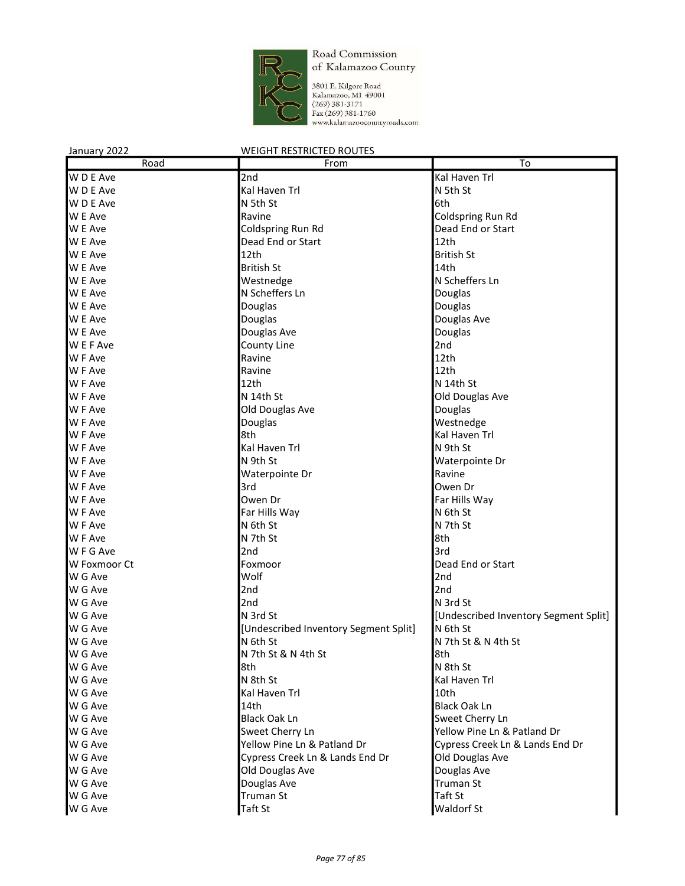Road Commission of Kalamazoo County

3801 E. Kilgore Road
Kalamazoo, MI 49001
(269) 381-3171
Fax (269) 381-1760
www.kalamazoocountyroads.com

January 2022 WEIGHT RESTRICTED ROUTES

| Road | From | To |
|---|---|---|
| W D E Ave | 2nd | Kal Haven Trl |
| W D E Ave | Kal Haven Trl | N 5th St |
| W D E Ave | N 5th St | 6th |
| W E Ave | Ravine | Coldspring Run Rd |
| W E Ave | Coldspring Run Rd | Dead End or Start |
| W E Ave | Dead End or Start | 12th |
| W E Ave | 12th | British St |
| W E Ave | British St | 14th |
| W E Ave | Westnedge | N Scheffers Ln |
| W E Ave | N Scheffers Ln | Douglas |
| W E Ave | Douglas | Douglas |
| W E Ave | Douglas | Douglas Ave |
| W E Ave | Douglas Ave | Douglas |
| W E F Ave | County Line | 2nd |
| W F Ave | Ravine | 12th |
| W F Ave | Ravine | 12th |
| W F Ave | 12th | N 14th St |
| W F Ave | N 14th St | Old Douglas Ave |
| W F Ave | Old Douglas Ave | Douglas |
| W F Ave | Douglas | Westnedge |
| W F Ave | 8th | Kal Haven Trl |
| W F Ave | Kal Haven Trl | N 9th St |
| W F Ave | N 9th St | Waterpointe Dr |
| W F Ave | Waterpointe Dr | Ravine |
| W F Ave | 3rd | Owen Dr |
| W F Ave | Owen Dr | Far Hills Way |
| W F Ave | Far Hills Way | N 6th St |
| W F Ave | N 6th St | N 7th St |
| W F Ave | N 7th St | 8th |
| W F G Ave | 2nd | 3rd |
| W Foxmoor Ct | Foxmoor | Dead End or Start |
| W G Ave | Wolf | 2nd |
| W G Ave | 2nd | 2nd |
| W G Ave | 2nd | N 3rd St |
| W G Ave | N 3rd St | [Undescribed Inventory Segment Split] |
| W G Ave | [Undescribed Inventory Segment Split] | N 6th St |
| W G Ave | N 6th St | N 7th St & N 4th St |
| W G Ave | N 7th St & N 4th St | 8th |
| W G Ave | 8th | N 8th St |
| W G Ave | N 8th St | Kal Haven Trl |
| W G Ave | Kal Haven Trl | 10th |
| W G Ave | 14th | Black Oak Ln |
| W G Ave | Black Oak Ln | Sweet Cherry Ln |
| W G Ave | Sweet Cherry Ln | Yellow Pine Ln & Patland Dr |
| W G Ave | Yellow Pine Ln & Patland Dr | Cypress Creek Ln & Lands End Dr |
| W G Ave | Cypress Creek Ln & Lands End Dr | Old Douglas Ave |
| W G Ave | Old Douglas Ave | Douglas Ave |
| W G Ave | Douglas Ave | Truman St |
| W G Ave | Truman St | Taft St |
| W G Ave | Taft St | Waldorf St |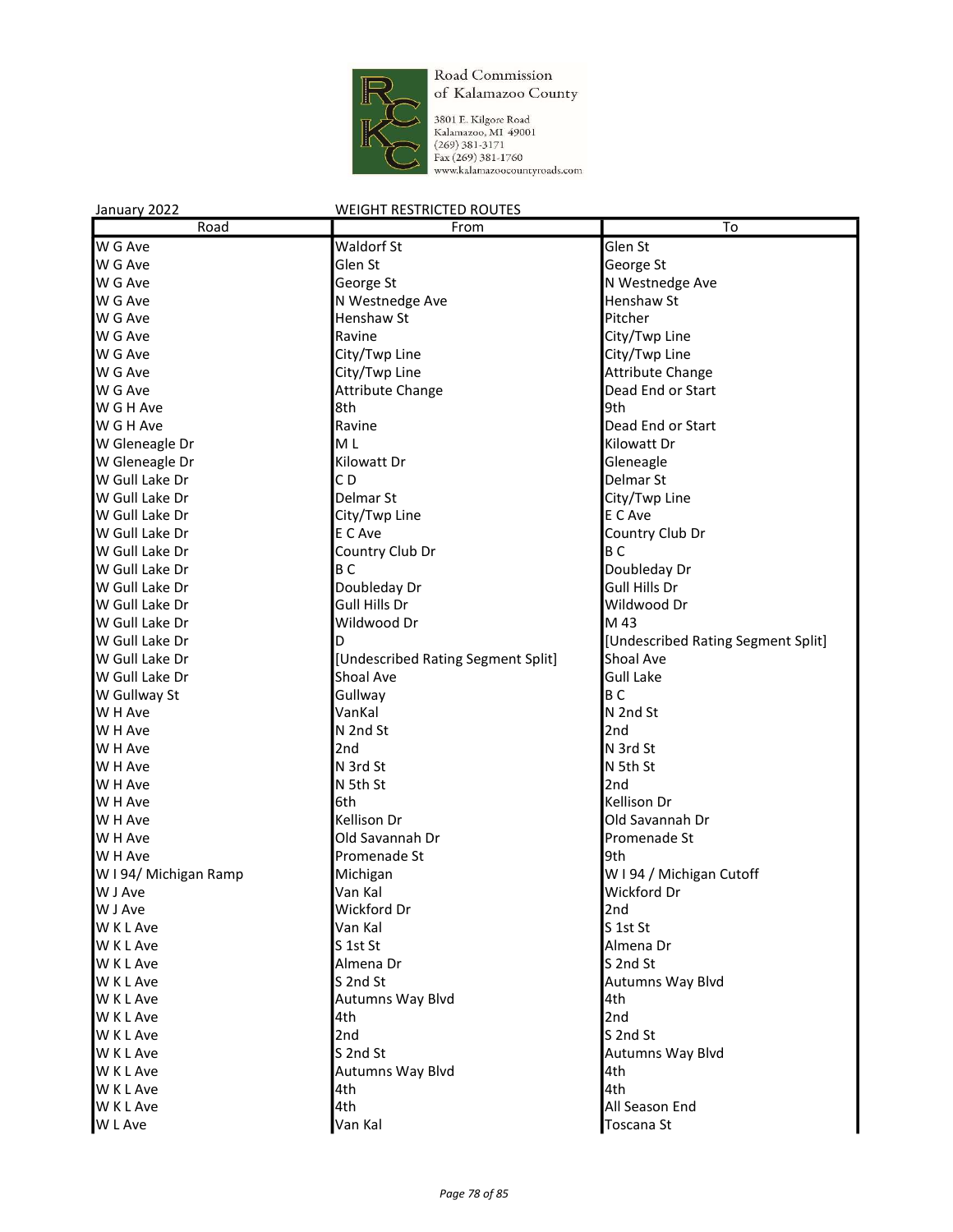Road Commission of Kalamazoo County

3801 E. Kilgore Road
Kalamazoo, MI 49001
(269) 381-3171
Fax (269) 381-1760
www.kalamazoocountyroads.com

January 2022 WEIGHT RESTRICTED ROUTES

| Road | From | To |
|---|---|---|
| W G Ave | Waldorf St | Glen St |
| W G Ave | Glen St | George St |
| W G Ave | George St | N Westnedge Ave |
| W G Ave | N Westnedge Ave | Henshaw St |
| W G Ave | Henshaw St | Pitcher |
| W G Ave | Ravine | City/Twp Line |
| W G Ave | City/Twp Line | City/Twp Line |
| W G Ave | City/Twp Line | Attribute Change |
| W G Ave | Attribute Change | Dead End or Start |
| W G H Ave | 8th | 9th |
| W G H Ave | Ravine | Dead End or Start |
| W Gleneagle Dr | M L | Kilowatt Dr |
| W Gleneagle Dr | Kilowatt Dr | Gleneagle |
| W Gull Lake Dr | C D | Delmar St |
| W Gull Lake Dr | Delmar St | City/Twp Line |
| W Gull Lake Dr | City/Twp Line | E C Ave |
| W Gull Lake Dr | E C Ave | Country Club Dr |
| W Gull Lake Dr | Country Club Dr | B C |
| W Gull Lake Dr | B C | Doubleday Dr |
| W Gull Lake Dr | Doubleday Dr | Gull Hills Dr |
| W Gull Lake Dr | Gull Hills Dr | Wildwood Dr |
| W Gull Lake Dr | Wildwood Dr | M 43 |
| W Gull Lake Dr | D | [Undescribed Rating Segment Split] |
| W Gull Lake Dr | [Undescribed Rating Segment Split] | Shoal Ave |
| W Gull Lake Dr | Shoal Ave | Gull Lake |
| W Gullway St | Gullway | B C |
| W H Ave | VanKal | N 2nd St |
| W H Ave | N 2nd St | 2nd |
| W H Ave | 2nd | N 3rd St |
| W H Ave | N 3rd St | N 5th St |
| W H Ave | N 5th St | 2nd |
| W H Ave | 6th | Kellison Dr |
| W H Ave | Kellison Dr | Old Savannah Dr |
| W H Ave | Old Savannah Dr | Promenade St |
| W H Ave | Promenade St | 9th |
| W I 94/ Michigan Ramp | Michigan | W I 94 / Michigan Cutoff |
| W J Ave | Van Kal | Wickford Dr |
| W J Ave | Wickford Dr | 2nd |
| W K L Ave | Van Kal | S 1st St |
| W K L Ave | S 1st St | Almena Dr |
| W K L Ave | Almena Dr | S 2nd St |
| W K L Ave | S 2nd St | Autumns Way Blvd |
| W K L Ave | Autumns Way Blvd | 4th |
| W K L Ave | 4th | 2nd |
| W K L Ave | 2nd | S 2nd St |
| W K L Ave | S 2nd St | Autumns Way Blvd |
| W K L Ave | Autumns Way Blvd | 4th |
| W K L Ave | 4th | 4th |
| W K L Ave | 4th | All Season End |
| W L Ave | Van Kal | Toscana St |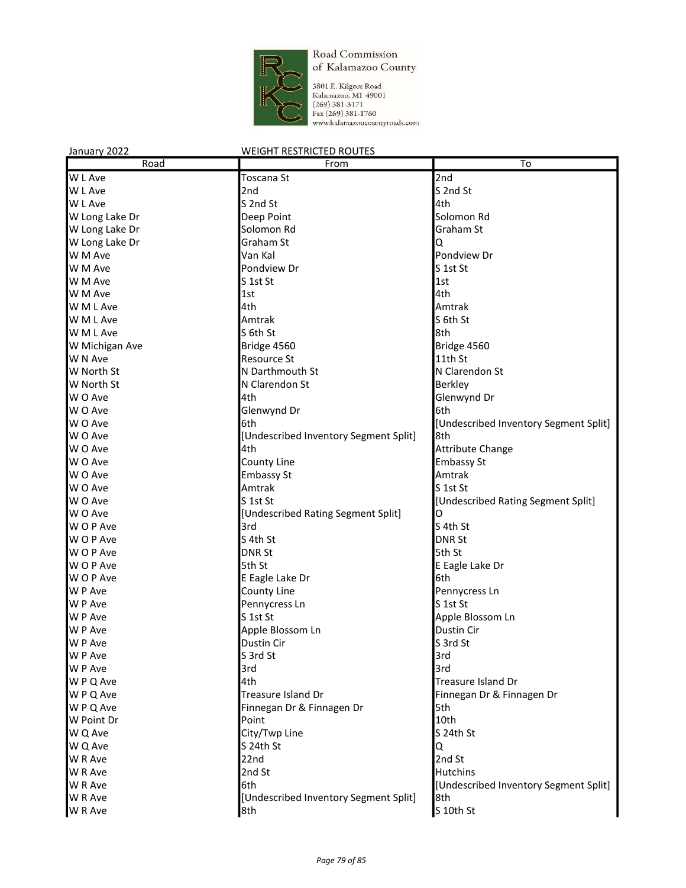Road Commission of Kalamazoo County

3801 E. Kilgore Road
Kalamazoo, MI 49001
(269) 381-3171
Fax (269) 381-1760
www.kalamazoocountyroads.com

January 2022 WEIGHT RESTRICTED ROUTES

| Road | From | To |
|---|---|---|
| W L Ave | Toscana St | 2nd |
| W L Ave | 2nd | S 2nd St |
| W L Ave | S 2nd St | 4th |
| W Long Lake Dr | Deep Point | Solomon Rd |
| W Long Lake Dr | Solomon Rd | Graham St |
| W Long Lake Dr | Graham St | Q |
| W M Ave | Van Kal | Pondview Dr |
| W M Ave | Pondview Dr | S 1st St |
| W M Ave | S 1st St | 1st |
| W M Ave | 1st | 4th |
| W M L Ave | 4th | Amtrak |
| W M L Ave | Amtrak | S 6th St |
| W M L Ave | S 6th St | 8th |
| W Michigan Ave | Bridge 4560 | Bridge 4560 |
| W N Ave | Resource St | 11th St |
| W North St | N Darthmouth St | N Clarendon St |
| W North St | N Clarendon St | Berkley |
| W O Ave | 4th | Glenwynd Dr |
| W O Ave | Glenwynd Dr | 6th |
| W O Ave | 6th | [Undescribed Inventory Segment Split] |
| W O Ave | [Undescribed Inventory Segment Split] | 8th |
| W O Ave | 4th | Attribute Change |
| W O Ave | County Line | Embassy St |
| W O Ave | Embassy St | Amtrak |
| W O Ave | Amtrak | S 1st St |
| W O Ave | S 1st St | [Undescribed Rating Segment Split] |
| W O Ave | [Undescribed Rating Segment Split] | O |
| W O P Ave | 3rd | S 4th St |
| W O P Ave | S 4th St | DNR St |
| W O P Ave | DNR St | 5th St |
| W O P Ave | 5th St | E Eagle Lake Dr |
| W O P Ave | E Eagle Lake Dr | 6th |
| W P Ave | County Line | Pennycress Ln |
| W P Ave | Pennycress Ln | S 1st St |
| W P Ave | S 1st St | Apple Blossom Ln |
| W P Ave | Apple Blossom Ln | Dustin Cir |
| W P Ave | Dustin Cir | S 3rd St |
| W P Ave | S 3rd St | 3rd |
| W P Ave | 3rd | 3rd |
| W P Q Ave | 4th | Treasure Island Dr |
| W P Q Ave | Treasure Island Dr | Finnegan Dr & Finnagen Dr |
| W P Q Ave | Finnegan Dr & Finnagen Dr | 5th |
| W Point Dr | Point | 10th |
| W Q Ave | City/Twp Line | S 24th St |
| W Q Ave | S 24th St | Q |
| W R Ave | 22nd | 2nd St |
| W R Ave | 2nd St | Hutchins |
| W R Ave | 6th | [Undescribed Inventory Segment Split] |
| W R Ave | [Undescribed Inventory Segment Split] | 8th |
| W R Ave | 8th | S 10th St |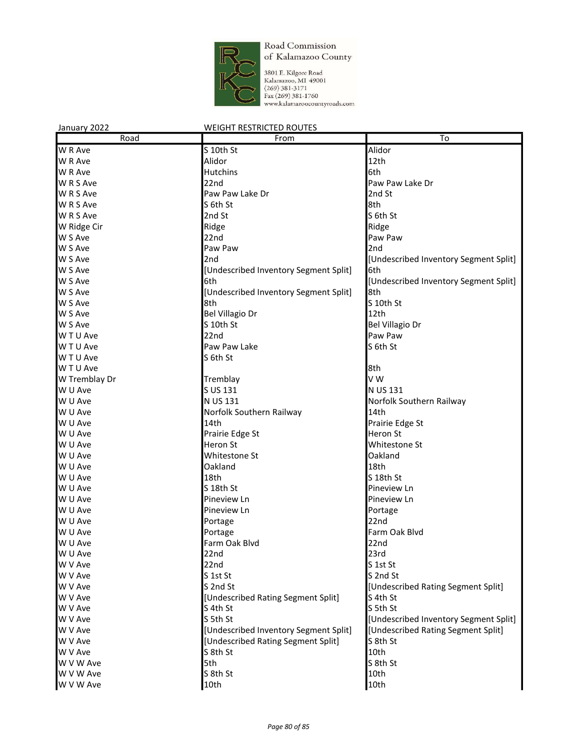Road Commission of Kalamazoo County

3801 E. Kilgore Road
Kalamazoo, MI 49001
(269) 381-3171
Fax (269) 381-1760
www.kalamazoocountyroads.com

January 2022 WEIGHT RESTRICTED ROUTES

| Road | From | To |
|---|---|---|
| W R Ave | S 10th St | Alidor |
| W R Ave | Alidor | 12th |
| W R Ave | Hutchins | 6th |
| W R S Ave | 22nd | Paw Paw Lake Dr |
| W R S Ave | Paw Paw Lake Dr | 2nd St |
| W R S Ave | S 6th St | 8th |
| W R S Ave | 2nd St | S 6th St |
| W Ridge Cir | Ridge | Ridge |
| W S Ave | 22nd | Paw Paw |
| W S Ave | Paw Paw | 2nd |
| W S Ave | 2nd | [Undescribed Inventory Segment Split] |
| W S Ave | [Undescribed Inventory Segment Split] | 6th |
| W S Ave | 6th | [Undescribed Inventory Segment Split] |
| W S Ave | [Undescribed Inventory Segment Split] | 8th |
| W S Ave | 8th | S 10th St |
| W S Ave | Bel Villagio Dr | 12th |
| W S Ave | S 10th St | Bel Villagio Dr |
| W T U Ave | 22nd | Paw Paw |
| W T U Ave | Paw Paw Lake | S 6th St |
| W T U Ave | S 6th St | |
| W T U Ave | | 8th |
| W Tremblay Dr | Tremblay | V W |
| W U Ave | S US 131 | N US 131 |
| W U Ave | N US 131 | Norfolk Southern Railway |
| W U Ave | Norfolk Southern Railway | 14th |
| W U Ave | 14th | Prairie Edge St |
| W U Ave | Prairie Edge St | Heron St |
| W U Ave | Heron St | Whitestone St |
| W U Ave | Whitestone St | Oakland |
| W U Ave | Oakland | 18th |
| W U Ave | 18th | S 18th St |
| W U Ave | S 18th St | Pineview Ln |
| W U Ave | Pineview Ln | Pineview Ln |
| W U Ave | Pineview Ln | Portage |
| W U Ave | Portage | 22nd |
| W U Ave | Portage | Farm Oak Blvd |
| W U Ave | Farm Oak Blvd | 22nd |
| W U Ave | 22nd | 23rd |
| W V Ave | 22nd | S 1st St |
| W V Ave | S 1st St | S 2nd St |
| W V Ave | S 2nd St | [Undescribed Rating Segment Split] |
| W V Ave | [Undescribed Rating Segment Split] | S 4th St |
| W V Ave | S 4th St | S 5th St |
| W V Ave | S 5th St | [Undescribed Inventory Segment Split] |
| W V Ave | [Undescribed Inventory Segment Split] | [Undescribed Rating Segment Split] |
| W V Ave | [Undescribed Rating Segment Split] | S 8th St |
| W V Ave | S 8th St | 10th |
| W V W Ave | 5th | S 8th St |
| W V W Ave | S 8th St | 10th |
| W V W Ave | 10th | 10th |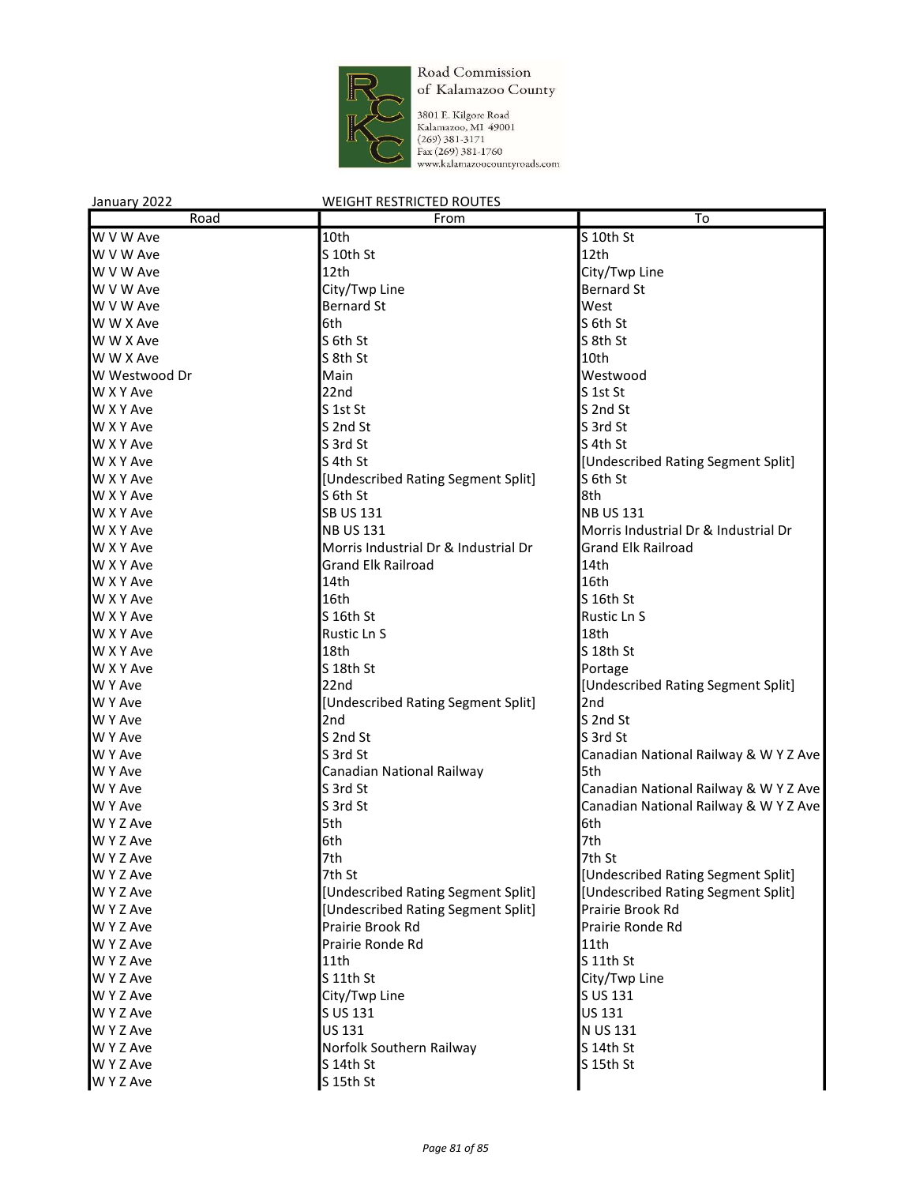Road Commission of Kalamazoo County

3801 E. Kilgore Road
Kalamazoo, MI 49001
(269) 381-3171
Fax (269) 381-1760
www.kalamazoocountyroads.com

January 2022 WEIGHT RESTRICTED ROUTES

| Road | From | To |
|---|---|---|
| W V W Ave | 10th | S 10th St |
| W V W Ave | S 10th St | 12th |
| W V W Ave | 12th | City/Twp Line |
| W V W Ave | City/Twp Line | Bernard St |
| W V W Ave | Bernard St | West |
| W W X Ave | 6th | S 6th St |
| W W X Ave | S 6th St | S 8th St |
| W W X Ave | S 8th St | 10th |
| W Westwood Dr | Main | Westwood |
| W X Y Ave | 22nd | S 1st St |
| W X Y Ave | S 1st St | S 2nd St |
| W X Y Ave | S 2nd St | S 3rd St |
| W X Y Ave | S 3rd St | S 4th St |
| W X Y Ave | S 4th St | [Undescribed Rating Segment Split] |
| W X Y Ave | [Undescribed Rating Segment Split] | S 6th St |
| W X Y Ave | S 6th St | 8th |
| W X Y Ave | SB US 131 | NB US 131 |
| W X Y Ave | NB US 131 | Morris Industrial Dr & Industrial Dr |
| W X Y Ave | Morris Industrial Dr & Industrial Dr | Grand Elk Railroad |
| W X Y Ave | Grand Elk Railroad | 14th |
| W X Y Ave | 14th | 16th |
| W X Y Ave | 16th | S 16th St |
| W X Y Ave | S 16th St | Rustic Ln S |
| W X Y Ave | Rustic Ln S | 18th |
| W X Y Ave | 18th | S 18th St |
| W X Y Ave | S 18th St | Portage |
| W Y Ave | 22nd | [Undescribed Rating Segment Split] |
| W Y Ave | [Undescribed Rating Segment Split] | 2nd |
| W Y Ave | 2nd | S 2nd St |
| W Y Ave | S 2nd St | S 3rd St |
| W Y Ave | S 3rd St | Canadian National Railway & W Y Z Ave |
| W Y Ave | Canadian National Railway | 5th |
| W Y Ave | S 3rd St | Canadian National Railway & W Y Z Ave |
| W Y Ave | S 3rd St | Canadian National Railway & W Y Z Ave |
| W Y Z Ave | 5th | 6th |
| W Y Z Ave | 6th | 7th |
| W Y Z Ave | 7th | 7th St |
| W Y Z Ave | 7th St | [Undescribed Rating Segment Split] |
| W Y Z Ave | [Undescribed Rating Segment Split] | [Undescribed Rating Segment Split] |
| W Y Z Ave | [Undescribed Rating Segment Split] | Prairie Brook Rd |
| W Y Z Ave | Prairie Brook Rd | Prairie Ronde Rd |
| W Y Z Ave | Prairie Ronde Rd | 11th |
| W Y Z Ave | 11th | S 11th St |
| W Y Z Ave | S 11th St | City/Twp Line |
| W Y Z Ave | City/Twp Line | S US 131 |
| W Y Z Ave | S US 131 | US 131 |
| W Y Z Ave | US 131 | N US 131 |
| W Y Z Ave | Norfolk Southern Railway | S 14th St |
| W Y Z Ave | S 14th St | S 15th St |
| W Y Z Ave | S 15th St | |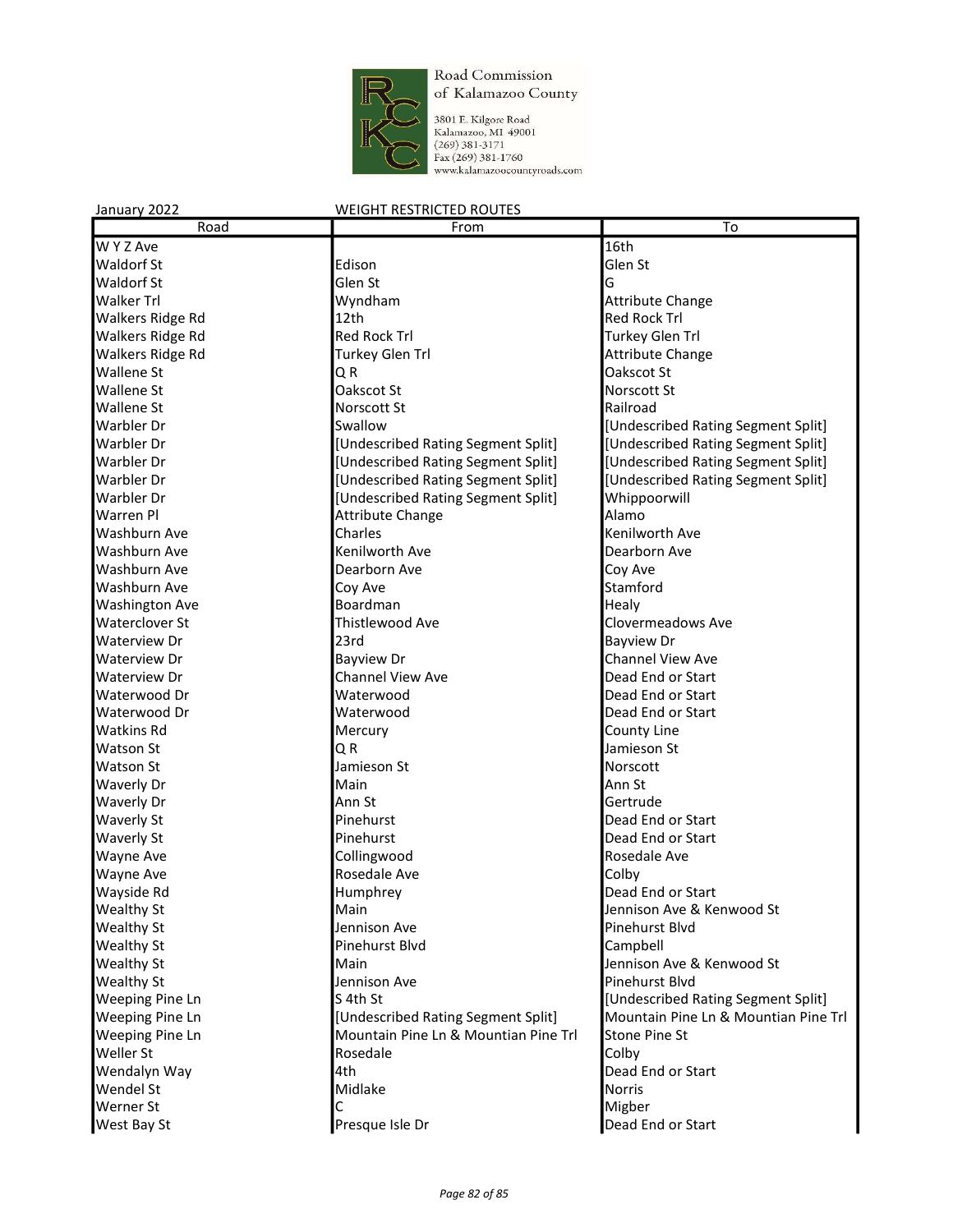Road Commission of Kalamazoo County

3801 E. Kilgore Road
Kalamazoo, MI 49001
(269) 381-3171
Fax (269) 381-1760
www.kalamazoocountyroads.com

January 2022 WEIGHT RESTRICTED ROUTES

| Road | From | To |
|---|---|---|
| W Y Z Ave | | 16th |
| Waldorf St | Edison | Glen St |
| Waldorf St | Glen St | G |
| Walker Trl | Wyndham | Attribute Change |
| Walkers Ridge Rd | 12th | Red Rock Trl |
| Walkers Ridge Rd | Red Rock Trl | Turkey Glen Trl |
| Walkers Ridge Rd | Turkey Glen Trl | Attribute Change |
| Wallene St | Q R | Oakscot St |
| Wallene St | Oakscot St | Norscott St |
| Wallene St | Norscott St | Railroad |
| Warbler Dr | Swallow | [Undescribed Rating Segment Split] |
| Warbler Dr | [Undescribed Rating Segment Split] | [Undescribed Rating Segment Split] |
| Warbler Dr | [Undescribed Rating Segment Split] | [Undescribed Rating Segment Split] |
| Warbler Dr | [Undescribed Rating Segment Split] | [Undescribed Rating Segment Split] |
| Warbler Dr | [Undescribed Rating Segment Split] | Whippoorwill |
| Warren Pl | Attribute Change | Alamo |
| Washburn Ave | Charles | Kenilworth Ave |
| Washburn Ave | Kenilworth Ave | Dearborn Ave |
| Washburn Ave | Dearborn Ave | Coy Ave |
| Washburn Ave | Coy Ave | Stamford |
| Washington Ave | Boardman | Healy |
| Waterclover St | Thistlewood Ave | Clovermeadows Ave |
| Waterview Dr | 23rd | Bayview Dr |
| Waterview Dr | Bayview Dr | Channel View Ave |
| Waterview Dr | Channel View Ave | Dead End or Start |
| Waterwood Dr | Waterwood | Dead End or Start |
| Waterwood Dr | Waterwood | Dead End or Start |
| Watkins Rd | Mercury | County Line |
| Watson St | Q R | Jamieson St |
| Watson St | Jamieson St | Norscott |
| Waverly Dr | Main | Ann St |
| Waverly Dr | Ann St | Gertrude |
| Waverly St | Pinehurst | Dead End or Start |
| Waverly St | Pinehurst | Dead End or Start |
| Wayne Ave | Collingwood | Rosedale Ave |
| Wayne Ave | Rosedale Ave | Colby |
| Wayside Rd | Humphrey | Dead End or Start |
| Wealthy St | Main | Jennison Ave & Kenwood St |
| Wealthy St | Jennison Ave | Pinehurst Blvd |
| Wealthy St | Pinehurst Blvd | Campbell |
| Wealthy St | Main | Jennison Ave & Kenwood St |
| Wealthy St | Jennison Ave | Pinehurst Blvd |
| Weeping Pine Ln | S 4th St | [Undescribed Rating Segment Split] |
| Weeping Pine Ln | [Undescribed Rating Segment Split] | Mountain Pine Ln & Mountian Pine Trl |
| Weeping Pine Ln | Mountain Pine Ln & Mountian Pine Trl | Stone Pine St |
| Weller St | Rosedale | Colby |
| Wendalyn Way | 4th | Dead End or Start |
| Wendel St | Midlake | Norris |
| Werner St | C | Migber |
| West Bay St | Presque Isle Dr | Dead End or Start |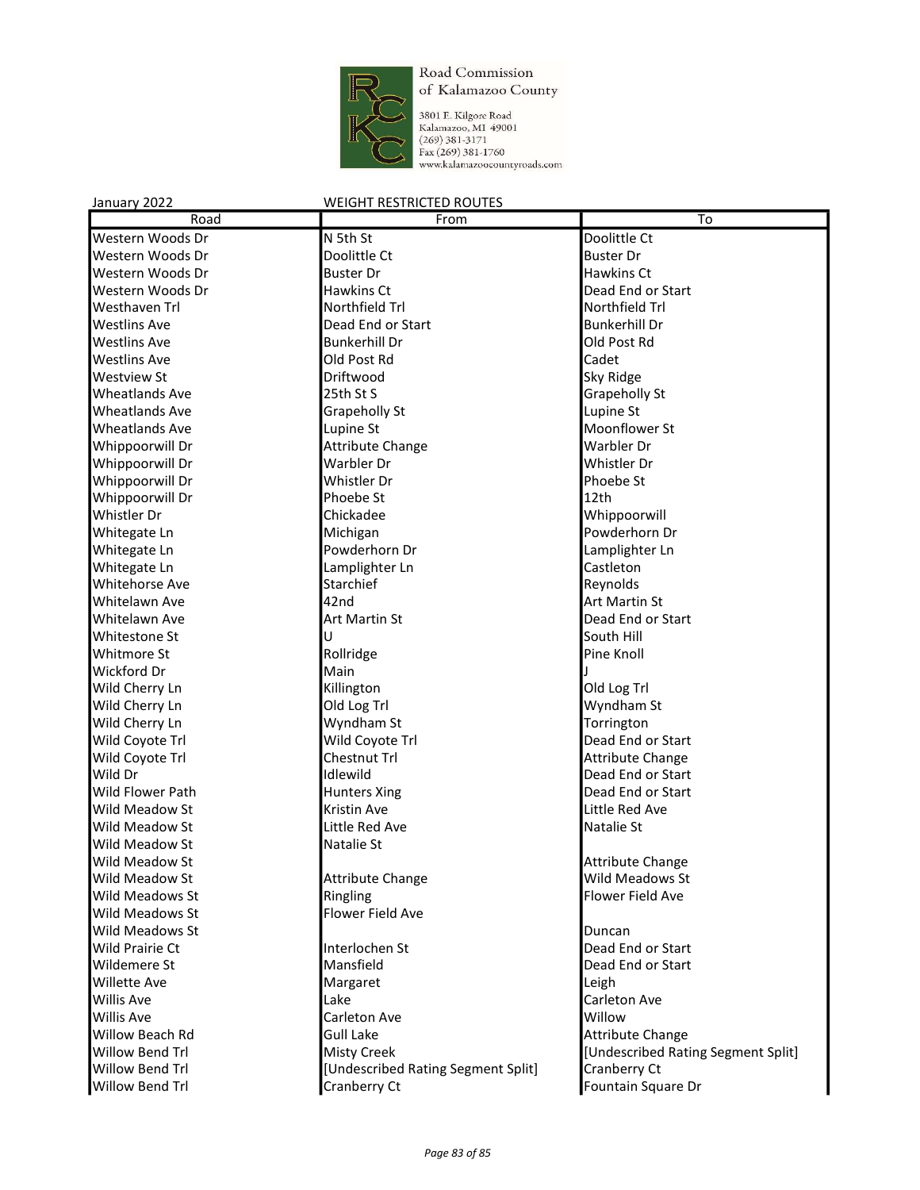Road Commission of Kalamazoo County

3801 E. Kilgore Road
Kalamazoo, MI 49001
(269) 381-3171
Fax (269) 381-1760
www.kalamazoocountyroads.com

January 2022 WEIGHT RESTRICTED ROUTES

| Road | From | To |
|---|---|---|
| Western Woods Dr | N 5th St | Doolittle Ct |
| Western Woods Dr | Doolittle Ct | Buster Dr |
| Western Woods Dr | Buster Dr | Hawkins Ct |
| Western Woods Dr | Hawkins Ct | Dead End or Start |
| Westhaven Trl | Northfield Trl | Northfield Trl |
| Westlins Ave | Dead End or Start | Bunkerhill Dr |
| Westlins Ave | Bunkerhill Dr | Old Post Rd |
| Westlins Ave | Old Post Rd | Cadet |
| Westview St | Driftwood | Sky Ridge |
| Wheatlands Ave | 25th St S | Grapeholly St |
| Wheatlands Ave | Grapeholly St | Lupine St |
| Wheatlands Ave | Lupine St | Moonflower St |
| Whippoorwill Dr | Attribute Change | Warbler Dr |
| Whippoorwill Dr | Warbler Dr | Whistler Dr |
| Whippoorwill Dr | Whistler Dr | Phoebe St |
| Whippoorwill Dr | Phoebe St | 12th |
| Whistler Dr | Chickadee | Whippoorwill |
| Whitegate Ln | Michigan | Powderhorn Dr |
| Whitegate Ln | Powderhorn Dr | Lamplighter Ln |
| Whitegate Ln | Lamplighter Ln | Castleton |
| Whitehorse Ave | Starchief | Reynolds |
| Whitelawn Ave | 42nd | Art Martin St |
| Whitelawn Ave | Art Martin St | Dead End or Start |
| Whitestone St | U | South Hill |
| Whitmore St | Rollridge | Pine Knoll |
| Wickford Dr | Main | J |
| Wild Cherry Ln | Killington | Old Log Trl |
| Wild Cherry Ln | Old Log Trl | Wyndham St |
| Wild Cherry Ln | Wyndham St | Torrington |
| Wild Coyote Trl | Wild Coyote Trl | Dead End or Start |
| Wild Coyote Trl | Chestnut Trl | Attribute Change |
| Wild Dr | Idlewild | Dead End or Start |
| Wild Flower Path | Hunters Xing | Dead End or Start |
| Wild Meadow St | Kristin Ave | Little Red Ave |
| Wild Meadow St | Little Red Ave | Natalie St |
| Wild Meadow St | Natalie St | |
| Wild Meadow St | | Attribute Change |
| Wild Meadow St | Attribute Change | Wild Meadows St |
| Wild Meadows St | Ringling | Flower Field Ave |
| Wild Meadows St | Flower Field Ave | |
| Wild Meadows St | | Duncan |
| Wild Prairie Ct | Interlochen St | Dead End or Start |
| Wildemere St | Mansfield | Dead End or Start |
| Willette Ave | Margaret | Leigh |
| Willis Ave | Lake | Carleton Ave |
| Willis Ave | Carleton Ave | Willow |
| Willow Beach Rd | Gull Lake | Attribute Change |
| Willow Bend Trl | Misty Creek | [Undescribed Rating Segment Split] |
| Willow Bend Trl | [Undescribed Rating Segment Split] | Cranberry Ct |
| Willow Bend Trl | Cranberry Ct | Fountain Square Dr |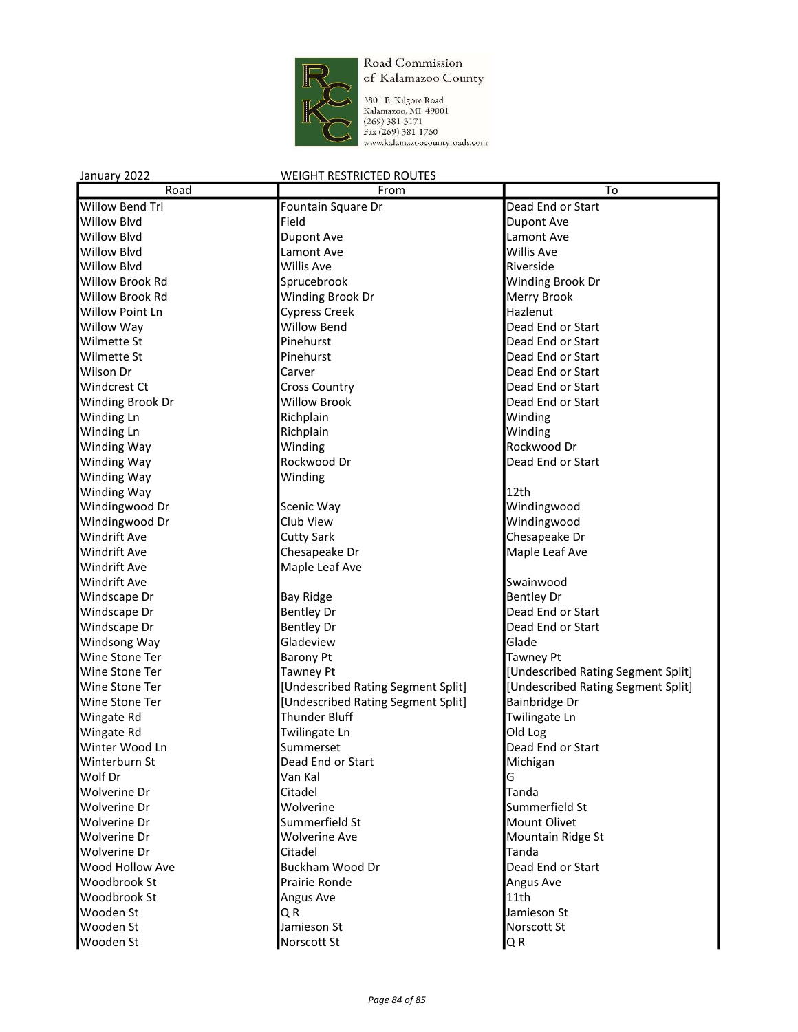Road Commission of Kalamazoo County

3801 E. Kilgore Road
Kalamazoo, MI 49001
(269) 381-3171
Fax (269) 381-1760
www.kalamazoocountyroads.com

January 2022 WEIGHT RESTRICTED ROUTES

| Road | From | To |
|---|---|---|
| Willow Bend Trl | Fountain Square Dr | Dead End or Start |
| Willow Blvd | Field | Dupont Ave |
| Willow Blvd | Dupont Ave | Lamont Ave |
| Willow Blvd | Lamont Ave | Willis Ave |
| Willow Blvd | Willis Ave | Riverside |
| Willow Brook Rd | Sprucebrook | Winding Brook Dr |
| Willow Brook Rd | Winding Brook Dr | Merry Brook |
| Willow Point Ln | Cypress Creek | Hazlenut |
| Willow Way | Willow Bend | Dead End or Start |
| Wilmette St | Pinehurst | Dead End or Start |
| Wilmette St | Pinehurst | Dead End or Start |
| Wilson Dr | Carver | Dead End or Start |
| Windcrest Ct | Cross Country | Dead End or Start |
| Winding Brook Dr | Willow Brook | Dead End or Start |
| Winding Ln | Richplain | Winding |
| Winding Ln | Richplain | Winding |
| Winding Way | Winding | Rockwood Dr |
| Winding Way | Rockwood Dr | Dead End or Start |
| Winding Way | Winding | |
| Winding Way | | 12th |
| Windingwood Dr | Scenic Way | Windingwood |
| Windingwood Dr | Club View | Windingwood |
| Windrift Ave | Cutty Sark | Chesapeake Dr |
| Windrift Ave | Chesapeake Dr | Maple Leaf Ave |
| Windrift Ave | Maple Leaf Ave | |
| Windrift Ave | | Swainwood |
| Windscape Dr | Bay Ridge | Bentley Dr |
| Windscape Dr | Bentley Dr | Dead End or Start |
| Windscape Dr | Bentley Dr | Dead End or Start |
| Windsong Way | Gladeview | Glade |
| Wine Stone Ter | Barony Pt | Tawney Pt |
| Wine Stone Ter | Tawney Pt | [Undescribed Rating Segment Split] |
| Wine Stone Ter | [Undescribed Rating Segment Split] | [Undescribed Rating Segment Split] |
| Wine Stone Ter | [Undescribed Rating Segment Split] | Bainbridge Dr |
| Wingate Rd | Thunder Bluff | Twilingate Ln |
| Wingate Rd | Twilingate Ln | Old Log |
| Winter Wood Ln | Summerset | Dead End or Start |
| Winterburn St | Dead End or Start | Michigan |
| Wolf Dr | Van Kal | G |
| Wolverine Dr | Citadel | Tanda |
| Wolverine Dr | Wolverine | Summerfield St |
| Wolverine Dr | Summerfield St | Mount Olivet |
| Wolverine Dr | Wolverine Ave | Mountain Ridge St |
| Wolverine Dr | Citadel | Tanda |
| Wood Hollow Ave | Buckham Wood Dr | Dead End or Start |
| Woodbrook St | Prairie Ronde | Angus Ave |
| Woodbrook St | Angus Ave | 11th |
| Wooden St | Q R | Jamieson St |
| Wooden St | Jamieson St | Norscott St |
| Wooden St | Norscott St | Q R |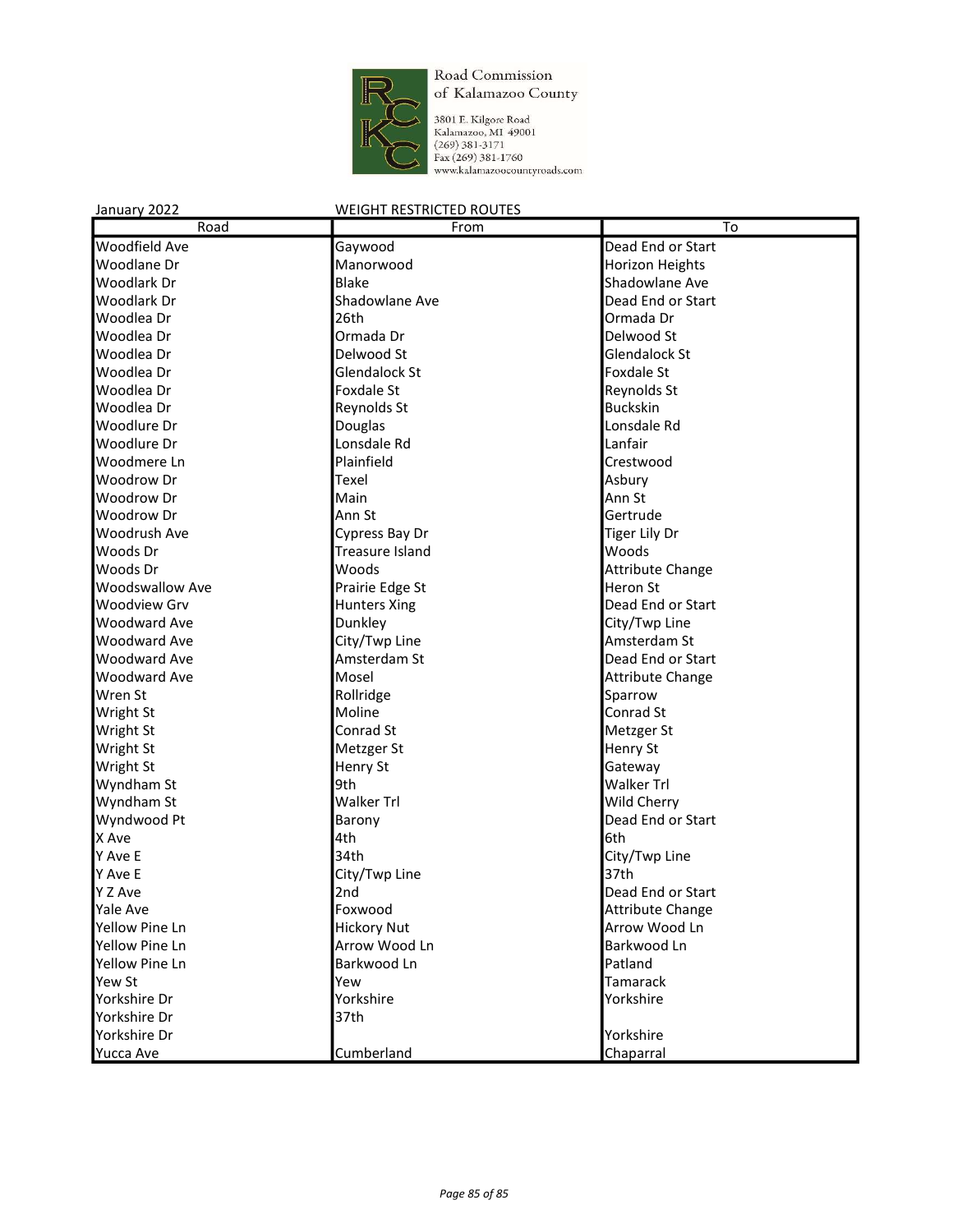Road Commission of Kalamazoo County

3801 E. Kilgore Road
Kalamazoo, MI 49001
(269) 381-3171
Fax (269) 381-1760
www.kalamazoocountyroads.com

January 2022 WEIGHT RESTRICTED ROUTES

| Road | From | To |
| --- | --- | --- |
| Woodfield Ave | Gaywood | Dead End or Start |
| Woodlane Dr | Manorwood | Horizon Heights |
| Woodlark Dr | Blake | Shadowlane Ave |
| Woodlark Dr | Shadowlane Ave | Dead End or Start |
| Woodlea Dr | 26th | Ormada Dr |
| Woodlea Dr | Ormada Dr | Delwood St |
| Woodlea Dr | Delwood St | Glendalock St |
| Woodlea Dr | Glendalock St | Foxdale St |
| Woodlea Dr | Foxdale St | Reynolds St |
| Woodlea Dr | Reynolds St | Buckskin |
| Woodlure Dr | Douglas | Lonsdale Rd |
| Woodlure Dr | Lonsdale Rd | Lanfair |
| Woodmere Ln | Plainfield | Crestwood |
| Woodrow Dr | Texel | Asbury |
| Woodrow Dr | Main | Ann St |
| Woodrow Dr | Ann St | Gertrude |
| Woodrush Ave | Cypress Bay Dr | Tiger Lily Dr |
| Woods Dr | Treasure Island | Woods |
| Woods Dr | Woods | Attribute Change |
| Woodswallow Ave | Prairie Edge St | Heron St |
| Woodview Grv | Hunters Xing | Dead End or Start |
| Woodward Ave | Dunkley | City/Twp Line |
| Woodward Ave | City/Twp Line | Amsterdam St |
| Woodward Ave | Amsterdam St | Dead End or Start |
| Woodward Ave | Mosel | Attribute Change |
| Wren St | Rollridge | Sparrow |
| Wright St | Moline | Conrad St |
| Wright St | Conrad St | Metzger St |
| Wright St | Metzger St | Henry St |
| Wright St | Henry St | Gateway |
| Wyndham St | 9th | Walker Trl |
| Wyndham St | Walker Trl | Wild Cherry |
| Wyndwood Pt | Barony | Dead End or Start |
| X Ave | 4th | 6th |
| Y Ave E | 34th | City/Twp Line |
| Y Ave E | City/Twp Line | 37th |
| Y Z Ave | 2nd | Dead End or Start |
| Yale Ave | Foxwood | Attribute Change |
| Yellow Pine Ln | Hickory Nut | Arrow Wood Ln |
| Yellow Pine Ln | Arrow Wood Ln | Barkwood Ln |
| Yellow Pine Ln | Barkwood Ln | Patland |
| Yew St | Yew | Tamarack |
| Yorkshire Dr | Yorkshire | Yorkshire |
| Yorkshire Dr | 37th | |
| Yorkshire Dr | | Yorkshire |
| Yucca Ave | Cumberland | Chaparral |